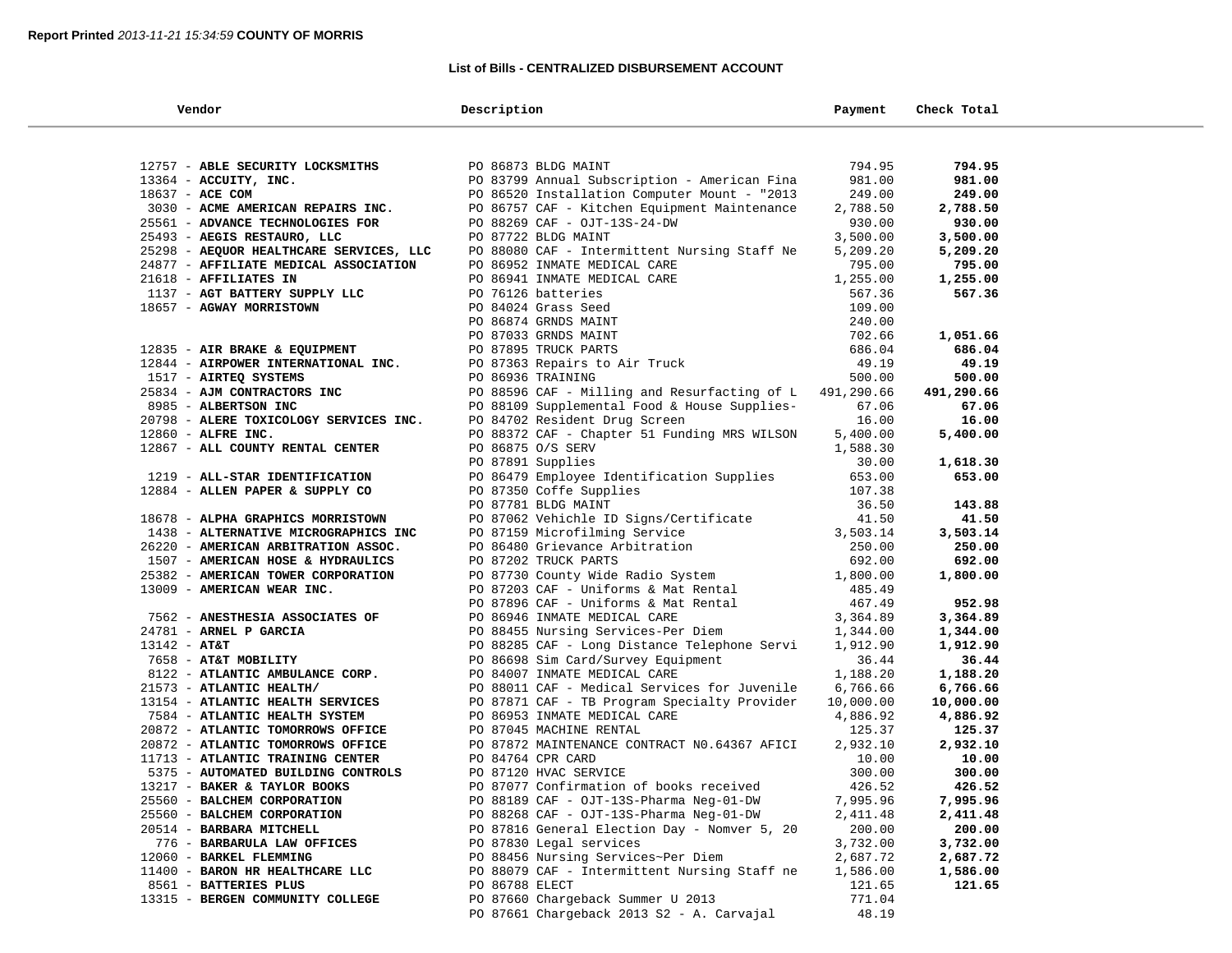**Report Printed** *2013-11-21 15:34:59* **COUNTY OF MORRIS**

## List of Bills - CENTRALIZED DISBURSEMENT ACCOUNT

| Vendor | Description | Payment | Check Total |
|---|---|---|---|
| 12757 - **ABLE SECURITY LOCKSMITHS** | PO 86873 BLDG MAINT | 794.95 | **794.95** |
| 13364 - **ACCUITY, INC.** | PO 83799 Annual Subscription - American Fina | 981.00 | **981.00** |
| 18637 - **ACE COM** | PO 86520 Installation Computer Mount - "2013 | 249.00 | **249.00** |
| 3030 - **ACME AMERICAN REPAIRS INC.** | PO 86757 CAF - Kitchen Equipment Maintenance | 2,788.50 | **2,788.50** |
| 25561 - **ADVANCE TECHNOLOGIES FOR** | PO 88269 CAF - OJT-13S-24-DW | 930.00 | **930.00** |
| 25493 - **AEGIS RESTAURO, LLC** | PO 87722 BLDG MAINT | 3,500.00 | **3,500.00** |
| 25298 - **AEQUOR HEALTHCARE SERVICES, LLC** | PO 88080 CAF - Intermittent Nursing Staff Ne | 5,209.20 | **5,209.20** |
| 24877 - **AFFILIATE MEDICAL ASSOCIATION** | PO 86952 INMATE MEDICAL CARE | 795.00 | **795.00** |
| 21618 - **AFFILIATES IN** | PO 86941 INMATE MEDICAL CARE | 1,255.00 | **1,255.00** |
| 1137 - **AGT BATTERY SUPPLY LLC** | PO 76126 batteries | 567.36 | **567.36** |
| 18657 - **AGWAY MORRISTOWN** | PO 84024 Grass Seed | 109.00 | |
| | PO 86874 GRNDS MAINT | 240.00 | |
| | PO 87033 GRNDS MAINT | 702.66 | **1,051.66** |
| 12835 - **AIR BRAKE & EQUIPMENT** | PO 87895 TRUCK PARTS | 686.04 | **686.04** |
| 12844 - **AIRPOWER INTERNATIONAL INC.** | PO 87363 Repairs to Air Truck | 49.19 | **49.19** |
| 1517 - **AIRTEQ SYSTEMS** | PO 86936 TRAINING | 500.00 | **500.00** |
| 25834 - **AJM CONTRACTORS INC** | PO 88596 CAF - Milling and Resurfacing of L | 491,290.66 | **491,290.66** |
| 8985 - **ALBERTSON INC** | PO 88109 Supplemental Food & House Supplies- | 67.06 | **67.06** |
| 20798 - **ALERE TOXICOLOGY SERVICES INC.** | PO 84702 Resident Drug Screen | 16.00 | **16.00** |
| 12860 - **ALFRE INC.** | PO 88372 CAF - Chapter 51 Funding MRS WILSON | 5,400.00 | **5,400.00** |
| 12867 - **ALL COUNTY RENTAL CENTER** | PO 86875 O/S SERV | 1,588.30 | |
| | PO 87891 Supplies | 30.00 | **1,618.30** |
| 1219 - **ALL-STAR IDENTIFICATION** | PO 86479 Employee Identification Supplies | 653.00 | **653.00** |
| 12884 - **ALLEN PAPER & SUPPLY CO** | PO 87350 Coffe Supplies | 107.38 | |
| | PO 87781 BLDG MAINT | 36.50 | **143.88** |
| 18678 - **ALPHA GRAPHICS MORRISTOWN** | PO 87062 Vehichle ID Signs/Certificate | 41.50 | **41.50** |
| 1438 - **ALTERNATIVE MICROGRAPHICS INC** | PO 87159 Microfilming Service | 3,503.14 | **3,503.14** |
| 26220 - **AMERICAN ARBITRATION ASSOC.** | PO 86480 Grievance Arbitration | 250.00 | **250.00** |
| 1507 - **AMERICAN HOSE & HYDRAULICS** | PO 87202 TRUCK PARTS | 692.00 | **692.00** |
| 25382 - **AMERICAN TOWER CORPORATION** | PO 87730 County Wide Radio System | 1,800.00 | **1,800.00** |
| 13009 - **AMERICAN WEAR INC.** | PO 87203 CAF - Uniforms & Mat Rental | 485.49 | |
| | PO 87896 CAF - Uniforms & Mat Rental | 467.49 | **952.98** |
| 7562 - **ANESTHESIA ASSOCIATES OF** | PO 86946 INMATE MEDICAL CARE | 3,364.89 | **3,364.89** |
| 24781 - **ARNEL P GARCIA** | PO 88455 Nursing Services-Per Diem | 1,344.00 | **1,344.00** |
| 13142 - **AT&T** | PO 88285 CAF - Long Distance Telephone Servi | 1,912.90 | **1,912.90** |
| 7658 - **AT&T MOBILITY** | PO 86698 Sim Card/Survey Equipment | 36.44 | **36.44** |
| 8122 - **ATLANTIC AMBULANCE CORP.** | PO 84007 INMATE MEDICAL CARE | 1,188.20 | **1,188.20** |
| 21573 - **ATLANTIC HEALTH/** | PO 88011 CAF - Medical Services for Juvenile | 6,766.66 | **6,766.66** |
| 13154 - **ATLANTIC HEALTH SERVICES** | PO 87871 CAF - TB Program Specialty Provider | 10,000.00 | **10,000.00** |
| 7584 - **ATLANTIC HEALTH SYSTEM** | PO 86953 INMATE MEDICAL CARE | 4,886.92 | **4,886.92** |
| 20872 - **ATLANTIC TOMORROWS OFFICE** | PO 87045 MACHINE RENTAL | 125.37 | **125.37** |
| 20872 - **ATLANTIC TOMORROWS OFFICE** | PO 87872 MAINTENANCE CONTRACT N0.64367 AFICI | 2,932.10 | **2,932.10** |
| 11713 - **ATLANTIC TRAINING CENTER** | PO 84764 CPR CARD | 10.00 | **10.00** |
| 5375 - **AUTOMATED BUILDING CONTROLS** | PO 87120 HVAC SERVICE | 300.00 | **300.00** |
| 13217 - **BAKER & TAYLOR BOOKS** | PO 87077 Confirmation of books received | 426.52 | **426.52** |
| 25560 - **BALCHEM CORPORATION** | PO 88189 CAF - OJT-13S-Pharma Neg-01-DW | 7,995.96 | **7,995.96** |
| 25560 - **BALCHEM CORPORATION** | PO 88268 CAF - OJT-13S-Pharma Neg-01-DW | 2,411.48 | **2,411.48** |
| 20514 - **BARBARA MITCHELL** | PO 87816 General Election Day - Nomver 5, 20 | 200.00 | **200.00** |
| 776 - **BARBARULA LAW OFFICES** | PO 87830 Legal services | 3,732.00 | **3,732.00** |
| 12060 - **BARKEL FLEMMING** | PO 88456 Nursing Services~Per Diem | 2,687.72 | **2,687.72** |
| 11400 - **BARON HR HEALTHCARE LLC** | PO 88079 CAF - Intermittent Nursing Staff ne | 1,586.00 | **1,586.00** |
| 8561 - **BATTERIES PLUS** | PO 86788 ELECT | 121.65 | **121.65** |
| 13315 - **BERGEN COMMUNITY COLLEGE** | PO 87660 Chargeback Summer U 2013 | 771.04 | |
| | PO 87661 Chargeback 2013 S2 - A. Carvajal | 48.19 | |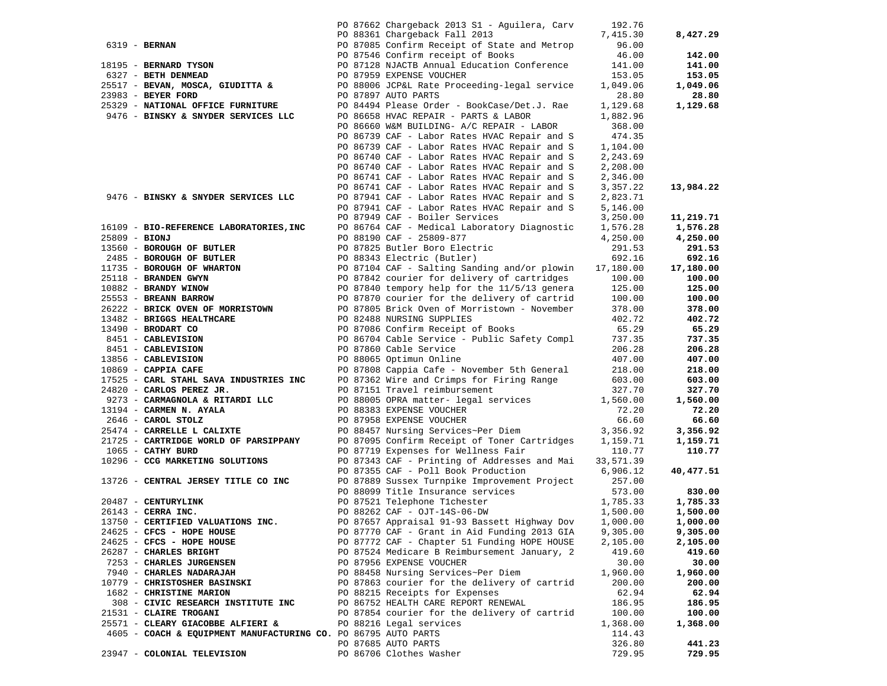| Vendor | PO / Description | Amount | Total |
|---|---|---|---|
| | PO 87662 Chargeback 2013 S1 - Aguilera, Carv | 192.76 | |
| | PO 88361 Chargeback Fall 2013 | 7,415.30 | **8,427.29** |
| 6319 - **BERNAN** | PO 87085 Confirm Receipt of State and Metrop | 96.00 | |
| | PO 87546 Confirm receipt of Books | 46.00 | **142.00** |
| 18195 - **BERNARD TYSON** | PO 87128 NJACTB Annual Education Conference | 141.00 | **141.00** |
| 6327 - **BETH DENMEAD** | PO 87959 EXPENSE VOUCHER | 153.05 | **153.05** |
| 25517 - **BEVAN, MOSCA, GIUDITTA &** | PO 88006 JCP&L Rate Proceeding-legal service | 1,049.06 | **1,049.06** |
| 23983 - **BEYER FORD** | PO 87897 AUTO PARTS | 28.80 | **28.80** |
| 25329 - **NATIONAL OFFICE FURNITURE** | PO 84494 Please Order - BookCase/Det.J. Rae | 1,129.68 | **1,129.68** |
| 9476 - **BINSKY & SNYDER SERVICES LLC** | PO 86658 HVAC REPAIR - PARTS & LABOR | 1,882.96 | |
| | PO 86660 W&M BUILDING- A/C REPAIR - LABOR | 368.00 | |
| | PO 86739 CAF - Labor Rates HVAC Repair and S | 474.35 | |
| | PO 86739 CAF - Labor Rates HVAC Repair and S | 1,104.00 | |
| | PO 86740 CAF - Labor Rates HVAC Repair and S | 2,243.69 | |
| | PO 86740 CAF - Labor Rates HVAC Repair and S | 2,208.00 | |
| | PO 86741 CAF - Labor Rates HVAC Repair and S | 2,346.00 | |
| | PO 86741 CAF - Labor Rates HVAC Repair and S | 3,357.22 | **13,984.22** |
| 9476 - **BINSKY & SNYDER SERVICES LLC** | PO 87941 CAF - Labor Rates HVAC Repair and S | 2,823.71 | |
| | PO 87941 CAF - Labor Rates HVAC Repair and S | 5,146.00 | |
| | PO 87949 CAF - Boiler Services | 3,250.00 | **11,219.71** |
| 16109 - **BIO-REFERENCE LABORATORIES,INC** | PO 86764 CAF - Medical Laboratory Diagnostic | 1,576.28 | **1,576.28** |
| 25809 - **BIONJ** | PO 88190 CAF - 25809-877 | 4,250.00 | **4,250.00** |
| 13560 - **BOROUGH OF BUTLER** | PO 87825 Butler Boro Electric | 291.53 | **291.53** |
| 2485 - **BOROUGH OF BUTLER** | PO 88343 Electric (Butler) | 692.16 | **692.16** |
| 11735 - **BOROUGH OF WHARTON** | PO 87104 CAF - Salting Sanding and/or plowin | 17,180.00 | **17,180.00** |
| 25118 - **BRANDEN GWYN** | PO 87842 courier for delivery of cartridges | 100.00 | **100.00** |
| 10882 - **BRANDY WINOW** | PO 87840 tempory help for the 11/5/13 genera | 125.00 | **125.00** |
| 25553 - **BREANN BARROW** | PO 87870 courier for the delivery of cartrid | 100.00 | **100.00** |
| 26222 - **BRICK OVEN OF MORRISTOWN** | PO 87805 Brick Oven of Morristown - November | 378.00 | **378.00** |
| 13482 - **BRIGGS HEALTHCARE** | PO 82488 NURSING SUPPLIES | 402.72 | **402.72** |
| 13490 - **BRODART CO** | PO 87086 Confirm Receipt of Books | 65.29 | **65.29** |
| 8451 - **CABLEVISION** | PO 86704 Cable Service - Public Safety Compl | 737.35 | **737.35** |
| 8451 - **CABLEVISION** | PO 87860 Cable Service | 206.28 | **206.28** |
| 13856 - **CABLEVISION** | PO 88065 Optimun Online | 407.00 | **407.00** |
| 10869 - **CAPPIA CAFE** | PO 87808 Cappia Cafe - November 5th General | 218.00 | **218.00** |
| 17525 - **CARL STAHL SAVA INDUSTRIES INC** | PO 87362 Wire and Crimps for Firing Range | 603.00 | **603.00** |
| 24820 - **CARLOS PEREZ JR.** | PO 87151 Travel reimbursement | 327.70 | **327.70** |
| 9273 - **CARMAGNOLA & RITARDI LLC** | PO 88005 OPRA matter- legal services | 1,560.00 | **1,560.00** |
| 13194 - **CARMEN N. AYALA** | PO 88383 EXPENSE VOUCHER | 72.20 | **72.20** |
| 2646 - **CAROL STOLZ** | PO 87958 EXPENSE VOUCHER | 66.60 | **66.60** |
| 25474 - **CARRELLE L CALIXTE** | PO 88457 Nursing Services~Per Diem | 3,356.92 | **3,356.92** |
| 21725 - **CARTRIDGE WORLD OF PARSIPPANY** | PO 87095 Confirm Receipt of Toner Cartridges | 1,159.71 | **1,159.71** |
| 1065 - **CATHY BURD** | PO 87719 Expenses for Wellness Fair | 110.77 | **110.77** |
| 10296 - **CCG MARKETING SOLUTIONS** | PO 87343 CAF - Printing of Addresses and Mai | 33,571.39 | |
| | PO 87355 CAF - Poll Book Production | 6,906.12 | **40,477.51** |
| 13726 - **CENTRAL JERSEY TITLE CO INC** | PO 87889 Sussex Turnpike Improvement Project | 257.00 | |
| | PO 88099 Title Insurance services | 573.00 | **830.00** |
| 20487 - **CENTURYLINK** | PO 87521 Telephone T1chester | 1,785.33 | **1,785.33** |
| 26143 - **CERRA INC.** | PO 88262 CAF - OJT-14S-06-DW | 1,500.00 | **1,500.00** |
| 13750 - **CERTIFIED VALUATIONS INC.** | PO 87657 Appraisal 91-93 Bassett Highway Dov | 1,000.00 | **1,000.00** |
| 24625 - **CFCS - HOPE HOUSE** | PO 87770 CAF - Grant in Aid Funding 2013 GIA | 9,305.00 | **9,305.00** |
| 24625 - **CFCS - HOPE HOUSE** | PO 87772 CAF - Chapter 51 Funding HOPE HOUSE | 2,105.00 | **2,105.00** |
| 26287 - **CHARLES BRIGHT** | PO 87524 Medicare B Reimbursement January, 2 | 419.60 | **419.60** |
| 7253 - **CHARLES JURGENSEN** | PO 87956 EXPENSE VOUCHER | 30.00 | **30.00** |
| 7940 - **CHARLES NADARAJAH** | PO 88458 Nursing Services~Per Diem | 1,960.00 | **1,960.00** |
| 10779 - **CHRISTOSHER BASINSKI** | PO 87863 courier for the delivery of cartrid | 200.00 | **200.00** |
| 1682 - **CHRISTINE MARION** | PO 88215 Receipts for Expenses | 62.94 | **62.94** |
| 308 - **CIVIC RESEARCH INSTITUTE INC** | PO 86752 HEALTH CARE REPORT RENEWAL | 186.95 | **186.95** |
| 21531 - **CLAIRE TROGANI** | PO 87854 courier for the delivery of cartrid | 100.00 | **100.00** |
| 25571 - **CLEARY GIACOBBE ALFIERI &** | PO 88216 Legal services | 1,368.00 | **1,368.00** |
| 4605 - **COACH & EQUIPMENT MANUFACTURING CO.** | PO 86795 AUTO PARTS | 114.43 | |
| | PO 87685 AUTO PARTS | 326.80 | **441.23** |
| 23947 - **COLONIAL TELEVISION** | PO 86706 Clothes Washer | 729.95 | **729.95** |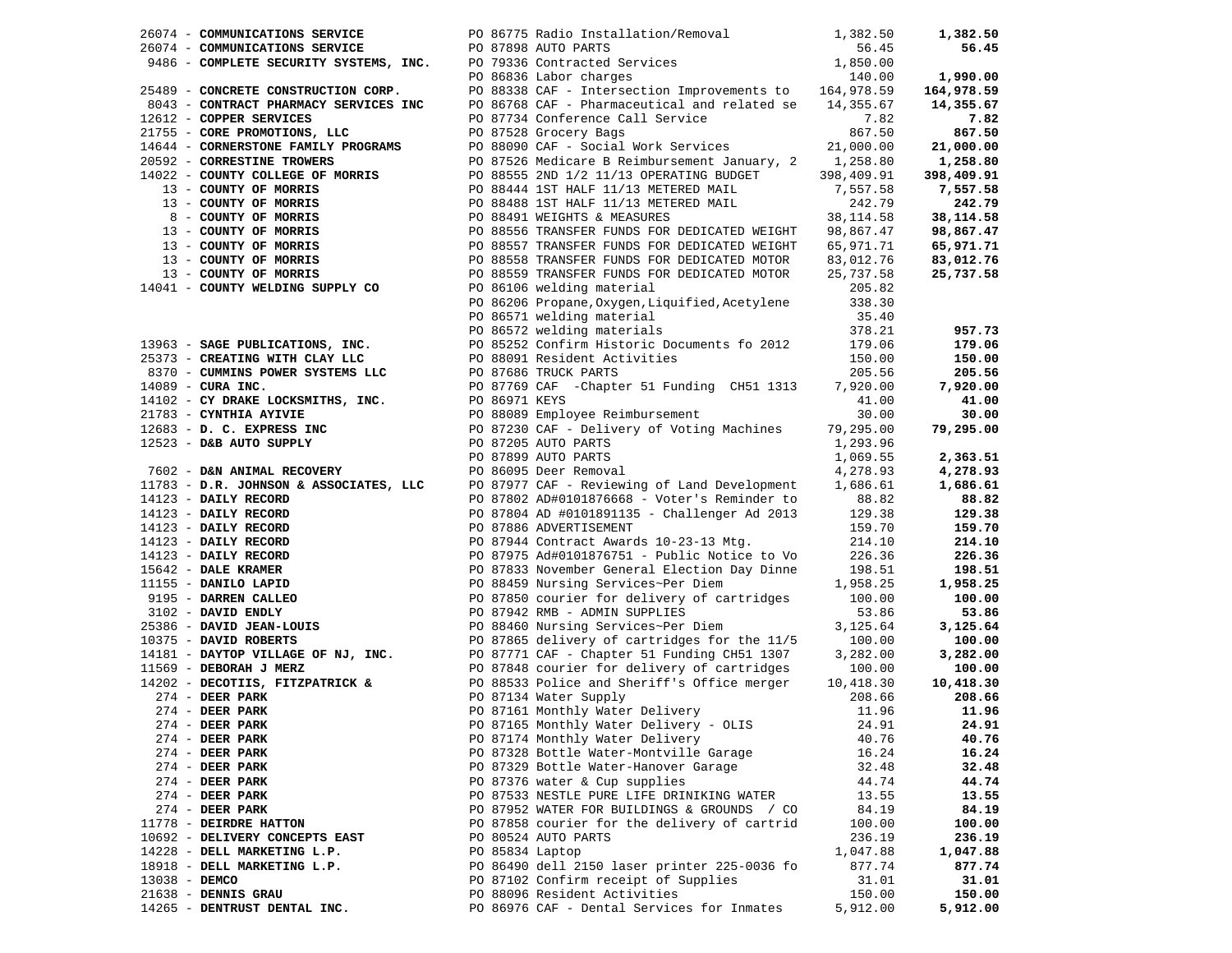| Vendor | PO / Description | Amount | Total |
|---|---|---|---|
| 26074 - **COMMUNICATIONS SERVICE** | PO 86775 Radio Installation/Removal | 1,382.50 | **1,382.50** |
| 26074 - **COMMUNICATIONS SERVICE** | PO 87898 AUTO PARTS | 56.45 | **56.45** |
| 9486 - **COMPLETE SECURITY SYSTEMS, INC.** | PO 79336 Contracted Services | 1,850.00 | |
| | PO 86836 Labor charges | 140.00 | **1,990.00** |
| 25489 - **CONCRETE CONSTRUCTION CORP.** | PO 88338 CAF - Intersection Improvements to | 164,978.59 | **164,978.59** |
| 8043 - **CONTRACT PHARMACY SERVICES INC** | PO 86768 CAF - Pharmaceutical and related se | 14,355.67 | **14,355.67** |
| 12612 - **COPPER SERVICES** | PO 87734 Conference Call Service | 7.82 | **7.82** |
| 21755 - **CORE PROMOTIONS, LLC** | PO 87528 Grocery Bags | 867.50 | **867.50** |
| 14644 - **CORNERSTONE FAMILY PROGRAMS** | PO 88090 CAF - Social Work Services | 21,000.00 | **21,000.00** |
| 20592 - **CORRESTINE TROWERS** | PO 87526 Medicare B Reimbursement January, 2 | 1,258.80 | **1,258.80** |
| 14022 - **COUNTY COLLEGE OF MORRIS** | PO 88555 2ND 1/2 11/13 OPERATING BUDGET | 398,409.91 | **398,409.91** |
| 13 - **COUNTY OF MORRIS** | PO 88444 1ST HALF 11/13 METERED MAIL | 7,557.58 | **7,557.58** |
| 13 - **COUNTY OF MORRIS** | PO 88488 1ST HALF 11/13 METERED MAIL | 242.79 | **242.79** |
| 8 - **COUNTY OF MORRIS** | PO 88491 WEIGHTS & MEASURES | 38,114.58 | **38,114.58** |
| 13 - **COUNTY OF MORRIS** | PO 88556 TRANSFER FUNDS FOR DEDICATED WEIGHT | 98,867.47 | **98,867.47** |
| 13 - **COUNTY OF MORRIS** | PO 88557 TRANSFER FUNDS FOR DEDICATED WEIGHT | 65,971.71 | **65,971.71** |
| 13 - **COUNTY OF MORRIS** | PO 88558 TRANSFER FUNDS FOR DEDICATED MOTOR | 83,012.76 | **83,012.76** |
| 13 - **COUNTY OF MORRIS** | PO 88559 TRANSFER FUNDS FOR DEDICATED MOTOR | 25,737.58 | **25,737.58** |
| 14041 - **COUNTY WELDING SUPPLY CO** | PO 86106 welding material | 205.82 | |
| | PO 86206 Propane,Oxygen,Liquified,Acetylene | 338.30 | |
| | PO 86571 welding material | 35.40 | |
| | PO 86572 welding materials | 378.21 | **957.73** |
| 13963 - **SAGE PUBLICATIONS, INC.** | PO 85252 Confirm Historic Documents fo 2012 | 179.06 | **179.06** |
| 25373 - **CREATING WITH CLAY LLC** | PO 88091 Resident Activities | 150.00 | **150.00** |
| 8370 - **CUMMINS POWER SYSTEMS LLC** | PO 87686 TRUCK PARTS | 205.56 | **205.56** |
| 14089 - **CURA INC.** | PO 87769 CAF -Chapter 51 Funding CH51 1313 | 7,920.00 | **7,920.00** |
| 14102 - **CY DRAKE LOCKSMITHS, INC.** | PO 86971 KEYS | 41.00 | **41.00** |
| 21783 - **CYNTHIA AYIVIE** | PO 88089 Employee Reimbursement | 30.00 | **30.00** |
| 12683 - **D. C. EXPRESS INC** | PO 87230 CAF - Delivery of Voting Machines | 79,295.00 | **79,295.00** |
| 12523 - **D&B AUTO SUPPLY** | PO 87205 AUTO PARTS | 1,293.96 | |
| | PO 87899 AUTO PARTS | 1,069.55 | **2,363.51** |
| 7602 - **D&N ANIMAL RECOVERY** | PO 86095 Deer Removal | 4,278.93 | **4,278.93** |
| 11783 - **D.R. JOHNSON & ASSOCIATES, LLC** | PO 87977 CAF - Reviewing of Land Development | 1,686.61 | **1,686.61** |
| 14123 - **DAILY RECORD** | PO 87802 AD#0101876668 - Voter's Reminder to | 88.82 | **88.82** |
| 14123 - **DAILY RECORD** | PO 87804 AD #0101891135 - Challenger Ad 2013 | 129.38 | **129.38** |
| 14123 - **DAILY RECORD** | PO 87886 ADVERTISEMENT | 159.70 | **159.70** |
| 14123 - **DAILY RECORD** | PO 87944 Contract Awards 10-23-13 Mtg. | 214.10 | **214.10** |
| 14123 - **DAILY RECORD** | PO 87975 Ad#0101876751 - Public Notice to Vo | 226.36 | **226.36** |
| 15642 - **DALE KRAMER** | PO 87833 November General Election Day Dinne | 198.51 | **198.51** |
| 11155 - **DANILO LAPID** | PO 88459 Nursing Services~Per Diem | 1,958.25 | **1,958.25** |
| 9195 - **DARREN CALLEO** | PO 87850 courier for delivery of cartridges | 100.00 | **100.00** |
| 3102 - **DAVID ENDLY** | PO 87942 RMB - ADMIN SUPPLIES | 53.86 | **53.86** |
| 25386 - **DAVID JEAN-LOUIS** | PO 88460 Nursing Services~Per Diem | 3,125.64 | **3,125.64** |
| 10375 - **DAVID ROBERTS** | PO 87865 delivery of cartridges for the 11/5 | 100.00 | **100.00** |
| 14181 - **DAYTOP VILLAGE OF NJ, INC.** | PO 87771 CAF - Chapter 51 Funding CH51 1307 | 3,282.00 | **3,282.00** |
| 11569 - **DEBORAH J MERZ** | PO 87848 courier for delivery of cartridges | 100.00 | **100.00** |
| 14202 - **DECOTIIS, FITZPATRICK &** | PO 88533 Police and Sheriff's Office merger | 10,418.30 | **10,418.30** |
| 274 - **DEER PARK** | PO 87134 Water Supply | 208.66 | **208.66** |
| 274 - **DEER PARK** | PO 87161 Monthly Water Delivery | 11.96 | **11.96** |
| 274 - **DEER PARK** | PO 87165 Monthly Water Delivery - OLIS | 24.91 | **24.91** |
| 274 - **DEER PARK** | PO 87174 Monthly Water Delivery | 40.76 | **40.76** |
| 274 - **DEER PARK** | PO 87328 Bottle Water-Montville Garage | 16.24 | **16.24** |
| 274 - **DEER PARK** | PO 87329 Bottle Water-Hanover Garage | 32.48 | **32.48** |
| 274 - **DEER PARK** | PO 87376 water & Cup supplies | 44.74 | **44.74** |
| 274 - **DEER PARK** | PO 87533 NESTLE PURE LIFE DRINIKING WATER | 13.55 | **13.55** |
| 274 - **DEER PARK** | PO 87952 WATER FOR BUILDINGS & GROUNDS / CO | 84.19 | **84.19** |
| 11778 - **DEIRDRE HATTON** | PO 87858 courier for the delivery of cartrid | 100.00 | **100.00** |
| 10692 - **DELIVERY CONCEPTS EAST** | PO 80524 AUTO PARTS | 236.19 | **236.19** |
| 14228 - **DELL MARKETING L.P.** | PO 85834 Laptop | 1,047.88 | **1,047.88** |
| 18918 - **DELL MARKETING L.P.** | PO 86490 dell 2150 laser printer 225-0036 fo | 877.74 | **877.74** |
| 13038 - **DEMCO** | PO 87102 Confirm receipt of Supplies | 31.01 | **31.01** |
| 21638 - **DENNIS GRAU** | PO 88096 Resident Activities | 150.00 | **150.00** |
| 14265 - **DENTRUST DENTAL INC.** | PO 86976 CAF - Dental Services for Inmates | 5,912.00 | **5,912.00** |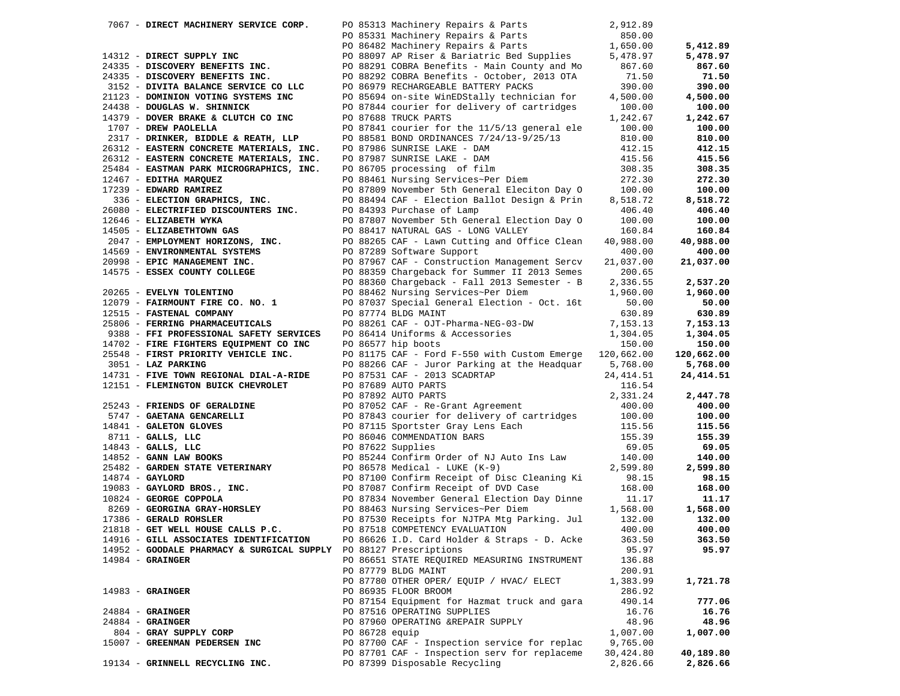| Vendor | Description | Amount | Total |
|---|---|---|---|
| 7067 - **DIRECT MACHINERY SERVICE CORP.** | PO 85313 Machinery Repairs & Parts | 2,912.89 | |
| | PO 85331 Machinery Repairs & Parts | 850.00 | |
| | PO 86482 Machinery Repairs & Parts | 1,650.00 | **5,412.89** |
| 14312 - **DIRECT SUPPLY INC** | PO 88097 AP Riser & Bariatric Bed Supplies | 5,478.97 | **5,478.97** |
| 24335 - **DISCOVERY BENEFITS INC.** | PO 88291 COBRA Benefits - Main County and Mo | 867.60 | **867.60** |
| 24335 - **DISCOVERY BENEFITS INC.** | PO 88292 COBRA Benefits - October, 2013 OTA | 71.50 | **71.50** |
| 3152 - **DIVITA BALANCE SERVICE CO LLC** | PO 86979 RECHARGEABLE BATTERY PACKS | 390.00 | **390.00** |
| 21123 - **DOMINION VOTING SYSTEMS INC** | PO 85694 on-site WinEDStally technician for | 4,500.00 | **4,500.00** |
| 24438 - **DOUGLAS W. SHINNICK** | PO 87844 courier for delivery of cartridges | 100.00 | **100.00** |
| 14379 - **DOVER BRAKE & CLUTCH CO INC** | PO 87688 TRUCK PARTS | 1,242.67 | **1,242.67** |
| 1707 - **DREW PAOLELLA** | PO 87841 courier for the 11/5/13 general ele | 100.00 | **100.00** |
| 2317 - **DRINKER, BIDDLE & REATH, LLP** | PO 88581 BOND ORDINANCES 7/24/13-9/25/13 | 810.00 | **810.00** |
| 26312 - **EASTERN CONCRETE MATERIALS, INC.** | PO 87986 SUNRISE LAKE - DAM | 412.15 | **412.15** |
| 26312 - **EASTERN CONCRETE MATERIALS, INC.** | PO 87987 SUNRISE LAKE - DAM | 415.56 | **415.56** |
| 25484 - **EASTMAN PARK MICROGRAPHICS, INC.** | PO 86705 processing of film | 308.35 | **308.35** |
| 12467 - **EDITHA MARQUEZ** | PO 88461 Nursing Services~Per Diem | 272.30 | **272.30** |
| 17239 - **EDWARD RAMIREZ** | PO 87809 November 5th General Eleciton Day O | 100.00 | **100.00** |
| 336 - **ELECTION GRAPHICS, INC.** | PO 88494 CAF - Election Ballot Design & Prin | 8,518.72 | **8,518.72** |
| 26080 - **ELECTRIFIED DISCOUNTERS INC.** | PO 84393 Purchase of Lamp | 406.40 | **406.40** |
| 12646 - **ELIZABETH WYKA** | PO 87807 November 5th General Election Day O | 100.00 | **100.00** |
| 14505 - **ELIZABETHTOWN GAS** | PO 88417 NATURAL GAS - LONG VALLEY | 160.84 | **160.84** |
| 2047 - **EMPLOYMENT HORIZONS, INC.** | PO 88265 CAF - Lawn Cutting and Office Clean | 40,988.00 | **40,988.00** |
| 14569 - **ENVIRONMENTAL SYSTEMS** | PO 87289 Software Support | 400.00 | **400.00** |
| 20998 - **EPIC MANAGEMENT INC.** | PO 87967 CAF - Construction Management Sercv | 21,037.00 | **21,037.00** |
| 14575 - **ESSEX COUNTY COLLEGE** | PO 88359 Chargeback for Summer II 2013 Semes | 200.65 | |
| | PO 88360 Chargeback - Fall 2013 Semester - B | 2,336.55 | **2,537.20** |
| 20265 - **EVELYN TOLENTINO** | PO 88462 Nursing Services~Per Diem | 1,960.00 | **1,960.00** |
| 12079 - **FAIRMOUNT FIRE CO. NO. 1** | PO 87037 Special General Election - Oct. 16t | 50.00 | **50.00** |
| 12515 - **FASTENAL COMPANY** | PO 87774 BLDG MAINT | 630.89 | **630.89** |
| 25806 - **FERRING PHARMACEUTICALS** | PO 88261 CAF - OJT-Pharma-NEG-03-DW | 7,153.13 | **7,153.13** |
| 9388 - **FFI PROFESSIONAL SAFETY SERVICES** | PO 86414 Uniforms & Accessories | 1,304.05 | **1,304.05** |
| 14702 - **FIRE FIGHTERS EQUIPMENT CO INC** | PO 86577 hip boots | 150.00 | **150.00** |
| 25548 - **FIRST PRIORITY VEHICLE INC.** | PO 81175 CAF - Ford F-550 with Custom Emerge | 120,662.00 | **120,662.00** |
| 3051 - **LAZ PARKING** | PO 88266 CAF - Juror Parking at the Headquar | 5,768.00 | **5,768.00** |
| 14731 - **FIVE TOWN REGIONAL DIAL-A-RIDE** | PO 87531 CAF - 2013 SCADRTAP | 24,414.51 | **24,414.51** |
| 12151 - **FLEMINGTON BUICK CHEVROLET** | PO 87689 AUTO PARTS | 116.54 | |
| | PO 87892 AUTO PARTS | 2,331.24 | **2,447.78** |
| 25243 - **FRIENDS OF GERALDINE** | PO 87052 CAF - Re-Grant Agreement | 400.00 | **400.00** |
| 5747 - **GAETANA GENCARELLI** | PO 87843 courier for delivery of cartridges | 100.00 | **100.00** |
| 14841 - **GALETON GLOVES** | PO 87115 Sportster Gray Lens Each | 115.56 | **115.56** |
| 8711 - **GALLS, LLC** | PO 86046 COMMENDATION BARS | 155.39 | **155.39** |
| 14843 - **GALLS, LLC** | PO 87622 Supplies | 69.05 | **69.05** |
| 14852 - **GANN LAW BOOKS** | PO 85244 Confirm Order of NJ Auto Ins Law | 140.00 | **140.00** |
| 25482 - **GARDEN STATE VETERINARY** | PO 86578 Medical - LUKE (K-9) | 2,599.80 | **2,599.80** |
| 14874 - **GAYLORD** | PO 87100 Confirm Receipt of Disc Cleaning Ki | 98.15 | **98.15** |
| 19083 - **GAYLORD BROS., INC.** | PO 87087 Confirm Receipt of DVD Case | 168.00 | **168.00** |
| 10824 - **GEORGE COPPOLA** | PO 87834 November General Election Day Dinne | 11.17 | **11.17** |
| 8269 - **GEORGINA GRAY-HORSLEY** | PO 88463 Nursing Services~Per Diem | 1,568.00 | **1,568.00** |
| 17386 - **GERALD ROHSLER** | PO 87530 Receipts for NJTPA Mtg Parking. Jul | 132.00 | **132.00** |
| 21818 - **GET WELL HOUSE CALLS P.C.** | PO 87518 COMPETENCY EVALUATION | 400.00 | **400.00** |
| 14916 - **GILL ASSOCIATES IDENTIFICATION** | PO 86626 I.D. Card Holder & Straps - D. Acke | 363.50 | **363.50** |
| 14952 - **GOODALE PHARMACY & SURGICAL SUPPLY** | PO 88127 Prescriptions | 95.97 | **95.97** |
| 14984 - **GRAINGER** | PO 86651 STATE REQUIRED MEASURING INSTRUMENT | 136.88 | |
| | PO 87779 BLDG MAINT | 200.91 | |
| | PO 87780 OTHER OPER/ EQUIP / HVAC/ ELECT | 1,383.99 | **1,721.78** |
| 14983 - **GRAINGER** | PO 86935 FLOOR BROOM | 286.92 | |
| | PO 87154 Equipment for Hazmat truck and gara | 490.14 | **777.06** |
| 24884 - **GRAINGER** | PO 87516 OPERATING SUPPLIES | 16.76 | **16.76** |
| 24884 - **GRAINGER** | PO 87960 OPERATING &REPAIR SUPPLY | 48.96 | **48.96** |
| 804 - **GRAY SUPPLY CORP** | PO 86728 equip | 1,007.00 | **1,007.00** |
| 15007 - **GREENMAN PEDERSEN INC** | PO 87700 CAF - Inspection service for replac | 9,765.00 | |
| | PO 87701 CAF - Inspection serv for replaceme | 30,424.80 | **40,189.80** |
| 19134 - **GRINNELL RECYCLING INC.** | PO 87399 Disposable Recycling | 2,826.66 | **2,826.66** |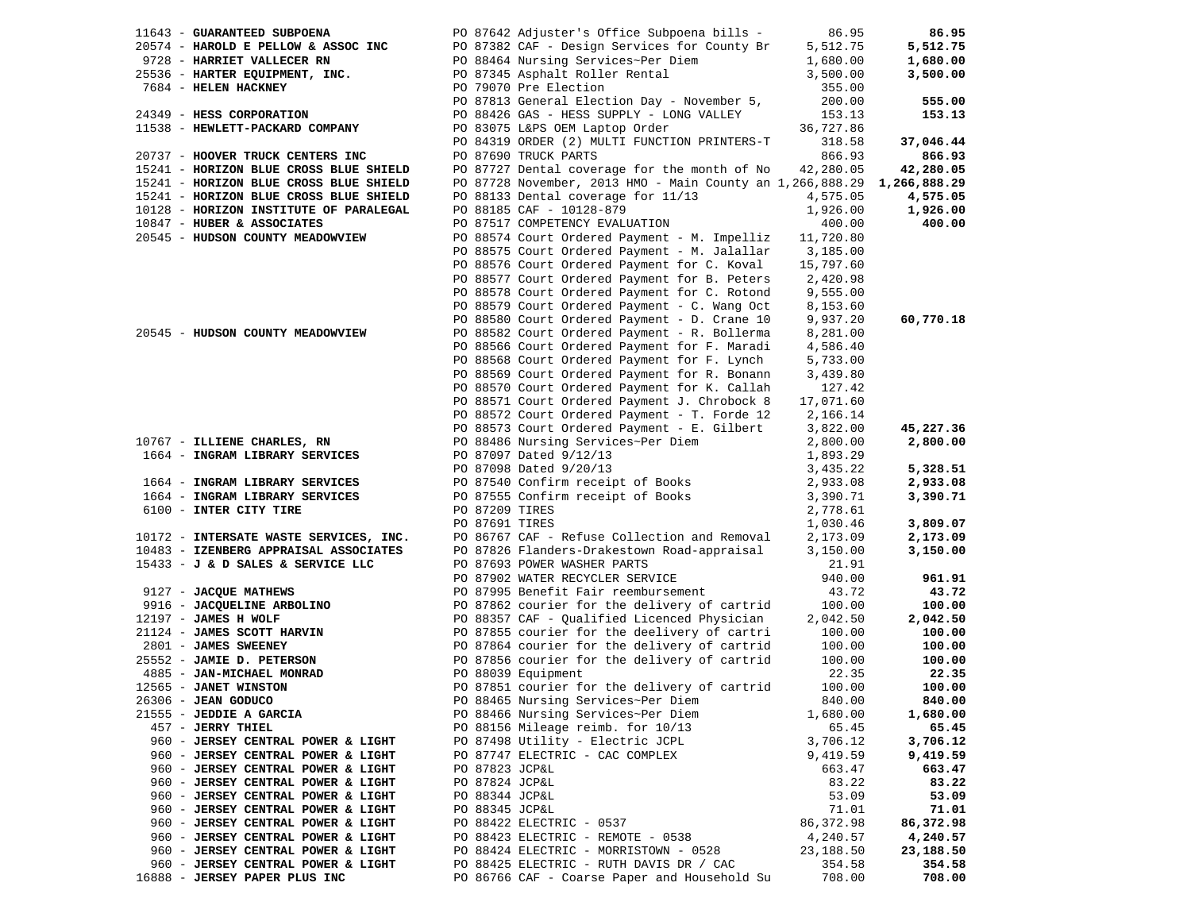| Vendor | PO / Description | Amount | Total |
|---|---|---|---|
| 11643 - **GUARANTEED SUBPOENA** | PO 87642 Adjuster's Office Subpoena bills - | 86.95 | **86.95** |
| 20574 - **HAROLD E PELLOW & ASSOC INC** | PO 87382 CAF - Design Services for County Br | 5,512.75 | **5,512.75** |
| 9728 - **HARRIET VALLECER RN** | PO 88464 Nursing Services~Per Diem | 1,680.00 | **1,680.00** |
| 25536 - **HARTER EQUIPMENT, INC.** | PO 87345 Asphalt Roller Rental | 3,500.00 | **3,500.00** |
| 7684 - **HELEN HACKNEY** | PO 79070 Pre Election | 355.00 | |
| | PO 87813 General Election Day - November 5, | 200.00 | **555.00** |
| 24349 - **HESS CORPORATION** | PO 88426 GAS - HESS SUPPLY - LONG VALLEY | 153.13 | **153.13** |
| 11538 - **HEWLETT-PACKARD COMPANY** | PO 83075 L&PS OEM Laptop Order | 36,727.86 | |
| | PO 84319 ORDER (2) MULTI FUNCTION PRINTERS-T | 318.58 | **37,046.44** |
| 20737 - **HOOVER TRUCK CENTERS INC** | PO 87690 TRUCK PARTS | 866.93 | **866.93** |
| 15241 - **HORIZON BLUE CROSS BLUE SHIELD** | PO 87727 Dental coverage for the month of No | 42,280.05 | **42,280.05** |
| 15241 - **HORIZON BLUE CROSS BLUE SHIELD** | PO 87728 November, 2013 HMO - Main County an | 1,266,888.29 | **1,266,888.29** |
| 15241 - **HORIZON BLUE CROSS BLUE SHIELD** | PO 88133 Dental coverage for 11/13 | 4,575.05 | **4,575.05** |
| 10128 - **HORIZON INSTITUTE OF PARALEGAL** | PO 88185 CAF - 10128-879 | 1,926.00 | **1,926.00** |
| 10847 - **HUBER & ASSOCIATES** | PO 87517 COMPETENCY EVALUATION | 400.00 | **400.00** |
| 20545 - **HUDSON COUNTY MEADOWVIEW** | PO 88574 Court Ordered Payment - M. Impelliz | 11,720.80 | |
| | PO 88575 Court Ordered Payment - M. Jalallar | 3,185.00 | |
| | PO 88576 Court Ordered Payment for C. Koval | 15,797.60 | |
| | PO 88577 Court Ordered Payment for B. Peters | 2,420.98 | |
| | PO 88578 Court Ordered Payment for C. Rotond | 9,555.00 | |
| | PO 88579 Court Ordered Payment - C. Wang Oct | 8,153.60 | |
| | PO 88580 Court Ordered Payment - D. Crane 10 | 9,937.20 | **60,770.18** |
| 20545 - **HUDSON COUNTY MEADOWVIEW** | PO 88582 Court Ordered Payment - R. Bollerma | 8,281.00 | |
| | PO 88566 Court Ordered Payment for F. Maradi | 4,586.40 | |
| | PO 88568 Court Ordered Payment for F. Lynch | 5,733.00 | |
| | PO 88569 Court Ordered Payment for R. Bonann | 3,439.80 | |
| | PO 88570 Court Ordered Payment for K. Callah | 127.42 | |
| | PO 88571 Court Ordered Payment J. Chrobock 8 | 17,071.60 | |
| | PO 88572 Court Ordered Payment - T. Forde 12 | 2,166.14 | |
| | PO 88573 Court Ordered Payment - E. Gilbert | 3,822.00 | **45,227.36** |
| 10767 - **ILLIENE CHARLES, RN** | PO 88486 Nursing Services~Per Diem | 2,800.00 | **2,800.00** |
| 1664 - **INGRAM LIBRARY SERVICES** | PO 87097 Dated 9/12/13 | 1,893.29 | |
| | PO 87098 Dated 9/20/13 | 3,435.22 | **5,328.51** |
| 1664 - **INGRAM LIBRARY SERVICES** | PO 87540 Confirm receipt of Books | 2,933.08 | **2,933.08** |
| 1664 - **INGRAM LIBRARY SERVICES** | PO 87555 Confirm receipt of Books | 3,390.71 | **3,390.71** |
| 6100 - **INTER CITY TIRE** | PO 87209 TIRES | 2,778.61 | |
| | PO 87691 TIRES | 1,030.46 | **3,809.07** |
| 10172 - **INTERSATE WASTE SERVICES, INC.** | PO 86767 CAF - Refuse Collection and Removal | 2,173.09 | **2,173.09** |
| 10483 - **IZENBERG APPRAISAL ASSOCIATES** | PO 87826 Flanders-Drakestown Road-appraisal | 3,150.00 | **3,150.00** |
| 15433 - **J & D SALES & SERVICE LLC** | PO 87693 POWER WASHER PARTS | 21.91 | |
| | PO 87902 WATER RECYCLER SERVICE | 940.00 | **961.91** |
| 9127 - **JACQUE MATHEWS** | PO 87995 Benefit Fair reembursement | 43.72 | **43.72** |
| 9916 - **JACQUELINE ARBOLINO** | PO 87862 courier for the delivery of cartrid | 100.00 | **100.00** |
| 12197 - **JAMES H WOLF** | PO 88357 CAF - Qualified Licenced Physician | 2,042.50 | **2,042.50** |
| 21124 - **JAMES SCOTT HARVIN** | PO 87855 courier for the deelivery of cartri | 100.00 | **100.00** |
| 2801 - **JAMES SWEENEY** | PO 87864 courier for the delivery of cartrid | 100.00 | **100.00** |
| 25552 - **JAMIE D. PETERSON** | PO 87856 courier for the delivery of cartrid | 100.00 | **100.00** |
| 4885 - **JAN-MICHAEL MONRAD** | PO 88039 Equipment | 22.35 | **22.35** |
| 12565 - **JANET WINSTON** | PO 87851 courier for the delivery of cartrid | 100.00 | **100.00** |
| 26306 - **JEAN GODUCO** | PO 88465 Nursing Services~Per Diem | 840.00 | **840.00** |
| 21555 - **JEDDIE A GARCIA** | PO 88466 Nursing Services~Per Diem | 1,680.00 | **1,680.00** |
| 457 - **JERRY THIEL** | PO 88156 Mileage reimb. for 10/13 | 65.45 | **65.45** |
| 960 - **JERSEY CENTRAL POWER & LIGHT** | PO 87498 Utility - Electric JCPL | 3,706.12 | **3,706.12** |
| 960 - **JERSEY CENTRAL POWER & LIGHT** | PO 87747 ELECTRIC - CAC COMPLEX | 9,419.59 | **9,419.59** |
| 960 - **JERSEY CENTRAL POWER & LIGHT** | PO 87823 JCP&L | 663.47 | **663.47** |
| 960 - **JERSEY CENTRAL POWER & LIGHT** | PO 87824 JCP&L | 83.22 | **83.22** |
| 960 - **JERSEY CENTRAL POWER & LIGHT** | PO 88344 JCP&L | 53.09 | **53.09** |
| 960 - **JERSEY CENTRAL POWER & LIGHT** | PO 88345 JCP&L | 71.01 | **71.01** |
| 960 - **JERSEY CENTRAL POWER & LIGHT** | PO 88422 ELECTRIC - 0537 | 86,372.98 | **86,372.98** |
| 960 - **JERSEY CENTRAL POWER & LIGHT** | PO 88423 ELECTRIC - REMOTE - 0538 | 4,240.57 | **4,240.57** |
| 960 - **JERSEY CENTRAL POWER & LIGHT** | PO 88424 ELECTRIC - MORRISTOWN - 0528 | 23,188.50 | **23,188.50** |
| 960 - **JERSEY CENTRAL POWER & LIGHT** | PO 88425 ELECTRIC - RUTH DAVIS DR / CAC | 354.58 | **354.58** |
| 16888 - **JERSEY PAPER PLUS INC** | PO 86766 CAF - Coarse Paper and Household Su | 708.00 | **708.00** |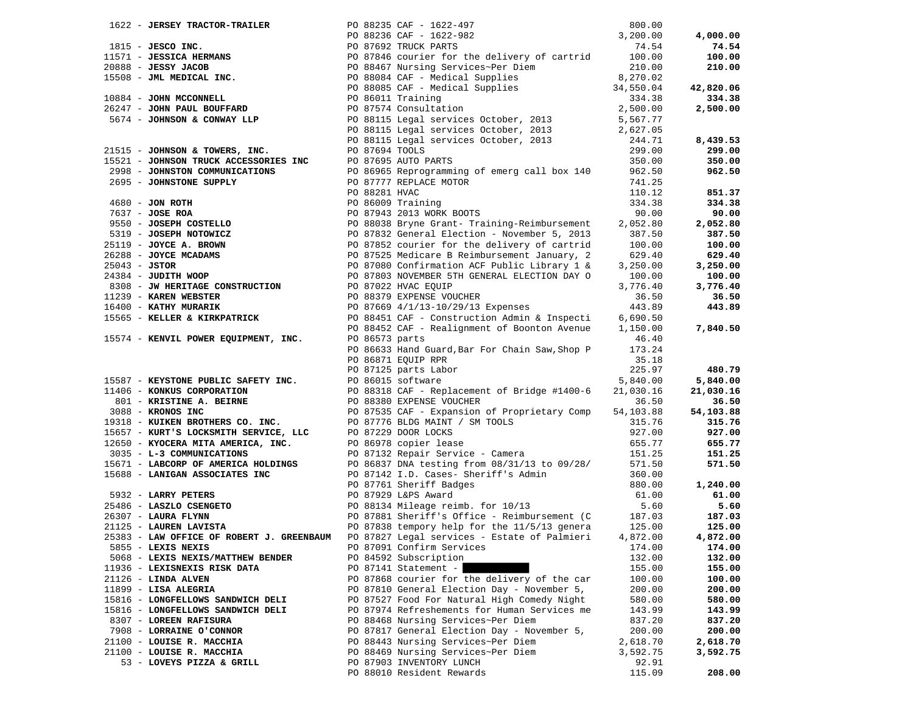| Vendor | PO / Description | Amount | Total |
|---|---|---|---|
| 1622 - **JERSEY TRACTOR-TRAILER** | PO 88235 CAF - 1622-497 | 800.00 | |
| | PO 88236 CAF - 1622-982 | 3,200.00 | **4,000.00** |
| 1815 - **JESCO INC.** | PO 87692 TRUCK PARTS | 74.54 | **74.54** |
| 11571 - **JESSICA HERMANS** | PO 87846 courier for the delivery of cartrid | 100.00 | **100.00** |
| 20888 - **JESSY JACOB** | PO 88467 Nursing Services~Per Diem | 210.00 | **210.00** |
| 15508 - **JML MEDICAL INC.** | PO 88084 CAF - Medical Supplies | 8,270.02 | |
| | PO 88085 CAF - Medical Supplies | 34,550.04 | **42,820.06** |
| 10884 - **JOHN MCCONNELL** | PO 86011 Training | 334.38 | **334.38** |
| 26247 - **JOHN PAUL BOUFFARD** | PO 87574 Consultation | 2,500.00 | **2,500.00** |
| 5674 - **JOHNSON & CONWAY LLP** | PO 88115 Legal services October, 2013 | 5,567.77 | |
| | PO 88115 Legal services October, 2013 | 2,627.05 | |
| | PO 88115 Legal services October, 2013 | 244.71 | **8,439.53** |
| 21515 - **JOHNSON & TOWERS, INC.** | PO 87694 TOOLS | 299.00 | **299.00** |
| 15521 - **JOHNSON TRUCK ACCESSORIES INC** | PO 87695 AUTO PARTS | 350.00 | **350.00** |
| 2998 - **JOHNSTON COMMUNICATIONS** | PO 86965 Reprogramming of emerg call box 140 | 962.50 | **962.50** |
| 2695 - **JOHNSTONE SUPPLY** | PO 87777 REPLACE MOTOR | 741.25 | |
| | PO 88281 HVAC | 110.12 | **851.37** |
| 4680 - **JON ROTH** | PO 86009 Training | 334.38 | **334.38** |
| 7637 - **JOSE ROA** | PO 87943 2013 WORK BOOTS | 90.00 | **90.00** |
| 9550 - **JOSEPH COSTELLO** | PO 88038 Bryne Grant- Training-Reimbursement | 2,052.80 | **2,052.80** |
| 5319 - **JOSEPH NOTOWICZ** | PO 87832 General Election - November 5, 2013 | 387.50 | **387.50** |
| 25119 - **JOYCE A. BROWN** | PO 87852 courier for the delivery of cartrid | 100.00 | **100.00** |
| 26288 - **JOYCE MCADAMS** | PO 87525 Medicare B Reimbursement January, 2 | 629.40 | **629.40** |
| 25043 - **JSTOR** | PO 87080 Confirmation ACF Public Library 1 & | 3,250.00 | **3,250.00** |
| 24384 - **JUDITH WOOP** | PO 87803 NOVEMBER 5TH GENERAL ELECTION DAY O | 100.00 | **100.00** |
| 8308 - **JW HERITAGE CONSTRUCTION** | PO 87022 HVAC EQUIP | 3,776.40 | **3,776.40** |
| 11239 - **KAREN WEBSTER** | PO 88379 EXPENSE VOUCHER | 36.50 | **36.50** |
| 16400 - **KATHY MURARIK** | PO 87669 4/1/13-10/29/13 Expenses | 443.89 | **443.89** |
| 15565 - **KELLER & KIRKPATRICK** | PO 88451 CAF - Construction Admin & Inspecti | 6,690.50 | |
| | PO 88452 CAF - Realignment of Boonton Avenue | 1,150.00 | **7,840.50** |
| 15574 - **KENVIL POWER EQUIPMENT, INC.** | PO 86573 parts | 46.40 | |
| | PO 86633 Hand Guard,Bar For Chain Saw,Shop P | 173.24 | |
| | PO 86871 EQUIP RPR | 35.18 | |
| | PO 87125 parts Labor | 225.97 | **480.79** |
| 15587 - **KEYSTONE PUBLIC SAFETY INC.** | PO 86015 software | 5,840.00 | **5,840.00** |
| 11406 - **KONKUS CORPORATION** | PO 88318 CAF - Replacement of Bridge #1400-6 | 21,030.16 | **21,030.16** |
| 801 - **KRISTINE A. BEIRNE** | PO 88380 EXPENSE VOUCHER | 36.50 | **36.50** |
| 3088 - **KRONOS INC** | PO 87535 CAF - Expansion of Proprietary Comp | 54,103.88 | **54,103.88** |
| 19318 - **KUIKEN BROTHERS CO. INC.** | PO 87776 BLDG MAINT / SM TOOLS | 315.76 | **315.76** |
| 15657 - **KURT'S LOCKSMITH SERVICE, LLC** | PO 87229 DOOR LOCKS | 927.00 | **927.00** |
| 12650 - **KYOCERA MITA AMERICA, INC.** | PO 86978 copier lease | 655.77 | **655.77** |
| 3035 - **L-3 COMMUNICATIONS** | PO 87132 Repair Service - Camera | 151.25 | **151.25** |
| 15671 - **LABCORP OF AMERICA HOLDINGS** | PO 86837 DNA testing from 08/31/13 to 09/28/ | 571.50 | **571.50** |
| 15688 - **LANIGAN ASSOCIATES INC** | PO 87142 I.D. Cases- Sheriff's Admin | 360.00 | |
| | PO 87761 Sheriff Badges | 880.00 | **1,240.00** |
| 5932 - **LARRY PETERS** | PO 87929 L&PS Award | 61.00 | **61.00** |
| 25486 - **LASZLO CSENGETO** | PO 88134 Mileage reimb. for 10/13 | 5.60 | **5.60** |
| 26307 - **LAURA FLYNN** | PO 87881 Sheriff's Office - Reimbursement (C | 187.03 | **187.03** |
| 21125 - **LAUREN LAVISTA** | PO 87838 tempory help for the 11/5/13 genera | 125.00 | **125.00** |
| 25383 - **LAW OFFICE OF ROBERT J. GREENBAUM** | PO 87827 Legal services - Estate of Palmieri | 4,872.00 | **4,872.00** |
| 5855 - **LEXIS NEXIS** | PO 87091 Confirm Services | 174.00 | **174.00** |
| 5068 - **LEXIS NEXIS/MATTHEW BENDER** | PO 84592 Subscription | 132.00 | **132.00** |
| 11936 - **LEXISNEXIS RISK DATA** | PO 87141 Statement - [REDACTED] | 155.00 | **155.00** |
| 21126 - **LINDA ALVEN** | PO 87868 courier for the delivery of the car | 100.00 | **100.00** |
| 11899 - **LISA ALEGRIA** | PO 87810 General Election Day - November 5, | 200.00 | **200.00** |
| 15816 - **LONGFELLOWS SANDWICH DELI** | PO 87527 Food For Natural High Comedy Night | 580.00 | **580.00** |
| 15816 - **LONGFELLOWS SANDWICH DELI** | PO 87974 Refreshements for Human Services me | 143.99 | **143.99** |
| 8307 - **LOREEN RAFISURA** | PO 88468 Nursing Services~Per Diem | 837.20 | **837.20** |
| 7908 - **LORRAINE O'CONNOR** | PO 87817 General Election Day - November 5, | 200.00 | **200.00** |
| 21100 - **LOUISE R. MACCHIA** | PO 88443 Nursing Services~Per Diem | 2,618.70 | **2,618.70** |
| 21100 - **LOUISE R. MACCHIA** | PO 88469 Nursing Services~Per Diem | 3,592.75 | **3,592.75** |
| 53 - **LOVEYS PIZZA & GRILL** | PO 87903 INVENTORY LUNCH | 92.91 | |
| | PO 88010 Resident Rewards | 115.09 | **208.00** |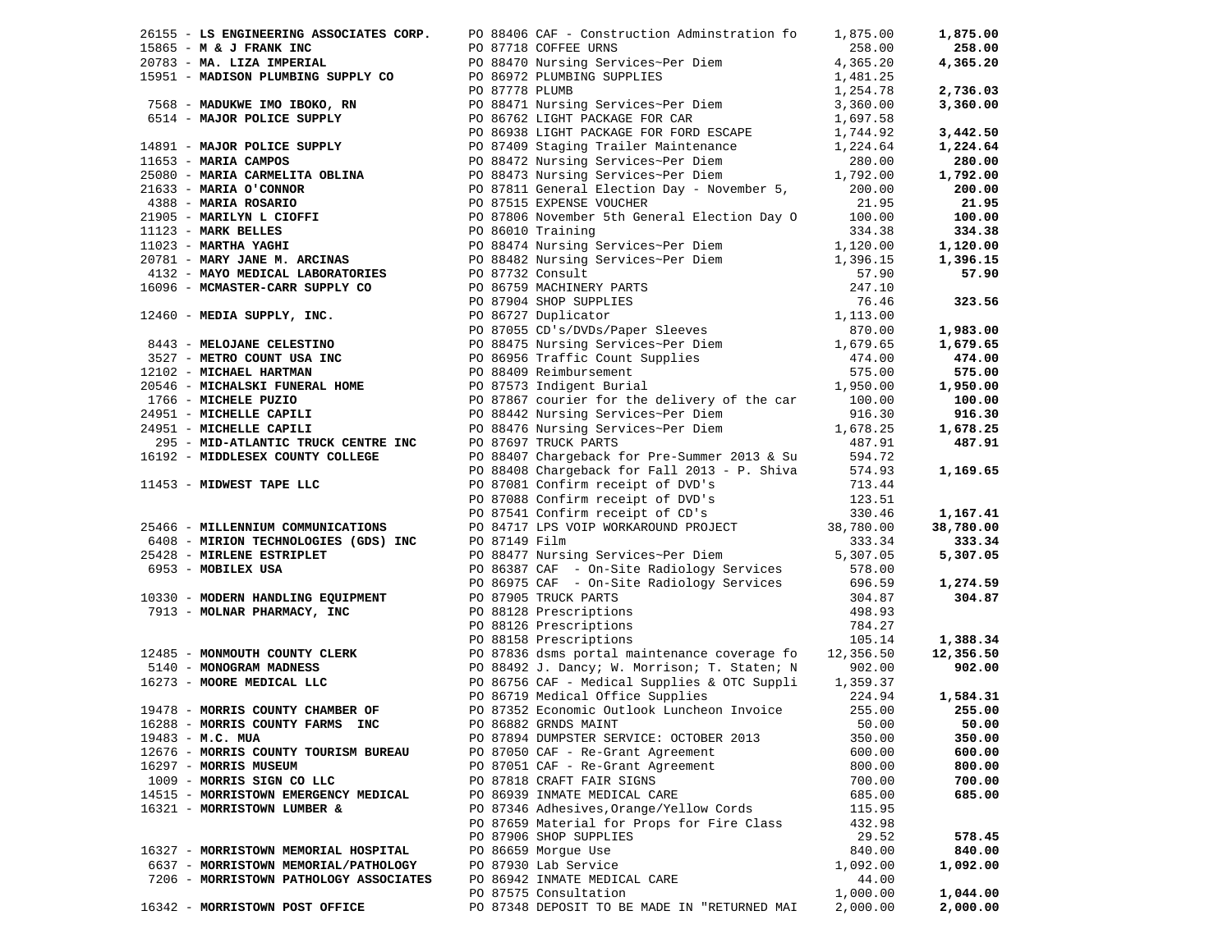| Vendor | PO / Description | Amount | Total |
|---|---|---|---|
| 26155 - **LS ENGINEERING ASSOCIATES CORP.** | PO 88406 CAF - Construction Adminstration fo | 1,875.00 | **1,875.00** |
| 15865 - **M & J FRANK INC** | PO 87718 COFFEE URNS | 258.00 | **258.00** |
| 20783 - **MA. LIZA IMPERIAL** | PO 88470 Nursing Services~Per Diem | 4,365.20 | **4,365.20** |
| 15951 - **MADISON PLUMBING SUPPLY CO** | PO 86972 PLUMBING SUPPLIES | 1,481.25 | |
| | PO 87778 PLUMB | 1,254.78 | **2,736.03** |
| 7568 - **MADUKWE IMO IBOKO, RN** | PO 88471 Nursing Services~Per Diem | 3,360.00 | **3,360.00** |
| 6514 - **MAJOR POLICE SUPPLY** | PO 86762 LIGHT PACKAGE FOR CAR | 1,697.58 | |
| | PO 86938 LIGHT PACKAGE FOR FORD ESCAPE | 1,744.92 | **3,442.50** |
| 14891 - **MAJOR POLICE SUPPLY** | PO 87409 Staging Trailer Maintenance | 1,224.64 | **1,224.64** |
| 11653 - **MARIA CAMPOS** | PO 88472 Nursing Services~Per Diem | 280.00 | **280.00** |
| 25080 - **MARIA CARMELITA OBLINA** | PO 88473 Nursing Services~Per Diem | 1,792.00 | **1,792.00** |
| 21633 - **MARIA O'CONNOR** | PO 87811 General Election Day - November 5, | 200.00 | **200.00** |
| 4388 - **MARIA ROSARIO** | PO 87515 EXPENSE VOUCHER | 21.95 | **21.95** |
| 21905 - **MARILYN L CIOFFI** | PO 87806 November 5th General Election Day O | 100.00 | **100.00** |
| 11123 - **MARK BELLES** | PO 86010 Training | 334.38 | **334.38** |
| 11023 - **MARTHA YAGHI** | PO 88474 Nursing Services~Per Diem | 1,120.00 | **1,120.00** |
| 20781 - **MARY JANE M. ARCINAS** | PO 88482 Nursing Services~Per Diem | 1,396.15 | **1,396.15** |
| 4132 - **MAYO MEDICAL LABORATORIES** | PO 87732 Consult | 57.90 | **57.90** |
| 16096 - **MCMASTER-CARR SUPPLY CO** | PO 86759 MACHINERY PARTS | 247.10 | |
| | PO 87904 SHOP SUPPLIES | 76.46 | **323.56** |
| 12460 - **MEDIA SUPPLY, INC.** | PO 86727 Duplicator | 1,113.00 | |
| | PO 87055 CD's/DVDs/Paper Sleeves | 870.00 | **1,983.00** |
| 8443 - **MELOJANE CELESTINO** | PO 88475 Nursing Services~Per Diem | 1,679.65 | **1,679.65** |
| 3527 - **METRO COUNT USA INC** | PO 86956 Traffic Count Supplies | 474.00 | **474.00** |
| 12102 - **MICHAEL HARTMAN** | PO 88409 Reimbursement | 575.00 | **575.00** |
| 20546 - **MICHALSKI FUNERAL HOME** | PO 87573 Indigent Burial | 1,950.00 | **1,950.00** |
| 1766 - **MICHELE PUZIO** | PO 87867 courier for the delivery of the car | 100.00 | **100.00** |
| 24951 - **MICHELLE CAPILI** | PO 88442 Nursing Services~Per Diem | 916.30 | **916.30** |
| 24951 - **MICHELLE CAPILI** | PO 88476 Nursing Services~Per Diem | 1,678.25 | **1,678.25** |
| 295 - **MID-ATLANTIC TRUCK CENTRE INC** | PO 87697 TRUCK PARTS | 487.91 | **487.91** |
| 16192 - **MIDDLESEX COUNTY COLLEGE** | PO 88407 Chargeback for Pre-Summer 2013 & Su | 594.72 | |
| | PO 88408 Chargeback for Fall 2013 - P. Shiva | 574.93 | **1,169.65** |
| 11453 - **MIDWEST TAPE LLC** | PO 87081 Confirm receipt of DVD's | 713.44 | |
| | PO 87088 Confirm receipt of DVD's | 123.51 | |
| | PO 87541 Confirm receipt of CD's | 330.46 | **1,167.41** |
| 25466 - **MILLENNIUM COMMUNICATIONS** | PO 84717 LPS VOIP WORKAROUND PROJECT | 38,780.00 | **38,780.00** |
| 6408 - **MIRION TECHNOLOGIES (GDS) INC** | PO 87149 Film | 333.34 | **333.34** |
| 25428 - **MIRLENE ESTRIPLET** | PO 88477 Nursing Services~Per Diem | 5,307.05 | **5,307.05** |
| 6953 - **MOBILEX USA** | PO 86387 CAF - On-Site Radiology Services | 578.00 | |
| | PO 86975 CAF - On-Site Radiology Services | 696.59 | **1,274.59** |
| 10330 - **MODERN HANDLING EQUIPMENT** | PO 87905 TRUCK PARTS | 304.87 | **304.87** |
| 7913 - **MOLNAR PHARMACY, INC** | PO 88128 Prescriptions | 498.93 | |
| | PO 88126 Prescriptions | 784.27 | |
| | PO 88158 Prescriptions | 105.14 | **1,388.34** |
| 12485 - **MONMOUTH COUNTY CLERK** | PO 87836 dsms portal maintenance coverage fo | 12,356.50 | **12,356.50** |
| 5140 - **MONOGRAM MADNESS** | PO 88492 J. Dancy; W. Morrison; T. Staten; N | 902.00 | **902.00** |
| 16273 - **MOORE MEDICAL LLC** | PO 86756 CAF - Medical Supplies & OTC Suppli | 1,359.37 | |
| | PO 86719 Medical Office Supplies | 224.94 | **1,584.31** |
| 19478 - **MORRIS COUNTY CHAMBER OF** | PO 87352 Economic Outlook Luncheon Invoice | 255.00 | **255.00** |
| 16288 - **MORRIS COUNTY FARMS INC** | PO 86882 GRNDS MAINT | 50.00 | **50.00** |
| 19483 - **M.C. MUA** | PO 87894 DUMPSTER SERVICE: OCTOBER 2013 | 350.00 | **350.00** |
| 12676 - **MORRIS COUNTY TOURISM BUREAU** | PO 87050 CAF - Re-Grant Agreement | 600.00 | **600.00** |
| 16297 - **MORRIS MUSEUM** | PO 87051 CAF - Re-Grant Agreement | 800.00 | **800.00** |
| 1009 - **MORRIS SIGN CO LLC** | PO 87818 CRAFT FAIR SIGNS | 700.00 | **700.00** |
| 14515 - **MORRISTOWN EMERGENCY MEDICAL** | PO 86939 INMATE MEDICAL CARE | 685.00 | **685.00** |
| 16321 - **MORRISTOWN LUMBER &** | PO 87346 Adhesives,Orange/Yellow Cords | 115.95 | |
| | PO 87659 Material for Props for Fire Class | 432.98 | |
| | PO 87906 SHOP SUPPLIES | 29.52 | **578.45** |
| 16327 - **MORRISTOWN MEMORIAL HOSPITAL** | PO 86659 Morgue Use | 840.00 | **840.00** |
| 6637 - **MORRISTOWN MEMORIAL/PATHOLOGY** | PO 87930 Lab Service | 1,092.00 | **1,092.00** |
| 7206 - **MORRISTOWN PATHOLOGY ASSOCIATES** | PO 86942 INMATE MEDICAL CARE | 44.00 | |
| | PO 87575 Consultation | 1,000.00 | **1,044.00** |
| 16342 - **MORRISTOWN POST OFFICE** | PO 87348 DEPOSIT TO BE MADE IN "RETURNED MAI | 2,000.00 | **2,000.00** |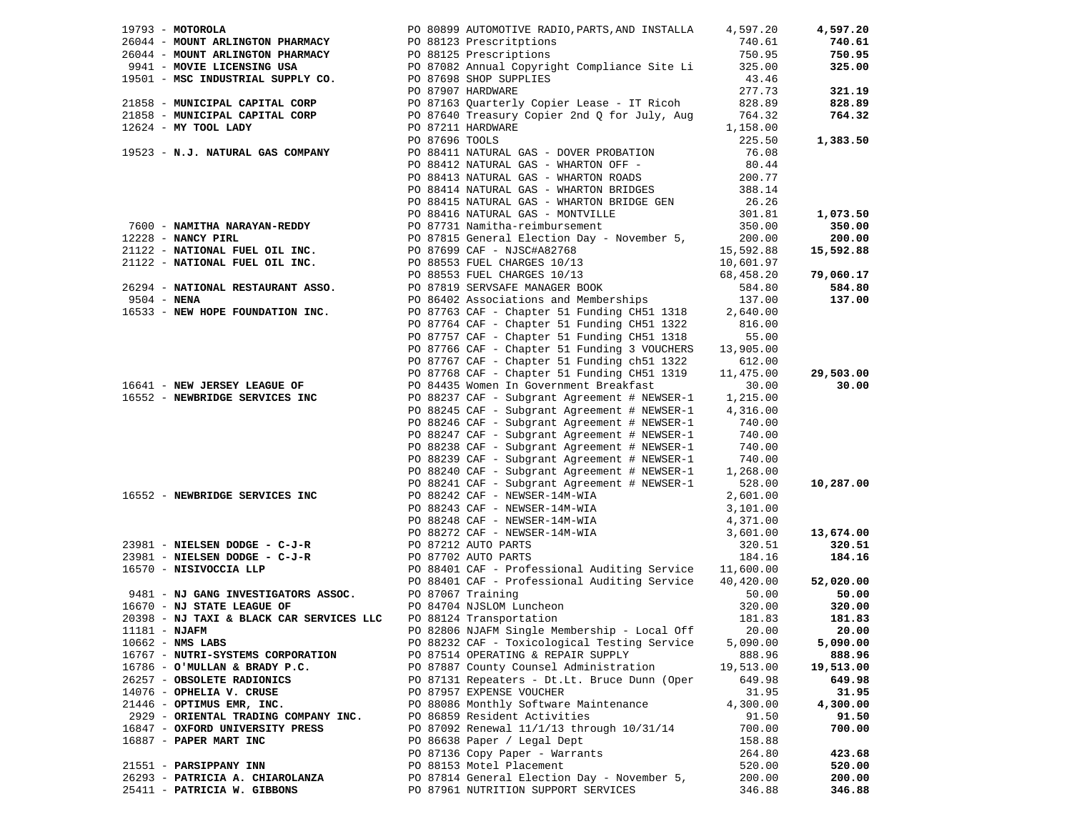| Vendor | PO / Description | Amount | Total |
|---|---|---|---|
| 19793 - **MOTOROLA** | PO 80899 AUTOMOTIVE RADIO,PARTS,AND INSTALLA | 4,597.20 | **4,597.20** |
| 26044 - **MOUNT ARLINGTON PHARMACY** | PO 88123 Prescritptions | 740.61 | **740.61** |
| 26044 - **MOUNT ARLINGTON PHARMACY** | PO 88125 Prescriptions | 750.95 | **750.95** |
| 9941 - **MOVIE LICENSING USA** | PO 87082 Annual Copyright Compliance Site Li | 325.00 | **325.00** |
| 19501 - **MSC INDUSTRIAL SUPPLY CO.** | PO 87698 SHOP SUPPLIES | 43.46 | |
| | PO 87907 HARDWARE | 277.73 | **321.19** |
| 21858 - **MUNICIPAL CAPITAL CORP** | PO 87163 Quarterly Copier Lease - IT Ricoh | 828.89 | **828.89** |
| 21858 - **MUNICIPAL CAPITAL CORP** | PO 87640 Treasury Copier 2nd Q for July, Aug | 764.32 | **764.32** |
| 12624 - **MY TOOL LADY** | PO 87211 HARDWARE | 1,158.00 | |
| | PO 87696 TOOLS | 225.50 | **1,383.50** |
| 19523 - **N.J. NATURAL GAS COMPANY** | PO 88411 NATURAL GAS - DOVER PROBATION | 76.08 | |
| | PO 88412 NATURAL GAS - WHARTON OFF - | 80.44 | |
| | PO 88413 NATURAL GAS - WHARTON ROADS | 200.77 | |
| | PO 88414 NATURAL GAS - WHARTON BRIDGES | 388.14 | |
| | PO 88415 NATURAL GAS - WHARTON BRIDGE GEN | 26.26 | |
| | PO 88416 NATURAL GAS - MONTVILLE | 301.81 | **1,073.50** |
| 7600 - **NAMITHA NARAYAN-REDDY** | PO 87731 Namitha-reimbursement | 350.00 | **350.00** |
| 12228 - **NANCY PIRL** | PO 87815 General Election Day - November 5, | 200.00 | **200.00** |
| 21122 - **NATIONAL FUEL OIL INC.** | PO 87699 CAF - NJSC#A82768 | 15,592.88 | **15,592.88** |
| 21122 - **NATIONAL FUEL OIL INC.** | PO 88553 FUEL CHARGES 10/13 | 10,601.97 | |
| | PO 88553 FUEL CHARGES 10/13 | 68,458.20 | **79,060.17** |
| 26294 - **NATIONAL RESTAURANT ASSO.** | PO 87819 SERVSAFE MANAGER BOOK | 584.80 | **584.80** |
| 9504 - **NENA** | PO 86402 Associations and Memberships | 137.00 | **137.00** |
| 16533 - **NEW HOPE FOUNDATION INC.** | PO 87763 CAF - Chapter 51 Funding CH51 1318 | 2,640.00 | |
| | PO 87764 CAF - Chapter 51 Funding CH51 1322 | 816.00 | |
| | PO 87757 CAF - Chapter 51 Funding CH51 1318 | 55.00 | |
| | PO 87766 CAF - Chapter 51 Funding 3 VOUCHERS | 13,905.00 | |
| | PO 87767 CAF - Chapter 51 Funding ch51 1322 | 612.00 | |
| | PO 87768 CAF - Chapter 51 Funding CH51 1319 | 11,475.00 | **29,503.00** |
| 16641 - **NEW JERSEY LEAGUE OF** | PO 84435 Women In Government Breakfast | 30.00 | **30.00** |
| 16552 - **NEWBRIDGE SERVICES INC** | PO 88237 CAF - Subgrant Agreement # NEWSER-1 | 1,215.00 | |
| | PO 88245 CAF - Subgrant Agreement # NEWSER-1 | 4,316.00 | |
| | PO 88246 CAF - Subgrant Agreement # NEWSER-1 | 740.00 | |
| | PO 88247 CAF - Subgrant Agreement # NEWSER-1 | 740.00 | |
| | PO 88238 CAF - Subgrant Agreement # NEWSER-1 | 740.00 | |
| | PO 88239 CAF - Subgrant Agreement # NEWSER-1 | 740.00 | |
| | PO 88240 CAF - Subgrant Agreement # NEWSER-1 | 1,268.00 | |
| | PO 88241 CAF - Subgrant Agreement # NEWSER-1 | 528.00 | **10,287.00** |
| 16552 - **NEWBRIDGE SERVICES INC** | PO 88242 CAF - NEWSER-14M-WIA | 2,601.00 | |
| | PO 88243 CAF - NEWSER-14M-WIA | 3,101.00 | |
| | PO 88248 CAF - NEWSER-14M-WIA | 4,371.00 | |
| | PO 88272 CAF - NEWSER-14M-WIA | 3,601.00 | **13,674.00** |
| 23981 - **NIELSEN DODGE - C-J-R** | PO 87212 AUTO PARTS | 320.51 | **320.51** |
| 23981 - **NIELSEN DODGE - C-J-R** | PO 87702 AUTO PARTS | 184.16 | **184.16** |
| 16570 - **NISIVOCCIA LLP** | PO 88401 CAF - Professional Auditing Service | 11,600.00 | |
| | PO 88401 CAF - Professional Auditing Service | 40,420.00 | **52,020.00** |
| 9481 - **NJ GANG INVESTIGATORS ASSOC.** | PO 87067 Training | 50.00 | **50.00** |
| 16670 - **NJ STATE LEAGUE OF** | PO 84704 NJSLOM Luncheon | 320.00 | **320.00** |
| 20398 - **NJ TAXI & BLACK CAR SERVICES LLC** | PO 88124 Transportation | 181.83 | **181.83** |
| 11181 - **NJAFM** | PO 82806 NJAFM Single Membership - Local Off | 20.00 | **20.00** |
| 10662 - **NMS LABS** | PO 88232 CAF - Toxicological Testing Service | 5,090.00 | **5,090.00** |
| 16767 - **NUTRI-SYSTEMS CORPORATION** | PO 87514 OPERATING & REPAIR SUPPLY | 888.96 | **888.96** |
| 16786 - **O'MULLAN & BRADY P.C.** | PO 87887 County Counsel Administration | 19,513.00 | **19,513.00** |
| 26257 - **OBSOLETE RADIONICS** | PO 87131 Repeaters - Dt.Lt. Bruce Dunn (Oper | 649.98 | **649.98** |
| 14076 - **OPHELIA V. CRUSE** | PO 87957 EXPENSE VOUCHER | 31.95 | **31.95** |
| 21446 - **OPTIMUS EMR, INC.** | PO 88086 Monthly Software Maintenance | 4,300.00 | **4,300.00** |
| 2929 - **ORIENTAL TRADING COMPANY INC.** | PO 86859 Resident Activities | 91.50 | **91.50** |
| 16847 - **OXFORD UNIVERSITY PRESS** | PO 87092 Renewal 11/1/13 through 10/31/14 | 700.00 | **700.00** |
| 16887 - **PAPER MART INC** | PO 86638 Paper / Legal Dept | 158.88 | |
| | PO 87136 Copy Paper - Warrants | 264.80 | **423.68** |
| 21551 - **PARSIPPANY INN** | PO 88153 Motel Placement | 520.00 | **520.00** |
| 26293 - **PATRICIA A. CHIAROLANZA** | PO 87814 General Election Day - November 5, | 200.00 | **200.00** |
| 25411 - **PATRICIA W. GIBBONS** | PO 87961 NUTRITION SUPPORT SERVICES | 346.88 | **346.88** |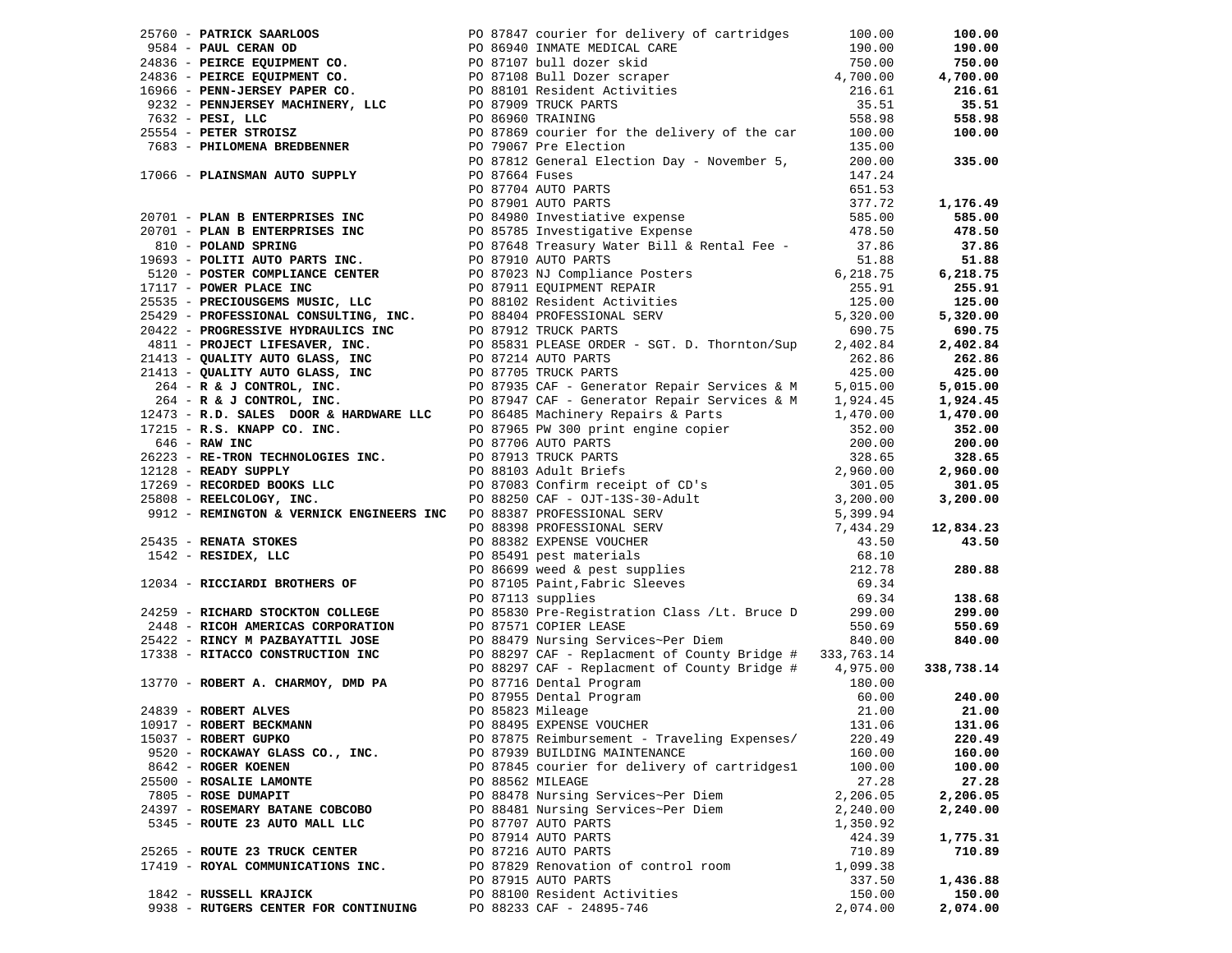| Vendor | PO / Description | Amount | Total |
|---|---|---|---|
| 25760 - **PATRICK SAARLOOS** | PO 87847 courier for delivery of cartridges | 100.00 | **100.00** |
| 9584 - **PAUL CERAN OD** | PO 86940 INMATE MEDICAL CARE | 190.00 | **190.00** |
| 24836 - **PEIRCE EQUIPMENT CO.** | PO 87107 bull dozer skid | 750.00 | **750.00** |
| 24836 - **PEIRCE EQUIPMENT CO.** | PO 87108 Bull Dozer scraper | 4,700.00 | **4,700.00** |
| 16966 - **PENN-JERSEY PAPER CO.** | PO 88101 Resident Activities | 216.61 | **216.61** |
| 9232 - **PENNJERSEY MACHINERY, LLC** | PO 87909 TRUCK PARTS | 35.51 | **35.51** |
| 7632 - **PESI, LLC** | PO 86960 TRAINING | 558.98 | **558.98** |
| 25554 - **PETER STROISZ** | PO 87869 courier for the delivery of the car | 100.00 | **100.00** |
| 7683 - **PHILOMENA BREDBENNER** | PO 79067 Pre Election | 135.00 | |
| | PO 87812 General Election Day - November 5, | 200.00 | **335.00** |
| 17066 - **PLAINSMAN AUTO SUPPLY** | PO 87664 Fuses | 147.24 | |
| | PO 87704 AUTO PARTS | 651.53 | |
| | PO 87901 AUTO PARTS | 377.72 | **1,176.49** |
| 20701 - **PLAN B ENTERPRISES INC** | PO 84980 Investiative expense | 585.00 | **585.00** |
| 20701 - **PLAN B ENTERPRISES INC** | PO 85785 Investigative Expense | 478.50 | **478.50** |
| 810 - **POLAND SPRING** | PO 87648 Treasury Water Bill & Rental Fee - | 37.86 | **37.86** |
| 19693 - **POLITI AUTO PARTS INC.** | PO 87910 AUTO PARTS | 51.88 | **51.88** |
| 5120 - **POSTER COMPLIANCE CENTER** | PO 87023 NJ Compliance Posters | 6,218.75 | **6,218.75** |
| 17117 - **POWER PLACE INC** | PO 87911 EQUIPMENT REPAIR | 255.91 | **255.91** |
| 25535 - **PRECIOUSGEMS MUSIC, LLC** | PO 88102 Resident Activities | 125.00 | **125.00** |
| 25429 - **PROFESSIONAL CONSULTING, INC.** | PO 88404 PROFESSIONAL SERV | 5,320.00 | **5,320.00** |
| 20422 - **PROGRESSIVE HYDRAULICS INC** | PO 87912 TRUCK PARTS | 690.75 | **690.75** |
| 4811 - **PROJECT LIFESAVER, INC.** | PO 85831 PLEASE ORDER - SGT. D. Thornton/Sup | 2,402.84 | **2,402.84** |
| 21413 - **QUALITY AUTO GLASS, INC** | PO 87214 AUTO PARTS | 262.86 | **262.86** |
| 21413 - **QUALITY AUTO GLASS, INC** | PO 87705 TRUCK PARTS | 425.00 | **425.00** |
| 264 - **R & J CONTROL, INC.** | PO 87935 CAF - Generator Repair Services & M | 5,015.00 | **5,015.00** |
| 264 - **R & J CONTROL, INC.** | PO 87947 CAF - Generator Repair Services & M | 1,924.45 | **1,924.45** |
| 12473 - **R.D. SALES DOOR & HARDWARE LLC** | PO 86485 Machinery Repairs & Parts | 1,470.00 | **1,470.00** |
| 17215 - **R.S. KNAPP CO. INC.** | PO 87965 PW 300 print engine copier | 352.00 | **352.00** |
| 646 - **RAW INC** | PO 87706 AUTO PARTS | 200.00 | **200.00** |
| 26223 - **RE-TRON TECHNOLOGIES INC.** | PO 87913 TRUCK PARTS | 328.65 | **328.65** |
| 12128 - **READY SUPPLY** | PO 88103 Adult Briefs | 2,960.00 | **2,960.00** |
| 17269 - **RECORDED BOOKS LLC** | PO 87083 Confirm receipt of CD's | 301.05 | **301.05** |
| 25808 - **REELCOLOGY, INC.** | PO 88250 CAF - OJT-13S-30-Adult | 3,200.00 | **3,200.00** |
| 9912 - **REMINGTON & VERNICK ENGINEERS INC** | PO 88387 PROFESSIONAL SERV | 5,399.94 | |
| | PO 88398 PROFESSIONAL SERV | 7,434.29 | **12,834.23** |
| 25435 - **RENATA STOKES** | PO 88382 EXPENSE VOUCHER | 43.50 | **43.50** |
| 1542 - **RESIDEX, LLC** | PO 85491 pest materials | 68.10 | |
| | PO 86699 weed & pest supplies | 212.78 | **280.88** |
| 12034 - **RICCIARDI BROTHERS OF** | PO 87105 Paint,Fabric Sleeves | 69.34 | |
| | PO 87113 supplies | 69.34 | **138.68** |
| 24259 - **RICHARD STOCKTON COLLEGE** | PO 85830 Pre-Registration Class /Lt. Bruce D | 299.00 | **299.00** |
| 2448 - **RICOH AMERICAS CORPORATION** | PO 87571 COPIER LEASE | 550.69 | **550.69** |
| 25422 - **RINCY M PAZBAYATTIL JOSE** | PO 88479 Nursing Services~Per Diem | 840.00 | **840.00** |
| 17338 - **RITACCO CONSTRUCTION INC** | PO 88297 CAF - Replacment of County Bridge # | 333,763.14 | |
| | PO 88297 CAF - Replacment of County Bridge # | 4,975.00 | **338,738.14** |
| 13770 - **ROBERT A. CHARMOY, DMD PA** | PO 87716 Dental Program | 180.00 | |
| | PO 87955 Dental Program | 60.00 | **240.00** |
| 24839 - **ROBERT ALVES** | PO 85823 Mileage | 21.00 | **21.00** |
| 10917 - **ROBERT BECKMANN** | PO 88495 EXPENSE VOUCHER | 131.06 | **131.06** |
| 15037 - **ROBERT GUPKO** | PO 87875 Reimbursement - Traveling Expenses/ | 220.49 | **220.49** |
| 9520 - **ROCKAWAY GLASS CO., INC.** | PO 87939 BUILDING MAINTENANCE | 160.00 | **160.00** |
| 8642 - **ROGER KOENEN** | PO 87845 courier for delivery of cartridges1 | 100.00 | **100.00** |
| 25500 - **ROSALIE LAMONTE** | PO 88562 MILEAGE | 27.28 | **27.28** |
| 7805 - **ROSE DUMAPIT** | PO 88478 Nursing Services~Per Diem | 2,206.05 | **2,206.05** |
| 24397 - **ROSEMARY BATANE COBCOBO** | PO 88481 Nursing Services~Per Diem | 2,240.00 | **2,240.00** |
| 5345 - **ROUTE 23 AUTO MALL LLC** | PO 87707 AUTO PARTS | 1,350.92 | |
| | PO 87914 AUTO PARTS | 424.39 | **1,775.31** |
| 25265 - **ROUTE 23 TRUCK CENTER** | PO 87216 AUTO PARTS | 710.89 | **710.89** |
| 17419 - **ROYAL COMMUNICATIONS INC.** | PO 87829 Renovation of control room | 1,099.38 | |
| | PO 87915 AUTO PARTS | 337.50 | **1,436.88** |
| 1842 - **RUSSELL KRAJICK** | PO 88100 Resident Activities | 150.00 | **150.00** |
| 9938 - **RUTGERS CENTER FOR CONTINUING** | PO 88233 CAF - 24895-746 | 2,074.00 | **2,074.00** |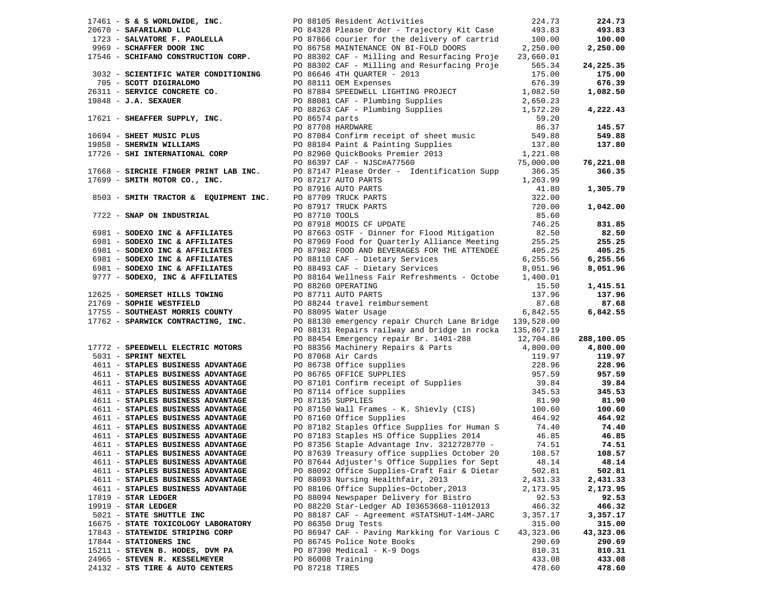| Vendor | PO / Description | Amount | Total |
|---|---|---|---|
| 17461 - **S & S WORLDWIDE, INC.** | PO 88105 Resident Activities | 224.73 | **224.73** |
| 20670 - **SAFARILAND LLC** | PO 84328 Please Order - Trajectory Kit Case | 493.83 | **493.83** |
| 1723 - **SALVATORE F. PAOLELLA** | PO 87866 courier for the delivery of cartrid | 100.00 | **100.00** |
| 9969 - **SCHAFFER DOOR INC** | PO 86758 MAINTENANCE ON BI-FOLD DOORS | 2,250.00 | **2,250.00** |
| 17546 - **SCHIFANO CONSTRUCTION CORP.** | PO 88302 CAF - Milling and Resurfacing Proje | 23,660.01 | |
| | PO 88302 CAF - Milling and Resurfacing Proje | 565.34 | **24,225.35** |
| 3032 - **SCIENTIFIC WATER CONDITIONING** | PO 86646 4TH QUARTER - 2013 | 175.00 | **175.00** |
| 705 - **SCOTT DIGIRALOMO** | PO 88111 OEM Expenses | 676.39 | **676.39** |
| 26311 - **SERVICE CONCRETE CO.** | PO 87884 SPEEDWELL LIGHTING PROJECT | 1,082.50 | **1,082.50** |
| 19848 - **J.A. SEXAUER** | PO 88081 CAF - Plumbing Supplies | 2,650.23 | |
| | PO 88263 CAF - Plumbing Supplies | 1,572.20 | **4,222.43** |
| 17621 - **SHEAFFER SUPPLY, INC.** | PO 86574 parts | 59.20 | |
| | PO 87708 HARDWARE | 86.37 | **145.57** |
| 10694 - **SHEET MUSIC PLUS** | PO 87084 Confirm receipt of sheet music | 549.88 | **549.88** |
| 19858 - **SHERWIN WILLIAMS** | PO 88104 Paint & Painting Supplies | 137.80 | **137.80** |
| 17726 - **SHI INTERNATIONAL CORP** | PO 82960 QuickBooks Premier 2013 | 1,221.08 | |
| | PO 86397 CAF - NJSC#A77560 | 75,000.00 | **76,221.08** |
| 17668 - **SIRCHIE FINGER PRINT LAB INC.** | PO 87147 Please Order - Identification Supp | 366.35 | **366.35** |
| 17699 - **SMITH MOTOR CO., INC.** | PO 87217 AUTO PARTS | 1,263.99 | |
| | PO 87916 AUTO PARTS | 41.80 | **1,305.79** |
| 8503 - **SMITH TRACTOR & EQUIPMENT INC.** | PO 87709 TRUCK PARTS | 322.00 | |
| | PO 87917 TRUCK PARTS | 720.00 | **1,042.00** |
| 7722 - **SNAP ON INDUSTRIAL** | PO 87710 TOOLS | 85.60 | |
| | PO 87918 MODIS CF UPDATE | 746.25 | **831.85** |
| 6981 - **SODEXO INC & AFFILIATES** | PO 87663 OSTF - Dinner for Flood Mitigation | 82.50 | **82.50** |
| 6981 - **SODEXO INC & AFFILIATES** | PO 87969 Food for Quarterly Alliance Meeting | 255.25 | **255.25** |
| 6981 - **SODEXO INC & AFFILIATES** | PO 87982 FOOD AND BEVERAGES FOR THE ATTENDEE | 405.25 | **405.25** |
| 6981 - **SODEXO INC & AFFILIATES** | PO 88110 CAF - Dietary Services | 6,255.56 | **6,255.56** |
| 6981 - **SODEXO INC & AFFILIATES** | PO 88493 CAF - Dietary Services | 8,051.96 | **8,051.96** |
| 9777 - **SODEXO, INC & AFFILIATES** | PO 88164 Wellness Fair Refreshments - Octobe | 1,400.01 | |
| | PO 88260 OPERATING | 15.50 | **1,415.51** |
| 12625 - **SOMERSET HILLS TOWING** | PO 87711 AUTO PARTS | 137.96 | **137.96** |
| 21769 - **SOPHIE WESTFIELD** | PO 88244 travel reimbursement | 87.68 | **87.68** |
| 17755 - **SOUTHEAST MORRIS COUNTY** | PO 88095 Water Usage | 6,842.55 | **6,842.55** |
| 17762 - **SPARWICK CONTRACTING, INC.** | PO 88130 emergency repair Church Lane Bridge | 139,528.00 | |
| | PO 88131 Repairs railway and bridge in rocka | 135,867.19 | |
| | PO 88454 Emergency repair Br. 1401-288 | 12,704.86 | **288,100.05** |
| 17772 - **SPEEDWELL ELECTRIC MOTORS** | PO 88356 Machinery Repairs & Parts | 4,800.00 | **4,800.00** |
| 5031 - **SPRINT NEXTEL** | PO 87068 Air Cards | 119.97 | **119.97** |
| 4611 - **STAPLES BUSINESS ADVANTAGE** | PO 86738 Office supplies | 228.96 | **228.96** |
| 4611 - **STAPLES BUSINESS ADVANTAGE** | PO 86765 OFFICE SUPPLIES | 957.59 | **957.59** |
| 4611 - **STAPLES BUSINESS ADVANTAGE** | PO 87101 Confirm receipt of Supplies | 39.84 | **39.84** |
| 4611 - **STAPLES BUSINESS ADVANTAGE** | PO 87114 office supplies | 345.53 | **345.53** |
| 4611 - **STAPLES BUSINESS ADVANTAGE** | PO 87135 SUPPLIES | 81.90 | **81.90** |
| 4611 - **STAPLES BUSINESS ADVANTAGE** | PO 87150 Wall Frames - K. Shievly (CIS) | 100.60 | **100.60** |
| 4611 - **STAPLES BUSINESS ADVANTAGE** | PO 87160 Office Supplies | 464.92 | **464.92** |
| 4611 - **STAPLES BUSINESS ADVANTAGE** | PO 87182 Staples Office Supplies for Human S | 74.40 | **74.40** |
| 4611 - **STAPLES BUSINESS ADVANTAGE** | PO 87183 Staples HS Office Supplies 2014 | 46.85 | **46.85** |
| 4611 - **STAPLES BUSINESS ADVANTAGE** | PO 87356 Staple Advantage Inv. 3212728770 - | 74.51 | **74.51** |
| 4611 - **STAPLES BUSINESS ADVANTAGE** | PO 87639 Treasury office supplies October 20 | 108.57 | **108.57** |
| 4611 - **STAPLES BUSINESS ADVANTAGE** | PO 87644 Adjuster's Office Supplies for Sept | 48.14 | **48.14** |
| 4611 - **STAPLES BUSINESS ADVANTAGE** | PO 88092 Office Supplies-Craft Fair & Dietar | 502.81 | **502.81** |
| 4611 - **STAPLES BUSINESS ADVANTAGE** | PO 88093 Nursing Healthfair, 2013 | 2,431.33 | **2,431.33** |
| 4611 - **STAPLES BUSINESS ADVANTAGE** | PO 88106 Office Supplies~October,2013 | 2,173.95 | **2,173.95** |
| 17819 - **STAR LEDGER** | PO 88094 Newspaper Delivery for Bistro | 92.53 | **92.53** |
| 19919 - **STAR LEDGER** | PO 88220 Star-Ledger AD I03653668-11012013 | 466.32 | **466.32** |
| 5021 - **STATE SHUTTLE INC** | PO 88187 CAF - Agreement #STATSHUT-14M-JARC | 3,357.17 | **3,357.17** |
| 16675 - **STATE TOXICOLOGY LABORATORY** | PO 86350 Drug Tests | 315.00 | **315.00** |
| 17843 - **STATEWIDE STRIPING CORP** | PO 86947 CAF - Paving Markking for Various C | 43,323.06 | **43,323.06** |
| 17844 - **STATIONERS INC** | PO 86745 Police Note Books | 290.69 | **290.69** |
| 15211 - **STEVEN B. HODES, DVM PA** | PO 87390 Medical - K-9 Dogs | 810.31 | **810.31** |
| 24965 - **STEVEN R. KESSELMEYER** | PO 86008 Training | 433.08 | **433.08** |
| 24132 - **STS TIRE & AUTO CENTERS** | PO 87218 TIRES | 478.60 | **478.60** |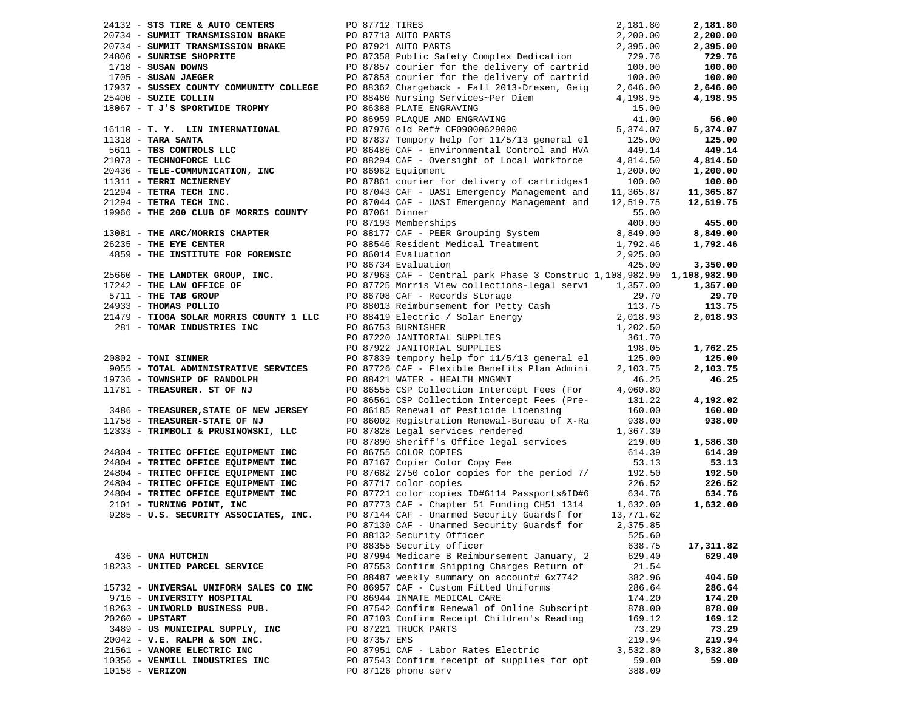| Vendor | PO | Description | Amount | Total |
|---|---|---|---|---|
| 24132 - **STS TIRE & AUTO CENTERS** | PO 87712 | TIRES | 2,181.80 | **2,181.80** |
| 20734 - **SUMMIT TRANSMISSION BRAKE** | PO 87713 | AUTO PARTS | 2,200.00 | **2,200.00** |
| 20734 - **SUMMIT TRANSMISSION BRAKE** | PO 87921 | AUTO PARTS | 2,395.00 | **2,395.00** |
| 24806 - **SUNRISE SHOPRITE** | PO 87358 | Public Safety Complex Dedication | 729.76 | **729.76** |
| 1718 - **SUSAN DOWNS** | PO 87857 | courier for the delivery of cartrid | 100.00 | **100.00** |
| 1705 - **SUSAN JAEGER** | PO 87853 | courier for the delivery of cartrid | 100.00 | **100.00** |
| 17937 - **SUSSEX COUNTY COMMUNITY COLLEGE** | PO 88362 | Chargeback - Fall 2013-Dresen, Geig | 2,646.00 | **2,646.00** |
| 25400 - **SUZIE COLLIN** | PO 88480 | Nursing Services~Per Diem | 4,198.95 | **4,198.95** |
| 18067 - **T J'S SPORTWIDE TROPHY** | PO 86388 | PLATE ENGRAVING | 15.00 | |
| | PO 86959 | PLAQUE AND ENGRAVING | 41.00 | **56.00** |
| 16110 - **T. Y. LIN INTERNATIONAL** | PO 87976 | old Ref# CF09000629000 | 5,374.07 | **5,374.07** |
| 11318 - **TARA SANTA** | PO 87837 | Tempory help for 11/5/13 general el | 125.00 | **125.00** |
| 5611 - **TBS CONTROLS LLC** | PO 86486 | CAF - Environmental Control and HVA | 449.14 | **449.14** |
| 21073 - **TECHNOFORCE LLC** | PO 88294 | CAF - Oversight of Local Workforce | 4,814.50 | **4,814.50** |
| 20436 - **TELE-COMMUNICATION, INC** | PO 86962 | Equipment | 1,200.00 | **1,200.00** |
| 11311 - **TERRI MCINERNEY** | PO 87861 | courier for delivery of cartridges1 | 100.00 | **100.00** |
| 21294 - **TETRA TECH INC.** | PO 87043 | CAF - UASI Emergency Management and | 11,365.87 | **11,365.87** |
| 21294 - **TETRA TECH INC.** | PO 87044 | CAF - UASI Emergency Management and | 12,519.75 | **12,519.75** |
| 19966 - **THE 200 CLUB OF MORRIS COUNTY** | PO 87061 | Dinner | 55.00 | |
| | PO 87193 | Memberships | 400.00 | **455.00** |
| 13081 - **THE ARC/MORRIS CHAPTER** | PO 88177 | CAF - PEER Grouping System | 8,849.00 | **8,849.00** |
| 26235 - **THE EYE CENTER** | PO 88546 | Resident Medical Treatment | 1,792.46 | **1,792.46** |
| 4859 - **THE INSTITUTE FOR FORENSIC** | PO 86014 | Evaluation | 2,925.00 | |
| | PO 86734 | Evaluation | 425.00 | **3,350.00** |
| 25660 - **THE LANDTEK GROUP, INC.** | PO 87963 | CAF - Central park Phase 3 Construc | 1,108,982.90 | **1,108,982.90** |
| 17242 - **THE LAW OFFICE OF** | PO 87725 | Morris View collections-legal servi | 1,357.00 | **1,357.00** |
| 5711 - **THE TAB GROUP** | PO 86708 | CAF - Records Storage | 29.70 | **29.70** |
| 24933 - **THOMAS POLLIO** | PO 88013 | Reimbursement for Petty Cash | 113.75 | **113.75** |
| 21479 - **TIOGA SOLAR MORRIS COUNTY 1 LLC** | PO 88419 | Electric / Solar Energy | 2,018.93 | **2,018.93** |
| 281 - **TOMAR INDUSTRIES INC** | PO 86753 | BURNISHER | 1,202.50 | |
| | PO 87220 | JANITORIAL SUPPLIES | 361.70 | |
| | PO 87922 | JANITORIAL SUPPLIES | 198.05 | **1,762.25** |
| 20802 - **TONI SINNER** | PO 87839 | tempory help for 11/5/13 general el | 125.00 | **125.00** |
| 9055 - **TOTAL ADMINISTRATIVE SERVICES** | PO 87726 | CAF - Flexible Benefits Plan Admini | 2,103.75 | **2,103.75** |
| 19736 - **TOWNSHIP OF RANDOLPH** | PO 88421 | WATER - HEALTH MNGMNT | 46.25 | **46.25** |
| 11781 - **TREASURER. ST OF NJ** | PO 86555 | CSP Collection Intercept Fees (For | 4,060.80 | |
| | PO 86561 | CSP Collection Intercept Fees (Pre- | 131.22 | **4,192.02** |
| 3486 - **TREASURER,STATE OF NEW JERSEY** | PO 86185 | Renewal of Pesticide Licensing | 160.00 | **160.00** |
| 11758 - **TREASURER-STATE OF NJ** | PO 86002 | Registration Renewal-Bureau of X-Ra | 938.00 | **938.00** |
| 12333 - **TRIMBOLI & PRUSINOWSKI, LLC** | PO 87828 | Legal services rendered | 1,367.30 | |
| | PO 87890 | Sheriff's Office legal services | 219.00 | **1,586.30** |
| 24804 - **TRITEC OFFICE EQUIPMENT INC** | PO 86755 | COLOR COPIES | 614.39 | **614.39** |
| 24804 - **TRITEC OFFICE EQUIPMENT INC** | PO 87167 | Copier Color Copy Fee | 53.13 | **53.13** |
| 24804 - **TRITEC OFFICE EQUIPMENT INC** | PO 87682 | 2750 color copies for the period 7/ | 192.50 | **192.50** |
| 24804 - **TRITEC OFFICE EQUIPMENT INC** | PO 87717 | color copies | 226.52 | **226.52** |
| 24804 - **TRITEC OFFICE EQUIPMENT INC** | PO 87721 | color copies ID#6114 Passports&ID#6 | 634.76 | **634.76** |
| 2101 - **TURNING POINT, INC** | PO 87773 | CAF - Chapter 51 Funding CH51 1314 | 1,632.00 | **1,632.00** |
| 9285 - **U.S. SECURITY ASSOCIATES, INC.** | PO 87144 | CAF - Unarmed Security Guardsf for | 13,771.62 | |
| | PO 87130 | CAF - Unarmed Security Guardsf for | 2,375.85 | |
| | PO 88132 | Security Officer | 525.60 | |
| | PO 88355 | Security officer | 638.75 | **17,311.82** |
| 436 - **UNA HUTCHIN** | PO 87994 | Medicare B Reimbursement January, 2 | 629.40 | **629.40** |
| 18233 - **UNITED PARCEL SERVICE** | PO 87553 | Confirm Shipping Charges Return of | 21.54 | |
| | PO 88487 | weekly summary on account# 6x7742 | 382.96 | **404.50** |
| 15732 - **UNIVERSAL UNIFORM SALES CO INC** | PO 86957 | CAF - Custom Fitted Uniforms | 286.64 | **286.64** |
| 9716 - **UNIVERSITY HOSPITAL** | PO 86944 | INMATE MEDICAL CARE | 174.20 | **174.20** |
| 18263 - **UNIWORLD BUSINESS PUB.** | PO 87542 | Confirm Renewal of Online Subscript | 878.00 | **878.00** |
| 20260 - **UPSTART** | PO 87103 | Confirm Receipt Children's Reading | 169.12 | **169.12** |
| 3489 - **US MUNICIPAL SUPPLY, INC** | PO 87221 | TRUCK PARTS | 73.29 | **73.29** |
| 20042 - **V.E. RALPH & SON INC.** | PO 87357 | EMS | 219.94 | **219.94** |
| 21561 - **VANORE ELECTRIC INC** | PO 87951 | CAF - Labor Rates Electric | 3,532.80 | **3,532.80** |
| 10356 - **VENMILL INDUSTRIES INC** | PO 87543 | Confirm receipt of supplies for opt | 59.00 | **59.00** |
| 10158 - **VERIZON** | PO 87126 | phone serv | 388.09 | |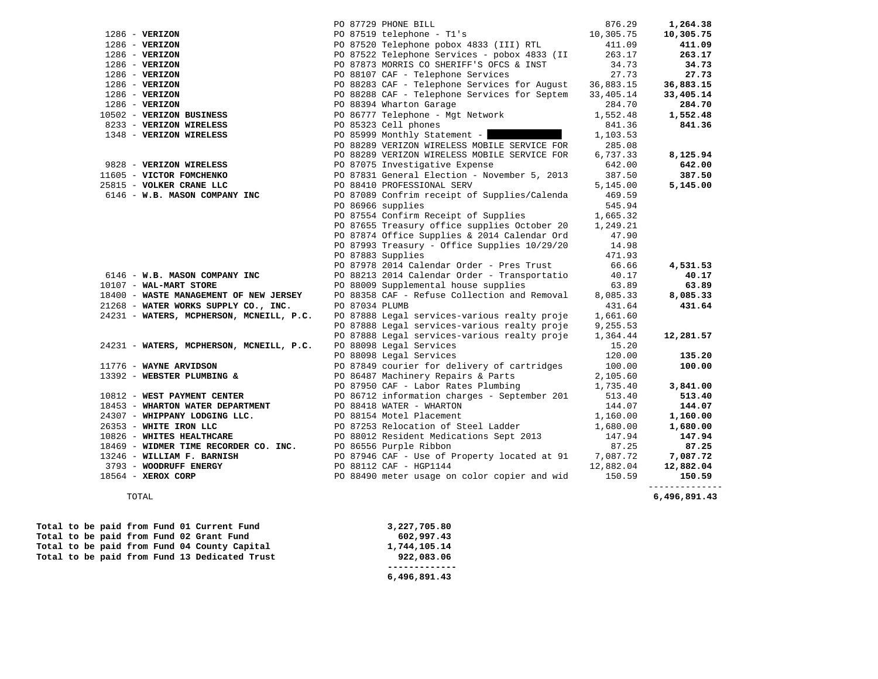| Vendor | PO / Description | Amount | Total |
|---|---|---|---|
| | PO 87729 PHONE BILL | 876.29 | **1,264.38** |
| 1286 - **VERIZON** | PO 87519 telephone - T1's | 10,305.75 | **10,305.75** |
| 1286 - **VERIZON** | PO 87520 Telephone pobox 4833 (III) RTL | 411.09 | **411.09** |
| 1286 - **VERIZON** | PO 87522 Telephone Services - pobox 4833 (II | 263.17 | **263.17** |
| 1286 - **VERIZON** | PO 87873 MORRIS CO SHERIFF'S OFCS & INST | 34.73 | **34.73** |
| 1286 - **VERIZON** | PO 88107 CAF - Telephone Services | 27.73 | **27.73** |
| 1286 - **VERIZON** | PO 88283 CAF - Telephone Services for August | 36,883.15 | **36,883.15** |
| 1286 - **VERIZON** | PO 88288 CAF - Telephone Services for Septem | 33,405.14 | **33,405.14** |
| 1286 - **VERIZON** | PO 88394 Wharton Garage | 284.70 | **284.70** |
| 10502 - **VERIZON BUSINESS** | PO 86777 Telephone - Mgt Network | 1,552.48 | **1,552.48** |
| 8233 - **VERIZON WIRELESS** | PO 85323 Cell phones | 841.36 | **841.36** |
| 1348 - **VERIZON WIRELESS** | PO 85999 Monthly Statement - [REDACTED] | 1,103.53 | |
| | PO 88289 VERIZON WIRELESS MOBILE SERVICE FOR | 285.08 | |
| | PO 88289 VERIZON WIRELESS MOBILE SERVICE FOR | 6,737.33 | **8,125.94** |
| 9828 - **VERIZON WIRELESS** | PO 87075 Investigative Expense | 642.00 | **642.00** |
| 11605 - **VICTOR FOMCHENKO** | PO 87831 General Election - November 5, 2013 | 387.50 | **387.50** |
| 25815 - **VOLKER CRANE LLC** | PO 88410 PROFESSIONAL SERV | 5,145.00 | **5,145.00** |
| 6146 - **W.B. MASON COMPANY INC** | PO 87089 Confrim receipt of Supplies/Calenda | 469.59 | |
| | PO 86966 supplies | 545.94 | |
| | PO 87554 Confirm Receipt of Supplies | 1,665.32 | |
| | PO 87655 Treasury office supplies October 20 | 1,249.21 | |
| | PO 87874 Office Supplies & 2014 Calendar Ord | 47.90 | |
| | PO 87993 Treasury - Office Supplies 10/29/20 | 14.98 | |
| | PO 87883 Supplies | 471.93 | |
| | PO 87978 2014 Calendar Order - Pres Trust | 66.66 | **4,531.53** |
| 6146 - **W.B. MASON COMPANY INC** | PO 88213 2014 Calendar Order - Transportatio | 40.17 | **40.17** |
| 10107 - **WAL-MART STORE** | PO 88009 Supplemental house supplies | 63.89 | **63.89** |
| 18400 - **WASTE MANAGEMENT OF NEW JERSEY** | PO 88358 CAF - Refuse Collection and Removal | 8,085.33 | **8,085.33** |
| 21268 - **WATER WORKS SUPPLY CO., INC.** | PO 87034 PLUMB | 431.64 | **431.64** |
| 24231 - **WATERS, MCPHERSON, MCNEILL, P.C.** | PO 87888 Legal services-various realty proje | 1,661.60 | |
| | PO 87888 Legal services-various realty proje | 9,255.53 | |
| | PO 87888 Legal services-various realty proje | 1,364.44 | **12,281.57** |
| 24231 - **WATERS, MCPHERSON, MCNEILL, P.C.** | PO 88098 Legal Services | 15.20 | |
| | PO 88098 Legal Services | 120.00 | **135.20** |
| 11776 - **WAYNE ARVIDSON** | PO 87849 courier for delivery of cartridges | 100.00 | **100.00** |
| 13392 - **WEBSTER PLUMBING &** | PO 86487 Machinery Repairs & Parts | 2,105.60 | |
| | PO 87950 CAF - Labor Rates Plumbing | 1,735.40 | **3,841.00** |
| 10812 - **WEST PAYMENT CENTER** | PO 86712 information charges - September 201 | 513.40 | **513.40** |
| 18453 - **WHARTON WATER DEPARTMENT** | PO 88418 WATER - WHARTON | 144.07 | **144.07** |
| 24307 - **WHIPPANY LODGING LLC.** | PO 88154 Motel Placement | 1,160.00 | **1,160.00** |
| 26353 - **WHITE IRON LLC** | PO 87253 Relocation of Steel Ladder | 1,680.00 | **1,680.00** |
| 10826 - **WHITES HEALTHCARE** | PO 88012 Resident Medications Sept 2013 | 147.94 | **147.94** |
| 18469 - **WIDMER TIME RECORDER CO. INC.** | PO 86556 Purple Ribbon | 87.25 | **87.25** |
| 13246 - **WILLIAM F. BARNISH** | PO 87946 CAF - Use of Property located at 91 | 7,087.72 | **7,087.72** |
| 3793 - **WOODRUFF ENERGY** | PO 88112 CAF - HGP1144 | 12,882.04 | **12,882.04** |
| 18564 - **XEROX CORP** | PO 88490 meter usage on color copier and wid | 150.59 | **150.59** |
| TOTAL | | | **6,496,891.43** |

| | |
|---|---|
| **Total to be paid from Fund 01 Current Fund** | **3,227,705.80** |
| **Total to be paid from Fund 02 Grant Fund** | **602,997.43** |
| **Total to be paid from Fund 04 County Capital** | **1,744,105.14** |
| **Total to be paid from Fund 13 Dedicated Trust** | **922,083.06** |
| | **6,496,891.43** |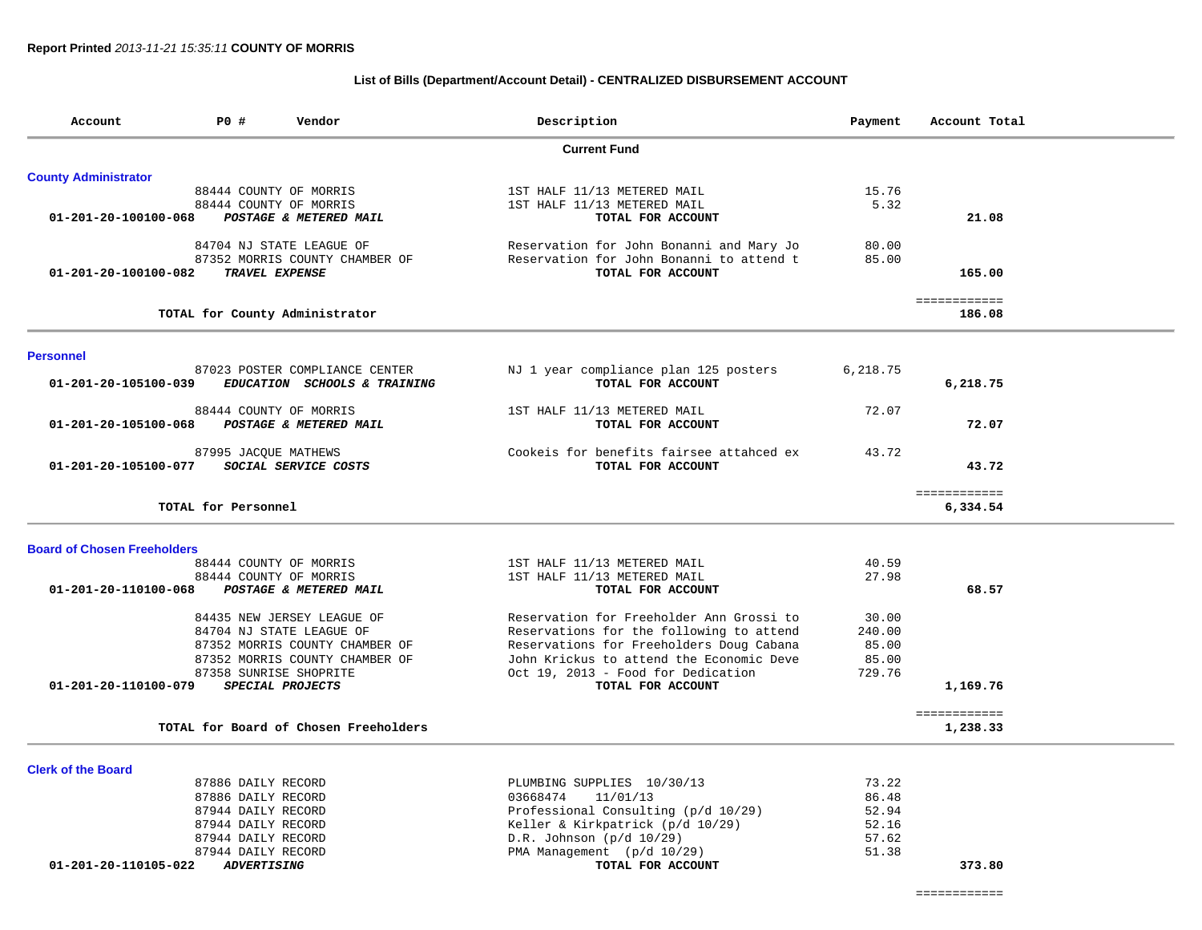**Report Printed** *2013-11-21 15:35:11* **COUNTY OF MORRIS**

**List of Bills (Department/Account Detail) - CENTRALIZED DISBURSEMENT ACCOUNT**

| Account | PO # | Vendor | Description | Payment | Account Total |
|---|---|---|---|---|---|
| | | | **Current Fund** | | |
| **County Administrator** | | | | | |
| | 88444 | COUNTY OF MORRIS | 1ST HALF 11/13 METERED MAIL | 15.76 | |
| | 88444 | COUNTY OF MORRIS | 1ST HALF 11/13 METERED MAIL | 5.32 | |
| **01-201-20-100100-068** | | ***POSTAGE & METERED MAIL*** | **TOTAL FOR ACCOUNT** | | **21.08** |
| | 84704 | NJ STATE LEAGUE OF | Reservation for John Bonanni and Mary Jo | 80.00 | |
| | 87352 | MORRIS COUNTY CHAMBER OF | Reservation for John Bonanni to attend t | 85.00 | |
| **01-201-20-100100-082** | | ***TRAVEL EXPENSE*** | **TOTAL FOR ACCOUNT** | | **165.00** |
| | | **TOTAL for County Administrator** | | | ============ **186.08** |
| **Personnel** | | | | | |
| | 87023 | POSTER COMPLIANCE CENTER | NJ 1 year compliance plan 125 posters | 6,218.75 | |
| **01-201-20-105100-039** | | ***EDUCATION SCHOOLS & TRAINING*** | **TOTAL FOR ACCOUNT** | | **6,218.75** |
| | 88444 | COUNTY OF MORRIS | 1ST HALF 11/13 METERED MAIL | 72.07 | |
| **01-201-20-105100-068** | | ***POSTAGE & METERED MAIL*** | **TOTAL FOR ACCOUNT** | | **72.07** |
| | 87995 | JACQUE MATHEWS | Cookeis for benefits fairsee attahced ex | 43.72 | |
| **01-201-20-105100-077** | | ***SOCIAL SERVICE COSTS*** | **TOTAL FOR ACCOUNT** | | **43.72** |
| | | **TOTAL for Personnel** | | | ============ **6,334.54** |
| **Board of Chosen Freeholders** | | | | | |
| | 88444 | COUNTY OF MORRIS | 1ST HALF 11/13 METERED MAIL | 40.59 | |
| | 88444 | COUNTY OF MORRIS | 1ST HALF 11/13 METERED MAIL | 27.98 | |
| **01-201-20-110100-068** | | ***POSTAGE & METERED MAIL*** | **TOTAL FOR ACCOUNT** | | **68.57** |
| | 84435 | NEW JERSEY LEAGUE OF | Reservation for Freeholder Ann Grossi to | 30.00 | |
| | 84704 | NJ STATE LEAGUE OF | Reservations for the following to attend | 240.00 | |
| | 87352 | MORRIS COUNTY CHAMBER OF | Reservations for Freeholders Doug Cabana | 85.00 | |
| | 87352 | MORRIS COUNTY CHAMBER OF | John Krickus to attend the Economic Deve | 85.00 | |
| | 87358 | SUNRISE SHOPRITE | Oct 19, 2013 - Food for Dedication | 729.76 | |
| **01-201-20-110100-079** | | ***SPECIAL PROJECTS*** | **TOTAL FOR ACCOUNT** | | **1,169.76** |
| | | **TOTAL for Board of Chosen Freeholders** | | | ============ **1,238.33** |
| **Clerk of the Board** | | | | | |
| | 87886 | DAILY RECORD | PLUMBING SUPPLIES 10/30/13 | 73.22 | |
| | 87886 | DAILY RECORD | 03668474 11/01/13 | 86.48 | |
| | 87944 | DAILY RECORD | Professional Consulting (p/d 10/29) | 52.94 | |
| | 87944 | DAILY RECORD | Keller & Kirkpatrick (p/d 10/29) | 52.16 | |
| | 87944 | DAILY RECORD | D.R. Johnson (p/d 10/29) | 57.62 | |
| | 87944 | DAILY RECORD | PMA Management (p/d 10/29) | 51.38 | |
| **01-201-20-110105-022** | | ***ADVERTISING*** | **TOTAL FOR ACCOUNT** | | **373.80** |
| | | | | | ============ |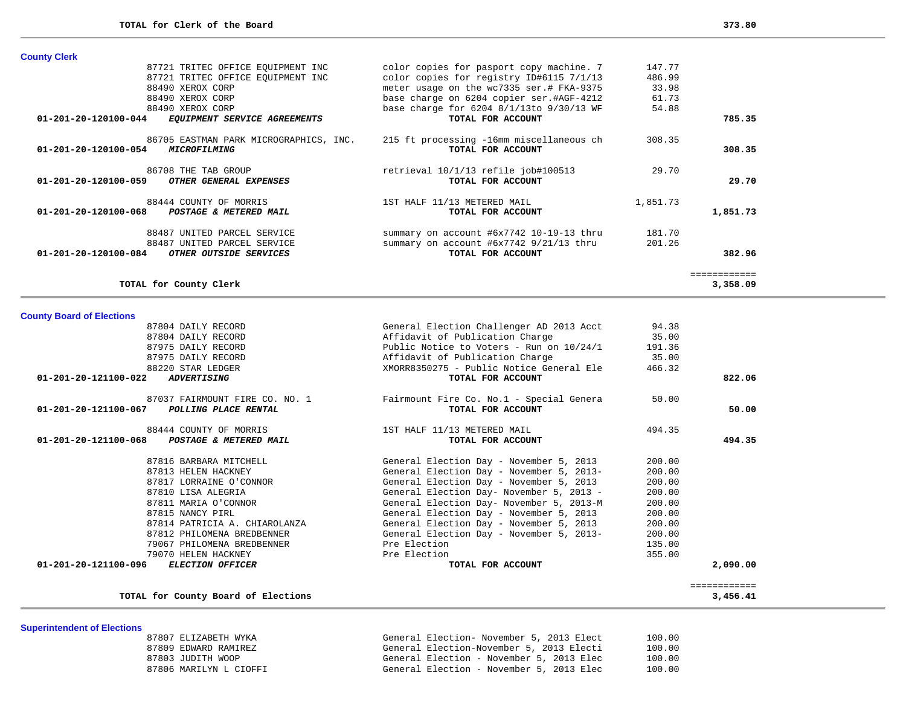**TOTAL for Clerk of the Board** 373.80

## County Clerk

| Account | Vendor | Description | Amount | Total |
|---|---|---|---|---|
| | 87721 TRITEC OFFICE EQUIPMENT INC | color copies for pasport copy machine. 7 | 147.77 | |
| | 87721 TRITEC OFFICE EQUIPMENT INC | color copies for registry ID#6115 7/1/13 | 486.99 | |
| | 88490 XEROX CORP | meter usage on the wc7335 ser.# FKA-9375 | 33.98 | |
| | 88490 XEROX CORP | base charge on 6204 copier ser.#AGF-4212 | 61.73 | |
| | 88490 XEROX CORP | base charge for 6204 8/1/13to 9/30/13 WF | 54.88 | |
| **01-201-20-120100-044** | ***EQUIPMENT SERVICE AGREEMENTS*** | **TOTAL FOR ACCOUNT** | | **785.35** |
| | 86705 EASTMAN PARK MICROGRAPHICS, INC. | 215 ft processing -16mm miscellaneous ch | 308.35 | |
| **01-201-20-120100-054** | ***MICROFILMING*** | **TOTAL FOR ACCOUNT** | | **308.35** |
| | 86708 THE TAB GROUP | retrieval 10/1/13 refile job#100513 | 29.70 | |
| **01-201-20-120100-059** | ***OTHER GENERAL EXPENSES*** | **TOTAL FOR ACCOUNT** | | **29.70** |
| | 88444 COUNTY OF MORRIS | 1ST HALF 11/13 METERED MAIL | 1,851.73 | |
| **01-201-20-120100-068** | ***POSTAGE & METERED MAIL*** | **TOTAL FOR ACCOUNT** | | **1,851.73** |
| | 88487 UNITED PARCEL SERVICE | summary on account #6x7742 10-19-13 thru | 181.70 | |
| | 88487 UNITED PARCEL SERVICE | summary on account #6x7742 9/21/13 thru | 201.26 | |
| **01-201-20-120100-084** | ***OTHER OUTSIDE SERVICES*** | **TOTAL FOR ACCOUNT** | | **382.96** |

**TOTAL for County Clerk** 3,358.09

## County Board of Elections

| Account | Vendor | Description | Amount | Total |
|---|---|---|---|---|
| | 87804 DAILY RECORD | General Election Challenger AD 2013 Acct | 94.38 | |
| | 87804 DAILY RECORD | Affidavit of Publication Charge | 35.00 | |
| | 87975 DAILY RECORD | Public Notice to Voters - Run on 10/24/1 | 191.36 | |
| | 87975 DAILY RECORD | Affidavit of Publication Charge | 35.00 | |
| | 88220 STAR LEDGER | XMORR8350275 - Public Notice General Ele | 466.32 | |
| **01-201-20-121100-022** | ***ADVERTISING*** | **TOTAL FOR ACCOUNT** | | **822.06** |
| | 87037 FAIRMOUNT FIRE CO. NO. 1 | Fairmount Fire Co. No.1 - Special Genera | 50.00 | |
| **01-201-20-121100-067** | ***POLLING PLACE RENTAL*** | **TOTAL FOR ACCOUNT** | | **50.00** |
| | 88444 COUNTY OF MORRIS | 1ST HALF 11/13 METERED MAIL | 494.35 | |
| **01-201-20-121100-068** | ***POSTAGE & METERED MAIL*** | **TOTAL FOR ACCOUNT** | | **494.35** |
| | 87816 BARBARA MITCHELL | General Election Day - November 5, 2013 | 200.00 | |
| | 87813 HELEN HACKNEY | General Election Day - November 5, 2013- | 200.00 | |
| | 87817 LORRAINE O'CONNOR | General Election Day - November 5, 2013 | 200.00 | |
| | 87810 LISA ALEGRIA | General Election Day- November 5, 2013 - | 200.00 | |
| | 87811 MARIA O'CONNOR | General Election Day- November 5, 2013-M | 200.00 | |
| | 87815 NANCY PIRL | General Election Day - November 5, 2013 | 200.00 | |
| | 87814 PATRICIA A. CHIAROLANZA | General Election Day - November 5, 2013 | 200.00 | |
| | 87812 PHILOMENA BREDBENNER | General Election Day - November 5, 2013- | 200.00 | |
| | 79067 PHILOMENA BREDBENNER | Pre Election | 135.00 | |
| | 79070 HELEN HACKNEY | Pre Election | 355.00 | |
| **01-201-20-121100-096** | ***ELECTION OFFICER*** | **TOTAL FOR ACCOUNT** | | **2,090.00** |

**TOTAL for County Board of Elections** 3,456.41

## Superintendent of Elections

| Account | Vendor | Description | Amount | Total |
|---|---|---|---|---|
| | 87807 ELIZABETH WYKA | General Election- November 5, 2013 Elect | 100.00 | |
| | 87809 EDWARD RAMIREZ | General Election-November 5, 2013 Electi | 100.00 | |
| | 87803 JUDITH WOOP | General Election - November 5, 2013 Elec | 100.00 | |
| | 87806 MARILYN L CIOFFI | General Election - November 5, 2013 Elec | 100.00 | |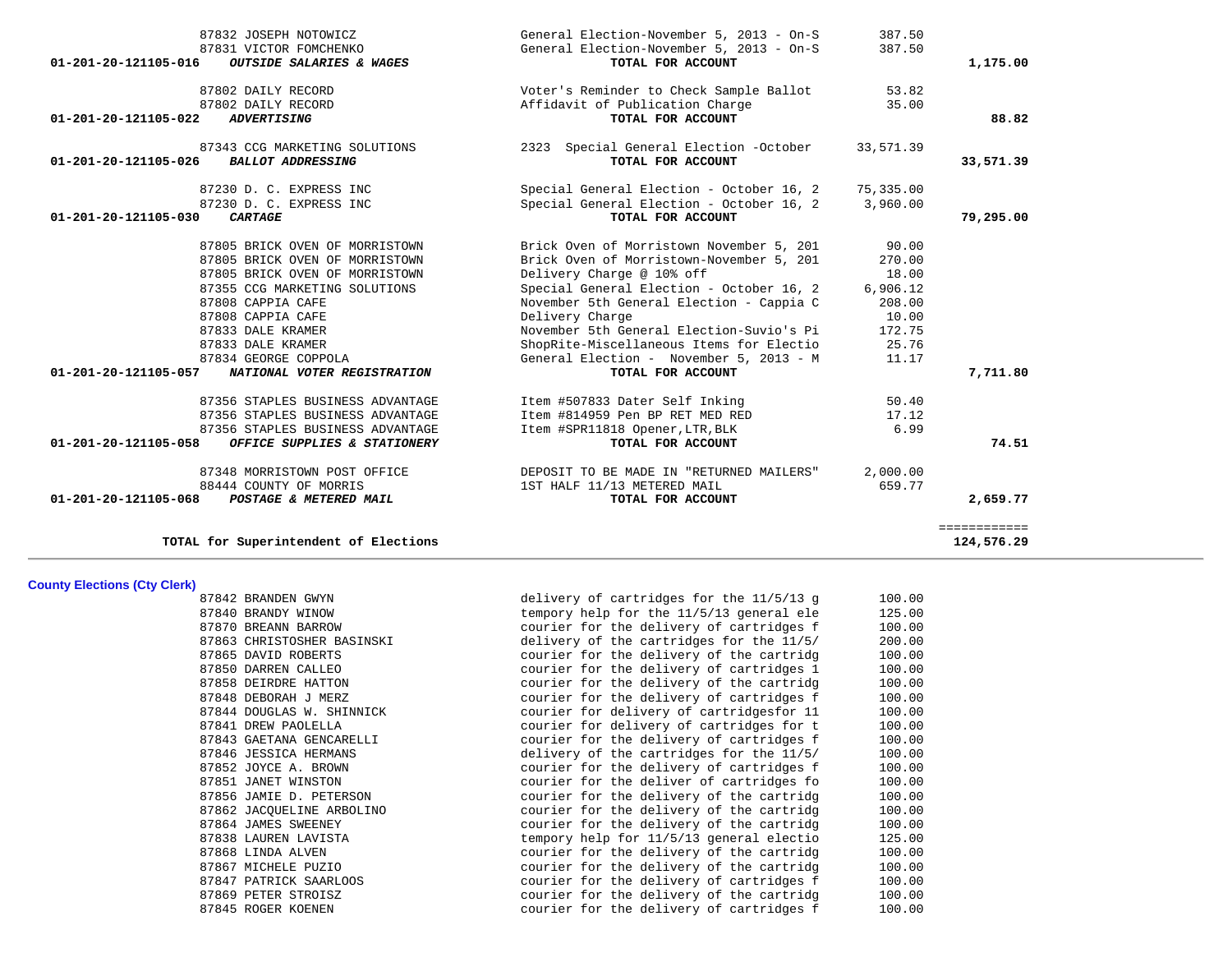| Account | Vendor | Description | Amount | Total |
|---|---|---|---|---|
| | 87832 JOSEPH NOTOWICZ | General Election-November 5, 2013 - On-S | 387.50 | |
| | 87831 VICTOR FOMCHENKO | General Election-November 5, 2013 - On-S | 387.50 | |
| **01-201-20-121105-016** | ***OUTSIDE SALARIES & WAGES*** | **TOTAL FOR ACCOUNT** | | **1,175.00** |
| | 87802 DAILY RECORD | Voter's Reminder to Check Sample Ballot | 53.82 | |
| | 87802 DAILY RECORD | Affidavit of Publication Charge | 35.00 | |
| **01-201-20-121105-022** | ***ADVERTISING*** | **TOTAL FOR ACCOUNT** | | **88.82** |
| | 87343 CCG MARKETING SOLUTIONS | 2323 Special General Election -October | 33,571.39 | |
| **01-201-20-121105-026** | ***BALLOT ADDRESSING*** | **TOTAL FOR ACCOUNT** | | **33,571.39** |
| | 87230 D. C. EXPRESS INC | Special General Election - October 16, 2 | 75,335.00 | |
| | 87230 D. C. EXPRESS INC | Special General Election - October 16, 2 | 3,960.00 | |
| **01-201-20-121105-030** | ***CARTAGE*** | **TOTAL FOR ACCOUNT** | | **79,295.00** |
| | 87805 BRICK OVEN OF MORRISTOWN | Brick Oven of Morristown November 5, 201 | 90.00 | |
| | 87805 BRICK OVEN OF MORRISTOWN | Brick Oven of Morristown-November 5, 201 | 270.00 | |
| | 87805 BRICK OVEN OF MORRISTOWN | Delivery Charge @ 10% off | 18.00 | |
| | 87355 CCG MARKETING SOLUTIONS | Special General Election - October 16, 2 | 6,906.12 | |
| | 87808 CAPPIA CAFE | November 5th General Election - Cappia C | 208.00 | |
| | 87808 CAPPIA CAFE | Delivery Charge | 10.00 | |
| | 87833 DALE KRAMER | November 5th General Election-Suvio's Pi | 172.75 | |
| | 87833 DALE KRAMER | ShopRite-Miscellaneous Items for Electio | 25.76 | |
| | 87834 GEORGE COPPOLA | General Election - November 5, 2013 - M | 11.17 | |
| **01-201-20-121105-057** | ***NATIONAL VOTER REGISTRATION*** | **TOTAL FOR ACCOUNT** | | **7,711.80** |
| | 87356 STAPLES BUSINESS ADVANTAGE | Item #507833 Dater Self Inking | 50.40 | |
| | 87356 STAPLES BUSINESS ADVANTAGE | Item #814959 Pen BP RET MED RED | 17.12 | |
| | 87356 STAPLES BUSINESS ADVANTAGE | Item #SPR11818 Opener,LTR,BLK | 6.99 | |
| **01-201-20-121105-058** | ***OFFICE SUPPLIES & STATIONERY*** | **TOTAL FOR ACCOUNT** | | **74.51** |
| | 87348 MORRISTOWN POST OFFICE | DEPOSIT TO BE MADE IN "RETURNED MAILERS" | 2,000.00 | |
| | 88444 COUNTY OF MORRIS | 1ST HALF 11/13 METERED MAIL | 659.77 | |
| **01-201-20-121105-068** | ***POSTAGE & METERED MAIL*** | **TOTAL FOR ACCOUNT** | | **2,659.77** |
| | | | | ============ |
| | **TOTAL for Superintendent of Elections** | | | **124,576.29** |

**County Elections (Cty Clerk)**

| Vendor | Description | Amount |
|---|---|---|
| 87842 BRANDEN GWYN | delivery of cartridges for the 11/5/13 g | 100.00 |
| 87840 BRANDY WINOW | tempory help for the 11/5/13 general ele | 125.00 |
| 87870 BREANN BARROW | courier for the delivery of cartridges f | 100.00 |
| 87863 CHRISTOSHER BASINSKI | delivery of the cartridges for the 11/5/ | 200.00 |
| 87865 DAVID ROBERTS | courier for the delivery of the cartridg | 100.00 |
| 87850 DARREN CALLEO | courier for the delivery of cartridges 1 | 100.00 |
| 87858 DEIRDRE HATTON | courier for the delivery of the cartridg | 100.00 |
| 87848 DEBORAH J MERZ | courier for the delivery of cartridges f | 100.00 |
| 87844 DOUGLAS W. SHINNICK | courier for delivery of cartridgesfor 11 | 100.00 |
| 87841 DREW PAOLELLA | courier for delivery of cartridges for t | 100.00 |
| 87843 GAETANA GENCARELLI | courier for the delivery of cartridges f | 100.00 |
| 87846 JESSICA HERMANS | delivery of the cartridges for the 11/5/ | 100.00 |
| 87852 JOYCE A. BROWN | courier for the delivery of cartridges f | 100.00 |
| 87851 JANET WINSTON | courier for the deliver of cartridges fo | 100.00 |
| 87856 JAMIE D. PETERSON | courier for the delivery of the cartridg | 100.00 |
| 87862 JACQUELINE ARBOLINO | courier for the delivery of the cartridg | 100.00 |
| 87864 JAMES SWEENEY | courier for the delivery of the cartridg | 100.00 |
| 87838 LAUREN LAVISTA | tempory help for 11/5/13 general electio | 125.00 |
| 87868 LINDA ALVEN | courier for the delivery of the cartridg | 100.00 |
| 87867 MICHELE PUZIO | courier for the delivery of the cartridg | 100.00 |
| 87847 PATRICK SAARLOOS | courier for the delivery of cartridges f | 100.00 |
| 87869 PETER STROISZ | courier for the delivery of the cartridg | 100.00 |
| 87845 ROGER KOENEN | courier for the delivery of cartridges f | 100.00 |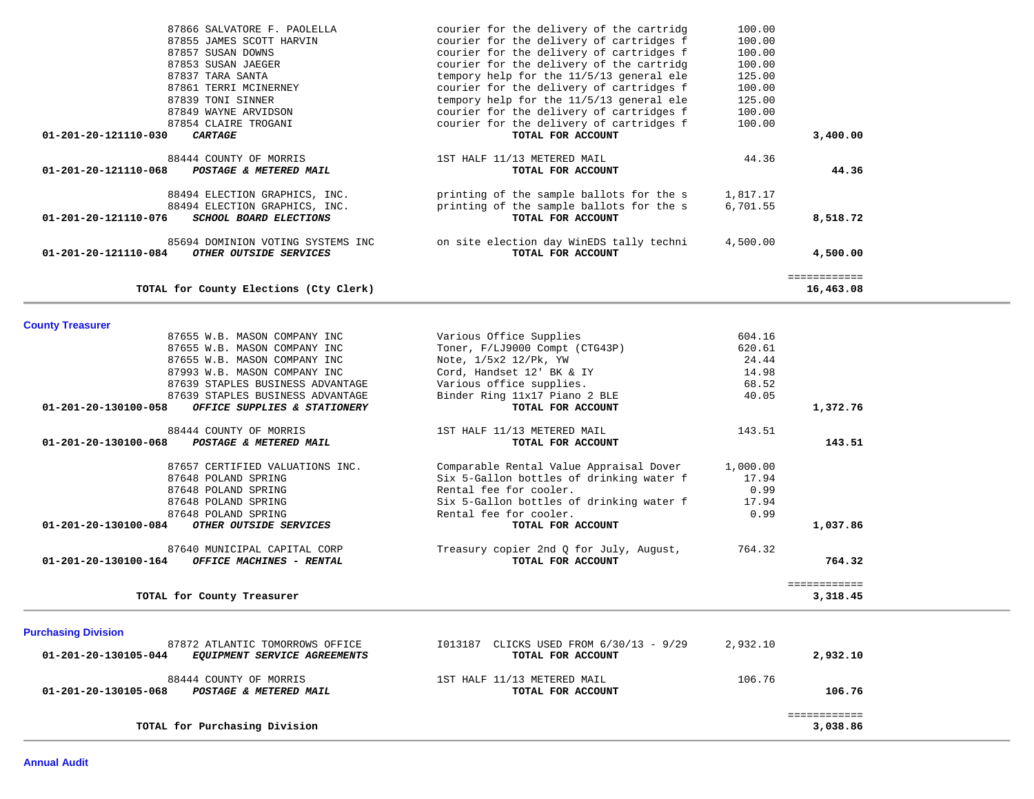| Vendor | Description | Amount | Total |
|---|---|---|---|
| 87866 SALVATORE F. PAOLELLA | courier for the delivery of the cartridg | 100.00 | |
| 87855 JAMES SCOTT HARVIN | courier for the delivery of cartridges f | 100.00 | |
| 87857 SUSAN DOWNS | courier for the delivery of cartridges f | 100.00 | |
| 87853 SUSAN JAEGER | courier for the delivery of the cartridg | 100.00 | |
| 87837 TARA SANTA | tempory help for the 11/5/13 general ele | 125.00 | |
| 87861 TERRI MCINERNEY | courier for the delivery of cartridges f | 100.00 | |
| 87839 TONI SINNER | tempory help for the 11/5/13 general ele | 125.00 | |
| 87849 WAYNE ARVIDSON | courier for the delivery of cartridges f | 100.00 | |
| 87854 CLAIRE TROGANI | courier for the delivery of cartridges f | 100.00 | |
| **01-201-20-121110-030** ***CARTAGE*** | **TOTAL FOR ACCOUNT** | | **3,400.00** |
| 88444 COUNTY OF MORRIS | 1ST HALF 11/13 METERED MAIL | 44.36 | |
| **01-201-20-121110-068** ***POSTAGE & METERED MAIL*** | **TOTAL FOR ACCOUNT** | | **44.36** |
| 88494 ELECTION GRAPHICS, INC. | printing of the sample ballots for the s | 1,817.17 | |
| 88494 ELECTION GRAPHICS, INC. | printing of the sample ballots for the s | 6,701.55 | |
| **01-201-20-121110-076** ***SCHOOL BOARD ELECTIONS*** | **TOTAL FOR ACCOUNT** | | **8,518.72** |
| 85694 DOMINION VOTING SYSTEMS INC | on site election day WinEDS tally techni | 4,500.00 | |
| **01-201-20-121110-084** ***OTHER OUTSIDE SERVICES*** | **TOTAL FOR ACCOUNT** | | **4,500.00** |
| | | | ============ |
| **TOTAL for County Elections (Cty Clerk)** | | | **16,463.08** |

## County Treasurer

| Vendor | Description | Amount | Total |
|---|---|---|---|
| 87655 W.B. MASON COMPANY INC | Various Office Supplies | 604.16 | |
| 87655 W.B. MASON COMPANY INC | Toner, F/LJ9000 Compt (CTG43P) | 620.61 | |
| 87655 W.B. MASON COMPANY INC | Note, 1/5x2 12/Pk, YW | 24.44 | |
| 87993 W.B. MASON COMPANY INC | Cord, Handset 12' BK & IY | 14.98 | |
| 87639 STAPLES BUSINESS ADVANTAGE | Various office supplies. | 68.52 | |
| 87639 STAPLES BUSINESS ADVANTAGE | Binder Ring 11x17 Piano 2 BLE | 40.05 | |
| **01-201-20-130100-058** ***OFFICE SUPPLIES & STATIONERY*** | **TOTAL FOR ACCOUNT** | | **1,372.76** |
| 88444 COUNTY OF MORRIS | 1ST HALF 11/13 METERED MAIL | 143.51 | |
| **01-201-20-130100-068** ***POSTAGE & METERED MAIL*** | **TOTAL FOR ACCOUNT** | | **143.51** |
| 87657 CERTIFIED VALUATIONS INC. | Comparable Rental Value Appraisal Dover | 1,000.00 | |
| 87648 POLAND SPRING | Six 5-Gallon bottles of drinking water f | 17.94 | |
| 87648 POLAND SPRING | Rental fee for cooler. | 0.99 | |
| 87648 POLAND SPRING | Six 5-Gallon bottles of drinking water f | 17.94 | |
| 87648 POLAND SPRING | Rental fee for cooler. | 0.99 | |
| **01-201-20-130100-084** ***OTHER OUTSIDE SERVICES*** | **TOTAL FOR ACCOUNT** | | **1,037.86** |
| 87640 MUNICIPAL CAPITAL CORP | Treasury copier 2nd Q for July, August, | 764.32 | |
| **01-201-20-130100-164** ***OFFICE MACHINES - RENTAL*** | **TOTAL FOR ACCOUNT** | | **764.32** |
| | | | ============ |
| **TOTAL for County Treasurer** | | | **3,318.45** |

## Purchasing Division

| Vendor | Description | Amount | Total |
|---|---|---|---|
| 87872 ATLANTIC TOMORROWS OFFICE | I013187 CLICKS USED FROM 6/30/13 - 9/29 | 2,932.10 | |
| **01-201-20-130105-044** ***EQUIPMENT SERVICE AGREEMENTS*** | **TOTAL FOR ACCOUNT** | | **2,932.10** |
| 88444 COUNTY OF MORRIS | 1ST HALF 11/13 METERED MAIL | 106.76 | |
| **01-201-20-130105-068** ***POSTAGE & METERED MAIL*** | **TOTAL FOR ACCOUNT** | | **106.76** |
| | | | ============ |
| **TOTAL for Purchasing Division** | | | **3,038.86** |

## Annual Audit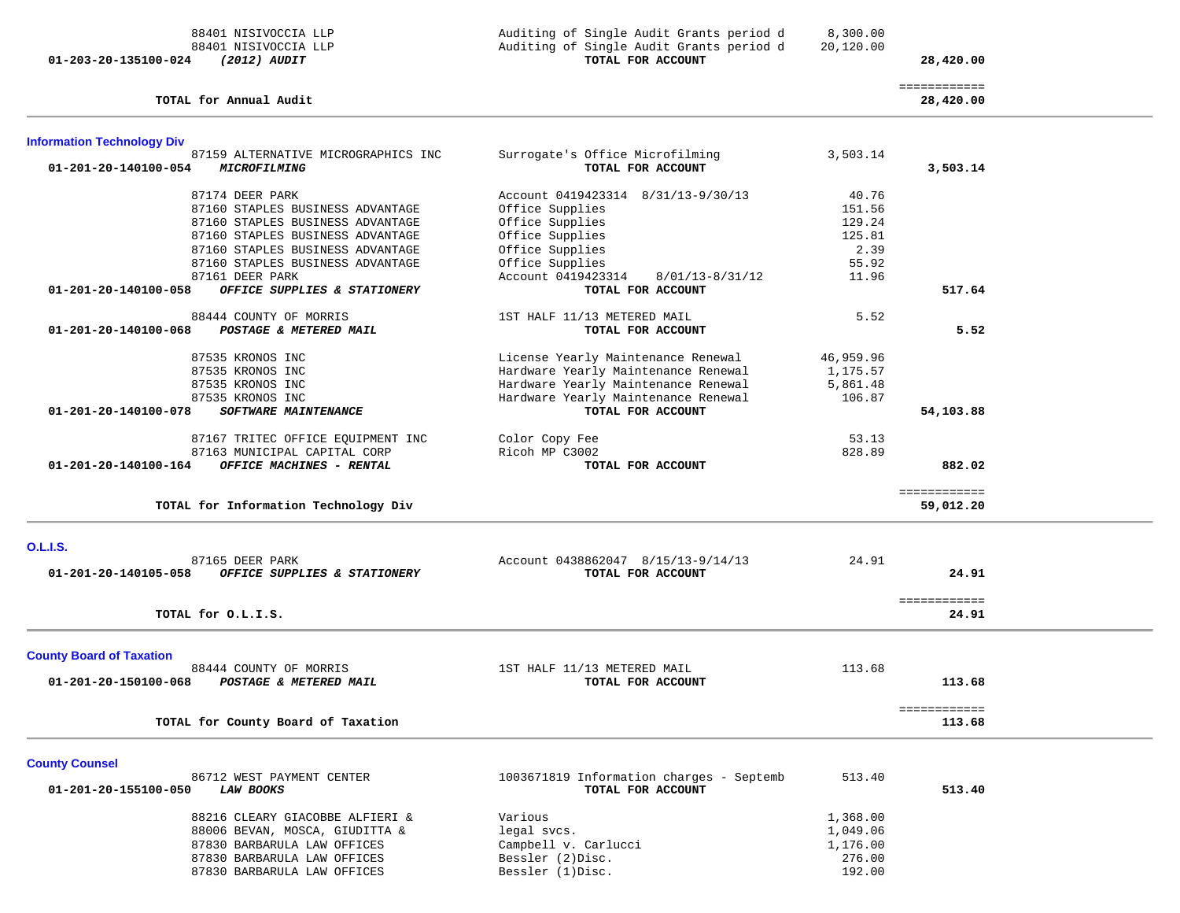| Vendor | Description | Amount | Total |
|---|---|---|---|
| 88401 NISIVOCCIA LLP | Auditing of Single Audit Grants period d | 8,300.00 | |
| 88401 NISIVOCCIA LLP | Auditing of Single Audit Grants period d | 20,120.00 | |
| **01-203-20-135100-024** ***(2012) AUDIT*** | **TOTAL FOR ACCOUNT** | | **28,420.00** |
| | | | ============ |
| **TOTAL for Annual Audit** | | | **28,420.00** |

**Information Technology Div**

| Vendor | Description | Amount | Total |
|---|---|---|---|
| 87159 ALTERNATIVE MICROGRAPHICS INC | Surrogate's Office Microfilming | 3,503.14 | |
| **01-201-20-140100-054** ***MICROFILMING*** | **TOTAL FOR ACCOUNT** | | **3,503.14** |
| 87174 DEER PARK | Account 0419423314 8/31/13-9/30/13 | 40.76 | |
| 87160 STAPLES BUSINESS ADVANTAGE | Office Supplies | 151.56 | |
| 87160 STAPLES BUSINESS ADVANTAGE | Office Supplies | 129.24 | |
| 87160 STAPLES BUSINESS ADVANTAGE | Office Supplies | 125.81 | |
| 87160 STAPLES BUSINESS ADVANTAGE | Office Supplies | 2.39 | |
| 87160 STAPLES BUSINESS ADVANTAGE | Office Supplies | 55.92 | |
| 87161 DEER PARK | Account 0419423314 8/01/13-8/31/12 | 11.96 | |
| **01-201-20-140100-058** ***OFFICE SUPPLIES & STATIONERY*** | **TOTAL FOR ACCOUNT** | | **517.64** |
| 88444 COUNTY OF MORRIS | 1ST HALF 11/13 METERED MAIL | 5.52 | |
| **01-201-20-140100-068** ***POSTAGE & METERED MAIL*** | **TOTAL FOR ACCOUNT** | | **5.52** |
| 87535 KRONOS INC | License Yearly Maintenance Renewal | 46,959.96 | |
| 87535 KRONOS INC | Hardware Yearly Maintenance Renewal | 1,175.57 | |
| 87535 KRONOS INC | Hardware Yearly Maintenance Renewal | 5,861.48 | |
| 87535 KRONOS INC | Hardware Yearly Maintenance Renewal | 106.87 | |
| **01-201-20-140100-078** ***SOFTWARE MAINTENANCE*** | **TOTAL FOR ACCOUNT** | | **54,103.88** |
| 87167 TRITEC OFFICE EQUIPMENT INC | Color Copy Fee | 53.13 | |
| 87163 MUNICIPAL CAPITAL CORP | Ricoh MP C3002 | 828.89 | |
| **01-201-20-140100-164** ***OFFICE MACHINES - RENTAL*** | **TOTAL FOR ACCOUNT** | | **882.02** |
| | | | ============ |
| **TOTAL for Information Technology Div** | | | **59,012.20** |

**O.L.I.S.**

| Vendor | Description | Amount | Total |
|---|---|---|---|
| 87165 DEER PARK | Account 0438862047 8/15/13-9/14/13 | 24.91 | |
| **01-201-20-140105-058** ***OFFICE SUPPLIES & STATIONERY*** | **TOTAL FOR ACCOUNT** | | **24.91** |
| | | | ============ |
| **TOTAL for O.L.I.S.** | | | **24.91** |

**County Board of Taxation**

| Vendor | Description | Amount | Total |
|---|---|---|---|
| 88444 COUNTY OF MORRIS | 1ST HALF 11/13 METERED MAIL | 113.68 | |
| **01-201-20-150100-068** ***POSTAGE & METERED MAIL*** | **TOTAL FOR ACCOUNT** | | **113.68** |
| | | | ============ |
| **TOTAL for County Board of Taxation** | | | **113.68** |

**County Counsel**

| Vendor | Description | Amount | Total |
|---|---|---|---|
| 86712 WEST PAYMENT CENTER | 1003671819 Information charges - Septemb | 513.40 | |
| **01-201-20-155100-050** ***LAW BOOKS*** | **TOTAL FOR ACCOUNT** | | **513.40** |
| 88216 CLEARY GIACOBBE ALFIERI & | Various | 1,368.00 | |
| 88006 BEVAN, MOSCA, GIUDITTA & | legal svcs. | 1,049.06 | |
| 87830 BARBARULA LAW OFFICES | Campbell v. Carlucci | 1,176.00 | |
| 87830 BARBARULA LAW OFFICES | Bessler (2)Disc. | 276.00 | |
| 87830 BARBARULA LAW OFFICES | Bessler (1)Disc. | 192.00 | |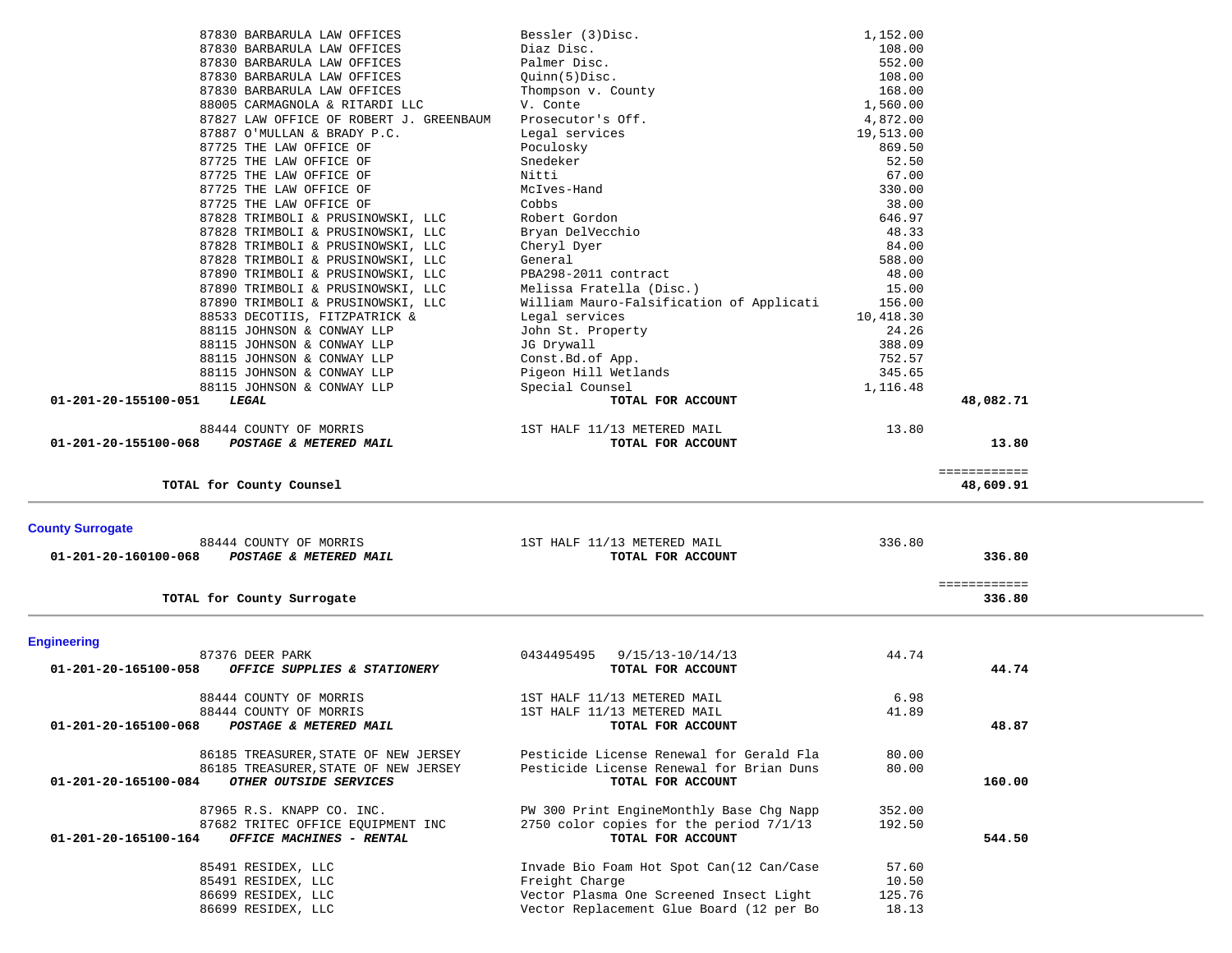| Account | Vendor | Description | Amount | Total |
|---|---|---|---|---|
| | 87830 BARBARULA LAW OFFICES | Bessler (3)Disc. | 1,152.00 | |
| | 87830 BARBARULA LAW OFFICES | Diaz Disc. | 108.00 | |
| | 87830 BARBARULA LAW OFFICES | Palmer Disc. | 552.00 | |
| | 87830 BARBARULA LAW OFFICES | Quinn(5)Disc. | 108.00 | |
| | 87830 BARBARULA LAW OFFICES | Thompson v. County | 168.00 | |
| | 88005 CARMAGNOLA & RITARDI LLC | V. Conte | 1,560.00 | |
| | 87827 LAW OFFICE OF ROBERT J. GREENBAUM | Prosecutor's Off. | 4,872.00 | |
| | 87887 O'MULLAN & BRADY P.C. | Legal services | 19,513.00 | |
| | 87725 THE LAW OFFICE OF | Poculosky | 869.50 | |
| | 87725 THE LAW OFFICE OF | Snedeker | 52.50 | |
| | 87725 THE LAW OFFICE OF | Nitti | 67.00 | |
| | 87725 THE LAW OFFICE OF | McIves-Hand | 330.00 | |
| | 87725 THE LAW OFFICE OF | Cobbs | 38.00 | |
| | 87828 TRIMBOLI & PRUSINOWSKI, LLC | Robert Gordon | 646.97 | |
| | 87828 TRIMBOLI & PRUSINOWSKI, LLC | Bryan DelVecchio | 48.33 | |
| | 87828 TRIMBOLI & PRUSINOWSKI, LLC | Cheryl Dyer | 84.00 | |
| | 87828 TRIMBOLI & PRUSINOWSKI, LLC | General | 588.00 | |
| | 87890 TRIMBOLI & PRUSINOWSKI, LLC | PBA298-2011 contract | 48.00 | |
| | 87890 TRIMBOLI & PRUSINOWSKI, LLC | Melissa Fratella (Disc.) | 15.00 | |
| | 87890 TRIMBOLI & PRUSINOWSKI, LLC | William Mauro-Falsification of Applicati | 156.00 | |
| | 88533 DECOTIIS, FITZPATRICK & | Legal services | 10,418.30 | |
| | 88115 JOHNSON & CONWAY LLP | John St. Property | 24.26 | |
| | 88115 JOHNSON & CONWAY LLP | JG Drywall | 388.09 | |
| | 88115 JOHNSON & CONWAY LLP | Const.Bd.of App. | 752.57 | |
| | 88115 JOHNSON & CONWAY LLP | Pigeon Hill Wetlands | 345.65 | |
| | 88115 JOHNSON & CONWAY LLP | Special Counsel | 1,116.48 | |
| **01-201-20-155100-051** | ***LEGAL*** | **TOTAL FOR ACCOUNT** | | **48,082.71** |
| | 88444 COUNTY OF MORRIS | 1ST HALF 11/13 METERED MAIL | 13.80 | |
| **01-201-20-155100-068** | ***POSTAGE & METERED MAIL*** | **TOTAL FOR ACCOUNT** | | **13.80** |
| | **TOTAL for County Counsel** | | | **48,609.91** |

## County Surrogate

| Account | Vendor | Description | Amount | Total |
|---|---|---|---|---|
| | 88444 COUNTY OF MORRIS | 1ST HALF 11/13 METERED MAIL | 336.80 | |
| **01-201-20-160100-068** | ***POSTAGE & METERED MAIL*** | **TOTAL FOR ACCOUNT** | | **336.80** |
| | **TOTAL for County Surrogate** | | | **336.80** |

## Engineering

| Account | Vendor | Description | Amount | Total |
|---|---|---|---|---|
| | 87376 DEER PARK | 0434495495 9/15/13-10/14/13 | 44.74 | |
| **01-201-20-165100-058** | ***OFFICE SUPPLIES & STATIONERY*** | **TOTAL FOR ACCOUNT** | | **44.74** |
| | 88444 COUNTY OF MORRIS | 1ST HALF 11/13 METERED MAIL | 6.98 | |
| | 88444 COUNTY OF MORRIS | 1ST HALF 11/13 METERED MAIL | 41.89 | |
| **01-201-20-165100-068** | ***POSTAGE & METERED MAIL*** | **TOTAL FOR ACCOUNT** | | **48.87** |
| | 86185 TREASURER,STATE OF NEW JERSEY | Pesticide License Renewal for Gerald Fla | 80.00 | |
| | 86185 TREASURER,STATE OF NEW JERSEY | Pesticide License Renewal for Brian Duns | 80.00 | |
| **01-201-20-165100-084** | ***OTHER OUTSIDE SERVICES*** | **TOTAL FOR ACCOUNT** | | **160.00** |
| | 87965 R.S. KNAPP CO. INC. | PW 300 Print EngineMonthly Base Chg Napp | 352.00 | |
| | 87682 TRITEC OFFICE EQUIPMENT INC | 2750 color copies for the period 7/1/13 | 192.50 | |
| **01-201-20-165100-164** | ***OFFICE MACHINES - RENTAL*** | **TOTAL FOR ACCOUNT** | | **544.50** |
| | 85491 RESIDEX, LLC | Invade Bio Foam Hot Spot Can(12 Can/Case | 57.60 | |
| | 85491 RESIDEX, LLC | Freight Charge | 10.50 | |
| | 86699 RESIDEX, LLC | Vector Plasma One Screened Insect Light | 125.76 | |
| | 86699 RESIDEX, LLC | Vector Replacement Glue Board (12 per Bo | 18.13 | |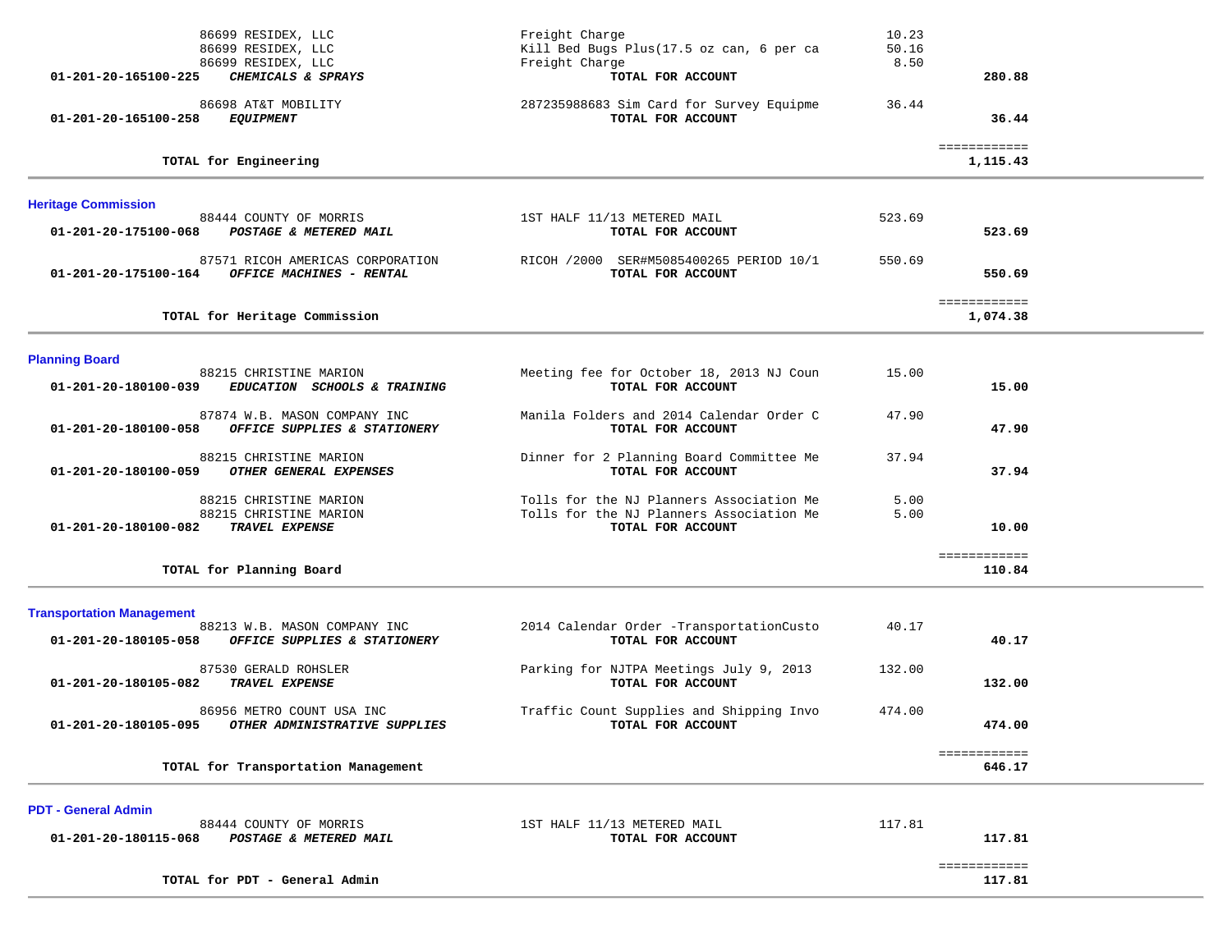| Account | Vendor / Account Name | Description | Amount | Total |
|---|---|---|---|---|
| | 86699 RESIDEX, LLC | Freight Charge | 10.23 | |
| | 86699 RESIDEX, LLC | Kill Bed Bugs Plus(17.5 oz can, 6 per ca | 50.16 | |
| | 86699 RESIDEX, LLC | Freight Charge | 8.50 | |
| **01-201-20-165100-225** | ***CHEMICALS & SPRAYS*** | **TOTAL FOR ACCOUNT** | | **280.88** |
| | 86698 AT&T MOBILITY | 287235988683 Sim Card for Survey Equipme | 36.44 | |
| **01-201-20-165100-258** | ***EQUIPMENT*** | **TOTAL FOR ACCOUNT** | | **36.44** |
| | | | | ============ |
| | **TOTAL for Engineering** | | | **1,115.43** |

## Heritage Commission

| Account | Vendor / Account Name | Description | Amount | Total |
|---|---|---|---|---|
| | 88444 COUNTY OF MORRIS | 1ST HALF 11/13 METERED MAIL | 523.69 | |
| **01-201-20-175100-068** | ***POSTAGE & METERED MAIL*** | **TOTAL FOR ACCOUNT** | | **523.69** |
| | 87571 RICOH AMERICAS CORPORATION | RICOH /2000 SER#M5085400265 PERIOD 10/1 | 550.69 | |
| **01-201-20-175100-164** | ***OFFICE MACHINES - RENTAL*** | **TOTAL FOR ACCOUNT** | | **550.69** |
| | | | | ============ |
| | **TOTAL for Heritage Commission** | | | **1,074.38** |

## Planning Board

| Account | Vendor / Account Name | Description | Amount | Total |
|---|---|---|---|---|
| | 88215 CHRISTINE MARION | Meeting fee for October 18, 2013 NJ Coun | 15.00 | |
| **01-201-20-180100-039** | ***EDUCATION SCHOOLS & TRAINING*** | **TOTAL FOR ACCOUNT** | | **15.00** |
| | 87874 W.B. MASON COMPANY INC | Manila Folders and 2014 Calendar Order C | 47.90 | |
| **01-201-20-180100-058** | ***OFFICE SUPPLIES & STATIONERY*** | **TOTAL FOR ACCOUNT** | | **47.90** |
| | 88215 CHRISTINE MARION | Dinner for 2 Planning Board Committee Me | 37.94 | |
| **01-201-20-180100-059** | ***OTHER GENERAL EXPENSES*** | **TOTAL FOR ACCOUNT** | | **37.94** |
| | 88215 CHRISTINE MARION | Tolls for the NJ Planners Association Me | 5.00 | |
| | 88215 CHRISTINE MARION | Tolls for the NJ Planners Association Me | 5.00 | |
| **01-201-20-180100-082** | ***TRAVEL EXPENSE*** | **TOTAL FOR ACCOUNT** | | **10.00** |
| | | | | ============ |
| | **TOTAL for Planning Board** | | | **110.84** |

## Transportation Management

| Account | Vendor / Account Name | Description | Amount | Total |
|---|---|---|---|---|
| | 88213 W.B. MASON COMPANY INC | 2014 Calendar Order -TransportationCusto | 40.17 | |
| **01-201-20-180105-058** | ***OFFICE SUPPLIES & STATIONERY*** | **TOTAL FOR ACCOUNT** | | **40.17** |
| | 87530 GERALD ROHSLER | Parking for NJTPA Meetings July 9, 2013 | 132.00 | |
| **01-201-20-180105-082** | ***TRAVEL EXPENSE*** | **TOTAL FOR ACCOUNT** | | **132.00** |
| | 86956 METRO COUNT USA INC | Traffic Count Supplies and Shipping Invo | 474.00 | |
| **01-201-20-180105-095** | ***OTHER ADMINISTRATIVE SUPPLIES*** | **TOTAL FOR ACCOUNT** | | **474.00** |
| | | | | ============ |
| | **TOTAL for Transportation Management** | | | **646.17** |

## PDT - General Admin

| Account | Vendor / Account Name | Description | Amount | Total |
|---|---|---|---|---|
| | 88444 COUNTY OF MORRIS | 1ST HALF 11/13 METERED MAIL | 117.81 | |
| **01-201-20-180115-068** | ***POSTAGE & METERED MAIL*** | **TOTAL FOR ACCOUNT** | | **117.81** |
| | | | | ============ |
| | **TOTAL for PDT - General Admin** | | | **117.81** |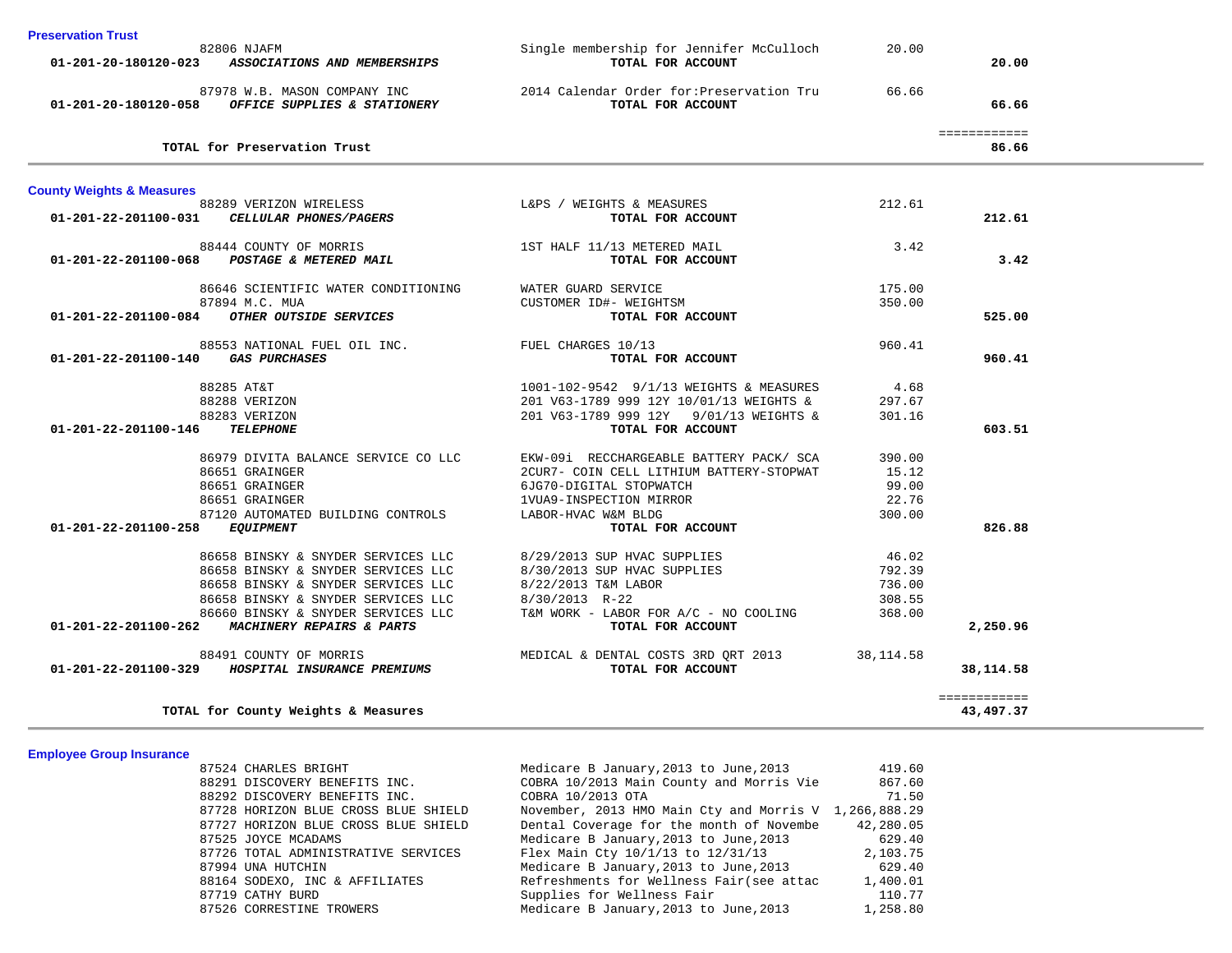**Preservation Trust**

| Account | Vendor / Account Name | Description | Amount | Total |
|---|---|---|---|---|
| | 82806 NJAFM | Single membership for Jennifer McCulloch | 20.00 | |
| 01-201-20-180120-023 | *ASSOCIATIONS AND MEMBERSHIPS* | TOTAL FOR ACCOUNT | | 20.00 |
| | 87978 W.B. MASON COMPANY INC | 2014 Calendar Order for:Preservation Tru | 66.66 | |
| 01-201-20-180120-058 | *OFFICE SUPPLIES & STATIONERY* | TOTAL FOR ACCOUNT | | 66.66 |
| | | | | ============ |
| | TOTAL for Preservation Trust | | | 86.66 |

**County Weights & Measures**

| Account | Vendor / Account Name | Description | Amount | Total |
|---|---|---|---|---|
| | 88289 VERIZON WIRELESS | L&PS / WEIGHTS & MEASURES | 212.61 | |
| 01-201-22-201100-031 | *CELLULAR PHONES/PAGERS* | TOTAL FOR ACCOUNT | | 212.61 |
| | 88444 COUNTY OF MORRIS | 1ST HALF 11/13 METERED MAIL | 3.42 | |
| 01-201-22-201100-068 | *POSTAGE & METERED MAIL* | TOTAL FOR ACCOUNT | | 3.42 |
| | 86646 SCIENTIFIC WATER CONDITIONING | WATER GUARD SERVICE | 175.00 | |
| | 87894 M.C. MUA | CUSTOMER ID#- WEIGHTSM | 350.00 | |
| 01-201-22-201100-084 | *OTHER OUTSIDE SERVICES* | TOTAL FOR ACCOUNT | | 525.00 |
| | 88553 NATIONAL FUEL OIL INC. | FUEL CHARGES 10/13 | 960.41 | |
| 01-201-22-201100-140 | *GAS PURCHASES* | TOTAL FOR ACCOUNT | | 960.41 |
| | 88285 AT&T | 1001-102-9542 9/1/13 WEIGHTS & MEASURES | 4.68 | |
| | 88288 VERIZON | 201 V63-1789 999 12Y 10/01/13 WEIGHTS & | 297.67 | |
| | 88283 VERIZON | 201 V63-1789 999 12Y 9/01/13 WEIGHTS & | 301.16 | |
| 01-201-22-201100-146 | *TELEPHONE* | TOTAL FOR ACCOUNT | | 603.51 |
| | 86979 DIVITA BALANCE SERVICE CO LLC | EKW-09i RECCHARGEABLE BATTERY PACK/ SCA | 390.00 | |
| | 86651 GRAINGER | 2CUR7- COIN CELL LITHIUM BATTERY-STOPWAT | 15.12 | |
| | 86651 GRAINGER | 6JG70-DIGITAL STOPWATCH | 99.00 | |
| | 86651 GRAINGER | 1VUA9-INSPECTION MIRROR | 22.76 | |
| | 87120 AUTOMATED BUILDING CONTROLS | LABOR-HVAC W&M BLDG | 300.00 | |
| 01-201-22-201100-258 | *EQUIPMENT* | TOTAL FOR ACCOUNT | | 826.88 |
| | 86658 BINSKY & SNYDER SERVICES LLC | 8/29/2013 SUP HVAC SUPPLIES | 46.02 | |
| | 86658 BINSKY & SNYDER SERVICES LLC | 8/30/2013 SUP HVAC SUPPLIES | 792.39 | |
| | 86658 BINSKY & SNYDER SERVICES LLC | 8/22/2013 T&M LABOR | 736.00 | |
| | 86658 BINSKY & SNYDER SERVICES LLC | 8/30/2013 R-22 | 308.55 | |
| | 86660 BINSKY & SNYDER SERVICES LLC | T&M WORK - LABOR FOR A/C - NO COOLING | 368.00 | |
| 01-201-22-201100-262 | *MACHINERY REPAIRS & PARTS* | TOTAL FOR ACCOUNT | | 2,250.96 |
| | 88491 COUNTY OF MORRIS | MEDICAL & DENTAL COSTS 3RD QRT 2013 | 38,114.58 | |
| 01-201-22-201100-329 | *HOSPITAL INSURANCE PREMIUMS* | TOTAL FOR ACCOUNT | | 38,114.58 |
| | | | | ============ |
| | TOTAL for County Weights & Measures | | | 43,497.37 |

**Employee Group Insurance**

| Account | Vendor / Account Name | Description | Amount | Total |
|---|---|---|---|---|
| | 87524 CHARLES BRIGHT | Medicare B January,2013 to June,2013 | 419.60 | |
| | 88291 DISCOVERY BENEFITS INC. | COBRA 10/2013 Main County and Morris Vie | 867.60 | |
| | 88292 DISCOVERY BENEFITS INC. | COBRA 10/2013 OTA | 71.50 | |
| | 87728 HORIZON BLUE CROSS BLUE SHIELD | November, 2013 HMO Main Cty and Morris V | 1,266,888.29 | |
| | 87727 HORIZON BLUE CROSS BLUE SHIELD | Dental Coverage for the month of Novembe | 42,280.05 | |
| | 87525 JOYCE MCADAMS | Medicare B January,2013 to June,2013 | 629.40 | |
| | 87726 TOTAL ADMINISTRATIVE SERVICES | Flex Main Cty 10/1/13 to 12/31/13 | 2,103.75 | |
| | 87994 UNA HUTCHIN | Medicare B January,2013 to June,2013 | 629.40 | |
| | 88164 SODEXO, INC & AFFILIATES | Refreshments for Wellness Fair(see attac | 1,400.01 | |
| | 87719 CATHY BURD | Supplies for Wellness Fair | 110.77 | |
| | 87526 CORRESTINE TROWERS | Medicare B January,2013 to June,2013 | 1,258.80 | |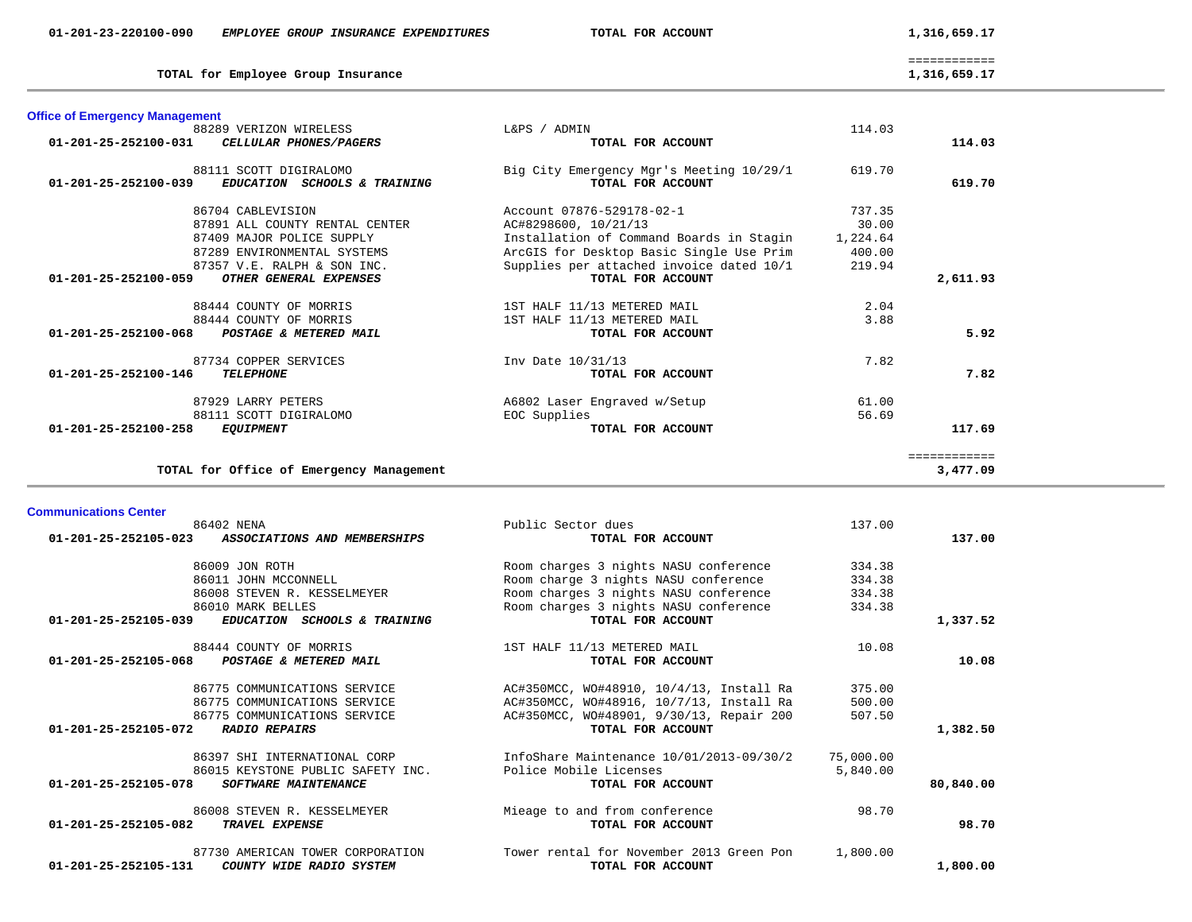| Account | Description | Vendor / Item | Amount | Total |
|---|---|---|---|---|
| 01-201-23-220100-090 | *EMPLOYEE GROUP INSURANCE EXPENDITURES* | **TOTAL FOR ACCOUNT** | | 1,316,659.17 |
| | | | | ============ |
| | **TOTAL for Employee Group Insurance** | | | 1,316,659.17 |

### Office of Emergency Management

| Account | Vendor | Description | Amount | Total |
|---|---|---|---|---|
| | 88289 VERIZON WIRELESS | L&PS / ADMIN | 114.03 | |
| 01-201-25-252100-031 | *CELLULAR PHONES/PAGERS* | **TOTAL FOR ACCOUNT** | | 114.03 |
| | 88111 SCOTT DIGIRALOMO | Big City Emergency Mgr's Meeting 10/29/1 | 619.70 | |
| 01-201-25-252100-039 | *EDUCATION SCHOOLS & TRAINING* | **TOTAL FOR ACCOUNT** | | 619.70 |
| | 86704 CABLEVISION | Account 07876-529178-02-1 | 737.35 | |
| | 87891 ALL COUNTY RENTAL CENTER | AC#8298600, 10/21/13 | 30.00 | |
| | 87409 MAJOR POLICE SUPPLY | Installation of Command Boards in Stagin | 1,224.64 | |
| | 87289 ENVIRONMENTAL SYSTEMS | ArcGIS for Desktop Basic Single Use Prim | 400.00 | |
| | 87357 V.E. RALPH & SON INC. | Supplies per attached invoice dated 10/1 | 219.94 | |
| 01-201-25-252100-059 | *OTHER GENERAL EXPENSES* | **TOTAL FOR ACCOUNT** | | 2,611.93 |
| | 88444 COUNTY OF MORRIS | 1ST HALF 11/13 METERED MAIL | 2.04 | |
| | 88444 COUNTY OF MORRIS | 1ST HALF 11/13 METERED MAIL | 3.88 | |
| 01-201-25-252100-068 | *POSTAGE & METERED MAIL* | **TOTAL FOR ACCOUNT** | | 5.92 |
| | 87734 COPPER SERVICES | Inv Date 10/31/13 | 7.82 | |
| 01-201-25-252100-146 | *TELEPHONE* | **TOTAL FOR ACCOUNT** | | 7.82 |
| | 87929 LARRY PETERS | A6802 Laser Engraved w/Setup | 61.00 | |
| | 88111 SCOTT DIGIRALOMO | EOC Supplies | 56.69 | |
| 01-201-25-252100-258 | *EQUIPMENT* | **TOTAL FOR ACCOUNT** | | 117.69 |
| | | | | ============ |
| | **TOTAL for Office of Emergency Management** | | | 3,477.09 |

### Communications Center

| Account | Vendor | Description | Amount | Total |
|---|---|---|---|---|
| | 86402 NENA | Public Sector dues | 137.00 | |
| 01-201-25-252105-023 | *ASSOCIATIONS AND MEMBERSHIPS* | **TOTAL FOR ACCOUNT** | | 137.00 |
| | 86009 JON ROTH | Room charges 3 nights NASU conference | 334.38 | |
| | 86011 JOHN MCCONNELL | Room charge 3 nights NASU conference | 334.38 | |
| | 86008 STEVEN R. KESSELMEYER | Room charges 3 nights NASU conference | 334.38 | |
| | 86010 MARK BELLES | Room charges 3 nights NASU conference | 334.38 | |
| 01-201-25-252105-039 | *EDUCATION SCHOOLS & TRAINING* | **TOTAL FOR ACCOUNT** | | 1,337.52 |
| | 88444 COUNTY OF MORRIS | 1ST HALF 11/13 METERED MAIL | 10.08 | |
| 01-201-25-252105-068 | *POSTAGE & METERED MAIL* | **TOTAL FOR ACCOUNT** | | 10.08 |
| | 86775 COMMUNICATIONS SERVICE | AC#350MCC, WO#48910, 10/4/13, Install Ra | 375.00 | |
| | 86775 COMMUNICATIONS SERVICE | AC#350MCC, WO#48916, 10/7/13, Install Ra | 500.00 | |
| | 86775 COMMUNICATIONS SERVICE | AC#350MCC, WO#48901, 9/30/13, Repair 200 | 507.50 | |
| 01-201-25-252105-072 | *RADIO REPAIRS* | **TOTAL FOR ACCOUNT** | | 1,382.50 |
| | 86397 SHI INTERNATIONAL CORP | InfoShare Maintenance 10/01/2013-09/30/2 | 75,000.00 | |
| | 86015 KEYSTONE PUBLIC SAFETY INC. | Police Mobile Licenses | 5,840.00 | |
| 01-201-25-252105-078 | *SOFTWARE MAINTENANCE* | **TOTAL FOR ACCOUNT** | | 80,840.00 |
| | 86008 STEVEN R. KESSELMEYER | Mieage to and from conference | 98.70 | |
| 01-201-25-252105-082 | *TRAVEL EXPENSE* | **TOTAL FOR ACCOUNT** | | 98.70 |
| | 87730 AMERICAN TOWER CORPORATION | Tower rental for November 2013 Green Pon | 1,800.00 | |
| 01-201-25-252105-131 | *COUNTY WIDE RADIO SYSTEM* | **TOTAL FOR ACCOUNT** | | 1,800.00 |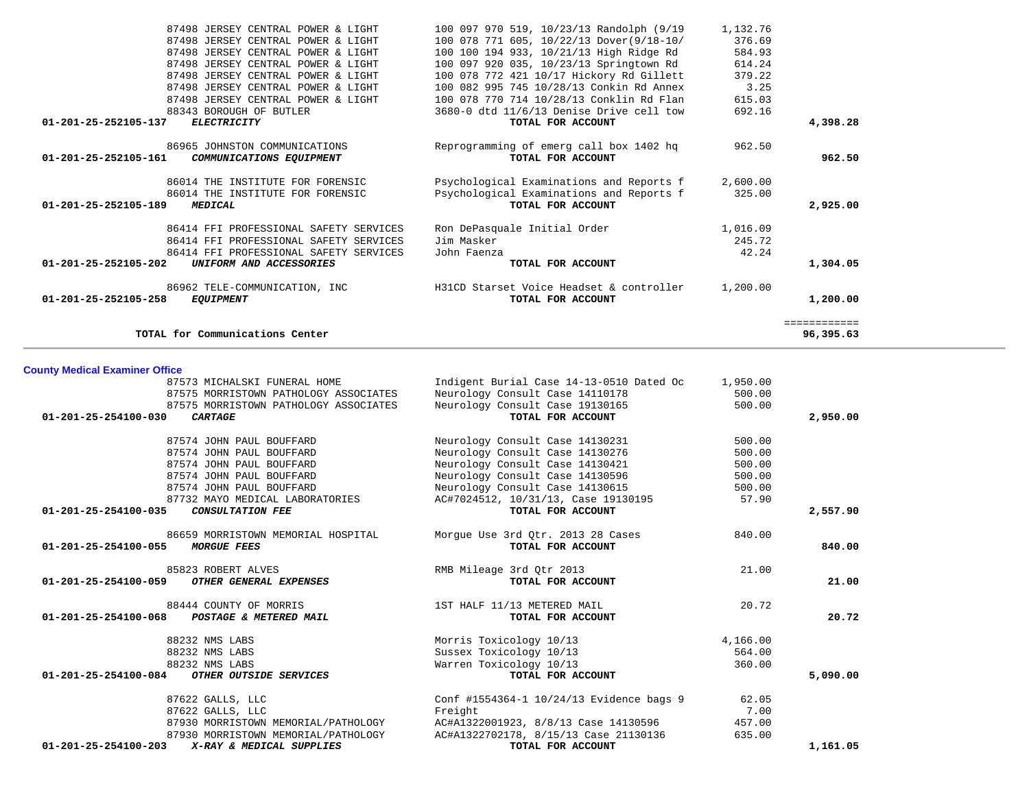| Account | Vendor / Account Name | Description | Amount | Total |
|---|---|---|---|---|
| | 87498 JERSEY CENTRAL POWER & LIGHT | 100 097 970 519, 10/23/13 Randolph (9/19 | 1,132.76 | |
| | 87498 JERSEY CENTRAL POWER & LIGHT | 100 078 771 605, 10/22/13 Dover(9/18-10/ | 376.69 | |
| | 87498 JERSEY CENTRAL POWER & LIGHT | 100 100 194 933, 10/21/13 High Ridge Rd | 584.93 | |
| | 87498 JERSEY CENTRAL POWER & LIGHT | 100 097 920 035, 10/23/13 Springtown Rd | 614.24 | |
| | 87498 JERSEY CENTRAL POWER & LIGHT | 100 078 772 421 10/17 Hickory Rd Gillett | 379.22 | |
| | 87498 JERSEY CENTRAL POWER & LIGHT | 100 082 995 745 10/28/13 Conkin Rd Annex | 3.25 | |
| | 87498 JERSEY CENTRAL POWER & LIGHT | 100 078 770 714 10/28/13 Conklin Rd Flan | 615.03 | |
| | 88343 BOROUGH OF BUTLER | 3680-0 dtd 11/6/13 Denise Drive cell tow | 692.16 | |
| **01-201-25-252105-137** | ***ELECTRICITY*** | **TOTAL FOR ACCOUNT** | | **4,398.28** |
| | 86965 JOHNSTON COMMUNICATIONS | Reprogramming of emerg call box 1402 hq | 962.50 | |
| **01-201-25-252105-161** | ***COMMUNICATIONS EQUIPMENT*** | **TOTAL FOR ACCOUNT** | | **962.50** |
| | 86014 THE INSTITUTE FOR FORENSIC | Psychological Examinations and Reports f | 2,600.00 | |
| | 86014 THE INSTITUTE FOR FORENSIC | Psychological Examinations and Reports f | 325.00 | |
| **01-201-25-252105-189** | ***MEDICAL*** | **TOTAL FOR ACCOUNT** | | **2,925.00** |
| | 86414 FFI PROFESSIONAL SAFETY SERVICES | Ron DePasquale Initial Order | 1,016.09 | |
| | 86414 FFI PROFESSIONAL SAFETY SERVICES | Jim Masker | 245.72 | |
| | 86414 FFI PROFESSIONAL SAFETY SERVICES | John Faenza | 42.24 | |
| **01-201-25-252105-202** | ***UNIFORM AND ACCESSORIES*** | **TOTAL FOR ACCOUNT** | | **1,304.05** |
| | 86962 TELE-COMMUNICATION, INC | H31CD Starset Voice Headset & controller | 1,200.00 | |
| **01-201-25-252105-258** | ***EQUIPMENT*** | **TOTAL FOR ACCOUNT** | | **1,200.00** |
| | | | | ============ |
| | **TOTAL for Communications Center** | | | **96,395.63** |

## County Medical Examiner Office

| Account | Vendor / Account Name | Description | Amount | Total |
|---|---|---|---|---|
| | 87573 MICHALSKI FUNERAL HOME | Indigent Burial Case 14-13-0510 Dated Oc | 1,950.00 | |
| | 87575 MORRISTOWN PATHOLOGY ASSOCIATES | Neurology Consult Case 14110178 | 500.00 | |
| | 87575 MORRISTOWN PATHOLOGY ASSOCIATES | Neurology Consult Case 19130165 | 500.00 | |
| **01-201-25-254100-030** | ***CARTAGE*** | **TOTAL FOR ACCOUNT** | | **2,950.00** |
| | 87574 JOHN PAUL BOUFFARD | Neurology Consult Case 14130231 | 500.00 | |
| | 87574 JOHN PAUL BOUFFARD | Neurology Consult Case 14130276 | 500.00 | |
| | 87574 JOHN PAUL BOUFFARD | Neurology Consult Case 14130421 | 500.00 | |
| | 87574 JOHN PAUL BOUFFARD | Neurology Consult Case 14130596 | 500.00 | |
| | 87574 JOHN PAUL BOUFFARD | Neurology Consult Case 14130615 | 500.00 | |
| | 87732 MAYO MEDICAL LABORATORIES | AC#7024512, 10/31/13, Case 19130195 | 57.90 | |
| **01-201-25-254100-035** | ***CONSULTATION FEE*** | **TOTAL FOR ACCOUNT** | | **2,557.90** |
| | 86659 MORRISTOWN MEMORIAL HOSPITAL | Morgue Use 3rd Qtr. 2013 28 Cases | 840.00 | |
| **01-201-25-254100-055** | ***MORGUE FEES*** | **TOTAL FOR ACCOUNT** | | **840.00** |
| | 85823 ROBERT ALVES | RMB Mileage 3rd Qtr 2013 | 21.00 | |
| **01-201-25-254100-059** | ***OTHER GENERAL EXPENSES*** | **TOTAL FOR ACCOUNT** | | **21.00** |
| | 88444 COUNTY OF MORRIS | 1ST HALF 11/13 METERED MAIL | 20.72 | |
| **01-201-25-254100-068** | ***POSTAGE & METERED MAIL*** | **TOTAL FOR ACCOUNT** | | **20.72** |
| | 88232 NMS LABS | Morris Toxicology 10/13 | 4,166.00 | |
| | 88232 NMS LABS | Sussex Toxicology 10/13 | 564.00 | |
| | 88232 NMS LABS | Warren Toxicology 10/13 | 360.00 | |
| **01-201-25-254100-084** | ***OTHER OUTSIDE SERVICES*** | **TOTAL FOR ACCOUNT** | | **5,090.00** |
| | 87622 GALLS, LLC | Conf #1554364-1 10/24/13 Evidence bags 9 | 62.05 | |
| | 87622 GALLS, LLC | Freight | 7.00 | |
| | 87930 MORRISTOWN MEMORIAL/PATHOLOGY | AC#A1322001923, 8/8/13 Case 14130596 | 457.00 | |
| | 87930 MORRISTOWN MEMORIAL/PATHOLOGY | AC#A1322702178, 8/15/13 Case 21130136 | 635.00 | |
| **01-201-25-254100-203** | ***X-RAY & MEDICAL SUPPLIES*** | **TOTAL FOR ACCOUNT** | | **1,161.05** |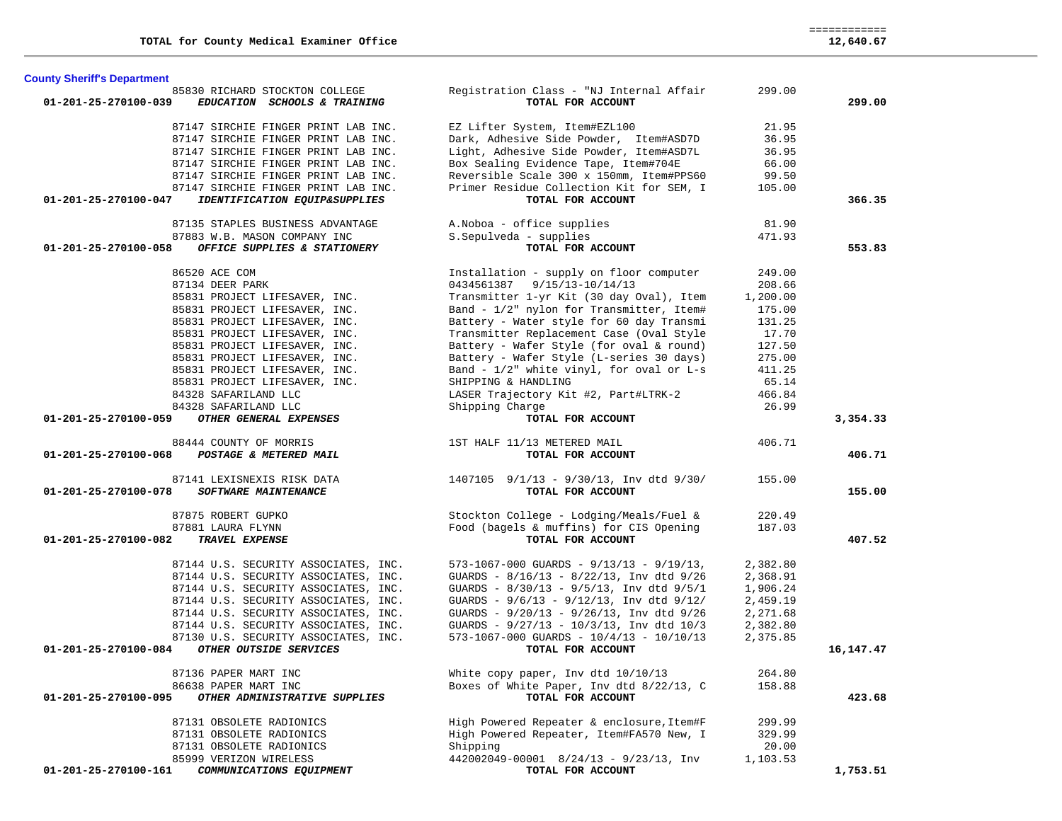| | | | |
|---|---|---|---|
| **TOTAL for County Medical Examiner Office** | | | **12,640.67** |

**County Sheriff's Department**

| Account | Vendor | Description | Amount | Total |
|---|---|---|---|---|
| | 85830 RICHARD STOCKTON COLLEGE | Registration Class - "NJ Internal Affair | 299.00 | |
| **01-201-25-270100-039** | ***EDUCATION SCHOOLS & TRAINING*** | **TOTAL FOR ACCOUNT** | | **299.00** |
| | 87147 SIRCHIE FINGER PRINT LAB INC. | EZ Lifter System, Item#EZL100 | 21.95 | |
| | 87147 SIRCHIE FINGER PRINT LAB INC. | Dark, Adhesive Side Powder, Item#ASD7D | 36.95 | |
| | 87147 SIRCHIE FINGER PRINT LAB INC. | Light, Adhesive Side Powder, Item#ASD7L | 36.95 | |
| | 87147 SIRCHIE FINGER PRINT LAB INC. | Box Sealing Evidence Tape, Item#704E | 66.00 | |
| | 87147 SIRCHIE FINGER PRINT LAB INC. | Reversible Scale 300 x 150mm, Item#PPS60 | 99.50 | |
| | 87147 SIRCHIE FINGER PRINT LAB INC. | Primer Residue Collection Kit for SEM, I | 105.00 | |
| **01-201-25-270100-047** | ***IDENTIFICATION EQUIP&SUPPLIES*** | **TOTAL FOR ACCOUNT** | | **366.35** |
| | 87135 STAPLES BUSINESS ADVANTAGE | A.Noboa - office supplies | 81.90 | |
| | 87883 W.B. MASON COMPANY INC | S.Sepulveda - supplies | 471.93 | |
| **01-201-25-270100-058** | ***OFFICE SUPPLIES & STATIONERY*** | **TOTAL FOR ACCOUNT** | | **553.83** |
| | 86520 ACE COM | Installation - supply on floor computer | 249.00 | |
| | 87134 DEER PARK | 0434561387 9/15/13-10/14/13 | 208.66 | |
| | 85831 PROJECT LIFESAVER, INC. | Transmitter 1-yr Kit (30 day Oval), Item | 1,200.00 | |
| | 85831 PROJECT LIFESAVER, INC. | Band - 1/2" nylon for Transmitter, Item# | 175.00 | |
| | 85831 PROJECT LIFESAVER, INC. | Battery - Water style for 60 day Transmi | 131.25 | |
| | 85831 PROJECT LIFESAVER, INC. | Transmitter Replacement Case (Oval Style | 17.70 | |
| | 85831 PROJECT LIFESAVER, INC. | Battery - Wafer Style (for oval & round) | 127.50 | |
| | 85831 PROJECT LIFESAVER, INC. | Battery - Wafer Style (L-series 30 days) | 275.00 | |
| | 85831 PROJECT LIFESAVER, INC. | Band - 1/2" white vinyl, for oval or L-s | 411.25 | |
| | 85831 PROJECT LIFESAVER, INC. | SHIPPING & HANDLING | 65.14 | |
| | 84328 SAFARILAND LLC | LASER Trajectory Kit #2, Part#LTRK-2 | 466.84 | |
| | 84328 SAFARILAND LLC | Shipping Charge | 26.99 | |
| **01-201-25-270100-059** | ***OTHER GENERAL EXPENSES*** | **TOTAL FOR ACCOUNT** | | **3,354.33** |
| | 88444 COUNTY OF MORRIS | 1ST HALF 11/13 METERED MAIL | 406.71 | |
| **01-201-25-270100-068** | ***POSTAGE & METERED MAIL*** | **TOTAL FOR ACCOUNT** | | **406.71** |
| | 87141 LEXISNEXIS RISK DATA | 1407105 9/1/13 - 9/30/13, Inv dtd 9/30/ | 155.00 | |
| **01-201-25-270100-078** | ***SOFTWARE MAINTENANCE*** | **TOTAL FOR ACCOUNT** | | **155.00** |
| | 87875 ROBERT GUPKO | Stockton College - Lodging/Meals/Fuel & | 220.49 | |
| | 87881 LAURA FLYNN | Food (bagels & muffins) for CIS Opening | 187.03 | |
| **01-201-25-270100-082** | ***TRAVEL EXPENSE*** | **TOTAL FOR ACCOUNT** | | **407.52** |
| | 87144 U.S. SECURITY ASSOCIATES, INC. | 573-1067-000 GUARDS - 9/13/13 - 9/19/13, | 2,382.80 | |
| | 87144 U.S. SECURITY ASSOCIATES, INC. | GUARDS - 8/16/13 - 8/22/13, Inv dtd 9/26 | 2,368.91 | |
| | 87144 U.S. SECURITY ASSOCIATES, INC. | GUARDS - 8/30/13 - 9/5/13, Inv dtd 9/5/1 | 1,906.24 | |
| | 87144 U.S. SECURITY ASSOCIATES, INC. | GUARDS - 9/6/13 - 9/12/13, Inv dtd 9/12/ | 2,459.19 | |
| | 87144 U.S. SECURITY ASSOCIATES, INC. | GUARDS - 9/20/13 - 9/26/13, Inv dtd 9/26 | 2,271.68 | |
| | 87144 U.S. SECURITY ASSOCIATES, INC. | GUARDS - 9/27/13 - 10/3/13, Inv dtd 10/3 | 2,382.80 | |
| | 87130 U.S. SECURITY ASSOCIATES, INC. | 573-1067-000 GUARDS - 10/4/13 - 10/10/13 | 2,375.85 | |
| **01-201-25-270100-084** | ***OTHER OUTSIDE SERVICES*** | **TOTAL FOR ACCOUNT** | | **16,147.47** |
| | 87136 PAPER MART INC | White copy paper, Inv dtd 10/10/13 | 264.80 | |
| | 86638 PAPER MART INC | Boxes of White Paper, Inv dtd 8/22/13, C | 158.88 | |
| **01-201-25-270100-095** | ***OTHER ADMINISTRATIVE SUPPLIES*** | **TOTAL FOR ACCOUNT** | | **423.68** |
| | 87131 OBSOLETE RADIONICS | High Powered Repeater & enclosure,Item#F | 299.99 | |
| | 87131 OBSOLETE RADIONICS | High Powered Repeater, Item#FA570 New, I | 329.99 | |
| | 87131 OBSOLETE RADIONICS | Shipping | 20.00 | |
| | 85999 VERIZON WIRELESS | 442002049-00001 8/24/13 - 9/23/13, Inv | 1,103.53 | |
| **01-201-25-270100-161** | ***COMMUNICATIONS EQUIPMENT*** | **TOTAL FOR ACCOUNT** | | **1,753.51** |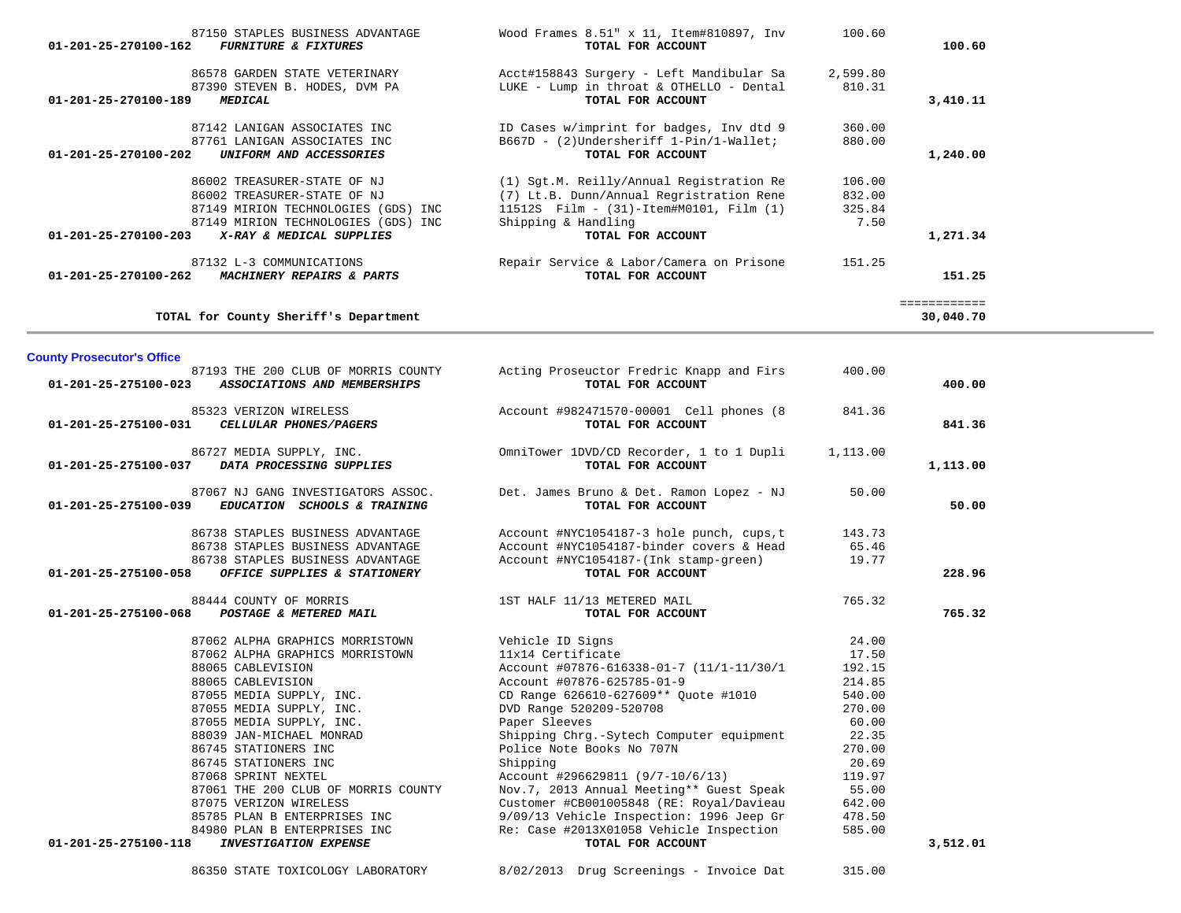| Account | Vendor | Description | Amount | Total |
|---|---|---|---|---|
| | 87150 STAPLES BUSINESS ADVANTAGE | Wood Frames 8.51" x 11, Item#810897, Inv | 100.60 | |
| 01-201-25-270100-162 | ***FURNITURE & FIXTURES*** | **TOTAL FOR ACCOUNT** | | **100.60** |
| | 86578 GARDEN STATE VETERINARY | Acct#158843 Surgery - Left Mandibular Sa | 2,599.80 | |
| | 87390 STEVEN B. HODES, DVM PA | LUKE - Lump in throat & OTHELLO - Dental | 810.31 | |
| 01-201-25-270100-189 | ***MEDICAL*** | **TOTAL FOR ACCOUNT** | | **3,410.11** |
| | 87142 LANIGAN ASSOCIATES INC | ID Cases w/imprint for badges, Inv dtd 9 | 360.00 | |
| | 87761 LANIGAN ASSOCIATES INC | B667D - (2)Undersheriff 1-Pin/1-Wallet; | 880.00 | |
| 01-201-25-270100-202 | ***UNIFORM AND ACCESSORIES*** | **TOTAL FOR ACCOUNT** | | **1,240.00** |
| | 86002 TREASURER-STATE OF NJ | (1) Sgt.M. Reilly/Annual Registration Re | 106.00 | |
| | 86002 TREASURER-STATE OF NJ | (7) Lt.B. Dunn/Annual Regristration Rene | 832.00 | |
| | 87149 MIRION TECHNOLOGIES (GDS) INC | 11512S Film - (31)-Item#M0101, Film (1) | 325.84 | |
| | 87149 MIRION TECHNOLOGIES (GDS) INC | Shipping & Handling | 7.50 | |
| 01-201-25-270100-203 | ***X-RAY & MEDICAL SUPPLIES*** | **TOTAL FOR ACCOUNT** | | **1,271.34** |
| | 87132 L-3 COMMUNICATIONS | Repair Service & Labor/Camera on Prisone | 151.25 | |
| 01-201-25-270100-262 | ***MACHINERY REPAIRS & PARTS*** | **TOTAL FOR ACCOUNT** | | **151.25** |
| | | | | ============ |
| | **TOTAL for County Sheriff's Department** | | | **30,040.70** |

## County Prosecutor's Office

| Account | Vendor | Description | Amount | Total |
|---|---|---|---|---|
| | 87193 THE 200 CLUB OF MORRIS COUNTY | Acting Proseuctor Fredric Knapp and Firs | 400.00 | |
| 01-201-25-275100-023 | ***ASSOCIATIONS AND MEMBERSHIPS*** | **TOTAL FOR ACCOUNT** | | **400.00** |
| | 85323 VERIZON WIRELESS | Account #982471570-00001 Cell phones (8 | 841.36 | |
| 01-201-25-275100-031 | ***CELLULAR PHONES/PAGERS*** | **TOTAL FOR ACCOUNT** | | **841.36** |
| | 86727 MEDIA SUPPLY, INC. | OmniTower 1DVD/CD Recorder, 1 to 1 Dupli | 1,113.00 | |
| 01-201-25-275100-037 | ***DATA PROCESSING SUPPLIES*** | **TOTAL FOR ACCOUNT** | | **1,113.00** |
| | 87067 NJ GANG INVESTIGATORS ASSOC. | Det. James Bruno & Det. Ramon Lopez - NJ | 50.00 | |
| 01-201-25-275100-039 | ***EDUCATION SCHOOLS & TRAINING*** | **TOTAL FOR ACCOUNT** | | **50.00** |
| | 86738 STAPLES BUSINESS ADVANTAGE | Account #NYC1054187-3 hole punch, cups,t | 143.73 | |
| | 86738 STAPLES BUSINESS ADVANTAGE | Account #NYC1054187-binder covers & Head | 65.46 | |
| | 86738 STAPLES BUSINESS ADVANTAGE | Account #NYC1054187-(Ink stamp-green) | 19.77 | |
| 01-201-25-275100-058 | ***OFFICE SUPPLIES & STATIONERY*** | **TOTAL FOR ACCOUNT** | | **228.96** |
| | 88444 COUNTY OF MORRIS | 1ST HALF 11/13 METERED MAIL | 765.32 | |
| 01-201-25-275100-068 | ***POSTAGE & METERED MAIL*** | **TOTAL FOR ACCOUNT** | | **765.32** |
| | 87062 ALPHA GRAPHICS MORRISTOWN | Vehicle ID Signs | 24.00 | |
| | 87062 ALPHA GRAPHICS MORRISTOWN | 11x14 Certificate | 17.50 | |
| | 88065 CABLEVISION | Account #07876-616338-01-7 (11/1-11/30/1 | 192.15 | |
| | 88065 CABLEVISION | Account #07876-625785-01-9 | 214.85 | |
| | 87055 MEDIA SUPPLY, INC. | CD Range 626610-627609** Quote #1010 | 540.00 | |
| | 87055 MEDIA SUPPLY, INC. | DVD Range 520209-520708 | 270.00 | |
| | 87055 MEDIA SUPPLY, INC. | Paper Sleeves | 60.00 | |
| | 88039 JAN-MICHAEL MONRAD | Shipping Chrg.-Sytech Computer equipment | 22.35 | |
| | 86745 STATIONERS INC | Police Note Books No 707N | 270.00 | |
| | 86745 STATIONERS INC | Shipping | 20.69 | |
| | 87068 SPRINT NEXTEL | Account #296629811 (9/7-10/6/13) | 119.97 | |
| | 87061 THE 200 CLUB OF MORRIS COUNTY | Nov.7, 2013 Annual Meeting** Guest Speak | 55.00 | |
| | 87075 VERIZON WIRELESS | Customer #CB001005848 (RE: Royal/Davieau | 642.00 | |
| | 85785 PLAN B ENTERPRISES INC | 9/09/13 Vehicle Inspection: 1996 Jeep Gr | 478.50 | |
| | 84980 PLAN B ENTERPRISES INC | Re: Case #2013X01058 Vehicle Inspection | 585.00 | |
| 01-201-25-275100-118 | ***INVESTIGATION EXPENSE*** | **TOTAL FOR ACCOUNT** | | **3,512.01** |
| | 86350 STATE TOXICOLOGY LABORATORY | 8/02/2013 Drug Screenings - Invoice Dat | 315.00 | |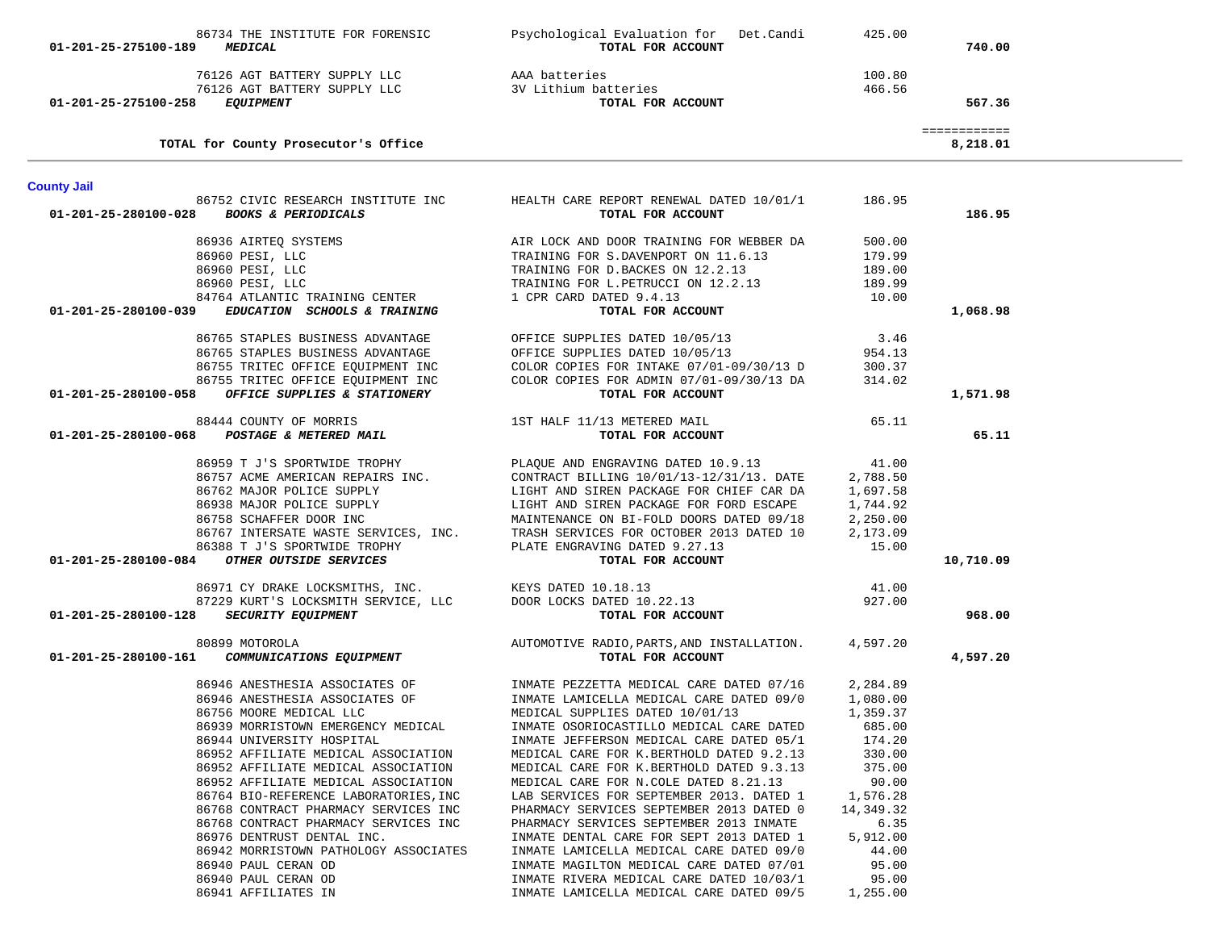| Account | Vendor | Description | Amount | Total |
|---|---|---|---|---|
| | 86734 THE INSTITUTE FOR FORENSIC | Psychological Evaluation for Det.Candi | 425.00 | |
| 01-201-25-275100-189 | *MEDICAL* | **TOTAL FOR ACCOUNT** | | **740.00** |
| | 76126 AGT BATTERY SUPPLY LLC | AAA batteries | 100.80 | |
| | 76126 AGT BATTERY SUPPLY LLC | 3V Lithium batteries | 466.56 | |
| 01-201-25-275100-258 | *EQUIPMENT* | **TOTAL FOR ACCOUNT** | | **567.36** |
| | | | | ============ |
| | **TOTAL for County Prosecutor's Office** | | | **8,218.01** |

## County Jail

| Account | Vendor | Description | Amount | Total |
|---|---|---|---|---|
| | 86752 CIVIC RESEARCH INSTITUTE INC | HEALTH CARE REPORT RENEWAL DATED 10/01/1 | 186.95 | |
| 01-201-25-280100-028 | *BOOKS & PERIODICALS* | **TOTAL FOR ACCOUNT** | | **186.95** |
| | 86936 AIRTEQ SYSTEMS | AIR LOCK AND DOOR TRAINING FOR WEBBER DA | 500.00 | |
| | 86960 PESI, LLC | TRAINING FOR S.DAVENPORT ON 11.6.13 | 179.99 | |
| | 86960 PESI, LLC | TRAINING FOR D.BACKES ON 12.2.13 | 189.00 | |
| | 86960 PESI, LLC | TRAINING FOR L.PETRUCCI ON 12.2.13 | 189.99 | |
| | 84764 ATLANTIC TRAINING CENTER | 1 CPR CARD DATED 9.4.13 | 10.00 | |
| 01-201-25-280100-039 | *EDUCATION SCHOOLS & TRAINING* | **TOTAL FOR ACCOUNT** | | **1,068.98** |
| | 86765 STAPLES BUSINESS ADVANTAGE | OFFICE SUPPLIES DATED 10/05/13 | 3.46 | |
| | 86765 STAPLES BUSINESS ADVANTAGE | OFFICE SUPPLIES DATED 10/05/13 | 954.13 | |
| | 86755 TRITEC OFFICE EQUIPMENT INC | COLOR COPIES FOR INTAKE 07/01-09/30/13 D | 300.37 | |
| | 86755 TRITEC OFFICE EQUIPMENT INC | COLOR COPIES FOR ADMIN 07/01-09/30/13 DA | 314.02 | |
| 01-201-25-280100-058 | *OFFICE SUPPLIES & STATIONERY* | **TOTAL FOR ACCOUNT** | | **1,571.98** |
| | 88444 COUNTY OF MORRIS | 1ST HALF 11/13 METERED MAIL | 65.11 | |
| 01-201-25-280100-068 | *POSTAGE & METERED MAIL* | **TOTAL FOR ACCOUNT** | | **65.11** |
| | 86959 T J'S SPORTWIDE TROPHY | PLAQUE AND ENGRAVING DATED 10.9.13 | 41.00 | |
| | 86757 ACME AMERICAN REPAIRS INC. | CONTRACT BILLING 10/01/13-12/31/13. DATE | 2,788.50 | |
| | 86762 MAJOR POLICE SUPPLY | LIGHT AND SIREN PACKAGE FOR CHIEF CAR DA | 1,697.58 | |
| | 86938 MAJOR POLICE SUPPLY | LIGHT AND SIREN PACKAGE FOR FORD ESCAPE | 1,744.92 | |
| | 86758 SCHAFFER DOOR INC | MAINTENANCE ON BI-FOLD DOORS DATED 09/18 | 2,250.00 | |
| | 86767 INTERSATE WASTE SERVICES, INC. | TRASH SERVICES FOR OCTOBER 2013 DATED 10 | 2,173.09 | |
| | 86388 T J'S SPORTWIDE TROPHY | PLATE ENGRAVING DATED 9.27.13 | 15.00 | |
| 01-201-25-280100-084 | *OTHER OUTSIDE SERVICES* | **TOTAL FOR ACCOUNT** | | **10,710.09** |
| | 86971 CY DRAKE LOCKSMITHS, INC. | KEYS DATED 10.18.13 | 41.00 | |
| | 87229 KURT'S LOCKSMITH SERVICE, LLC | DOOR LOCKS DATED 10.22.13 | 927.00 | |
| 01-201-25-280100-128 | *SECURITY EQUIPMENT* | **TOTAL FOR ACCOUNT** | | **968.00** |
| | 80899 MOTOROLA | AUTOMOTIVE RADIO,PARTS,AND INSTALLATION. | 4,597.20 | |
| 01-201-25-280100-161 | *COMMUNICATIONS EQUIPMENT* | **TOTAL FOR ACCOUNT** | | **4,597.20** |
| | 86946 ANESTHESIA ASSOCIATES OF | INMATE PEZZETTA MEDICAL CARE DATED 07/16 | 2,284.89 | |
| | 86946 ANESTHESIA ASSOCIATES OF | INMATE LAMICELLA MEDICAL CARE DATED 09/0 | 1,080.00 | |
| | 86756 MOORE MEDICAL LLC | MEDICAL SUPPLIES DATED 10/01/13 | 1,359.37 | |
| | 86939 MORRISTOWN EMERGENCY MEDICAL | INMATE OSORIOCASTILLO MEDICAL CARE DATED | 685.00 | |
| | 86944 UNIVERSITY HOSPITAL | INMATE JEFFERSON MEDICAL CARE DATED 05/1 | 174.20 | |
| | 86952 AFFILIATE MEDICAL ASSOCIATION | MEDICAL CARE FOR K.BERTHOLD DATED 9.2.13 | 330.00 | |
| | 86952 AFFILIATE MEDICAL ASSOCIATION | MEDICAL CARE FOR K.BERTHOLD DATED 9.3.13 | 375.00 | |
| | 86952 AFFILIATE MEDICAL ASSOCIATION | MEDICAL CARE FOR N.COLE DATED 8.21.13 | 90.00 | |
| | 86764 BIO-REFERENCE LABORATORIES,INC | LAB SERVICES FOR SEPTEMBER 2013. DATED 1 | 1,576.28 | |
| | 86768 CONTRACT PHARMACY SERVICES INC | PHARMACY SERVICES SEPTEMBER 2013 DATED 0 | 14,349.32 | |
| | 86768 CONTRACT PHARMACY SERVICES INC | PHARMACY SERVICES SEPTEMBER 2013 INMATE | 6.35 | |
| | 86976 DENTRUST DENTAL INC. | INMATE DENTAL CARE FOR SEPT 2013 DATED 1 | 5,912.00 | |
| | 86942 MORRISTOWN PATHOLOGY ASSOCIATES | INMATE LAMICELLA MEDICAL CARE DATED 09/0 | 44.00 | |
| | 86940 PAUL CERAN OD | INMATE MAGILTON MEDICAL CARE DATED 07/01 | 95.00 | |
| | 86940 PAUL CERAN OD | INMATE RIVERA MEDICAL CARE DATED 10/03/1 | 95.00 | |
| | 86941 AFFILIATES IN | INMATE LAMICELLA MEDICAL CARE DATED 09/5 | 1,255.00 | |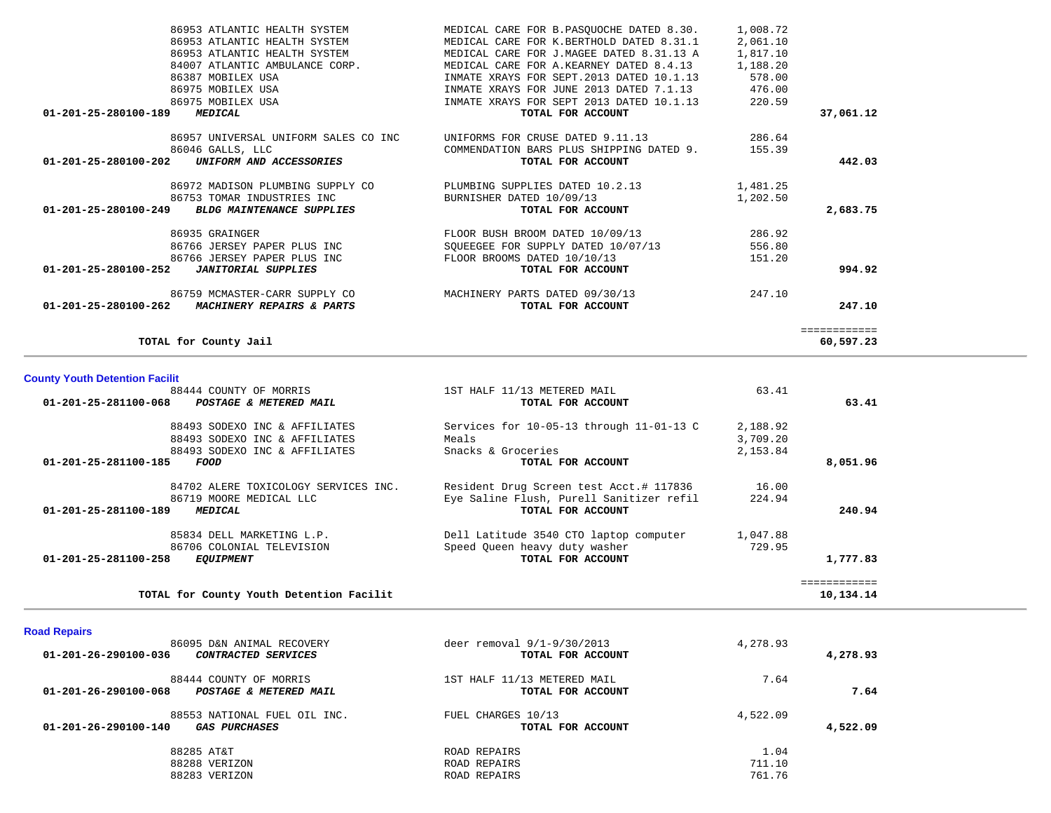| Account | Vendor / Account Name | Description | Amount | Total |
|---|---|---|---|---|
| | 86953 ATLANTIC HEALTH SYSTEM | MEDICAL CARE FOR B.PASQUOCHE DATED 8.30. | 1,008.72 | |
| | 86953 ATLANTIC HEALTH SYSTEM | MEDICAL CARE FOR K.BERTHOLD DATED 8.31.1 | 2,061.10 | |
| | 86953 ATLANTIC HEALTH SYSTEM | MEDICAL CARE FOR J.MAGEE DATED 8.31.13 A | 1,817.10 | |
| | 84007 ATLANTIC AMBULANCE CORP. | MEDICAL CARE FOR A.KEARNEY DATED 8.4.13 | 1,188.20 | |
| | 86387 MOBILEX USA | INMATE XRAYS FOR SEPT.2013 DATED 10.1.13 | 578.00 | |
| | 86975 MOBILEX USA | INMATE XRAYS FOR JUNE 2013 DATED 7.1.13 | 476.00 | |
| | 86975 MOBILEX USA | INMATE XRAYS FOR SEPT 2013 DATED 10.1.13 | 220.59 | |
| **01-201-25-280100-189** | ***MEDICAL*** | **TOTAL FOR ACCOUNT** | | **37,061.12** |
| | 86957 UNIVERSAL UNIFORM SALES CO INC | UNIFORMS FOR CRUSE DATED 9.11.13 | 286.64 | |
| | 86046 GALLS, LLC | COMMENDATION BARS PLUS SHIPPING DATED 9. | 155.39 | |
| **01-201-25-280100-202** | ***UNIFORM AND ACCESSORIES*** | **TOTAL FOR ACCOUNT** | | **442.03** |
| | 86972 MADISON PLUMBING SUPPLY CO | PLUMBING SUPPLIES DATED 10.2.13 | 1,481.25 | |
| | 86753 TOMAR INDUSTRIES INC | BURNISHER DATED 10/09/13 | 1,202.50 | |
| **01-201-25-280100-249** | ***BLDG MAINTENANCE SUPPLIES*** | **TOTAL FOR ACCOUNT** | | **2,683.75** |
| | 86935 GRAINGER | FLOOR BUSH BROOM DATED 10/09/13 | 286.92 | |
| | 86766 JERSEY PAPER PLUS INC | SQUEEGEE FOR SUPPLY DATED 10/07/13 | 556.80 | |
| | 86766 JERSEY PAPER PLUS INC | FLOOR BROOMS DATED 10/10/13 | 151.20 | |
| **01-201-25-280100-252** | ***JANITORIAL SUPPLIES*** | **TOTAL FOR ACCOUNT** | | **994.92** |
| | 86759 MCMASTER-CARR SUPPLY CO | MACHINERY PARTS DATED 09/30/13 | 247.10 | |
| **01-201-25-280100-262** | ***MACHINERY REPAIRS & PARTS*** | **TOTAL FOR ACCOUNT** | | **247.10** |
| | **TOTAL for County Jail** | | | ============ **60,597.23** |

## County Youth Detention Facilit

| Account | Vendor / Account Name | Description | Amount | Total |
|---|---|---|---|---|
| | 88444 COUNTY OF MORRIS | 1ST HALF 11/13 METERED MAIL | 63.41 | |
| **01-201-25-281100-068** | ***POSTAGE & METERED MAIL*** | **TOTAL FOR ACCOUNT** | | **63.41** |
| | 88493 SODEXO INC & AFFILIATES | Services for 10-05-13 through 11-01-13 C | 2,188.92 | |
| | 88493 SODEXO INC & AFFILIATES | Meals | 3,709.20 | |
| | 88493 SODEXO INC & AFFILIATES | Snacks & Groceries | 2,153.84 | |
| **01-201-25-281100-185** | ***FOOD*** | **TOTAL FOR ACCOUNT** | | **8,051.96** |
| | 84702 ALERE TOXICOLOGY SERVICES INC. | Resident Drug Screen test Acct.# 117836 | 16.00 | |
| | 86719 MOORE MEDICAL LLC | Eye Saline Flush, Purell Sanitizer refil | 224.94 | |
| **01-201-25-281100-189** | ***MEDICAL*** | **TOTAL FOR ACCOUNT** | | **240.94** |
| | 85834 DELL MARKETING L.P. | Dell Latitude 3540 CTO laptop computer | 1,047.88 | |
| | 86706 COLONIAL TELEVISION | Speed Queen heavy duty washer | 729.95 | |
| **01-201-25-281100-258** | ***EQUIPMENT*** | **TOTAL FOR ACCOUNT** | | **1,777.83** |
| | **TOTAL for County Youth Detention Facilit** | | | ============ **10,134.14** |

## Road Repairs

| Account | Vendor / Account Name | Description | Amount | Total |
|---|---|---|---|---|
| | 86095 D&N ANIMAL RECOVERY | deer removal 9/1-9/30/2013 | 4,278.93 | |
| **01-201-26-290100-036** | ***CONTRACTED SERVICES*** | **TOTAL FOR ACCOUNT** | | **4,278.93** |
| | 88444 COUNTY OF MORRIS | 1ST HALF 11/13 METERED MAIL | 7.64 | |
| **01-201-26-290100-068** | ***POSTAGE & METERED MAIL*** | **TOTAL FOR ACCOUNT** | | **7.64** |
| | 88553 NATIONAL FUEL OIL INC. | FUEL CHARGES 10/13 | 4,522.09 | |
| **01-201-26-290100-140** | ***GAS PURCHASES*** | **TOTAL FOR ACCOUNT** | | **4,522.09** |
| | 88285 AT&T | ROAD REPAIRS | 1.04 | |
| | 88288 VERIZON | ROAD REPAIRS | 711.10 | |
| | 88283 VERIZON | ROAD REPAIRS | 761.76 | |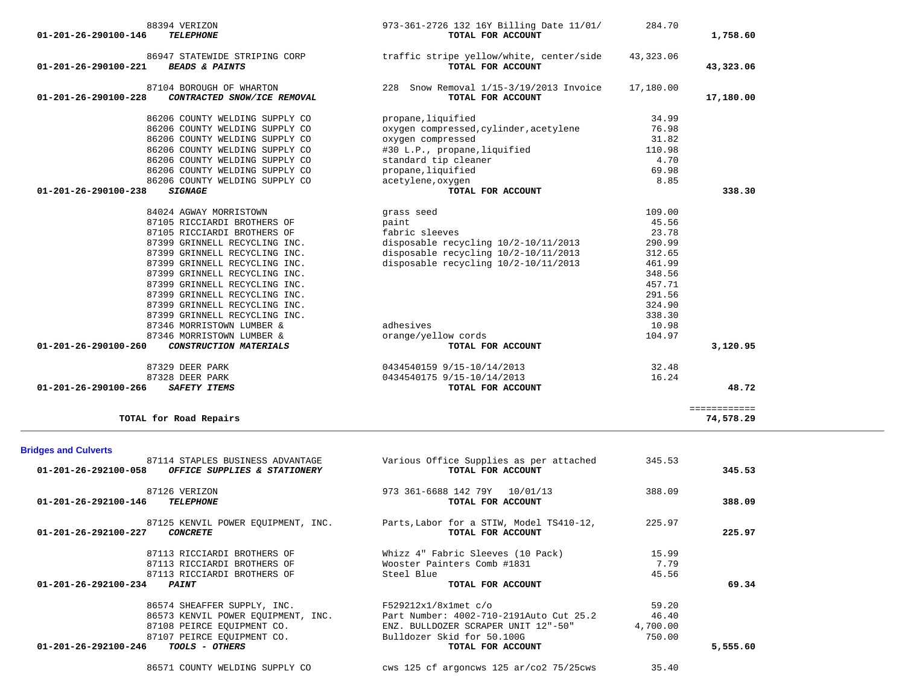| Account | Vendor | Description | Amount | Total |
|---|---|---|---|---|
| | 88394 VERIZON | 973-361-2726 132 16Y Billing Date 11/01/ | 284.70 | |
| 01-201-26-290100-146 | ***TELEPHONE*** | **TOTAL FOR ACCOUNT** | | **1,758.60** |
| | 86947 STATEWIDE STRIPING CORP | traffic stripe yellow/white, center/side | 43,323.06 | |
| 01-201-26-290100-221 | ***BEADS & PAINTS*** | **TOTAL FOR ACCOUNT** | | **43,323.06** |
| | 87104 BOROUGH OF WHARTON | 228 Snow Removal 1/15-3/19/2013 Invoice | 17,180.00 | |
| 01-201-26-290100-228 | ***CONTRACTED SNOW/ICE REMOVAL*** | **TOTAL FOR ACCOUNT** | | **17,180.00** |
| | 86206 COUNTY WELDING SUPPLY CO | propane,liquified | 34.99 | |
| | 86206 COUNTY WELDING SUPPLY CO | oxygen compressed,cylinder,acetylene | 76.98 | |
| | 86206 COUNTY WELDING SUPPLY CO | oxygen compressed | 31.82 | |
| | 86206 COUNTY WELDING SUPPLY CO | #30 L.P., propane,liquified | 110.98 | |
| | 86206 COUNTY WELDING SUPPLY CO | standard tip cleaner | 4.70 | |
| | 86206 COUNTY WELDING SUPPLY CO | propane,liquified | 69.98 | |
| | 86206 COUNTY WELDING SUPPLY CO | acetylene,oxygen | 8.85 | |
| 01-201-26-290100-238 | ***SIGNAGE*** | **TOTAL FOR ACCOUNT** | | **338.30** |
| | 84024 AGWAY MORRISTOWN | grass seed | 109.00 | |
| | 87105 RICCIARDI BROTHERS OF | paint | 45.56 | |
| | 87105 RICCIARDI BROTHERS OF | fabric sleeves | 23.78 | |
| | 87399 GRINNELL RECYCLING INC. | disposable recycling 10/2-10/11/2013 | 290.99 | |
| | 87399 GRINNELL RECYCLING INC. | disposable recycling 10/2-10/11/2013 | 312.65 | |
| | 87399 GRINNELL RECYCLING INC. | disposable recycling 10/2-10/11/2013 | 461.99 | |
| | 87399 GRINNELL RECYCLING INC. | | 348.56 | |
| | 87399 GRINNELL RECYCLING INC. | | 457.71 | |
| | 87399 GRINNELL RECYCLING INC. | | 291.56 | |
| | 87399 GRINNELL RECYCLING INC. | | 324.90 | |
| | 87399 GRINNELL RECYCLING INC. | | 338.30 | |
| | 87346 MORRISTOWN LUMBER & | adhesives | 10.98 | |
| | 87346 MORRISTOWN LUMBER & | orange/yellow cords | 104.97 | |
| 01-201-26-290100-260 | ***CONSTRUCTION MATERIALS*** | **TOTAL FOR ACCOUNT** | | **3,120.95** |
| | 87329 DEER PARK | 0434540159 9/15-10/14/2013 | 32.48 | |
| | 87328 DEER PARK | 0434540175 9/15-10/14/2013 | 16.24 | |
| 01-201-26-290100-266 | ***SAFETY ITEMS*** | **TOTAL FOR ACCOUNT** | | **48.72** |
| | | | | ============ |
| | **TOTAL for Road Repairs** | | | **74,578.29** |

## Bridges and Culverts

| Account | Vendor | Description | Amount | Total |
|---|---|---|---|---|
| | 87114 STAPLES BUSINESS ADVANTAGE | Various Office Supplies as per attached | 345.53 | |
| 01-201-26-292100-058 | ***OFFICE SUPPLIES & STATIONERY*** | **TOTAL FOR ACCOUNT** | | **345.53** |
| | 87126 VERIZON | 973 361-6688 142 79Y 10/01/13 | 388.09 | |
| 01-201-26-292100-146 | ***TELEPHONE*** | **TOTAL FOR ACCOUNT** | | **388.09** |
| | 87125 KENVIL POWER EQUIPMENT, INC. | Parts,Labor for a STIW, Model TS410-12, | 225.97 | |
| 01-201-26-292100-227 | ***CONCRETE*** | **TOTAL FOR ACCOUNT** | | **225.97** |
| | 87113 RICCIARDI BROTHERS OF | Whizz 4" Fabric Sleeves (10 Pack) | 15.99 | |
| | 87113 RICCIARDI BROTHERS OF | Wooster Painters Comb #1831 | 7.79 | |
| | 87113 RICCIARDI BROTHERS OF | Steel Blue | 45.56 | |
| 01-201-26-292100-234 | ***PAINT*** | **TOTAL FOR ACCOUNT** | | **69.34** |
| | 86574 SHEAFFER SUPPLY, INC. | F529212x1/8x1met c/o | 59.20 | |
| | 86573 KENVIL POWER EQUIPMENT, INC. | Part Number: 4002-710-2191Auto Cut 25.2 | 46.40 | |
| | 87108 PEIRCE EQUIPMENT CO. | ENZ. BULLDOZER SCRAPER UNIT 12"-50" | 4,700.00 | |
| | 87107 PEIRCE EQUIPMENT CO. | Bulldozer Skid for 50.100G | 750.00 | |
| 01-201-26-292100-246 | ***TOOLS - OTHERS*** | **TOTAL FOR ACCOUNT** | | **5,555.60** |
| | 86571 COUNTY WELDING SUPPLY CO | cws 125 cf argoncws 125 ar/co2 75/25cws | 35.40 | |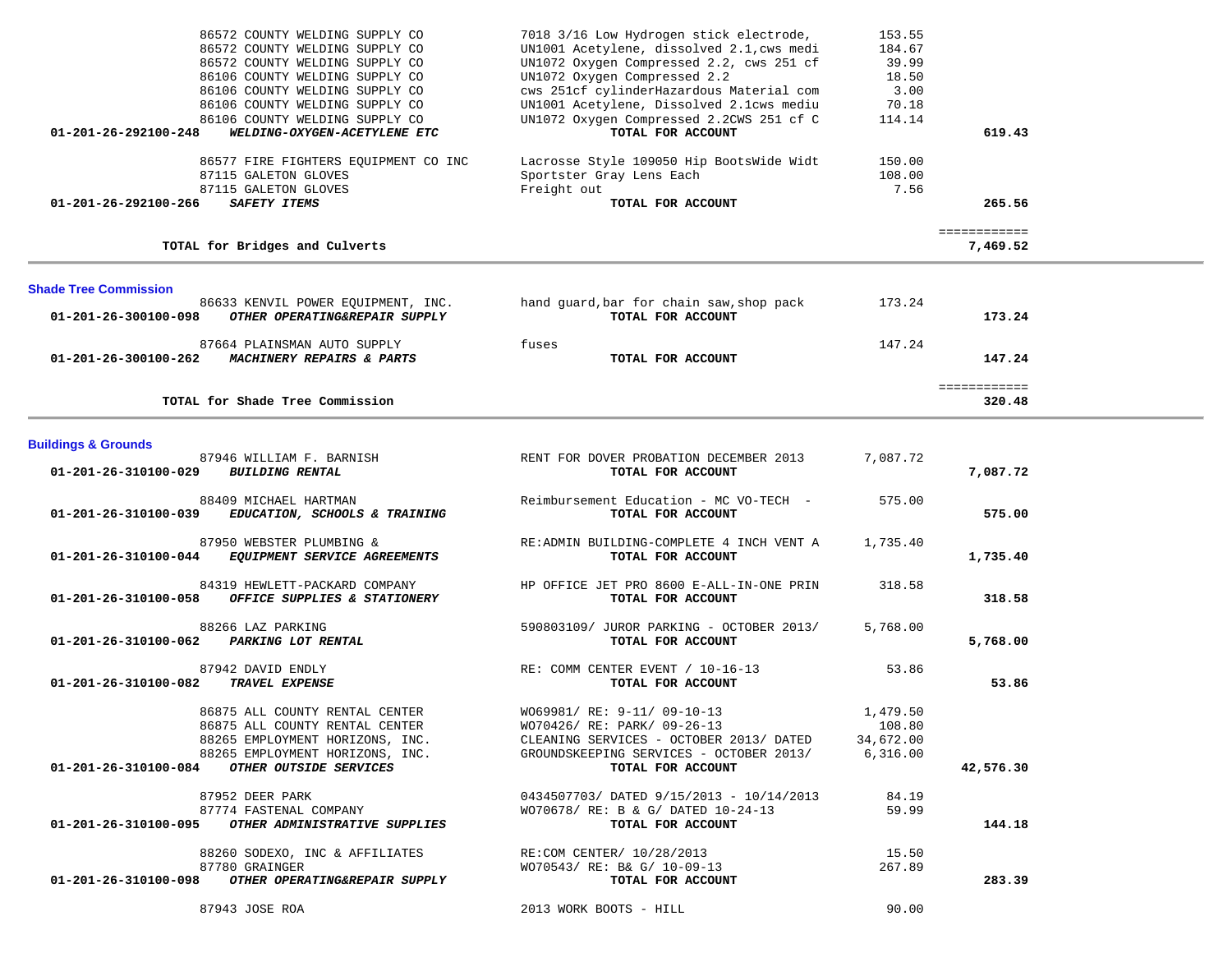| Account | Vendor / Account Name | Description | Amount | Total |
|---|---|---|---|---|
| | 86572 COUNTY WELDING SUPPLY CO | 7018 3/16 Low Hydrogen stick electrode, | 153.55 | |
| | 86572 COUNTY WELDING SUPPLY CO | UN1001 Acetylene, dissolved 2.1,cws medi | 184.67 | |
| | 86572 COUNTY WELDING SUPPLY CO | UN1072 Oxygen Compressed 2.2, cws 251 cf | 39.99 | |
| | 86106 COUNTY WELDING SUPPLY CO | UN1072 Oxygen Compressed 2.2 | 18.50 | |
| | 86106 COUNTY WELDING SUPPLY CO | cws 251cf cylinderHazardous Material com | 3.00 | |
| | 86106 COUNTY WELDING SUPPLY CO | UN1001 Acetylene, Dissolved 2.1cws mediu | 70.18 | |
| | 86106 COUNTY WELDING SUPPLY CO | UN1072 Oxygen Compressed 2.2CWS 251 cf C | 114.14 | |
| **01-201-26-292100-248** | ***WELDING-OXYGEN-ACETYLENE ETC*** | **TOTAL FOR ACCOUNT** | | **619.43** |
| | 86577 FIRE FIGHTERS EQUIPMENT CO INC | Lacrosse Style 109050 Hip BootsWide Widt | 150.00 | |
| | 87115 GALETON GLOVES | Sportster Gray Lens Each | 108.00 | |
| | 87115 GALETON GLOVES | Freight out | 7.56 | |
| **01-201-26-292100-266** | ***SAFETY ITEMS*** | **TOTAL FOR ACCOUNT** | | **265.56** |
| | **TOTAL for Bridges and Culverts** | | | **7,469.52** |

## Shade Tree Commission

| Account | Vendor / Account Name | Description | Amount | Total |
|---|---|---|---|---|
| | 86633 KENVIL POWER EQUIPMENT, INC. | hand guard,bar for chain saw,shop pack | 173.24 | |
| **01-201-26-300100-098** | ***OTHER OPERATING&REPAIR SUPPLY*** | **TOTAL FOR ACCOUNT** | | **173.24** |
| | 87664 PLAINSMAN AUTO SUPPLY | fuses | 147.24 | |
| **01-201-26-300100-262** | ***MACHINERY REPAIRS & PARTS*** | **TOTAL FOR ACCOUNT** | | **147.24** |
| | **TOTAL for Shade Tree Commission** | | | **320.48** |

## Buildings & Grounds

| Account | Vendor / Account Name | Description | Amount | Total |
|---|---|---|---|---|
| | 87946 WILLIAM F. BARNISH | RENT FOR DOVER PROBATION DECEMBER 2013 | 7,087.72 | |
| **01-201-26-310100-029** | ***BUILDING RENTAL*** | **TOTAL FOR ACCOUNT** | | **7,087.72** |
| | 88409 MICHAEL HARTMAN | Reimbursement Education - MC VO-TECH - | 575.00 | |
| **01-201-26-310100-039** | ***EDUCATION, SCHOOLS & TRAINING*** | **TOTAL FOR ACCOUNT** | | **575.00** |
| | 87950 WEBSTER PLUMBING & | RE:ADMIN BUILDING-COMPLETE 4 INCH VENT A | 1,735.40 | |
| **01-201-26-310100-044** | ***EQUIPMENT SERVICE AGREEMENTS*** | **TOTAL FOR ACCOUNT** | | **1,735.40** |
| | 84319 HEWLETT-PACKARD COMPANY | HP OFFICE JET PRO 8600 E-ALL-IN-ONE PRIN | 318.58 | |
| **01-201-26-310100-058** | ***OFFICE SUPPLIES & STATIONERY*** | **TOTAL FOR ACCOUNT** | | **318.58** |
| | 88266 LAZ PARKING | 590803109/ JUROR PARKING - OCTOBER 2013/ | 5,768.00 | |
| **01-201-26-310100-062** | ***PARKING LOT RENTAL*** | **TOTAL FOR ACCOUNT** | | **5,768.00** |
| | 87942 DAVID ENDLY | RE: COMM CENTER EVENT / 10-16-13 | 53.86 | |
| **01-201-26-310100-082** | ***TRAVEL EXPENSE*** | **TOTAL FOR ACCOUNT** | | **53.86** |
| | 86875 ALL COUNTY RENTAL CENTER | WO69981/ RE: 9-11/ 09-10-13 | 1,479.50 | |
| | 86875 ALL COUNTY RENTAL CENTER | WO70426/ RE: PARK/ 09-26-13 | 108.80 | |
| | 88265 EMPLOYMENT HORIZONS, INC. | CLEANING SERVICES - OCTOBER 2013/ DATED | 34,672.00 | |
| | 88265 EMPLOYMENT HORIZONS, INC. | GROUNDSKEEPING SERVICES - OCTOBER 2013/ | 6,316.00 | |
| **01-201-26-310100-084** | ***OTHER OUTSIDE SERVICES*** | **TOTAL FOR ACCOUNT** | | **42,576.30** |
| | 87952 DEER PARK | 0434507703/ DATED 9/15/2013 - 10/14/2013 | 84.19 | |
| | 87774 FASTENAL COMPANY | WO70678/ RE: B & G/ DATED 10-24-13 | 59.99 | |
| **01-201-26-310100-095** | ***OTHER ADMINISTRATIVE SUPPLIES*** | **TOTAL FOR ACCOUNT** | | **144.18** |
| | 88260 SODEXO, INC & AFFILIATES | RE:COM CENTER/ 10/28/2013 | 15.50 | |
| | 87780 GRAINGER | WO70543/ RE: B& G/ 10-09-13 | 267.89 | |
| **01-201-26-310100-098** | ***OTHER OPERATING&REPAIR SUPPLY*** | **TOTAL FOR ACCOUNT** | | **283.39** |
| | 87943 JOSE ROA | 2013 WORK BOOTS - HILL | 90.00 | |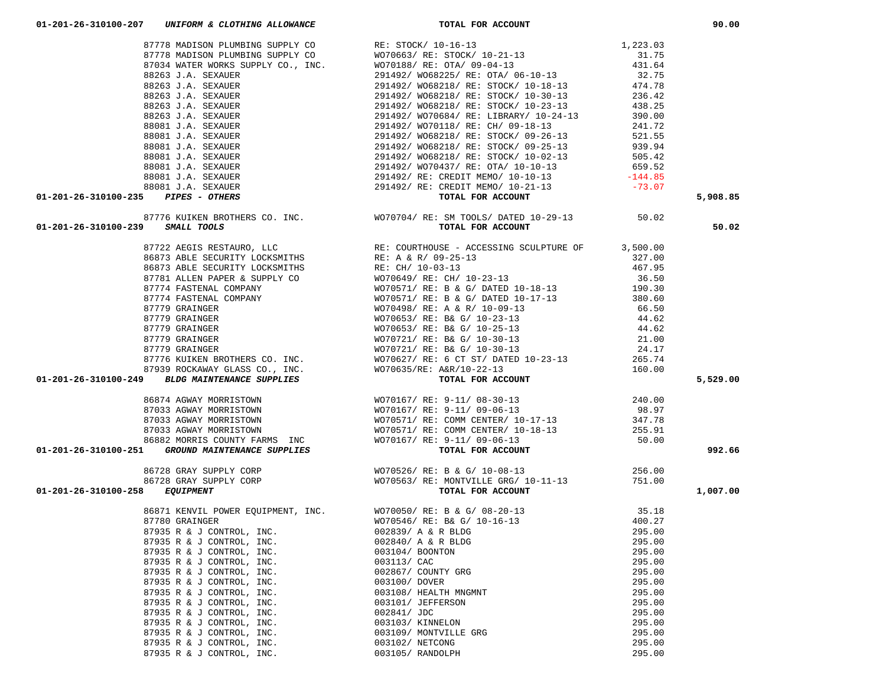| Account | Vendor | Description | Amount | Total |
|---|---|---|---|---|
| 01-201-26-310100-207 ***UNIFORM & CLOTHING ALLOWANCE*** | | **TOTAL FOR ACCOUNT** | | **90.00** |
| | 87778 MADISON PLUMBING SUPPLY CO | RE: STOCK/ 10-16-13 | 1,223.03 | |
| | 87778 MADISON PLUMBING SUPPLY CO | WO70663/ RE: STOCK/ 10-21-13 | 31.75 | |
| | 87034 WATER WORKS SUPPLY CO., INC. | WO70188/ RE: OTA/ 09-04-13 | 431.64 | |
| | 88263 J.A. SEXAUER | 291492/ WO68225/ RE: OTA/ 06-10-13 | 32.75 | |
| | 88263 J.A. SEXAUER | 291492/ WO68218/ RE: STOCK/ 10-18-13 | 474.78 | |
| | 88263 J.A. SEXAUER | 291492/ WO68218/ RE: STOCK/ 10-30-13 | 236.42 | |
| | 88263 J.A. SEXAUER | 291492/ WO68218/ RE: STOCK/ 10-23-13 | 438.25 | |
| | 88263 J.A. SEXAUER | 291492/ WO70684/ RE: LIBRARY/ 10-24-13 | 390.00 | |
| | 88081 J.A. SEXAUER | 291492/ WO70118/ RE: CH/ 09-18-13 | 241.72 | |
| | 88081 J.A. SEXAUER | 291492/ WO68218/ RE: STOCK/ 09-26-13 | 521.55 | |
| | 88081 J.A. SEXAUER | 291492/ WO68218/ RE: STOCK/ 09-25-13 | 939.94 | |
| | 88081 J.A. SEXAUER | 291492/ WO68218/ RE: STOCK/ 10-02-13 | 505.42 | |
| | 88081 J.A. SEXAUER | 291492/ WO70437/ RE: OTA/ 10-10-13 | 659.52 | |
| | 88081 J.A. SEXAUER | 291492/ RE: CREDIT MEMO/ 10-10-13 | -144.85 | |
| | 88081 J.A. SEXAUER | 291492/ RE: CREDIT MEMO/ 10-21-13 | -73.07 | |
| 01-201-26-310100-235 ***PIPES - OTHERS*** | | **TOTAL FOR ACCOUNT** | | **5,908.85** |
| | 87776 KUIKEN BROTHERS CO. INC. | WO70704/ RE: SM TOOLS/ DATED 10-29-13 | 50.02 | |
| 01-201-26-310100-239 ***SMALL TOOLS*** | | **TOTAL FOR ACCOUNT** | | **50.02** |
| | 87722 AEGIS RESTAURO, LLC | RE: COURTHOUSE - ACCESSING SCULPTURE OF | 3,500.00 | |
| | 86873 ABLE SECURITY LOCKSMITHS | RE: A & R/ 09-25-13 | 327.00 | |
| | 86873 ABLE SECURITY LOCKSMITHS | RE: CH/ 10-03-13 | 467.95 | |
| | 87781 ALLEN PAPER & SUPPLY CO | WO70649/ RE: CH/ 10-23-13 | 36.50 | |
| | 87774 FASTENAL COMPANY | WO70571/ RE: B & G/ DATED 10-18-13 | 190.30 | |
| | 87774 FASTENAL COMPANY | WO70571/ RE: B & G/ DATED 10-17-13 | 380.60 | |
| | 87779 GRAINGER | WO70498/ RE: A & R/ 10-09-13 | 66.50 | |
| | 87779 GRAINGER | WO70653/ RE: B& G/ 10-23-13 | 44.62 | |
| | 87779 GRAINGER | WO70653/ RE: B& G/ 10-25-13 | 44.62 | |
| | 87779 GRAINGER | WO70721/ RE: B& G/ 10-30-13 | 21.00 | |
| | 87779 GRAINGER | WO70721/ RE: B& G/ 10-30-13 | 24.17 | |
| | 87776 KUIKEN BROTHERS CO. INC. | WO70627/ RE: 6 CT ST/ DATED 10-23-13 | 265.74 | |
| | 87939 ROCKAWAY GLASS CO., INC. | WO70635/RE: A&R/10-22-13 | 160.00 | |
| 01-201-26-310100-249 ***BLDG MAINTENANCE SUPPLIES*** | | **TOTAL FOR ACCOUNT** | | **5,529.00** |
| | 86874 AGWAY MORRISTOWN | WO70167/ RE: 9-11/ 08-30-13 | 240.00 | |
| | 87033 AGWAY MORRISTOWN | WO70167/ RE: 9-11/ 09-06-13 | 98.97 | |
| | 87033 AGWAY MORRISTOWN | WO70571/ RE: COMM CENTER/ 10-17-13 | 347.78 | |
| | 87033 AGWAY MORRISTOWN | WO70571/ RE: COMM CENTER/ 10-18-13 | 255.91 | |
| | 86882 MORRIS COUNTY FARMS INC | WO70167/ RE: 9-11/ 09-06-13 | 50.00 | |
| 01-201-26-310100-251 ***GROUND MAINTENANCE SUPPLIES*** | | **TOTAL FOR ACCOUNT** | | **992.66** |
| | 86728 GRAY SUPPLY CORP | WO70526/ RE: B & G/ 10-08-13 | 256.00 | |
| | 86728 GRAY SUPPLY CORP | WO70563/ RE: MONTVILLE GRG/ 10-11-13 | 751.00 | |
| 01-201-26-310100-258 ***EQUIPMENT*** | | **TOTAL FOR ACCOUNT** | | **1,007.00** |
| | 86871 KENVIL POWER EQUIPMENT, INC. | WO70050/ RE: B & G/ 08-20-13 | 35.18 | |
| | 87780 GRAINGER | WO70546/ RE: B& G/ 10-16-13 | 400.27 | |
| | 87935 R & J CONTROL, INC. | 002839/ A & R BLDG | 295.00 | |
| | 87935 R & J CONTROL, INC. | 002840/ A & R BLDG | 295.00 | |
| | 87935 R & J CONTROL, INC. | 003104/ BOONTON | 295.00 | |
| | 87935 R & J CONTROL, INC. | 003113/ CAC | 295.00 | |
| | 87935 R & J CONTROL, INC. | 002867/ COUNTY GRG | 295.00 | |
| | 87935 R & J CONTROL, INC. | 003100/ DOVER | 295.00 | |
| | 87935 R & J CONTROL, INC. | 003108/ HEALTH MNGMNT | 295.00 | |
| | 87935 R & J CONTROL, INC. | 003101/ JEFFERSON | 295.00 | |
| | 87935 R & J CONTROL, INC. | 002841/ JDC | 295.00 | |
| | 87935 R & J CONTROL, INC. | 003103/ KINNELON | 295.00 | |
| | 87935 R & J CONTROL, INC. | 003109/ MONTVILLE GRG | 295.00 | |
| | 87935 R & J CONTROL, INC. | 003102/ NETCONG | 295.00 | |
| | 87935 R & J CONTROL, INC. | 003105/ RANDOLPH | 295.00 | |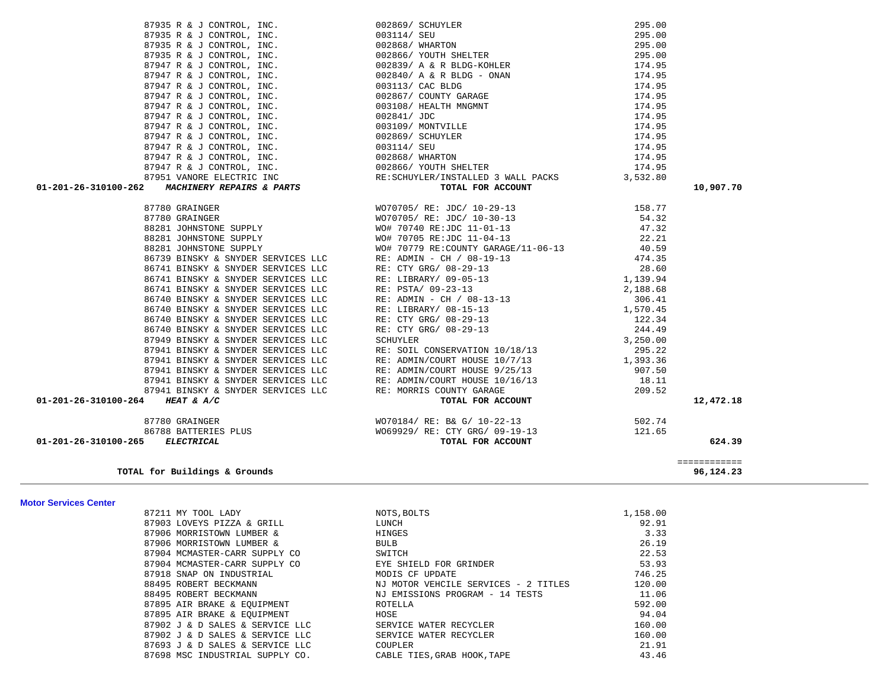| Vendor | Description | Amount | Total |
|---|---|---|---|
| 87935 R & J CONTROL, INC. | 002869/ SCHUYLER | 295.00 | |
| 87935 R & J CONTROL, INC. | 003114/ SEU | 295.00 | |
| 87935 R & J CONTROL, INC. | 002868/ WHARTON | 295.00 | |
| 87935 R & J CONTROL, INC. | 002866/ YOUTH SHELTER | 295.00 | |
| 87947 R & J CONTROL, INC. | 002839/ A & R BLDG-KOHLER | 174.95 | |
| 87947 R & J CONTROL, INC. | 002840/ A & R BLDG - ONAN | 174.95 | |
| 87947 R & J CONTROL, INC. | 003113/ CAC BLDG | 174.95 | |
| 87947 R & J CONTROL, INC. | 002867/ COUNTY GARAGE | 174.95 | |
| 87947 R & J CONTROL, INC. | 003108/ HEALTH MNGMNT | 174.95 | |
| 87947 R & J CONTROL, INC. | 002841/ JDC | 174.95 | |
| 87947 R & J CONTROL, INC. | 003109/ MONTVILLE | 174.95 | |
| 87947 R & J CONTROL, INC. | 002869/ SCHUYLER | 174.95 | |
| 87947 R & J CONTROL, INC. | 003114/ SEU | 174.95 | |
| 87947 R & J CONTROL, INC. | 002868/ WHARTON | 174.95 | |
| 87947 R & J CONTROL, INC. | 002866/ YOUTH SHELTER | 174.95 | |
| 87951 VANORE ELECTRIC INC | RE:SCHUYLER/INSTALLED 3 WALL PACKS | 3,532.80 | |
| **01-201-26-310100-262** ***MACHINERY REPAIRS & PARTS*** | **TOTAL FOR ACCOUNT** | | **10,907.70** |
| 87780 GRAINGER | WO70705/ RE: JDC/ 10-29-13 | 158.77 | |
| 87780 GRAINGER | WO70705/ RE: JDC/ 10-30-13 | 54.32 | |
| 88281 JOHNSTONE SUPPLY | WO# 70740 RE:JDC 11-01-13 | 47.32 | |
| 88281 JOHNSTONE SUPPLY | WO# 70705 RE:JDC 11-04-13 | 22.21 | |
| 88281 JOHNSTONE SUPPLY | WO# 70779 RE:COUNTY GARAGE/11-06-13 | 40.59 | |
| 86739 BINSKY & SNYDER SERVICES LLC | RE: ADMIN - CH / 08-19-13 | 474.35 | |
| 86741 BINSKY & SNYDER SERVICES LLC | RE: CTY GRG/ 08-29-13 | 28.60 | |
| 86741 BINSKY & SNYDER SERVICES LLC | RE: LIBRARY/ 09-05-13 | 1,139.94 | |
| 86741 BINSKY & SNYDER SERVICES LLC | RE: PSTA/ 09-23-13 | 2,188.68 | |
| 86740 BINSKY & SNYDER SERVICES LLC | RE: ADMIN - CH / 08-13-13 | 306.41 | |
| 86740 BINSKY & SNYDER SERVICES LLC | RE: LIBRARY/ 08-15-13 | 1,570.45 | |
| 86740 BINSKY & SNYDER SERVICES LLC | RE: CTY GRG/ 08-29-13 | 122.34 | |
| 86740 BINSKY & SNYDER SERVICES LLC | RE: CTY GRG/ 08-29-13 | 244.49 | |
| 87949 BINSKY & SNYDER SERVICES LLC | SCHUYLER | 3,250.00 | |
| 87941 BINSKY & SNYDER SERVICES LLC | RE: SOIL CONSERVATION 10/18/13 | 295.22 | |
| 87941 BINSKY & SNYDER SERVICES LLC | RE: ADMIN/COURT HOUSE 10/7/13 | 1,393.36 | |
| 87941 BINSKY & SNYDER SERVICES LLC | RE: ADMIN/COURT HOUSE 9/25/13 | 907.50 | |
| 87941 BINSKY & SNYDER SERVICES LLC | RE: ADMIN/COURT HOUSE 10/16/13 | 18.11 | |
| 87941 BINSKY & SNYDER SERVICES LLC | RE: MORRIS COUNTY GARAGE | 209.52 | |
| **01-201-26-310100-264** ***HEAT & A/C*** | **TOTAL FOR ACCOUNT** | | **12,472.18** |
| 87780 GRAINGER | WO70184/ RE: B& G/ 10-22-13 | 502.74 | |
| 86788 BATTERIES PLUS | WO69929/ RE: CTY GRG/ 09-19-13 | 121.65 | |
| **01-201-26-310100-265** ***ELECTRICAL*** | **TOTAL FOR ACCOUNT** | | **624.39** |
| | | | ============ |
| **TOTAL for Buildings & Grounds** | | | **96,124.23** |

**Motor Services Center**

| Vendor | Description | Amount |
|---|---|---|
| 87211 MY TOOL LADY | NOTS,BOLTS | 1,158.00 |
| 87903 LOVEYS PIZZA & GRILL | LUNCH | 92.91 |
| 87906 MORRISTOWN LUMBER & | HINGES | 3.33 |
| 87906 MORRISTOWN LUMBER & | BULB | 26.19 |
| 87904 MCMASTER-CARR SUPPLY CO | SWITCH | 22.53 |
| 87904 MCMASTER-CARR SUPPLY CO | EYE SHIELD FOR GRINDER | 53.93 |
| 87918 SNAP ON INDUSTRIAL | MODIS CF UPDATE | 746.25 |
| 88495 ROBERT BECKMANN | NJ MOTOR VEHCILE SERVICES - 2 TITLES | 120.00 |
| 88495 ROBERT BECKMANN | NJ EMISSIONS PROGRAM - 14 TESTS | 11.06 |
| 87895 AIR BRAKE & EQUIPMENT | ROTELLA | 592.00 |
| 87895 AIR BRAKE & EQUIPMENT | HOSE | 94.04 |
| 87902 J & D SALES & SERVICE LLC | SERVICE WATER RECYCLER | 160.00 |
| 87902 J & D SALES & SERVICE LLC | SERVICE WATER RECYCLER | 160.00 |
| 87693 J & D SALES & SERVICE LLC | COUPLER | 21.91 |
| 87698 MSC INDUSTRIAL SUPPLY CO. | CABLE TIES,GRAB HOOK,TAPE | 43.46 |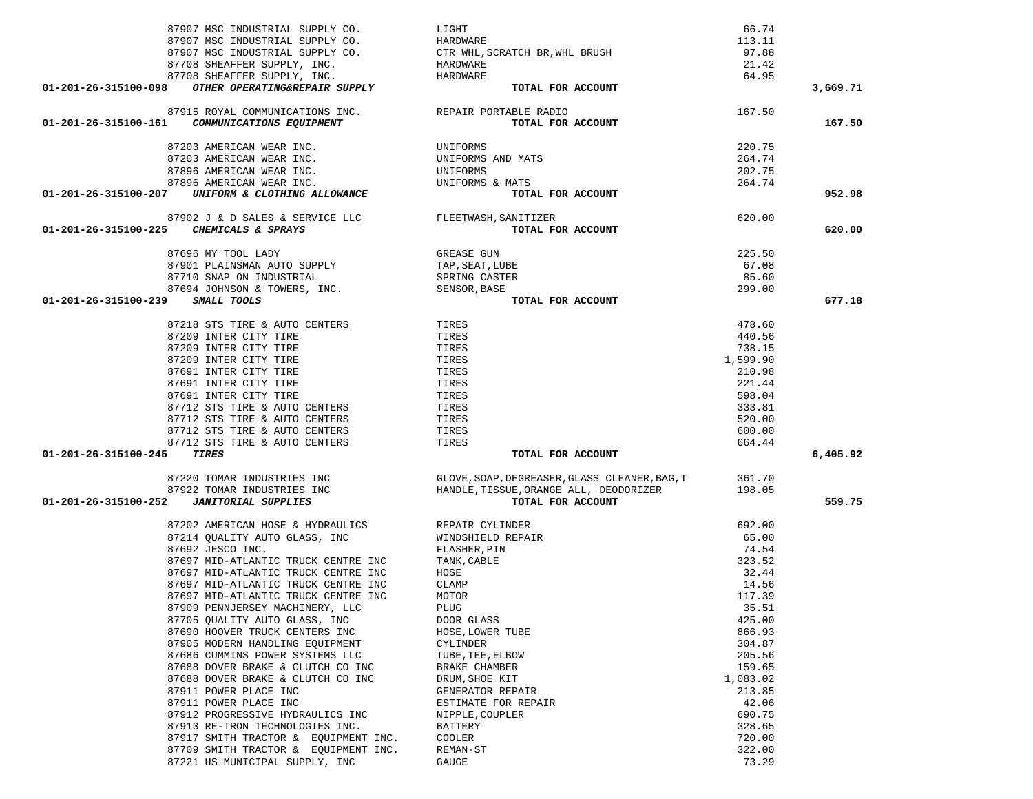| Account | Vendor | Description | Amount | Total |
|---|---|---|---|---|
| | 87907 MSC INDUSTRIAL SUPPLY CO. | LIGHT | 66.74 | |
| | 87907 MSC INDUSTRIAL SUPPLY CO. | HARDWARE | 113.11 | |
| | 87907 MSC INDUSTRIAL SUPPLY CO. | CTR WHL,SCRATCH BR,WHL BRUSH | 97.88 | |
| | 87708 SHEAFFER SUPPLY, INC. | HARDWARE | 21.42 | |
| | 87708 SHEAFFER SUPPLY, INC. | HARDWARE | 64.95 | |
| **01-201-26-315100-098** | ***OTHER OPERATING&REPAIR SUPPLY*** | **TOTAL FOR ACCOUNT** | | **3,669.71** |
| | 87915 ROYAL COMMUNICATIONS INC. | REPAIR PORTABLE RADIO | 167.50 | |
| **01-201-26-315100-161** | ***COMMUNICATIONS EQUIPMENT*** | **TOTAL FOR ACCOUNT** | | **167.50** |
| | 87203 AMERICAN WEAR INC. | UNIFORMS | 220.75 | |
| | 87203 AMERICAN WEAR INC. | UNIFORMS AND MATS | 264.74 | |
| | 87896 AMERICAN WEAR INC. | UNIFORMS | 202.75 | |
| | 87896 AMERICAN WEAR INC. | UNIFORMS & MATS | 264.74 | |
| **01-201-26-315100-207** | ***UNIFORM & CLOTHING ALLOWANCE*** | **TOTAL FOR ACCOUNT** | | **952.98** |
| | 87902 J & D SALES & SERVICE LLC | FLEETWASH,SANITIZER | 620.00 | |
| **01-201-26-315100-225** | ***CHEMICALS & SPRAYS*** | **TOTAL FOR ACCOUNT** | | **620.00** |
| | 87696 MY TOOL LADY | GREASE GUN | 225.50 | |
| | 87901 PLAINSMAN AUTO SUPPLY | TAP,SEAT,LUBE | 67.08 | |
| | 87710 SNAP ON INDUSTRIAL | SPRING CASTER | 85.60 | |
| | 87694 JOHNSON & TOWERS, INC. | SENSOR,BASE | 299.00 | |
| **01-201-26-315100-239** | ***SMALL TOOLS*** | **TOTAL FOR ACCOUNT** | | **677.18** |
| | 87218 STS TIRE & AUTO CENTERS | TIRES | 478.60 | |
| | 87209 INTER CITY TIRE | TIRES | 440.56 | |
| | 87209 INTER CITY TIRE | TIRES | 738.15 | |
| | 87209 INTER CITY TIRE | TIRES | 1,599.90 | |
| | 87691 INTER CITY TIRE | TIRES | 210.98 | |
| | 87691 INTER CITY TIRE | TIRES | 221.44 | |
| | 87691 INTER CITY TIRE | TIRES | 598.04 | |
| | 87712 STS TIRE & AUTO CENTERS | TIRES | 333.81 | |
| | 87712 STS TIRE & AUTO CENTERS | TIRES | 520.00 | |
| | 87712 STS TIRE & AUTO CENTERS | TIRES | 600.00 | |
| | 87712 STS TIRE & AUTO CENTERS | TIRES | 664.44 | |
| **01-201-26-315100-245** | ***TIRES*** | **TOTAL FOR ACCOUNT** | | **6,405.92** |
| | 87220 TOMAR INDUSTRIES INC | GLOVE,SOAP,DEGREASER,GLASS CLEANER,BAG,T | 361.70 | |
| | 87922 TOMAR INDUSTRIES INC | HANDLE,TISSUE,ORANGE ALL, DEODORIZER | 198.05 | |
| **01-201-26-315100-252** | ***JANITORIAL SUPPLIES*** | **TOTAL FOR ACCOUNT** | | **559.75** |
| | 87202 AMERICAN HOSE & HYDRAULICS | REPAIR CYLINDER | 692.00 | |
| | 87214 QUALITY AUTO GLASS, INC | WINDSHIELD REPAIR | 65.00 | |
| | 87692 JESCO INC. | FLASHER,PIN | 74.54 | |
| | 87697 MID-ATLANTIC TRUCK CENTRE INC | TANK,CABLE | 323.52 | |
| | 87697 MID-ATLANTIC TRUCK CENTRE INC | HOSE | 32.44 | |
| | 87697 MID-ATLANTIC TRUCK CENTRE INC | CLAMP | 14.56 | |
| | 87697 MID-ATLANTIC TRUCK CENTRE INC | MOTOR | 117.39 | |
| | 87909 PENNJERSEY MACHINERY, LLC | PLUG | 35.51 | |
| | 87705 QUALITY AUTO GLASS, INC | DOOR GLASS | 425.00 | |
| | 87690 HOOVER TRUCK CENTERS INC | HOSE,LOWER TUBE | 866.93 | |
| | 87905 MODERN HANDLING EQUIPMENT | CYLINDER | 304.87 | |
| | 87686 CUMMINS POWER SYSTEMS LLC | TUBE,TEE,ELBOW | 205.56 | |
| | 87688 DOVER BRAKE & CLUTCH CO INC | BRAKE CHAMBER | 159.65 | |
| | 87688 DOVER BRAKE & CLUTCH CO INC | DRUM,SHOE KIT | 1,083.02 | |
| | 87911 POWER PLACE INC | GENERATOR REPAIR | 213.85 | |
| | 87911 POWER PLACE INC | ESTIMATE FOR REPAIR | 42.06 | |
| | 87912 PROGRESSIVE HYDRAULICS INC | NIPPLE,COUPLER | 690.75 | |
| | 87913 RE-TRON TECHNOLOGIES INC. | BATTERY | 328.65 | |
| | 87917 SMITH TRACTOR & EQUIPMENT INC. | COOLER | 720.00 | |
| | 87709 SMITH TRACTOR & EQUIPMENT INC. | REMAN-ST | 322.00 | |
| | 87221 US MUNICIPAL SUPPLY, INC | GAUGE | 73.29 | |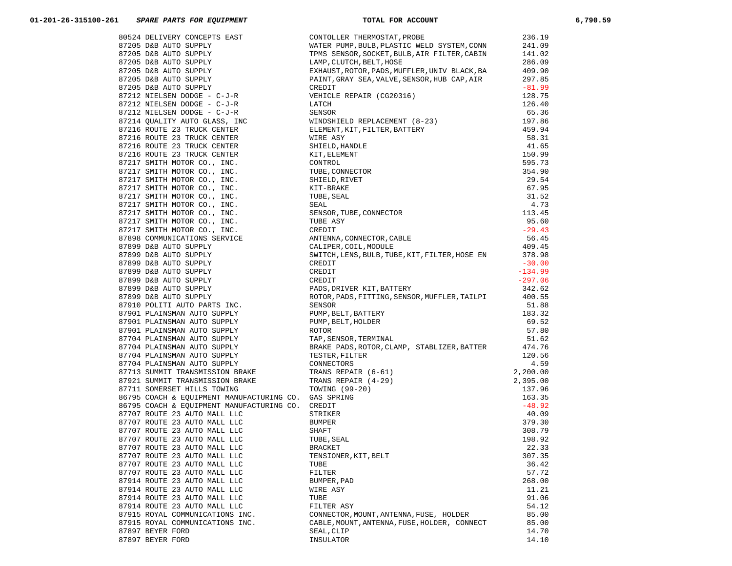**01-201-26-315100-261** ***SPARE PARTS FOR EQUIPMENT*** **TOTAL FOR ACCOUNT** **6,790.59**

| Vendor | Description | Amount |
|---|---|---|
| 80524 DELIVERY CONCEPTS EAST | CONTOLLER THERMOSTAT,PROBE | 236.19 |
| 87205 D&B AUTO SUPPLY | WATER PUMP,BULB,PLASTIC WELD SYSTEM,CONN | 241.09 |
| 87205 D&B AUTO SUPPLY | TPMS SENSOR,SOCKET,BULB,AIR FILTER,CABIN | 141.02 |
| 87205 D&B AUTO SUPPLY | LAMP,CLUTCH,BELT,HOSE | 286.09 |
| 87205 D&B AUTO SUPPLY | EXHAUST,ROTOR,PADS,MUFFLER,UNIV BLACK,BA | 409.90 |
| 87205 D&B AUTO SUPPLY | PAINT,GRAY SEA,VALVE,SENSOR,HUB CAP,AIR | 297.85 |
| 87205 D&B AUTO SUPPLY | CREDIT | -81.99 |
| 87212 NIELSEN DODGE - C-J-R | VEHICLE REPAIR (CG20316) | 128.75 |
| 87212 NIELSEN DODGE - C-J-R | LATCH | 126.40 |
| 87212 NIELSEN DODGE - C-J-R | SENSOR | 65.36 |
| 87214 QUALITY AUTO GLASS, INC | WINDSHIELD REPLACEMENT (8-23) | 197.86 |
| 87216 ROUTE 23 TRUCK CENTER | ELEMENT,KIT,FILTER,BATTERY | 459.94 |
| 87216 ROUTE 23 TRUCK CENTER | WIRE ASY | 58.31 |
| 87216 ROUTE 23 TRUCK CENTER | SHIELD,HANDLE | 41.65 |
| 87216 ROUTE 23 TRUCK CENTER | KIT,ELEMENT | 150.99 |
| 87217 SMITH MOTOR CO., INC. | CONTROL | 595.73 |
| 87217 SMITH MOTOR CO., INC. | TUBE,CONNECTOR | 354.90 |
| 87217 SMITH MOTOR CO., INC. | SHIELD,RIVET | 29.54 |
| 87217 SMITH MOTOR CO., INC. | KIT-BRAKE | 67.95 |
| 87217 SMITH MOTOR CO., INC. | TUBE,SEAL | 31.52 |
| 87217 SMITH MOTOR CO., INC. | SEAL | 4.73 |
| 87217 SMITH MOTOR CO., INC. | SENSOR,TUBE,CONNECTOR | 113.45 |
| 87217 SMITH MOTOR CO., INC. | TUBE ASY | 95.60 |
| 87217 SMITH MOTOR CO., INC. | CREDIT | -29.43 |
| 87898 COMMUNICATIONS SERVICE | ANTENNA,CONNECTOR,CABLE | 56.45 |
| 87899 D&B AUTO SUPPLY | CALIPER,COIL,MODULE | 409.45 |
| 87899 D&B AUTO SUPPLY | SWITCH,LENS,BULB,TUBE,KIT,FILTER,HOSE EN | 378.98 |
| 87899 D&B AUTO SUPPLY | CREDIT | -30.00 |
| 87899 D&B AUTO SUPPLY | CREDIT | -134.99 |
| 87899 D&B AUTO SUPPLY | CREDIT | -297.06 |
| 87899 D&B AUTO SUPPLY | PADS,DRIVER KIT,BATTERY | 342.62 |
| 87899 D&B AUTO SUPPLY | ROTOR,PADS,FITTING,SENSOR,MUFFLER,TAILPI | 400.55 |
| 87910 POLITI AUTO PARTS INC. | SENSOR | 51.88 |
| 87901 PLAINSMAN AUTO SUPPLY | PUMP,BELT,BATTERY | 183.32 |
| 87901 PLAINSMAN AUTO SUPPLY | PUMP,BELT,HOLDER | 69.52 |
| 87901 PLAINSMAN AUTO SUPPLY | ROTOR | 57.80 |
| 87704 PLAINSMAN AUTO SUPPLY | TAP,SENSOR,TERMINAL | 51.62 |
| 87704 PLAINSMAN AUTO SUPPLY | BRAKE PADS,ROTOR,CLAMP, STABLIZER,BATTER | 474.76 |
| 87704 PLAINSMAN AUTO SUPPLY | TESTER,FILTER | 120.56 |
| 87704 PLAINSMAN AUTO SUPPLY | CONNECTORS | 4.59 |
| 87713 SUMMIT TRANSMISSION BRAKE | TRANS REPAIR (6-61) | 2,200.00 |
| 87921 SUMMIT TRANSMISSION BRAKE | TRANS REPAIR (4-29) | 2,395.00 |
| 87711 SOMERSET HILLS TOWING | TOWING (99-20) | 137.96 |
| 86795 COACH & EQUIPMENT MANUFACTURING CO. | GAS SPRING | 163.35 |
| 86795 COACH & EQUIPMENT MANUFACTURING CO. | CREDIT | -48.92 |
| 87707 ROUTE 23 AUTO MALL LLC | STRIKER | 40.09 |
| 87707 ROUTE 23 AUTO MALL LLC | BUMPER | 379.30 |
| 87707 ROUTE 23 AUTO MALL LLC | SHAFT | 308.79 |
| 87707 ROUTE 23 AUTO MALL LLC | TUBE,SEAL | 198.92 |
| 87707 ROUTE 23 AUTO MALL LLC | BRACKET | 22.33 |
| 87707 ROUTE 23 AUTO MALL LLC | TENSIONER,KIT,BELT | 307.35 |
| 87707 ROUTE 23 AUTO MALL LLC | TUBE | 36.42 |
| 87707 ROUTE 23 AUTO MALL LLC | FILTER | 57.72 |
| 87914 ROUTE 23 AUTO MALL LLC | BUMPER,PAD | 268.00 |
| 87914 ROUTE 23 AUTO MALL LLC | WIRE ASY | 11.21 |
| 87914 ROUTE 23 AUTO MALL LLC | TUBE | 91.06 |
| 87914 ROUTE 23 AUTO MALL LLC | FILTER ASY | 54.12 |
| 87915 ROYAL COMMUNICATIONS INC. | CONNECTOR,MOUNT,ANTENNA,FUSE, HOLDER | 85.00 |
| 87915 ROYAL COMMUNICATIONS INC. | CABLE,MOUNT,ANTENNA,FUSE,HOLDER, CONNECT | 85.00 |
| 87897 BEYER FORD | SEAL,CLIP | 14.70 |
| 87897 BEYER FORD | INSULATOR | 14.10 |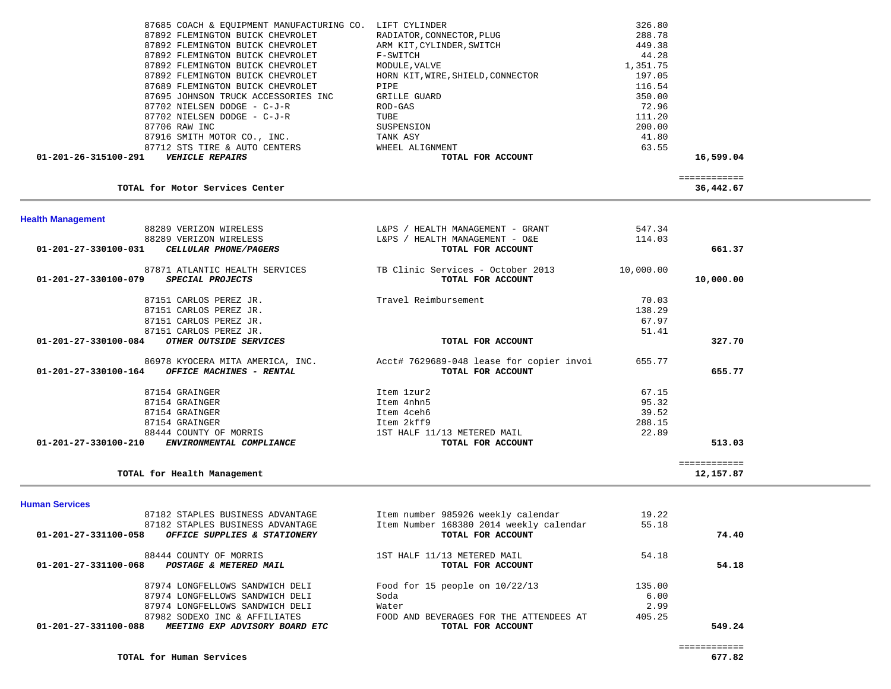| PO # / Account | Vendor / Description | Item Description | Amount | Total |
|---|---|---|---|---|
| 87685 | COACH & EQUIPMENT MANUFACTURING CO. | LIFT CYLINDER | 326.80 | |
| 87892 | FLEMINGTON BUICK CHEVROLET | RADIATOR,CONNECTOR,PLUG | 288.78 | |
| 87892 | FLEMINGTON BUICK CHEVROLET | ARM KIT,CYLINDER,SWITCH | 449.38 | |
| 87892 | FLEMINGTON BUICK CHEVROLET | F-SWITCH | 44.28 | |
| 87892 | FLEMINGTON BUICK CHEVROLET | MODULE,VALVE | 1,351.75 | |
| 87892 | FLEMINGTON BUICK CHEVROLET | HORN KIT,WIRE,SHIELD,CONNECTOR | 197.05 | |
| 87689 | FLEMINGTON BUICK CHEVROLET | PIPE | 116.54 | |
| 87695 | JOHNSON TRUCK ACCESSORIES INC | GRILLE GUARD | 350.00 | |
| 87702 | NIELSEN DODGE - C-J-R | ROD-GAS | 72.96 | |
| 87702 | NIELSEN DODGE - C-J-R | TUBE | 111.20 | |
| 87706 | RAW INC | SUSPENSION | 200.00 | |
| 87916 | SMITH MOTOR CO., INC. | TANK ASY | 41.80 | |
| 87712 | STS TIRE & AUTO CENTERS | WHEEL ALIGNMENT | 63.55 | |
| **01-201-26-315100-291** | ***VEHICLE REPAIRS*** | **TOTAL FOR ACCOUNT** | | **16,599.04** |
| | **TOTAL for Motor Services Center** | | | **36,442.67** |

## Health Management

| PO # / Account | Vendor / Description | Item Description | Amount | Total |
|---|---|---|---|---|
| 88289 | VERIZON WIRELESS | L&PS / HEALTH MANAGEMENT - GRANT | 547.34 | |
| 88289 | VERIZON WIRELESS | L&PS / HEALTH MANAGEMENT - O&E | 114.03 | |
| **01-201-27-330100-031** | ***CELLULAR PHONE/PAGERS*** | **TOTAL FOR ACCOUNT** | | **661.37** |
| 87871 | ATLANTIC HEALTH SERVICES | TB Clinic Services - October 2013 | 10,000.00 | |
| **01-201-27-330100-079** | ***SPECIAL PROJECTS*** | **TOTAL FOR ACCOUNT** | | **10,000.00** |
| 87151 | CARLOS PEREZ JR. | Travel Reimbursement | 70.03 | |
| 87151 | CARLOS PEREZ JR. | | 138.29 | |
| 87151 | CARLOS PEREZ JR. | | 67.97 | |
| 87151 | CARLOS PEREZ JR. | | 51.41 | |
| **01-201-27-330100-084** | ***OTHER OUTSIDE SERVICES*** | **TOTAL FOR ACCOUNT** | | **327.70** |
| 86978 | KYOCERA MITA AMERICA, INC. | Acct# 7629689-048 lease for copier invoi | 655.77 | |
| **01-201-27-330100-164** | ***OFFICE MACHINES - RENTAL*** | **TOTAL FOR ACCOUNT** | | **655.77** |
| 87154 | GRAINGER | Item 1zur2 | 67.15 | |
| 87154 | GRAINGER | Item 4nhn5 | 95.32 | |
| 87154 | GRAINGER | Item 4ceh6 | 39.52 | |
| 87154 | GRAINGER | Item 2kff9 | 288.15 | |
| 88444 | COUNTY OF MORRIS | 1ST HALF 11/13 METERED MAIL | 22.89 | |
| **01-201-27-330100-210** | ***ENVIRONMENTAL COMPLIANCE*** | **TOTAL FOR ACCOUNT** | | **513.03** |
| | **TOTAL for Health Management** | | | **12,157.87** |

## Human Services

| PO # / Account | Vendor / Description | Item Description | Amount | Total |
|---|---|---|---|---|
| 87182 | STAPLES BUSINESS ADVANTAGE | Item number 985926 weekly calendar | 19.22 | |
| 87182 | STAPLES BUSINESS ADVANTAGE | Item Number 168380 2014 weekly calendar | 55.18 | |
| **01-201-27-331100-058** | ***OFFICE SUPPLIES & STATIONERY*** | **TOTAL FOR ACCOUNT** | | **74.40** |
| 88444 | COUNTY OF MORRIS | 1ST HALF 11/13 METERED MAIL | 54.18 | |
| **01-201-27-331100-068** | ***POSTAGE & METERED MAIL*** | **TOTAL FOR ACCOUNT** | | **54.18** |
| 87974 | LONGFELLOWS SANDWICH DELI | Food for 15 people on 10/22/13 | 135.00 | |
| 87974 | LONGFELLOWS SANDWICH DELI | Soda | 6.00 | |
| 87974 | LONGFELLOWS SANDWICH DELI | Water | 2.99 | |
| 87982 | SODEXO INC & AFFILIATES | FOOD AND BEVERAGES FOR THE ATTENDEES AT | 405.25 | |
| **01-201-27-331100-088** | ***MEETING EXP ADVISORY BOARD ETC*** | **TOTAL FOR ACCOUNT** | | **549.24** |
| | **TOTAL for Human Services** | | | **677.82** |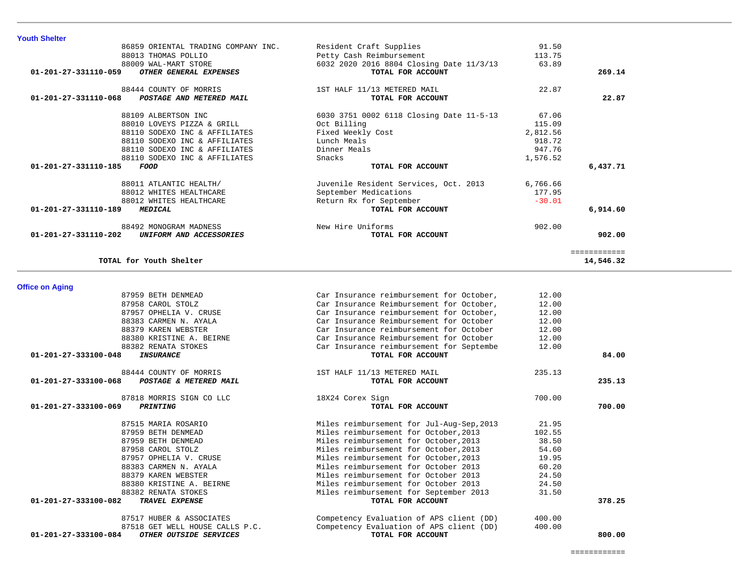## Youth Shelter

| Account | Vendor | Description | Amount | Total |
|---|---|---|---|---|
| | 86859 ORIENTAL TRADING COMPANY INC. | Resident Craft Supplies | 91.50 | |
| | 88013 THOMAS POLLIO | Petty Cash Reimbursement | 113.75 | |
| | 88009 WAL-MART STORE | 6032 2020 2016 8804 Closing Date 11/3/13 | 63.89 | |
| **01-201-27-331110-059** | ***OTHER GENERAL EXPENSES*** | **TOTAL FOR ACCOUNT** | | **269.14** |
| | 88444 COUNTY OF MORRIS | 1ST HALF 11/13 METERED MAIL | 22.87 | |
| **01-201-27-331110-068** | ***POSTAGE AND METERED MAIL*** | **TOTAL FOR ACCOUNT** | | **22.87** |
| | 88109 ALBERTSON INC | 6030 3751 0002 6118 Closing Date 11-5-13 | 67.06 | |
| | 88010 LOVEYS PIZZA & GRILL | Oct Billing | 115.09 | |
| | 88110 SODEXO INC & AFFILIATES | Fixed Weekly Cost | 2,812.56 | |
| | 88110 SODEXO INC & AFFILIATES | Lunch Meals | 918.72 | |
| | 88110 SODEXO INC & AFFILIATES | Dinner Meals | 947.76 | |
| | 88110 SODEXO INC & AFFILIATES | Snacks | 1,576.52 | |
| **01-201-27-331110-185** | ***FOOD*** | **TOTAL FOR ACCOUNT** | | **6,437.71** |
| | 88011 ATLANTIC HEALTH/ | Juvenile Resident Services, Oct. 2013 | 6,766.66 | |
| | 88012 WHITES HEALTHCARE | September Medications | 177.95 | |
| | 88012 WHITES HEALTHCARE | Return Rx for September | -30.01 | |
| **01-201-27-331110-189** | ***MEDICAL*** | **TOTAL FOR ACCOUNT** | | **6,914.60** |
| | 88492 MONOGRAM MADNESS | New Hire Uniforms | 902.00 | |
| **01-201-27-331110-202** | ***UNIFORM AND ACCESSORIES*** | **TOTAL FOR ACCOUNT** | | **902.00** |
| | | | | ============ |
| | **TOTAL for Youth Shelter** | | | **14,546.32** |

## Office on Aging

| Account | Vendor | Description | Amount | Total |
|---|---|---|---|---|
| | 87959 BETH DENMEAD | Car Insurance reimbursement for October, | 12.00 | |
| | 87958 CAROL STOLZ | Car Insurance Reimbursement for October, | 12.00 | |
| | 87957 OPHELIA V. CRUSE | Car Insurance reimbursement for October, | 12.00 | |
| | 88383 CARMEN N. AYALA | Car Insurance Reimbursement for October | 12.00 | |
| | 88379 KAREN WEBSTER | Car Insurance reimbursement for October | 12.00 | |
| | 88380 KRISTINE A. BEIRNE | Car Insurance Reimbursement for October | 12.00 | |
| | 88382 RENATA STOKES | Car Insurance reimbursement for Septembe | 12.00 | |
| **01-201-27-333100-048** | ***INSURANCE*** | **TOTAL FOR ACCOUNT** | | **84.00** |
| | 88444 COUNTY OF MORRIS | 1ST HALF 11/13 METERED MAIL | 235.13 | |
| **01-201-27-333100-068** | ***POSTAGE & METERED MAIL*** | **TOTAL FOR ACCOUNT** | | **235.13** |
| | 87818 MORRIS SIGN CO LLC | 18X24 Corex Sign | 700.00 | |
| **01-201-27-333100-069** | ***PRINTING*** | **TOTAL FOR ACCOUNT** | | **700.00** |
| | 87515 MARIA ROSARIO | Miles reimbursement for Jul-Aug-Sep,2013 | 21.95 | |
| | 87959 BETH DENMEAD | Miles reimbursement for October,2013 | 102.55 | |
| | 87959 BETH DENMEAD | Miles reimbursement for October,2013 | 38.50 | |
| | 87958 CAROL STOLZ | Miles reimbursement for October,2013 | 54.60 | |
| | 87957 OPHELIA V. CRUSE | Miles reimbursement for October,2013 | 19.95 | |
| | 88383 CARMEN N. AYALA | Miles reimbursement for October 2013 | 60.20 | |
| | 88379 KAREN WEBSTER | Miles reimbursement for October 2013 | 24.50 | |
| | 88380 KRISTINE A. BEIRNE | Miles reimbursement for October 2013 | 24.50 | |
| | 88382 RENATA STOKES | Miles reimbursement for September 2013 | 31.50 | |
| **01-201-27-333100-082** | ***TRAVEL EXPENSE*** | **TOTAL FOR ACCOUNT** | | **378.25** |
| | 87517 HUBER & ASSOCIATES | Competency Evaluation of APS client (DD) | 400.00 | |
| | 87518 GET WELL HOUSE CALLS P.C. | Competency Evaluation of APS client (DD) | 400.00 | |
| **01-201-27-333100-084** | ***OTHER OUTSIDE SERVICES*** | **TOTAL FOR ACCOUNT** | | **800.00** |
| | | | | ============ |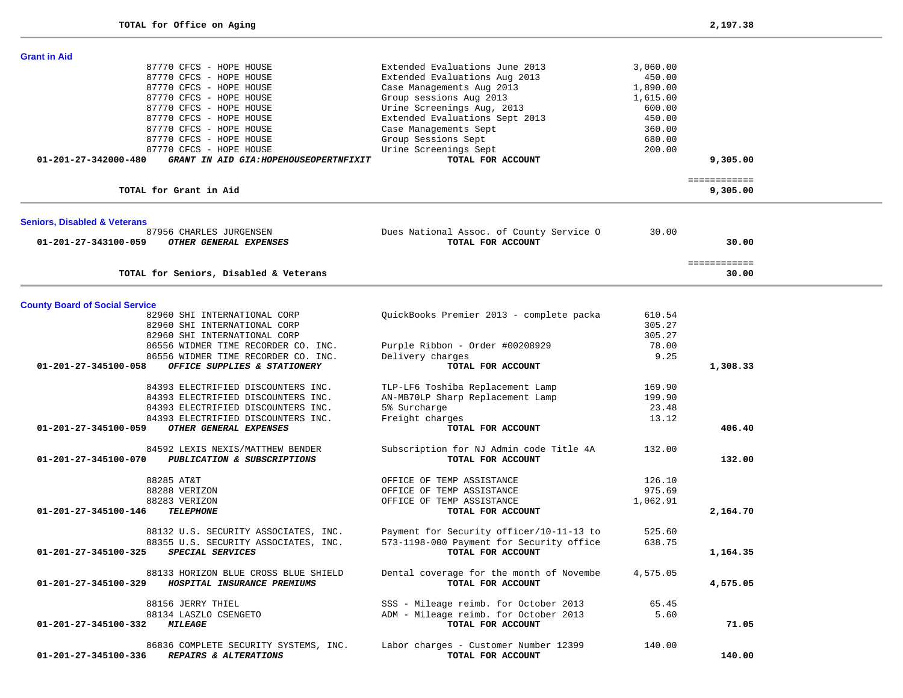**TOTAL for Office on Aging** 2,197.38

---

## Grant in Aid

| Account | Vendor | Description | Amount | Total |
|---|---|---|---|---|
| | 87770 CFCS - HOPE HOUSE | Extended Evaluations June 2013 | 3,060.00 | |
| | 87770 CFCS - HOPE HOUSE | Extended Evaluations Aug 2013 | 450.00 | |
| | 87770 CFCS - HOPE HOUSE | Case Managements Aug 2013 | 1,890.00 | |
| | 87770 CFCS - HOPE HOUSE | Group sessions Aug 2013 | 1,615.00 | |
| | 87770 CFCS - HOPE HOUSE | Urine Screenings Aug, 2013 | 600.00 | |
| | 87770 CFCS - HOPE HOUSE | Extended Evaluations Sept 2013 | 450.00 | |
| | 87770 CFCS - HOPE HOUSE | Case Managements Sept | 360.00 | |
| | 87770 CFCS - HOPE HOUSE | Group Sessions Sept | 680.00 | |
| | 87770 CFCS - HOPE HOUSE | Urine Screenings Sept | 200.00 | |
| **01-201-27-342000-480** | ***GRANT IN AID GIA:HOPEHOUSEOPERTNFIXIT*** | **TOTAL FOR ACCOUNT** | | **9,305.00** |

**TOTAL for Grant in Aid** 9,305.00

---

## Seniors, Disabled & Veterans

| Account | Vendor | Description | Amount | Total |
|---|---|---|---|---|
| | 87956 CHARLES JURGENSEN | Dues National Assoc. of County Service O | 30.00 | |
| **01-201-27-343100-059** | ***OTHER GENERAL EXPENSES*** | **TOTAL FOR ACCOUNT** | | **30.00** |

**TOTAL for Seniors, Disabled & Veterans** 30.00

---

## County Board of Social Service

| Account | Vendor | Description | Amount | Total |
|---|---|---|---|---|
| | 82960 SHI INTERNATIONAL CORP | QuickBooks Premier 2013 - complete packa | 610.54 | |
| | 82960 SHI INTERNATIONAL CORP | | 305.27 | |
| | 82960 SHI INTERNATIONAL CORP | | 305.27 | |
| | 86556 WIDMER TIME RECORDER CO. INC. | Purple Ribbon - Order #00208929 | 78.00 | |
| | 86556 WIDMER TIME RECORDER CO. INC. | Delivery charges | 9.25 | |
| **01-201-27-345100-058** | ***OFFICE SUPPLIES & STATIONERY*** | **TOTAL FOR ACCOUNT** | | **1,308.33** |
| | 84393 ELECTRIFIED DISCOUNTERS INC. | TLP-LF6 Toshiba Replacement Lamp | 169.90 | |
| | 84393 ELECTRIFIED DISCOUNTERS INC. | AN-MB70LP Sharp Replacement Lamp | 199.90 | |
| | 84393 ELECTRIFIED DISCOUNTERS INC. | 5% Surcharge | 23.48 | |
| | 84393 ELECTRIFIED DISCOUNTERS INC. | Freight charges | 13.12 | |
| **01-201-27-345100-059** | ***OTHER GENERAL EXPENSES*** | **TOTAL FOR ACCOUNT** | | **406.40** |
| | 84592 LEXIS NEXIS/MATTHEW BENDER | Subscription for NJ Admin code Title 4A | 132.00 | |
| **01-201-27-345100-070** | ***PUBLICATION & SUBSCRIPTIONS*** | **TOTAL FOR ACCOUNT** | | **132.00** |
| | 88285 AT&T | OFFICE OF TEMP ASSISTANCE | 126.10 | |
| | 88288 VERIZON | OFFICE OF TEMP ASSISTANCE | 975.69 | |
| | 88283 VERIZON | OFFICE OF TEMP ASSISTANCE | 1,062.91 | |
| **01-201-27-345100-146** | ***TELEPHONE*** | **TOTAL FOR ACCOUNT** | | **2,164.70** |
| | 88132 U.S. SECURITY ASSOCIATES, INC. | Payment for Security officer/10-11-13 to | 525.60 | |
| | 88355 U.S. SECURITY ASSOCIATES, INC. | 573-1198-000 Payment for Security office | 638.75 | |
| **01-201-27-345100-325** | ***SPECIAL SERVICES*** | **TOTAL FOR ACCOUNT** | | **1,164.35** |
| | 88133 HORIZON BLUE CROSS BLUE SHIELD | Dental coverage for the month of Novembe | 4,575.05 | |
| **01-201-27-345100-329** | ***HOSPITAL INSURANCE PREMIUMS*** | **TOTAL FOR ACCOUNT** | | **4,575.05** |
| | 88156 JERRY THIEL | SSS - Mileage reimb. for October 2013 | 65.45 | |
| | 88134 LASZLO CSENGETO | ADM - Mileage reimb. for October 2013 | 5.60 | |
| **01-201-27-345100-332** | ***MILEAGE*** | **TOTAL FOR ACCOUNT** | | **71.05** |
| | 86836 COMPLETE SECURITY SYSTEMS, INC. | Labor charges - Customer Number 12399 | 140.00 | |
| **01-201-27-345100-336** | ***REPAIRS & ALTERATIONS*** | **TOTAL FOR ACCOUNT** | | **140.00** |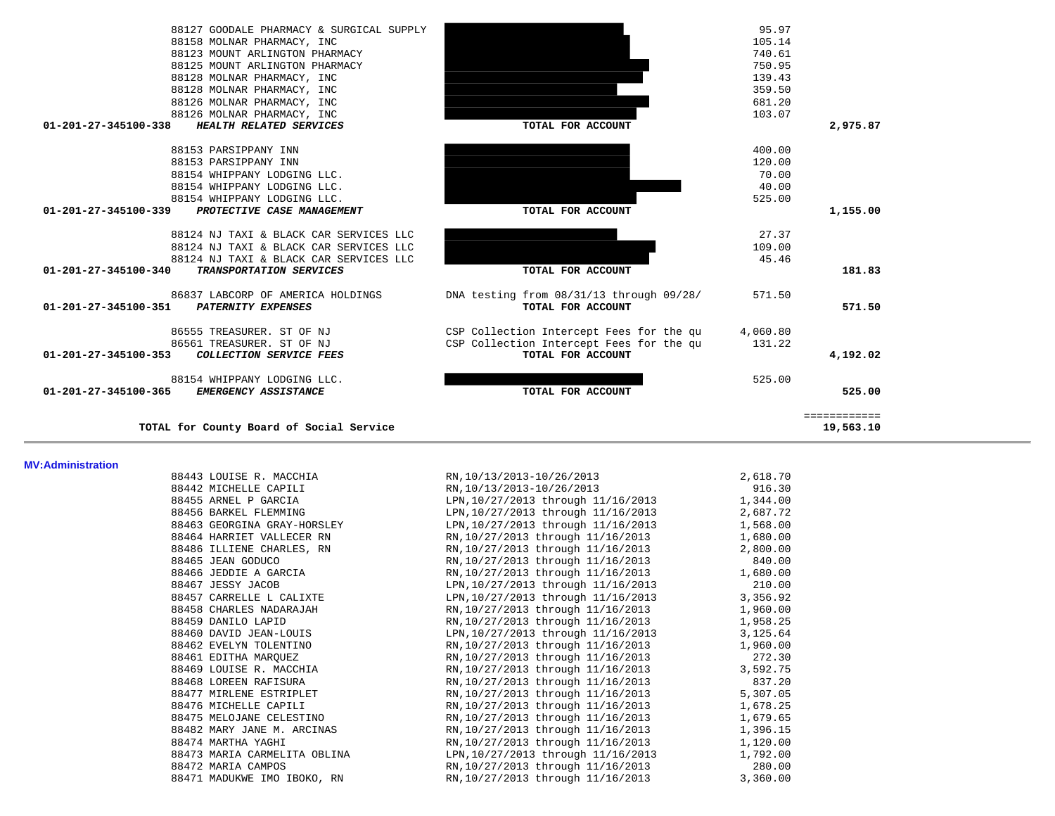| Account | Vendor | Description | Amount | Total |
|---|---|---|---|---|
| | 88127 GOODALE PHARMACY & SURGICAL SUPPLY | | 95.97 | |
| | 88158 MOLNAR PHARMACY, INC | | 105.14 | |
| | 88123 MOUNT ARLINGTON PHARMACY | | 740.61 | |
| | 88125 MOUNT ARLINGTON PHARMACY | | 750.95 | |
| | 88128 MOLNAR PHARMACY, INC | | 139.43 | |
| | 88128 MOLNAR PHARMACY, INC | | 359.50 | |
| | 88126 MOLNAR PHARMACY, INC | | 681.20 | |
| | 88126 MOLNAR PHARMACY, INC | | 103.07 | |
| **01-201-27-345100-338** | ***HEALTH RELATED SERVICES*** | **TOTAL FOR ACCOUNT** | | **2,975.87** |
| | 88153 PARSIPPANY INN | | 400.00 | |
| | 88153 PARSIPPANY INN | | 120.00 | |
| | 88154 WHIPPANY LODGING LLC. | | 70.00 | |
| | 88154 WHIPPANY LODGING LLC. | | 40.00 | |
| | 88154 WHIPPANY LODGING LLC. | | 525.00 | |
| **01-201-27-345100-339** | ***PROTECTIVE CASE MANAGEMENT*** | **TOTAL FOR ACCOUNT** | | **1,155.00** |
| | 88124 NJ TAXI & BLACK CAR SERVICES LLC | | 27.37 | |
| | 88124 NJ TAXI & BLACK CAR SERVICES LLC | | 109.00 | |
| | 88124 NJ TAXI & BLACK CAR SERVICES LLC | | 45.46 | |
| **01-201-27-345100-340** | ***TRANSPORTATION SERVICES*** | **TOTAL FOR ACCOUNT** | | **181.83** |
| | 86837 LABCORP OF AMERICA HOLDINGS | DNA testing from 08/31/13 through 09/28/ | 571.50 | |
| **01-201-27-345100-351** | ***PATERNITY EXPENSES*** | **TOTAL FOR ACCOUNT** | | **571.50** |
| | 86555 TREASURER. ST OF NJ | CSP Collection Intercept Fees for the qu | 4,060.80 | |
| | 86561 TREASURER. ST OF NJ | CSP Collection Intercept Fees for the qu | 131.22 | |
| **01-201-27-345100-353** | ***COLLECTION SERVICE FEES*** | **TOTAL FOR ACCOUNT** | | **4,192.02** |
| | 88154 WHIPPANY LODGING LLC. | | 525.00 | |
| **01-201-27-345100-365** | ***EMERGENCY ASSISTANCE*** | **TOTAL FOR ACCOUNT** | | **525.00** |
| | | | | ============ |
| **TOTAL for County Board of Social Service** | | | | **19,563.10** |

**MV:Administration**

| Vendor | Description | Amount |
|---|---|---|
| 88443 LOUISE R. MACCHIA | RN,10/13/2013-10/26/2013 | 2,618.70 |
| 88442 MICHELLE CAPILI | RN,10/13/2013-10/26/2013 | 916.30 |
| 88455 ARNEL P GARCIA | LPN,10/27/2013 through 11/16/2013 | 1,344.00 |
| 88456 BARKEL FLEMMING | LPN,10/27/2013 through 11/16/2013 | 2,687.72 |
| 88463 GEORGINA GRAY-HORSLEY | LPN,10/27/2013 through 11/16/2013 | 1,568.00 |
| 88464 HARRIET VALLECER RN | RN,10/27/2013 through 11/16/2013 | 1,680.00 |
| 88486 ILLIENE CHARLES, RN | RN,10/27/2013 through 11/16/2013 | 2,800.00 |
| 88465 JEAN GODUCO | RN,10/27/2013 through 11/16/2013 | 840.00 |
| 88466 JEDDIE A GARCIA | RN,10/27/2013 through 11/16/2013 | 1,680.00 |
| 88467 JESSY JACOB | LPN,10/27/2013 through 11/16/2013 | 210.00 |
| 88457 CARRELLE L CALIXTE | LPN,10/27/2013 through 11/16/2013 | 3,356.92 |
| 88458 CHARLES NADARAJAH | RN,10/27/2013 through 11/16/2013 | 1,960.00 |
| 88459 DANILO LAPID | RN,10/27/2013 through 11/16/2013 | 1,958.25 |
| 88460 DAVID JEAN-LOUIS | LPN,10/27/2013 through 11/16/2013 | 3,125.64 |
| 88462 EVELYN TOLENTINO | RN,10/27/2013 through 11/16/2013 | 1,960.00 |
| 88461 EDITHA MARQUEZ | RN,10/27/2013 through 11/16/2013 | 272.30 |
| 88469 LOUISE R. MACCHIA | RN,10/27/2013 through 11/16/2013 | 3,592.75 |
| 88468 LOREEN RAFISURA | RN,10/27/2013 through 11/16/2013 | 837.20 |
| 88477 MIRLENE ESTRIPLET | RN,10/27/2013 through 11/16/2013 | 5,307.05 |
| 88476 MICHELLE CAPILI | RN,10/27/2013 through 11/16/2013 | 1,678.25 |
| 88475 MELOJANE CELESTINO | RN,10/27/2013 through 11/16/2013 | 1,679.65 |
| 88482 MARY JANE M. ARCINAS | RN,10/27/2013 through 11/16/2013 | 1,396.15 |
| 88474 MARTHA YAGHI | RN,10/27/2013 through 11/16/2013 | 1,120.00 |
| 88473 MARIA CARMELITA OBLINA | LPN,10/27/2013 through 11/16/2013 | 1,792.00 |
| 88472 MARIA CAMPOS | RN,10/27/2013 through 11/16/2013 | 280.00 |
| 88471 MADUKWE IMO IBOKO, RN | RN,10/27/2013 through 11/16/2013 | 3,360.00 |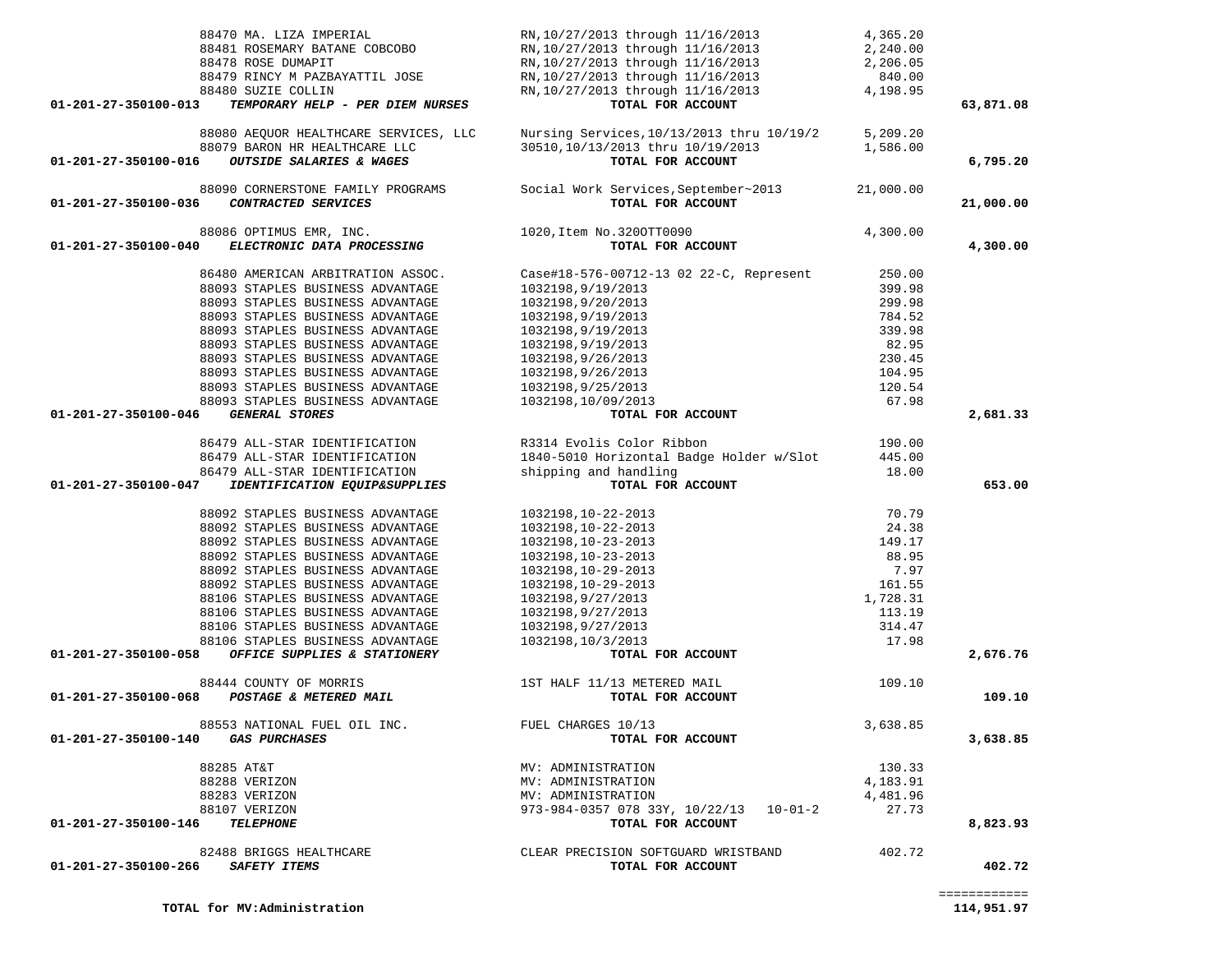| Account | Vendor | Description | Amount | Total |
|---|---|---|---|---|
| | 88470 MA. LIZA IMPERIAL | RN,10/27/2013 through 11/16/2013 | 4,365.20 | |
| | 88481 ROSEMARY BATANE COBCOBO | RN,10/27/2013 through 11/16/2013 | 2,240.00 | |
| | 88478 ROSE DUMAPIT | RN,10/27/2013 through 11/16/2013 | 2,206.05 | |
| | 88479 RINCY M PAZBAYATTIL JOSE | RN,10/27/2013 through 11/16/2013 | 840.00 | |
| | 88480 SUZIE COLLIN | RN,10/27/2013 through 11/16/2013 | 4,198.95 | |
| **01-201-27-350100-013** | ***TEMPORARY HELP - PER DIEM NURSES*** | **TOTAL FOR ACCOUNT** | | **63,871.08** |
| | 88080 AEQUOR HEALTHCARE SERVICES, LLC | Nursing Services,10/13/2013 thru 10/19/2 | 5,209.20 | |
| | 88079 BARON HR HEALTHCARE LLC | 30510,10/13/2013 thru 10/19/2013 | 1,586.00 | |
| **01-201-27-350100-016** | ***OUTSIDE SALARIES & WAGES*** | **TOTAL FOR ACCOUNT** | | **6,795.20** |
| | 88090 CORNERSTONE FAMILY PROGRAMS | Social Work Services,September~2013 | 21,000.00 | |
| **01-201-27-350100-036** | ***CONTRACTED SERVICES*** | **TOTAL FOR ACCOUNT** | | **21,000.00** |
| | 88086 OPTIMUS EMR, INC. | 1020,Item No.320OTT0090 | 4,300.00 | |
| **01-201-27-350100-040** | ***ELECTRONIC DATA PROCESSING*** | **TOTAL FOR ACCOUNT** | | **4,300.00** |
| | 86480 AMERICAN ARBITRATION ASSOC. | Case#18-576-00712-13 02 22-C, Represent | 250.00 | |
| | 88093 STAPLES BUSINESS ADVANTAGE | 1032198,9/19/2013 | 399.98 | |
| | 88093 STAPLES BUSINESS ADVANTAGE | 1032198,9/20/2013 | 299.98 | |
| | 88093 STAPLES BUSINESS ADVANTAGE | 1032198,9/19/2013 | 784.52 | |
| | 88093 STAPLES BUSINESS ADVANTAGE | 1032198,9/19/2013 | 339.98 | |
| | 88093 STAPLES BUSINESS ADVANTAGE | 1032198,9/19/2013 | 82.95 | |
| | 88093 STAPLES BUSINESS ADVANTAGE | 1032198,9/26/2013 | 230.45 | |
| | 88093 STAPLES BUSINESS ADVANTAGE | 1032198,9/26/2013 | 104.95 | |
| | 88093 STAPLES BUSINESS ADVANTAGE | 1032198,9/25/2013 | 120.54 | |
| | 88093 STAPLES BUSINESS ADVANTAGE | 1032198,10/09/2013 | 67.98 | |
| **01-201-27-350100-046** | ***GENERAL STORES*** | **TOTAL FOR ACCOUNT** | | **2,681.33** |
| | 86479 ALL-STAR IDENTIFICATION | R3314 Evolis Color Ribbon | 190.00 | |
| | 86479 ALL-STAR IDENTIFICATION | 1840-5010 Horizontal Badge Holder w/Slot | 445.00 | |
| | 86479 ALL-STAR IDENTIFICATION | shipping and handling | 18.00 | |
| **01-201-27-350100-047** | ***IDENTIFICATION EQUIP&SUPPLIES*** | **TOTAL FOR ACCOUNT** | | **653.00** |
| | 88092 STAPLES BUSINESS ADVANTAGE | 1032198,10-22-2013 | 70.79 | |
| | 88092 STAPLES BUSINESS ADVANTAGE | 1032198,10-22-2013 | 24.38 | |
| | 88092 STAPLES BUSINESS ADVANTAGE | 1032198,10-23-2013 | 149.17 | |
| | 88092 STAPLES BUSINESS ADVANTAGE | 1032198,10-23-2013 | 88.95 | |
| | 88092 STAPLES BUSINESS ADVANTAGE | 1032198,10-29-2013 | 7.97 | |
| | 88092 STAPLES BUSINESS ADVANTAGE | 1032198,10-29-2013 | 161.55 | |
| | 88106 STAPLES BUSINESS ADVANTAGE | 1032198,9/27/2013 | 1,728.31 | |
| | 88106 STAPLES BUSINESS ADVANTAGE | 1032198,9/27/2013 | 113.19 | |
| | 88106 STAPLES BUSINESS ADVANTAGE | 1032198,9/27/2013 | 314.47 | |
| | 88106 STAPLES BUSINESS ADVANTAGE | 1032198,10/3/2013 | 17.98 | |
| **01-201-27-350100-058** | ***OFFICE SUPPLIES & STATIONERY*** | **TOTAL FOR ACCOUNT** | | **2,676.76** |
| | 88444 COUNTY OF MORRIS | 1ST HALF 11/13 METERED MAIL | 109.10 | |
| **01-201-27-350100-068** | ***POSTAGE & METERED MAIL*** | **TOTAL FOR ACCOUNT** | | **109.10** |
| | 88553 NATIONAL FUEL OIL INC. | FUEL CHARGES 10/13 | 3,638.85 | |
| **01-201-27-350100-140** | ***GAS PURCHASES*** | **TOTAL FOR ACCOUNT** | | **3,638.85** |
| | 88285 AT&T | MV: ADMINISTRATION | 130.33 | |
| | 88288 VERIZON | MV: ADMINISTRATION | 4,183.91 | |
| | 88283 VERIZON | MV: ADMINISTRATION | 4,481.96 | |
| | 88107 VERIZON | 973-984-0357 078 33Y, 10/22/13 10-01-2 | 27.73 | |
| **01-201-27-350100-146** | ***TELEPHONE*** | **TOTAL FOR ACCOUNT** | | **8,823.93** |
| | 82488 BRIGGS HEALTHCARE | CLEAR PRECISION SOFTGUARD WRISTBAND | 402.72 | |
| **01-201-27-350100-266** | ***SAFETY ITEMS*** | **TOTAL FOR ACCOUNT** | | **402.72** |
| | | | | ============ |
| **TOTAL for MV:Administration** | | | | **114,951.97** |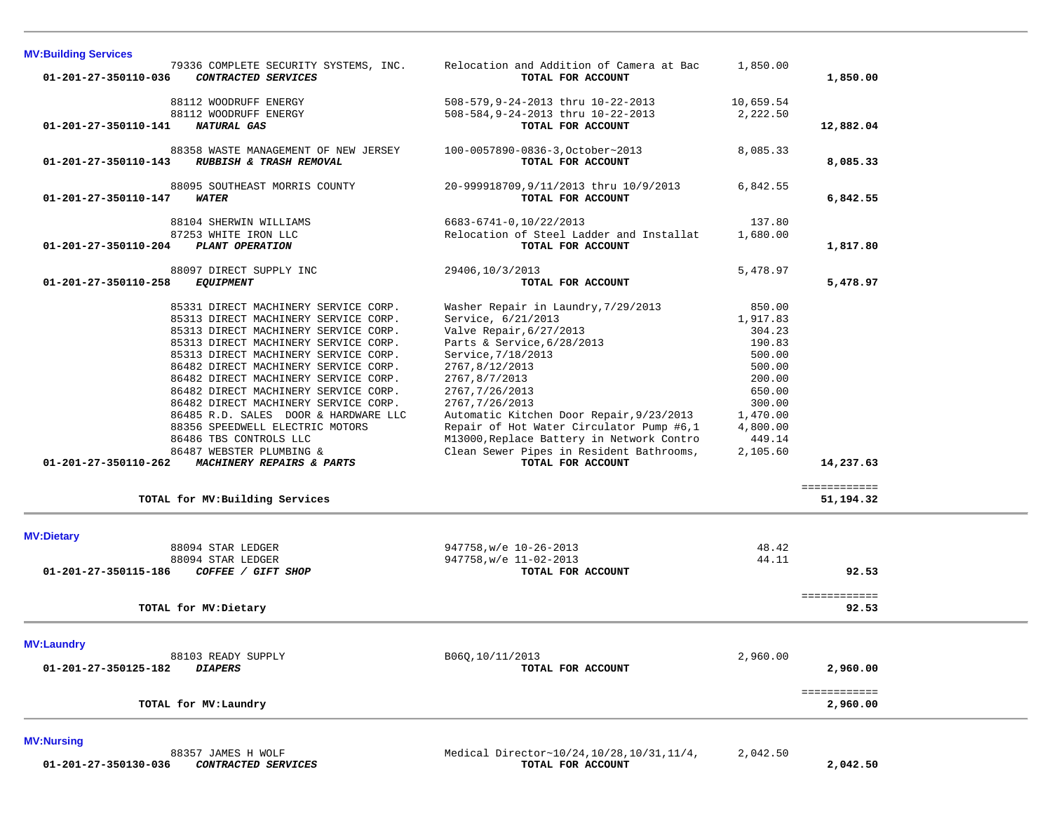### MV:Building Services

| Account | Vendor | Description | Amount | Total |
|---|---|---|---|---|
| | 79336 COMPLETE SECURITY SYSTEMS, INC. | Relocation and Addition of Camera at Bac | 1,850.00 | |
| 01-201-27-350110-036 | ***CONTRACTED SERVICES*** | **TOTAL FOR ACCOUNT** | | **1,850.00** |
| | 88112 WOODRUFF ENERGY | 508-579,9-24-2013 thru 10-22-2013 | 10,659.54 | |
| | 88112 WOODRUFF ENERGY | 508-584,9-24-2013 thru 10-22-2013 | 2,222.50 | |
| 01-201-27-350110-141 | ***NATURAL GAS*** | **TOTAL FOR ACCOUNT** | | **12,882.04** |
| | 88358 WASTE MANAGEMENT OF NEW JERSEY | 100-0057890-0836-3,October~2013 | 8,085.33 | |
| 01-201-27-350110-143 | ***RUBBISH & TRASH REMOVAL*** | **TOTAL FOR ACCOUNT** | | **8,085.33** |
| | 88095 SOUTHEAST MORRIS COUNTY | 20-999918709,9/11/2013 thru 10/9/2013 | 6,842.55 | |
| 01-201-27-350110-147 | ***WATER*** | **TOTAL FOR ACCOUNT** | | **6,842.55** |
| | 88104 SHERWIN WILLIAMS | 6683-6741-0,10/22/2013 | 137.80 | |
| | 87253 WHITE IRON LLC | Relocation of Steel Ladder and Installat | 1,680.00 | |
| 01-201-27-350110-204 | ***PLANT OPERATION*** | **TOTAL FOR ACCOUNT** | | **1,817.80** |
| | 88097 DIRECT SUPPLY INC | 29406,10/3/2013 | 5,478.97 | |
| 01-201-27-350110-258 | ***EQUIPMENT*** | **TOTAL FOR ACCOUNT** | | **5,478.97** |
| | 85331 DIRECT MACHINERY SERVICE CORP. | Washer Repair in Laundry,7/29/2013 | 850.00 | |
| | 85313 DIRECT MACHINERY SERVICE CORP. | Service, 6/21/2013 | 1,917.83 | |
| | 85313 DIRECT MACHINERY SERVICE CORP. | Valve Repair,6/27/2013 | 304.23 | |
| | 85313 DIRECT MACHINERY SERVICE CORP. | Parts & Service,6/28/2013 | 190.83 | |
| | 85313 DIRECT MACHINERY SERVICE CORP. | Service,7/18/2013 | 500.00 | |
| | 86482 DIRECT MACHINERY SERVICE CORP. | 2767,8/12/2013 | 500.00 | |
| | 86482 DIRECT MACHINERY SERVICE CORP. | 2767,8/7/2013 | 200.00 | |
| | 86482 DIRECT MACHINERY SERVICE CORP. | 2767,7/26/2013 | 650.00 | |
| | 86482 DIRECT MACHINERY SERVICE CORP. | 2767,7/26/2013 | 300.00 | |
| | 86485 R.D. SALES DOOR & HARDWARE LLC | Automatic Kitchen Door Repair,9/23/2013 | 1,470.00 | |
| | 88356 SPEEDWELL ELECTRIC MOTORS | Repair of Hot Water Circulator Pump #6,1 | 4,800.00 | |
| | 86486 TBS CONTROLS LLC | M13000,Replace Battery in Network Contro | 449.14 | |
| | 86487 WEBSTER PLUMBING & | Clean Sewer Pipes in Resident Bathrooms, | 2,105.60 | |
| 01-201-27-350110-262 | ***MACHINERY REPAIRS & PARTS*** | **TOTAL FOR ACCOUNT** | | **14,237.63** |
| | | | | ============ |
| | **TOTAL for MV:Building Services** | | | **51,194.32** |

### MV:Dietary

| Account | Vendor | Description | Amount | Total |
|---|---|---|---|---|
| | 88094 STAR LEDGER | 947758,w/e 10-26-2013 | 48.42 | |
| | 88094 STAR LEDGER | 947758,w/e 11-02-2013 | 44.11 | |
| 01-201-27-350115-186 | ***COFFEE / GIFT SHOP*** | **TOTAL FOR ACCOUNT** | | **92.53** |
| | | | | ============ |
| | **TOTAL for MV:Dietary** | | | **92.53** |

### MV:Laundry

| Account | Vendor | Description | Amount | Total |
|---|---|---|---|---|
| | 88103 READY SUPPLY | B06Q,10/11/2013 | 2,960.00 | |
| 01-201-27-350125-182 | ***DIAPERS*** | **TOTAL FOR ACCOUNT** | | **2,960.00** |
| | | | | ============ |
| | **TOTAL for MV:Laundry** | | | **2,960.00** |

### MV:Nursing

| Account | Vendor | Description | Amount | Total |
|---|---|---|---|---|
| | 88357 JAMES H WOLF | Medical Director~10/24,10/28,10/31,11/4, | 2,042.50 | |
| 01-201-27-350130-036 | ***CONTRACTED SERVICES*** | **TOTAL FOR ACCOUNT** | | **2,042.50** |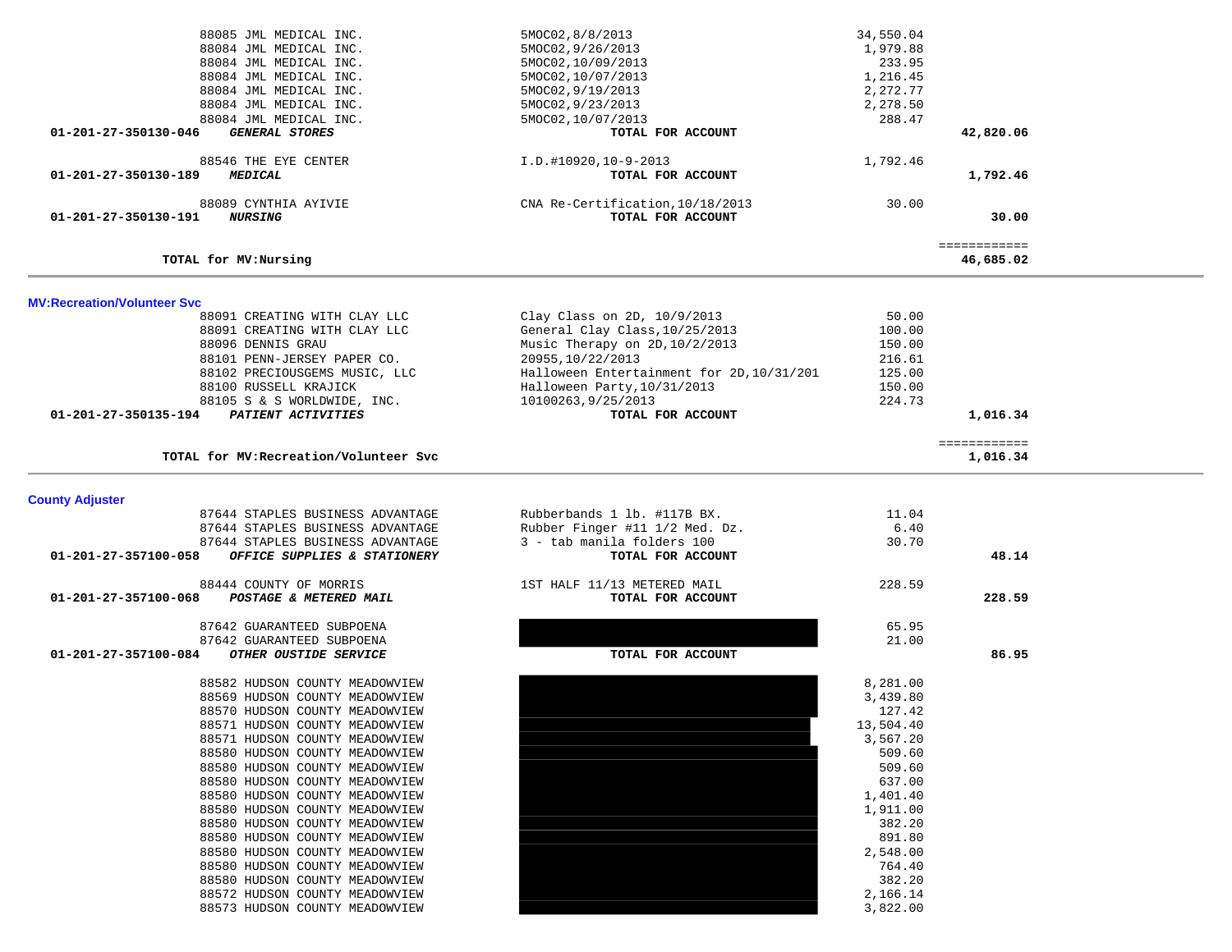| | Vendor | Description | Amount | Total |
|---|---|---|---|---|
| | 88085 JML MEDICAL INC. | 5MOC02,8/8/2013 | 34,550.04 | |
| | 88084 JML MEDICAL INC. | 5MOC02,9/26/2013 | 1,979.88 | |
| | 88084 JML MEDICAL INC. | 5MOC02,10/09/2013 | 233.95 | |
| | 88084 JML MEDICAL INC. | 5MOC02,10/07/2013 | 1,216.45 | |
| | 88084 JML MEDICAL INC. | 5MOC02,9/19/2013 | 2,272.77 | |
| | 88084 JML MEDICAL INC. | 5MOC02,9/23/2013 | 2,278.50 | |
| | 88084 JML MEDICAL INC. | 5MOC02,10/07/2013 | 288.47 | |
| **01-201-27-350130-046** | ***GENERAL STORES*** | **TOTAL FOR ACCOUNT** | | **42,820.06** |
| | 88546 THE EYE CENTER | I.D.#10920,10-9-2013 | 1,792.46 | |
| **01-201-27-350130-189** | ***MEDICAL*** | **TOTAL FOR ACCOUNT** | | **1,792.46** |
| | 88089 CYNTHIA AYIVIE | CNA Re-Certification,10/18/2013 | 30.00 | |
| **01-201-27-350130-191** | ***NURSING*** | **TOTAL FOR ACCOUNT** | | **30.00** |
| | **TOTAL for MV:Nursing** | | | **46,685.02** |

**MV:Recreation/Volunteer Svc**

| | Vendor | Description | Amount | Total |
|---|---|---|---|---|
| | 88091 CREATING WITH CLAY LLC | Clay Class on 2D, 10/9/2013 | 50.00 | |
| | 88091 CREATING WITH CLAY LLC | General Clay Class,10/25/2013 | 100.00 | |
| | 88096 DENNIS GRAU | Music Therapy on 2D,10/2/2013 | 150.00 | |
| | 88101 PENN-JERSEY PAPER CO. | 20955,10/22/2013 | 216.61 | |
| | 88102 PRECIOUSGEMS MUSIC, LLC | Halloween Entertainment for 2D,10/31/201 | 125.00 | |
| | 88100 RUSSELL KRAJICK | Halloween Party,10/31/2013 | 150.00 | |
| | 88105 S & S WORLDWIDE, INC. | 10100263,9/25/2013 | 224.73 | |
| **01-201-27-350135-194** | ***PATIENT ACTIVITIES*** | **TOTAL FOR ACCOUNT** | | **1,016.34** |
| | **TOTAL for MV:Recreation/Volunteer Svc** | | | **1,016.34** |

**County Adjuster**

| | Vendor | Description | Amount | Total |
|---|---|---|---|---|
| | 87644 STAPLES BUSINESS ADVANTAGE | Rubberbands 1 lb. #117B BX. | 11.04 | |
| | 87644 STAPLES BUSINESS ADVANTAGE | Rubber Finger #11 1/2 Med. Dz. | 6.40 | |
| | 87644 STAPLES BUSINESS ADVANTAGE | 3 - tab manila folders 100 | 30.70 | |
| **01-201-27-357100-058** | ***OFFICE SUPPLIES & STATIONERY*** | **TOTAL FOR ACCOUNT** | | **48.14** |
| | 88444 COUNTY OF MORRIS | 1ST HALF 11/13 METERED MAIL | 228.59 | |
| **01-201-27-357100-068** | ***POSTAGE & METERED MAIL*** | **TOTAL FOR ACCOUNT** | | **228.59** |
| | 87642 GUARANTEED SUBPOENA | [REDACTED] | 65.95 | |
| | 87642 GUARANTEED SUBPOENA | [REDACTED] | 21.00 | |
| **01-201-27-357100-084** | ***OTHER OUSTIDE SERVICE*** | **TOTAL FOR ACCOUNT** | | **86.95** |
| | 88582 HUDSON COUNTY MEADOWVIEW | [REDACTED] | 8,281.00 | |
| | 88569 HUDSON COUNTY MEADOWVIEW | [REDACTED] | 3,439.80 | |
| | 88570 HUDSON COUNTY MEADOWVIEW | [REDACTED] | 127.42 | |
| | 88571 HUDSON COUNTY MEADOWVIEW | [REDACTED] | 13,504.40 | |
| | 88571 HUDSON COUNTY MEADOWVIEW | [REDACTED] | 3,567.20 | |
| | 88580 HUDSON COUNTY MEADOWVIEW | [REDACTED] | 509.60 | |
| | 88580 HUDSON COUNTY MEADOWVIEW | [REDACTED] | 509.60 | |
| | 88580 HUDSON COUNTY MEADOWVIEW | [REDACTED] | 637.00 | |
| | 88580 HUDSON COUNTY MEADOWVIEW | [REDACTED] | 1,401.40 | |
| | 88580 HUDSON COUNTY MEADOWVIEW | [REDACTED] | 1,911.00 | |
| | 88580 HUDSON COUNTY MEADOWVIEW | [REDACTED] | 382.20 | |
| | 88580 HUDSON COUNTY MEADOWVIEW | [REDACTED] | 891.80 | |
| | 88580 HUDSON COUNTY MEADOWVIEW | [REDACTED] | 2,548.00 | |
| | 88580 HUDSON COUNTY MEADOWVIEW | [REDACTED] | 764.40 | |
| | 88580 HUDSON COUNTY MEADOWVIEW | [REDACTED] | 382.20 | |
| | 88572 HUDSON COUNTY MEADOWVIEW | [REDACTED] | 2,166.14 | |
| | 88573 HUDSON COUNTY MEADOWVIEW | [REDACTED] | 3,822.00 | |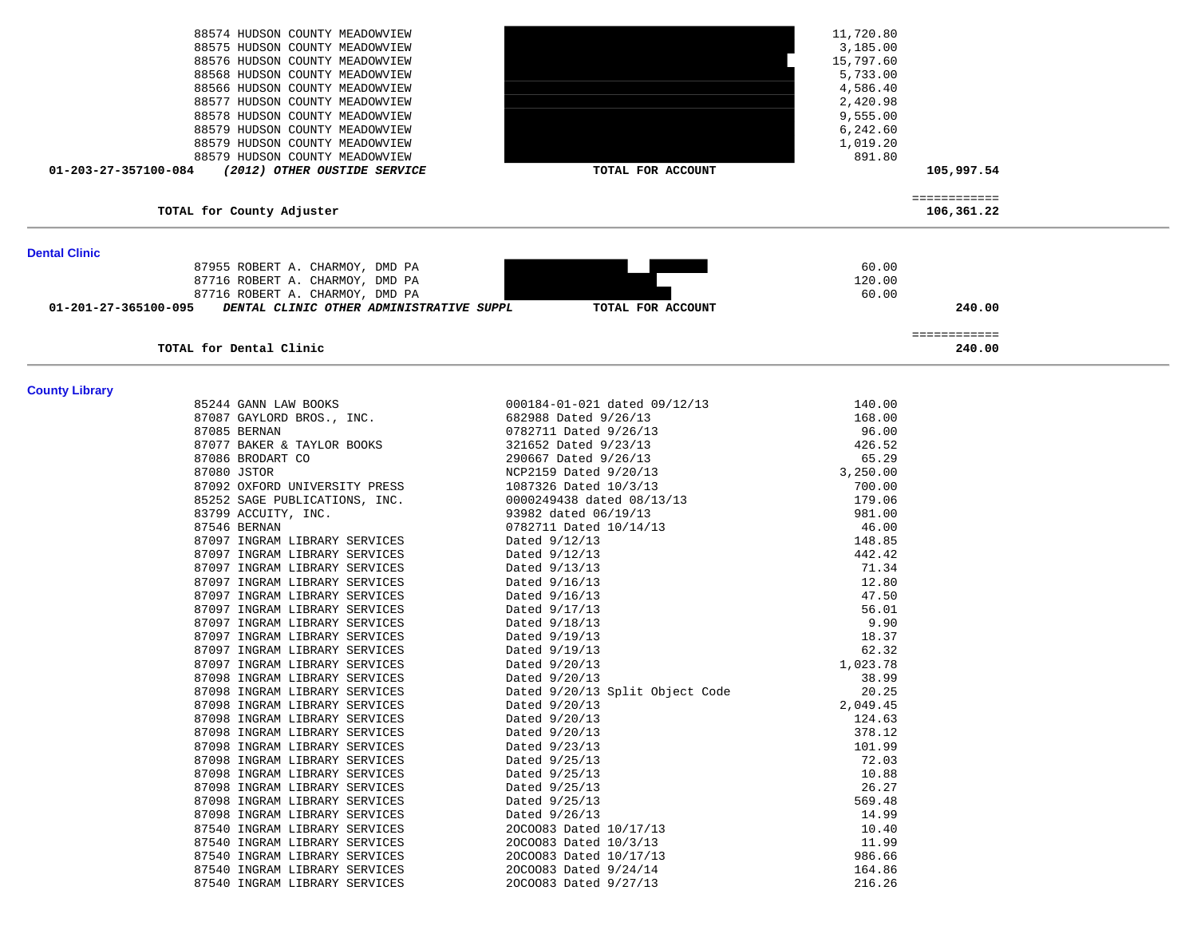| Vendor | Description | Amount | Total |
|---|---|---|---|
| 88574 HUDSON COUNTY MEADOWVIEW | | 11,720.80 | |
| 88575 HUDSON COUNTY MEADOWVIEW | | 3,185.00 | |
| 88576 HUDSON COUNTY MEADOWVIEW | | 15,797.60 | |
| 88568 HUDSON COUNTY MEADOWVIEW | | 5,733.00 | |
| 88566 HUDSON COUNTY MEADOWVIEW | | 4,586.40 | |
| 88577 HUDSON COUNTY MEADOWVIEW | | 2,420.98 | |
| 88578 HUDSON COUNTY MEADOWVIEW | | 9,555.00 | |
| 88579 HUDSON COUNTY MEADOWVIEW | | 6,242.60 | |
| 88579 HUDSON COUNTY MEADOWVIEW | | 1,019.20 | |
| 88579 HUDSON COUNTY MEADOWVIEW | | 891.80 | |
| **01-203-27-357100-084** ***(2012) OTHER OUSTIDE SERVICE*** | **TOTAL FOR ACCOUNT** | | **105,997.54** |

============

**TOTAL for County Adjuster** **106,361.22**

---

## Dental Clinic

| Vendor | Description | Amount | Total |
|---|---|---|---|
| 87955 ROBERT A. CHARMOY, DMD PA | | 60.00 | |
| 87716 ROBERT A. CHARMOY, DMD PA | | 120.00 | |
| 87716 ROBERT A. CHARMOY, DMD PA | | 60.00 | |
| **01-201-27-365100-095** ***DENTAL CLINIC OTHER ADMINISTRATIVE SUPPL*** | **TOTAL FOR ACCOUNT** | | **240.00** |

============

**TOTAL for Dental Clinic** **240.00**

---

## County Library

| Vendor | Description | Amount |
|---|---|---|
| 85244 GANN LAW BOOKS | 000184-01-021 dated 09/12/13 | 140.00 |
| 87087 GAYLORD BROS., INC. | 682988 Dated 9/26/13 | 168.00 |
| 87085 BERNAN | 0782711 Dated 9/26/13 | 96.00 |
| 87077 BAKER & TAYLOR BOOKS | 321652 Dated 9/23/13 | 426.52 |
| 87086 BRODART CO | 290667 Dated 9/26/13 | 65.29 |
| 87080 JSTOR | NCP2159 Dated 9/20/13 | 3,250.00 |
| 87092 OXFORD UNIVERSITY PRESS | 1087326 Dated 10/3/13 | 700.00 |
| 85252 SAGE PUBLICATIONS, INC. | 0000249438 dated 08/13/13 | 179.06 |
| 83799 ACCUITY, INC. | 93982 dated 06/19/13 | 981.00 |
| 87546 BERNAN | 0782711 Dated 10/14/13 | 46.00 |
| 87097 INGRAM LIBRARY SERVICES | Dated 9/12/13 | 148.85 |
| 87097 INGRAM LIBRARY SERVICES | Dated 9/12/13 | 442.42 |
| 87097 INGRAM LIBRARY SERVICES | Dated 9/13/13 | 71.34 |
| 87097 INGRAM LIBRARY SERVICES | Dated 9/16/13 | 12.80 |
| 87097 INGRAM LIBRARY SERVICES | Dated 9/16/13 | 47.50 |
| 87097 INGRAM LIBRARY SERVICES | Dated 9/17/13 | 56.01 |
| 87097 INGRAM LIBRARY SERVICES | Dated 9/18/13 | 9.90 |
| 87097 INGRAM LIBRARY SERVICES | Dated 9/19/13 | 18.37 |
| 87097 INGRAM LIBRARY SERVICES | Dated 9/19/13 | 62.32 |
| 87097 INGRAM LIBRARY SERVICES | Dated 9/20/13 | 1,023.78 |
| 87098 INGRAM LIBRARY SERVICES | Dated 9/20/13 | 38.99 |
| 87098 INGRAM LIBRARY SERVICES | Dated 9/20/13 Split Object Code | 20.25 |
| 87098 INGRAM LIBRARY SERVICES | Dated 9/20/13 | 2,049.45 |
| 87098 INGRAM LIBRARY SERVICES | Dated 9/20/13 | 124.63 |
| 87098 INGRAM LIBRARY SERVICES | Dated 9/20/13 | 378.12 |
| 87098 INGRAM LIBRARY SERVICES | Dated 9/23/13 | 101.99 |
| 87098 INGRAM LIBRARY SERVICES | Dated 9/25/13 | 72.03 |
| 87098 INGRAM LIBRARY SERVICES | Dated 9/25/13 | 10.88 |
| 87098 INGRAM LIBRARY SERVICES | Dated 9/25/13 | 26.27 |
| 87098 INGRAM LIBRARY SERVICES | Dated 9/25/13 | 569.48 |
| 87098 INGRAM LIBRARY SERVICES | Dated 9/26/13 | 14.99 |
| 87540 INGRAM LIBRARY SERVICES | 20CO083 Dated 10/17/13 | 10.40 |
| 87540 INGRAM LIBRARY SERVICES | 20CO083 Dated 10/3/13 | 11.99 |
| 87540 INGRAM LIBRARY SERVICES | 20CO083 Dated 10/17/13 | 986.66 |
| 87540 INGRAM LIBRARY SERVICES | 20CO083 Dated 9/24/14 | 164.86 |
| 87540 INGRAM LIBRARY SERVICES | 20CO083 Dated 9/27/13 | 216.26 |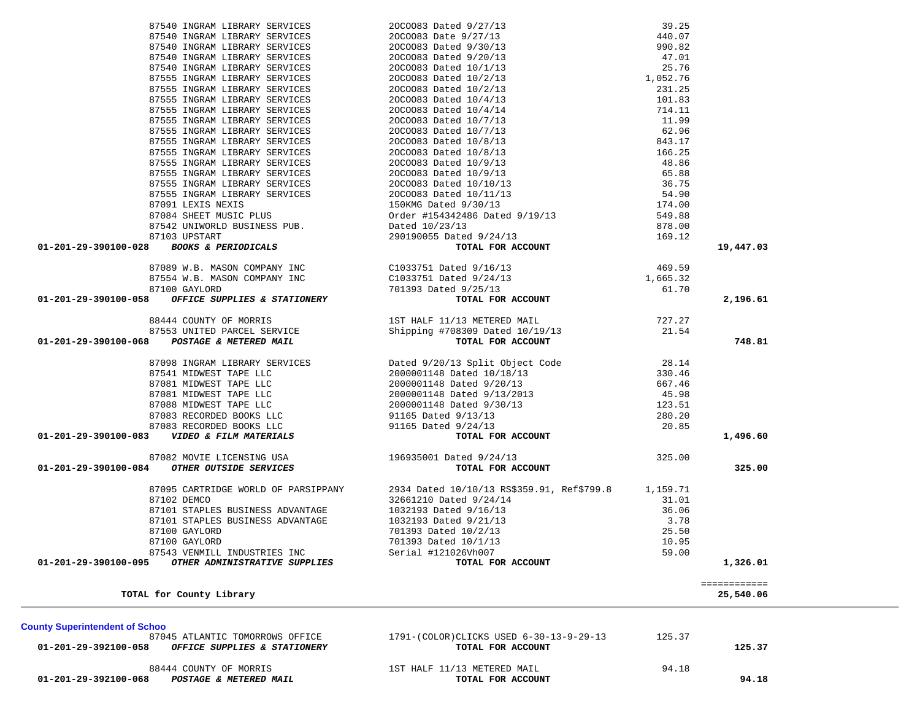| Account | Vendor / Description | Reference | Amount | Total |
|---|---|---|---|---|
| | 87540 INGRAM LIBRARY SERVICES | 20CO083 Dated 9/27/13 | 39.25 | |
| | 87540 INGRAM LIBRARY SERVICES | 20CO083 Date 9/27/13 | 440.07 | |
| | 87540 INGRAM LIBRARY SERVICES | 20CO083 Dated 9/30/13 | 990.82 | |
| | 87540 INGRAM LIBRARY SERVICES | 20CO083 Dated 9/20/13 | 47.01 | |
| | 87540 INGRAM LIBRARY SERVICES | 20CO083 Dated 10/1/13 | 25.76 | |
| | 87555 INGRAM LIBRARY SERVICES | 20CO083 Dated 10/2/13 | 1,052.76 | |
| | 87555 INGRAM LIBRARY SERVICES | 20CO083 Dated 10/2/13 | 231.25 | |
| | 87555 INGRAM LIBRARY SERVICES | 20CO083 Dated 10/4/13 | 101.83 | |
| | 87555 INGRAM LIBRARY SERVICES | 20CO083 Dated 10/4/14 | 714.11 | |
| | 87555 INGRAM LIBRARY SERVICES | 20CO083 Dated 10/7/13 | 11.99 | |
| | 87555 INGRAM LIBRARY SERVICES | 20CO083 Dated 10/7/13 | 62.96 | |
| | 87555 INGRAM LIBRARY SERVICES | 20CO083 Dated 10/8/13 | 843.17 | |
| | 87555 INGRAM LIBRARY SERVICES | 20CO083 Dated 10/8/13 | 166.25 | |
| | 87555 INGRAM LIBRARY SERVICES | 20CO083 Dated 10/9/13 | 48.86 | |
| | 87555 INGRAM LIBRARY SERVICES | 20CO083 Dated 10/9/13 | 65.88 | |
| | 87555 INGRAM LIBRARY SERVICES | 20CO083 Dated 10/10/13 | 36.75 | |
| | 87555 INGRAM LIBRARY SERVICES | 20CO083 Dated 10/11/13 | 54.90 | |
| | 87091 LEXIS NEXIS | 150KMG Dated 9/30/13 | 174.00 | |
| | 87084 SHEET MUSIC PLUS | Order #154342486 Dated 9/19/13 | 549.88 | |
| | 87542 UNIWORLD BUSINESS PUB. | Dated 10/23/13 | 878.00 | |
| | 87103 UPSTART | 290190055 Dated 9/24/13 | 169.12 | |
| **01-201-29-390100-028** | ***BOOKS & PERIODICALS*** | **TOTAL FOR ACCOUNT** | | **19,447.03** |
| | 87089 W.B. MASON COMPANY INC | C1033751 Dated 9/16/13 | 469.59 | |
| | 87554 W.B. MASON COMPANY INC | C1033751 Dated 9/24/13 | 1,665.32 | |
| | 87100 GAYLORD | 701393 Dated 9/25/13 | 61.70 | |
| **01-201-29-390100-058** | ***OFFICE SUPPLIES & STATIONERY*** | **TOTAL FOR ACCOUNT** | | **2,196.61** |
| | 88444 COUNTY OF MORRIS | 1ST HALF 11/13 METERED MAIL | 727.27 | |
| | 87553 UNITED PARCEL SERVICE | Shipping #708309 Dated 10/19/13 | 21.54 | |
| **01-201-29-390100-068** | ***POSTAGE & METERED MAIL*** | **TOTAL FOR ACCOUNT** | | **748.81** |
| | 87098 INGRAM LIBRARY SERVICES | Dated 9/20/13 Split Object Code | 28.14 | |
| | 87541 MIDWEST TAPE LLC | 2000001148 Dated 10/18/13 | 330.46 | |
| | 87081 MIDWEST TAPE LLC | 2000001148 Dated 9/20/13 | 667.46 | |
| | 87081 MIDWEST TAPE LLC | 2000001148 Dated 9/13/2013 | 45.98 | |
| | 87088 MIDWEST TAPE LLC | 2000001148 Dated 9/30/13 | 123.51 | |
| | 87083 RECORDED BOOKS LLC | 91165 Dated 9/13/13 | 280.20 | |
| | 87083 RECORDED BOOKS LLC | 91165 Dated 9/24/13 | 20.85 | |
| **01-201-29-390100-083** | ***VIDEO & FILM MATERIALS*** | **TOTAL FOR ACCOUNT** | | **1,496.60** |
| | 87082 MOVIE LICENSING USA | 196935001 Dated 9/24/13 | 325.00 | |
| **01-201-29-390100-084** | ***OTHER OUTSIDE SERVICES*** | **TOTAL FOR ACCOUNT** | | **325.00** |
| | 87095 CARTRIDGE WORLD OF PARSIPPANY | 2934 Dated 10/10/13 RS$359.91, Ref$799.8 | 1,159.71 | |
| | 87102 DEMCO | 32661210 Dated 9/24/14 | 31.01 | |
| | 87101 STAPLES BUSINESS ADVANTAGE | 1032193 Dated 9/16/13 | 36.06 | |
| | 87101 STAPLES BUSINESS ADVANTAGE | 1032193 Dated 9/21/13 | 3.78 | |
| | 87100 GAYLORD | 701393 Dated 10/2/13 | 25.50 | |
| | 87100 GAYLORD | 701393 Dated 10/1/13 | 10.95 | |
| | 87543 VENMILL INDUSTRIES INC | Serial #121026Vh007 | 59.00 | |
| **01-201-29-390100-095** | ***OTHER ADMINISTRATIVE SUPPLIES*** | **TOTAL FOR ACCOUNT** | | **1,326.01** |
| | | | | ============ |
| | **TOTAL for County Library** | | | **25,540.06** |

**County Superintendent of Schoo**

| Account | Vendor / Description | Reference | Amount | Total |
|---|---|---|---|---|
| | 87045 ATLANTIC TOMORROWS OFFICE | 1791-(COLOR)CLICKS USED 6-30-13-9-29-13 | 125.37 | |
| **01-201-29-392100-058** | ***OFFICE SUPPLIES & STATIONERY*** | **TOTAL FOR ACCOUNT** | | **125.37** |
| | 88444 COUNTY OF MORRIS | 1ST HALF 11/13 METERED MAIL | 94.18 | |
| **01-201-29-392100-068** | ***POSTAGE & METERED MAIL*** | **TOTAL FOR ACCOUNT** | | **94.18** |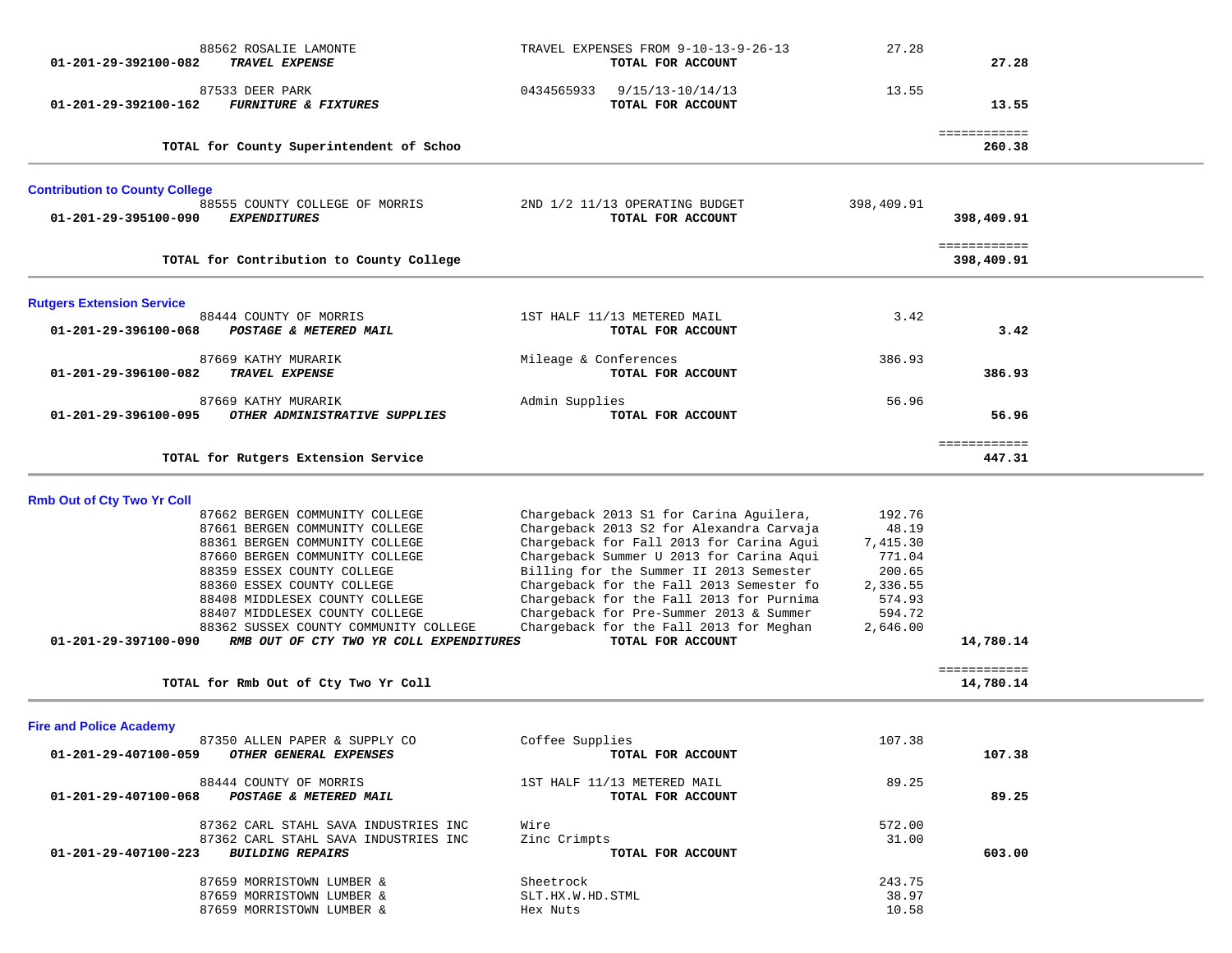| Account | Vendor / Description | Detail | Amount | Total |
|---|---|---|---|---|
| | 88562 ROSALIE LAMONTE | TRAVEL EXPENSES FROM 9-10-13-9-26-13 | 27.28 | |
| **01-201-29-392100-082** | ***TRAVEL EXPENSE*** | **TOTAL FOR ACCOUNT** | | **27.28** |
| | 87533 DEER PARK | 0434565933   9/15/13-10/14/13 | 13.55 | |
| **01-201-29-392100-162** | ***FURNITURE & FIXTURES*** | **TOTAL FOR ACCOUNT** | | **13.55** |
| | **TOTAL for County Superintendent of Schoo** | | | ============ **260.38** |

## Contribution to County College

| Account | Vendor / Description | Detail | Amount | Total |
|---|---|---|---|---|
| | 88555 COUNTY COLLEGE OF MORRIS | 2ND 1/2 11/13 OPERATING BUDGET | 398,409.91 | |
| **01-201-29-395100-090** | ***EXPENDITURES*** | **TOTAL FOR ACCOUNT** | | **398,409.91** |
| | **TOTAL for Contribution to County College** | | | ============ **398,409.91** |

## Rutgers Extension Service

| Account | Vendor / Description | Detail | Amount | Total |
|---|---|---|---|---|
| | 88444 COUNTY OF MORRIS | 1ST HALF 11/13 METERED MAIL | 3.42 | |
| **01-201-29-396100-068** | ***POSTAGE & METERED MAIL*** | **TOTAL FOR ACCOUNT** | | **3.42** |
| | 87669 KATHY MURARIK | Mileage & Conferences | 386.93 | |
| **01-201-29-396100-082** | ***TRAVEL EXPENSE*** | **TOTAL FOR ACCOUNT** | | **386.93** |
| | 87669 KATHY MURARIK | Admin Supplies | 56.96 | |
| **01-201-29-396100-095** | ***OTHER ADMINISTRATIVE SUPPLIES*** | **TOTAL FOR ACCOUNT** | | **56.96** |
| | **TOTAL for Rutgers Extension Service** | | | ============ **447.31** |

## Rmb Out of Cty Two Yr Coll

| Account | Vendor / Description | Detail | Amount | Total |
|---|---|---|---|---|
| | 87662 BERGEN COMMUNITY COLLEGE | Chargeback 2013 S1 for Carina Aguilera, | 192.76 | |
| | 87661 BERGEN COMMUNITY COLLEGE | Chargeback 2013 S2 for Alexandra Carvaja | 48.19 | |
| | 88361 BERGEN COMMUNITY COLLEGE | Chargeback for Fall 2013 for Carina Agui | 7,415.30 | |
| | 87660 BERGEN COMMUNITY COLLEGE | Chargeback Summer U 2013 for Carina Aqui | 771.04 | |
| | 88359 ESSEX COUNTY COLLEGE | Billing for the Summer II 2013 Semester | 200.65 | |
| | 88360 ESSEX COUNTY COLLEGE | Chargeback for the Fall 2013 Semester fo | 2,336.55 | |
| | 88408 MIDDLESEX COUNTY COLLEGE | Chargeback for the Fall 2013 for Purnima | 574.93 | |
| | 88407 MIDDLESEX COUNTY COLLEGE | Chargeback for Pre-Summer 2013 & Summer | 594.72 | |
| | 88362 SUSSEX COUNTY COMMUNITY COLLEGE | Chargeback for the Fall 2013 for Meghan | 2,646.00 | |
| **01-201-29-397100-090** | ***RMB OUT OF CTY TWO YR COLL EXPENDITURES*** | **TOTAL FOR ACCOUNT** | | **14,780.14** |
| | **TOTAL for Rmb Out of Cty Two Yr Coll** | | | ============ **14,780.14** |

## Fire and Police Academy

| Account | Vendor / Description | Detail | Amount | Total |
|---|---|---|---|---|
| | 87350 ALLEN PAPER & SUPPLY CO | Coffee Supplies | 107.38 | |
| **01-201-29-407100-059** | ***OTHER GENERAL EXPENSES*** | **TOTAL FOR ACCOUNT** | | **107.38** |
| | 88444 COUNTY OF MORRIS | 1ST HALF 11/13 METERED MAIL | 89.25 | |
| **01-201-29-407100-068** | ***POSTAGE & METERED MAIL*** | **TOTAL FOR ACCOUNT** | | **89.25** |
| | 87362 CARL STAHL SAVA INDUSTRIES INC | Wire | 572.00 | |
| | 87362 CARL STAHL SAVA INDUSTRIES INC | Zinc Crimpts | 31.00 | |
| **01-201-29-407100-223** | ***BUILDING REPAIRS*** | **TOTAL FOR ACCOUNT** | | **603.00** |
| | 87659 MORRISTOWN LUMBER & | Sheetrock | 243.75 | |
| | 87659 MORRISTOWN LUMBER & | SLT.HX.W.HD.STML | 38.97 | |
| | 87659 MORRISTOWN LUMBER & | Hex Nuts | 10.58 | |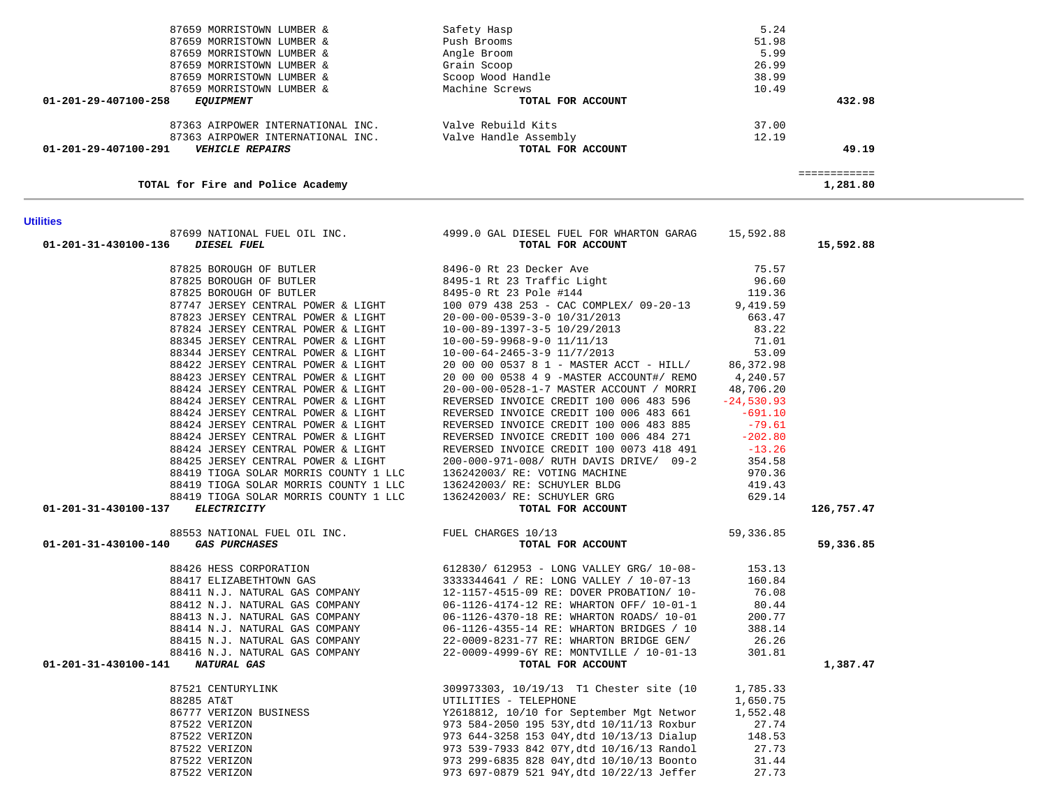| Account | Vendor | Description | Amount | Total |
|---|---|---|---|---|
| | 87659 MORRISTOWN LUMBER & | Safety Hasp | 5.24 | |
| | 87659 MORRISTOWN LUMBER & | Push Brooms | 51.98 | |
| | 87659 MORRISTOWN LUMBER & | Angle Broom | 5.99 | |
| | 87659 MORRISTOWN LUMBER & | Grain Scoop | 26.99 | |
| | 87659 MORRISTOWN LUMBER & | Scoop Wood Handle | 38.99 | |
| | 87659 MORRISTOWN LUMBER & | Machine Screws | 10.49 | |
| 01-201-29-407100-258 | *EQUIPMENT* | TOTAL FOR ACCOUNT | | 432.98 |
| | 87363 AIRPOWER INTERNATIONAL INC. | Valve Rebuild Kits | 37.00 | |
| | 87363 AIRPOWER INTERNATIONAL INC. | Valve Handle Assembly | 12.19 | |
| 01-201-29-407100-291 | *VEHICLE REPAIRS* | TOTAL FOR ACCOUNT | | 49.19 |
| | TOTAL for Fire and Police Academy | | | 1,281.80 |

## Utilities

| Account | Vendor | Description | Amount | Total |
|---|---|---|---|---|
| | 87699 NATIONAL FUEL OIL INC. | 4999.0 GAL DIESEL FUEL FOR WHARTON GARAG | 15,592.88 | |
| 01-201-31-430100-136 | *DIESEL FUEL* | TOTAL FOR ACCOUNT | | 15,592.88 |
| | 87825 BOROUGH OF BUTLER | 8496-0 Rt 23 Decker Ave | 75.57 | |
| | 87825 BOROUGH OF BUTLER | 8495-1 Rt 23 Traffic Light | 96.60 | |
| | 87825 BOROUGH OF BUTLER | 8495-0 Rt 23 Pole #144 | 119.36 | |
| | 87747 JERSEY CENTRAL POWER & LIGHT | 100 079 438 253 - CAC COMPLEX/ 09-20-13 | 9,419.59 | |
| | 87823 JERSEY CENTRAL POWER & LIGHT | 20-00-00-0539-3-0 10/31/2013 | 663.47 | |
| | 87824 JERSEY CENTRAL POWER & LIGHT | 10-00-89-1397-3-5 10/29/2013 | 83.22 | |
| | 88345 JERSEY CENTRAL POWER & LIGHT | 10-00-59-9968-9-0 11/11/13 | 71.01 | |
| | 88344 JERSEY CENTRAL POWER & LIGHT | 10-00-64-2465-3-9 11/7/2013 | 53.09 | |
| | 88422 JERSEY CENTRAL POWER & LIGHT | 20 00 00 0537 8 1 - MASTER ACCT - HILL/ | 86,372.98 | |
| | 88423 JERSEY CENTRAL POWER & LIGHT | 20 00 00 0538 4 9 -MASTER ACCOUNT#/ REMO | 4,240.57 | |
| | 88424 JERSEY CENTRAL POWER & LIGHT | 20-00-00-0528-1-7 MASTER ACCOUNT / MORRI | 48,706.20 | |
| | 88424 JERSEY CENTRAL POWER & LIGHT | REVERSED INVOICE CREDIT 100 006 483 596 | -24,530.93 | |
| | 88424 JERSEY CENTRAL POWER & LIGHT | REVERSED INVOICE CREDIT 100 006 483 661 | -691.10 | |
| | 88424 JERSEY CENTRAL POWER & LIGHT | REVERSED INVOICE CREDIT 100 006 483 885 | -79.61 | |
| | 88424 JERSEY CENTRAL POWER & LIGHT | REVERSED INVOICE CREDIT 100 006 484 271 | -202.80 | |
| | 88424 JERSEY CENTRAL POWER & LIGHT | REVERSED INVOICE CREDIT 100 0073 418 491 | -13.26 | |
| | 88425 JERSEY CENTRAL POWER & LIGHT | 200-000-971-008/ RUTH DAVIS DRIVE/ 09-2 | 354.58 | |
| | 88419 TIOGA SOLAR MORRIS COUNTY 1 LLC | 136242003/ RE: VOTING MACHINE | 970.36 | |
| | 88419 TIOGA SOLAR MORRIS COUNTY 1 LLC | 136242003/ RE: SCHUYLER BLDG | 419.43 | |
| | 88419 TIOGA SOLAR MORRIS COUNTY 1 LLC | 136242003/ RE: SCHUYLER GRG | 629.14 | |
| 01-201-31-430100-137 | *ELECTRICITY* | TOTAL FOR ACCOUNT | | 126,757.47 |
| | 88553 NATIONAL FUEL OIL INC. | FUEL CHARGES 10/13 | 59,336.85 | |
| 01-201-31-430100-140 | *GAS PURCHASES* | TOTAL FOR ACCOUNT | | 59,336.85 |
| | 88426 HESS CORPORATION | 612830/ 612953 - LONG VALLEY GRG/ 10-08- | 153.13 | |
| | 88417 ELIZABETHTOWN GAS | 3333344641 / RE: LONG VALLEY / 10-07-13 | 160.84 | |
| | 88411 N.J. NATURAL GAS COMPANY | 12-1157-4515-09 RE: DOVER PROBATION/ 10- | 76.08 | |
| | 88412 N.J. NATURAL GAS COMPANY | 06-1126-4174-12 RE: WHARTON OFF/ 10-01-1 | 80.44 | |
| | 88413 N.J. NATURAL GAS COMPANY | 06-1126-4370-18 RE: WHARTON ROADS/ 10-01 | 200.77 | |
| | 88414 N.J. NATURAL GAS COMPANY | 06-1126-4355-14 RE: WHARTON BRIDGES / 10 | 388.14 | |
| | 88415 N.J. NATURAL GAS COMPANY | 22-0009-8231-77 RE: WHARTON BRIDGE GEN/ | 26.26 | |
| | 88416 N.J. NATURAL GAS COMPANY | 22-0009-4999-6Y RE: MONTVILLE / 10-01-13 | 301.81 | |
| 01-201-31-430100-141 | *NATURAL GAS* | TOTAL FOR ACCOUNT | | 1,387.47 |
| | 87521 CENTURYLINK | 309973303, 10/19/13 T1 Chester site (10 | 1,785.33 | |
| | 88285 AT&T | UTILITIES - TELEPHONE | 1,650.75 | |
| | 86777 VERIZON BUSINESS | Y2618812, 10/10 for September Mgt Networ | 1,552.48 | |
| | 87522 VERIZON | 973 584-2050 195 53Y,dtd 10/11/13 Roxbur | 27.74 | |
| | 87522 VERIZON | 973 644-3258 153 04Y,dtd 10/13/13 Dialup | 148.53 | |
| | 87522 VERIZON | 973 539-7933 842 07Y,dtd 10/16/13 Randol | 27.73 | |
| | 87522 VERIZON | 973 299-6835 828 04Y,dtd 10/10/13 Boonto | 31.44 | |
| | 87522 VERIZON | 973 697-0879 521 94Y,dtd 10/22/13 Jeffer | 27.73 | |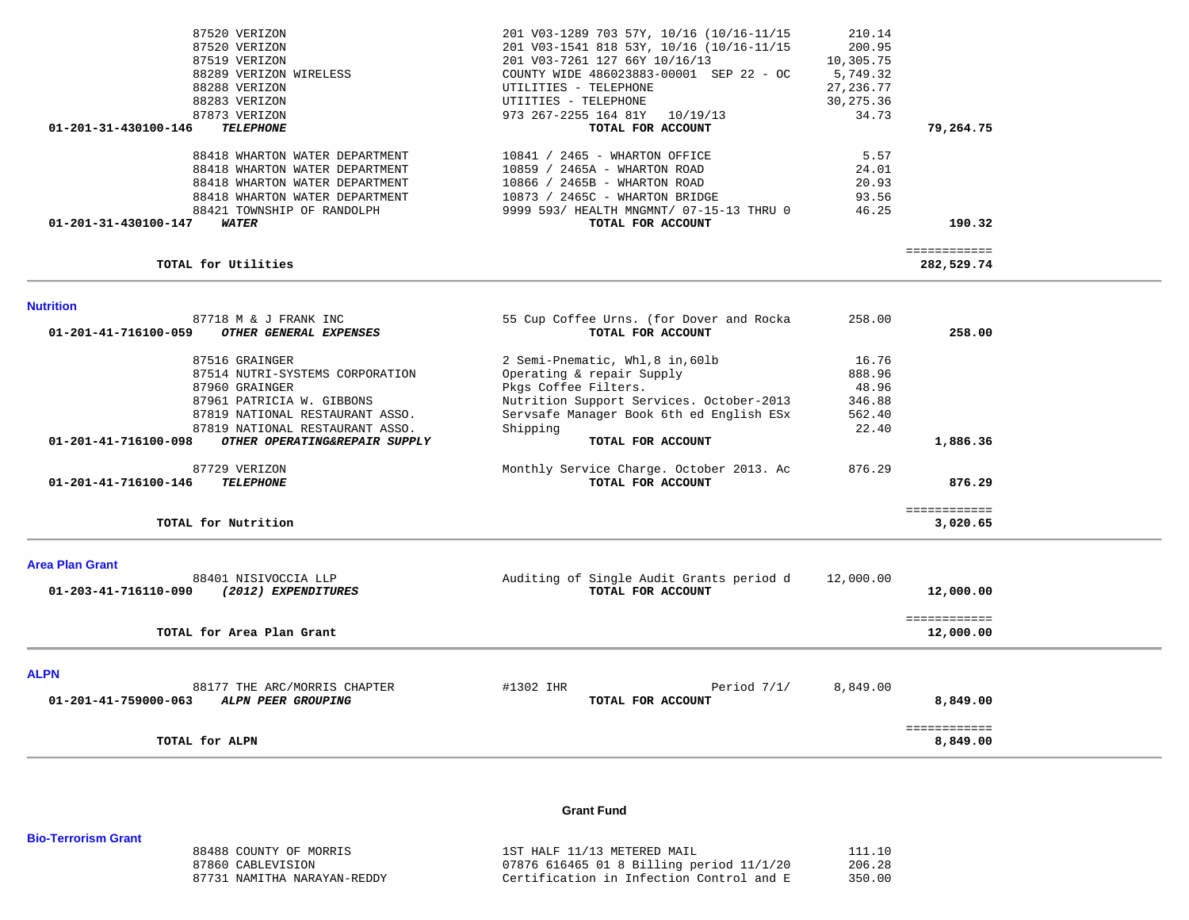| Account / Vendor | Description | Amount | Total |
|---|---|---|---|
| 87520 VERIZON | 201 V03-1289 703 57Y, 10/16 (10/16-11/15 | 210.14 | |
| 87520 VERIZON | 201 V03-1541 818 53Y, 10/16 (10/16-11/15 | 200.95 | |
| 87519 VERIZON | 201 V03-7261 127 66Y 10/16/13 | 10,305.75 | |
| 88289 VERIZON WIRELESS | COUNTY WIDE 486023883-00001 SEP 22 - OC | 5,749.32 | |
| 88288 VERIZON | UTILITIES - TELEPHONE | 27,236.77 | |
| 88283 VERIZON | UTIITIES - TELEPHONE | 30,275.36 | |
| 87873 VERIZON | 973 267-2255 164 81Y 10/19/13 | 34.73 | |
| **01-201-31-430100-146** ***TELEPHONE*** | **TOTAL FOR ACCOUNT** | | **79,264.75** |
| 88418 WHARTON WATER DEPARTMENT | 10841 / 2465 - WHARTON OFFICE | 5.57 | |
| 88418 WHARTON WATER DEPARTMENT | 10859 / 2465A - WHARTON ROAD | 24.01 | |
| 88418 WHARTON WATER DEPARTMENT | 10866 / 2465B - WHARTON ROAD | 20.93 | |
| 88418 WHARTON WATER DEPARTMENT | 10873 / 2465C - WHARTON BRIDGE | 93.56 | |
| 88421 TOWNSHIP OF RANDOLPH | 9999 593/ HEALTH MNGMNT/ 07-15-13 THRU 0 | 46.25 | |
| **01-201-31-430100-147** ***WATER*** | **TOTAL FOR ACCOUNT** | | **190.32** |
| | | | ============ |
| **TOTAL for Utilities** | | | **282,529.74** |

**Nutrition**

| Account / Vendor | Description | Amount | Total |
|---|---|---|---|
| 87718 M & J FRANK INC | 55 Cup Coffee Urns. (for Dover and Rocka | 258.00 | |
| **01-201-41-716100-059** ***OTHER GENERAL EXPENSES*** | **TOTAL FOR ACCOUNT** | | **258.00** |
| 87516 GRAINGER | 2 Semi-Pnematic, Whl,8 in,60lb | 16.76 | |
| 87514 NUTRI-SYSTEMS CORPORATION | Operating & repair Supply | 888.96 | |
| 87960 GRAINGER | Pkgs Coffee Filters. | 48.96 | |
| 87961 PATRICIA W. GIBBONS | Nutrition Support Services. October-2013 | 346.88 | |
| 87819 NATIONAL RESTAURANT ASSO. | Servsafe Manager Book 6th ed English ESx | 562.40 | |
| 87819 NATIONAL RESTAURANT ASSO. | Shipping | 22.40 | |
| **01-201-41-716100-098** ***OTHER OPERATING&REPAIR SUPPLY*** | **TOTAL FOR ACCOUNT** | | **1,886.36** |
| 87729 VERIZON | Monthly Service Charge. October 2013. Ac | 876.29 | |
| **01-201-41-716100-146** ***TELEPHONE*** | **TOTAL FOR ACCOUNT** | | **876.29** |
| | | | ============ |
| **TOTAL for Nutrition** | | | **3,020.65** |

**Area Plan Grant**

| Account / Vendor | Description | Amount | Total |
|---|---|---|---|
| 88401 NISIVOCCIA LLP | Auditing of Single Audit Grants period d | 12,000.00 | |
| **01-203-41-716110-090** ***(2012) EXPENDITURES*** | **TOTAL FOR ACCOUNT** | | **12,000.00** |
| | | | ============ |
| **TOTAL for Area Plan Grant** | | | **12,000.00** |

**ALPN**

| Account / Vendor | Description | Amount | Total |
|---|---|---|---|
| 88177 THE ARC/MORRIS CHAPTER | #1302 IHR Period 7/1/ | 8,849.00 | |
| **01-201-41-759000-063** ***ALPN PEER GROUPING*** | **TOTAL FOR ACCOUNT** | | **8,849.00** |
| | | | ============ |
| **TOTAL for ALPN** | | | **8,849.00** |

## Grant Fund

**Bio-Terrorism Grant**

| Account / Vendor | Description | Amount | Total |
|---|---|---|---|
| 88488 COUNTY OF MORRIS | 1ST HALF 11/13 METERED MAIL | 111.10 | |
| 87860 CABLEVISION | 07876 616465 01 8 Billing period 11/1/20 | 206.28 | |
| 87731 NAMITHA NARAYAN-REDDY | Certification in Infection Control and E | 350.00 | |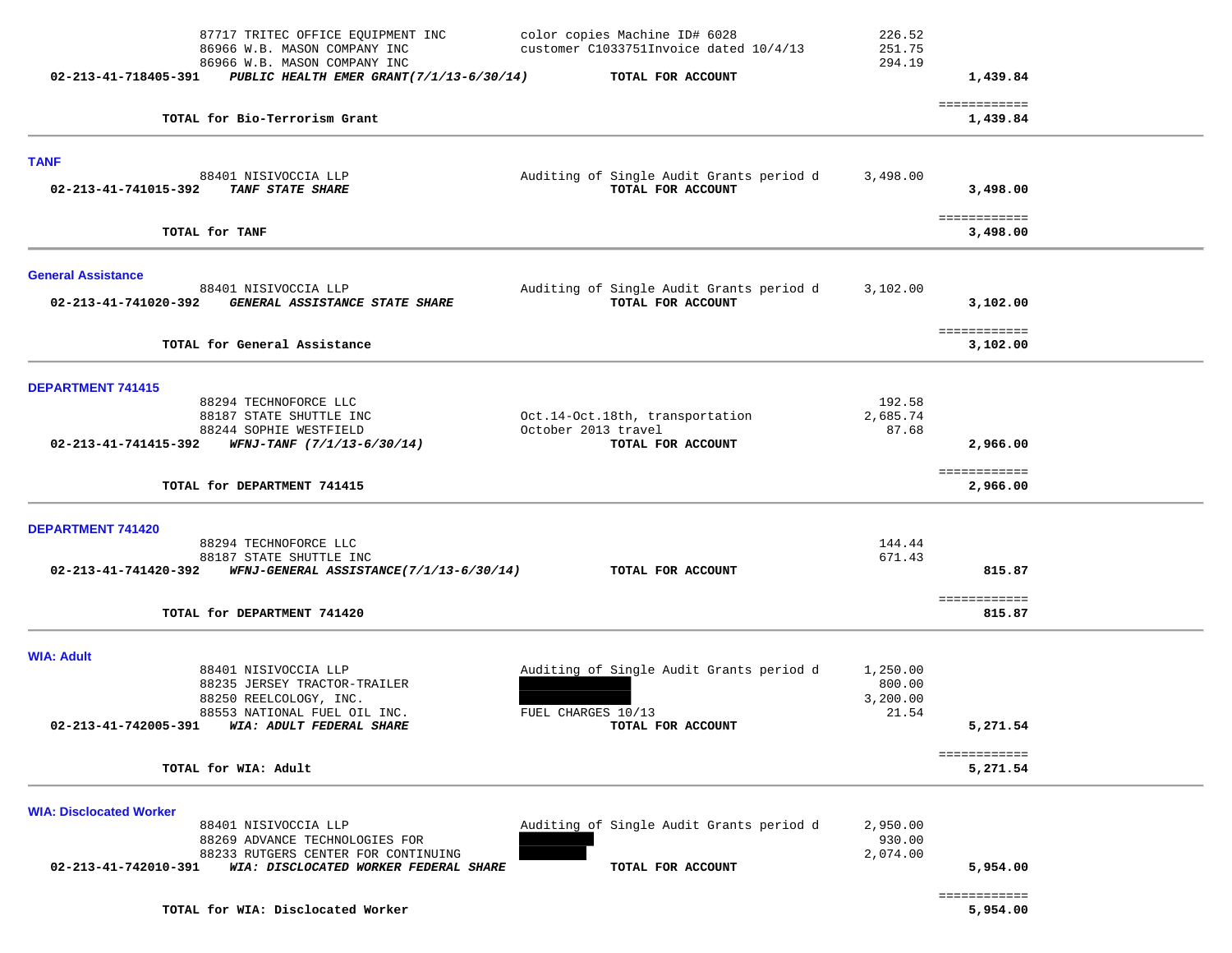| | | | | |
|---|---|---|---|---|
| | 87717 TRITEC OFFICE EQUIPMENT INC | color copies Machine ID# 6028 | 226.52 | |
| | 86966 W.B. MASON COMPANY INC | customer C1033751Invoice dated 10/4/13 | 251.75 | |
| | 86966 W.B. MASON COMPANY INC | | 294.19 | |
| 02-213-41-718405-391 | ***PUBLIC HEALTH EMER GRANT(7/1/13-6/30/14)*** | **TOTAL FOR ACCOUNT** | | **1,439.84** |
| | | | | ============ |
| | **TOTAL for Bio-Terrorism Grant** | | | **1,439.84** |

**TANF**

| | | | | |
|---|---|---|---|---|
| | 88401 NISIVOCCIA LLP | Auditing of Single Audit Grants period d | 3,498.00 | |
| 02-213-41-741015-392 | ***TANF STATE SHARE*** | **TOTAL FOR ACCOUNT** | | **3,498.00** |
| | | | | ============ |
| | **TOTAL for TANF** | | | **3,498.00** |

**General Assistance**

| | | | | |
|---|---|---|---|---|
| | 88401 NISIVOCCIA LLP | Auditing of Single Audit Grants period d | 3,102.00 | |
| 02-213-41-741020-392 | ***GENERAL ASSISTANCE STATE SHARE*** | **TOTAL FOR ACCOUNT** | | **3,102.00** |
| | | | | ============ |
| | **TOTAL for General Assistance** | | | **3,102.00** |

**DEPARTMENT 741415**

| | | | | |
|---|---|---|---|---|
| | 88294 TECHNOFORCE LLC | | 192.58 | |
| | 88187 STATE SHUTTLE INC | Oct.14-Oct.18th, transportation | 2,685.74 | |
| | 88244 SOPHIE WESTFIELD | October 2013 travel | 87.68 | |
| 02-213-41-741415-392 | ***WFNJ-TANF (7/1/13-6/30/14)*** | **TOTAL FOR ACCOUNT** | | **2,966.00** |
| | | | | ============ |
| | **TOTAL for DEPARTMENT 741415** | | | **2,966.00** |

**DEPARTMENT 741420**

| | | | | |
|---|---|---|---|---|
| | 88294 TECHNOFORCE LLC | | 144.44 | |
| | 88187 STATE SHUTTLE INC | | 671.43 | |
| 02-213-41-741420-392 | ***WFNJ-GENERAL ASSISTANCE(7/1/13-6/30/14)*** | **TOTAL FOR ACCOUNT** | | **815.87** |
| | | | | ============ |
| | **TOTAL for DEPARTMENT 741420** | | | **815.87** |

**WIA: Adult**

| | | | | |
|---|---|---|---|---|
| | 88401 NISIVOCCIA LLP | Auditing of Single Audit Grants period d | 1,250.00 | |
| | 88235 JERSEY TRACTOR-TRAILER | | 800.00 | |
| | 88250 REELCOLOGY, INC. | | 3,200.00 | |
| | 88553 NATIONAL FUEL OIL INC. | FUEL CHARGES 10/13 | 21.54 | |
| 02-213-41-742005-391 | ***WIA: ADULT FEDERAL SHARE*** | **TOTAL FOR ACCOUNT** | | **5,271.54** |
| | | | | ============ |
| | **TOTAL for WIA: Adult** | | | **5,271.54** |

**WIA: Disclocated Worker**

| | | | | |
|---|---|---|---|---|
| | 88401 NISIVOCCIA LLP | Auditing of Single Audit Grants period d | 2,950.00 | |
| | 88269 ADVANCE TECHNOLOGIES FOR | | 930.00 | |
| | 88233 RUTGERS CENTER FOR CONTINUING | | 2,074.00 | |
| 02-213-41-742010-391 | ***WIA: DISCLOCATED WORKER FEDERAL SHARE*** | **TOTAL FOR ACCOUNT** | | **5,954.00** |
| | | | | ============ |
| | **TOTAL for WIA: Disclocated Worker** | | | **5,954.00** |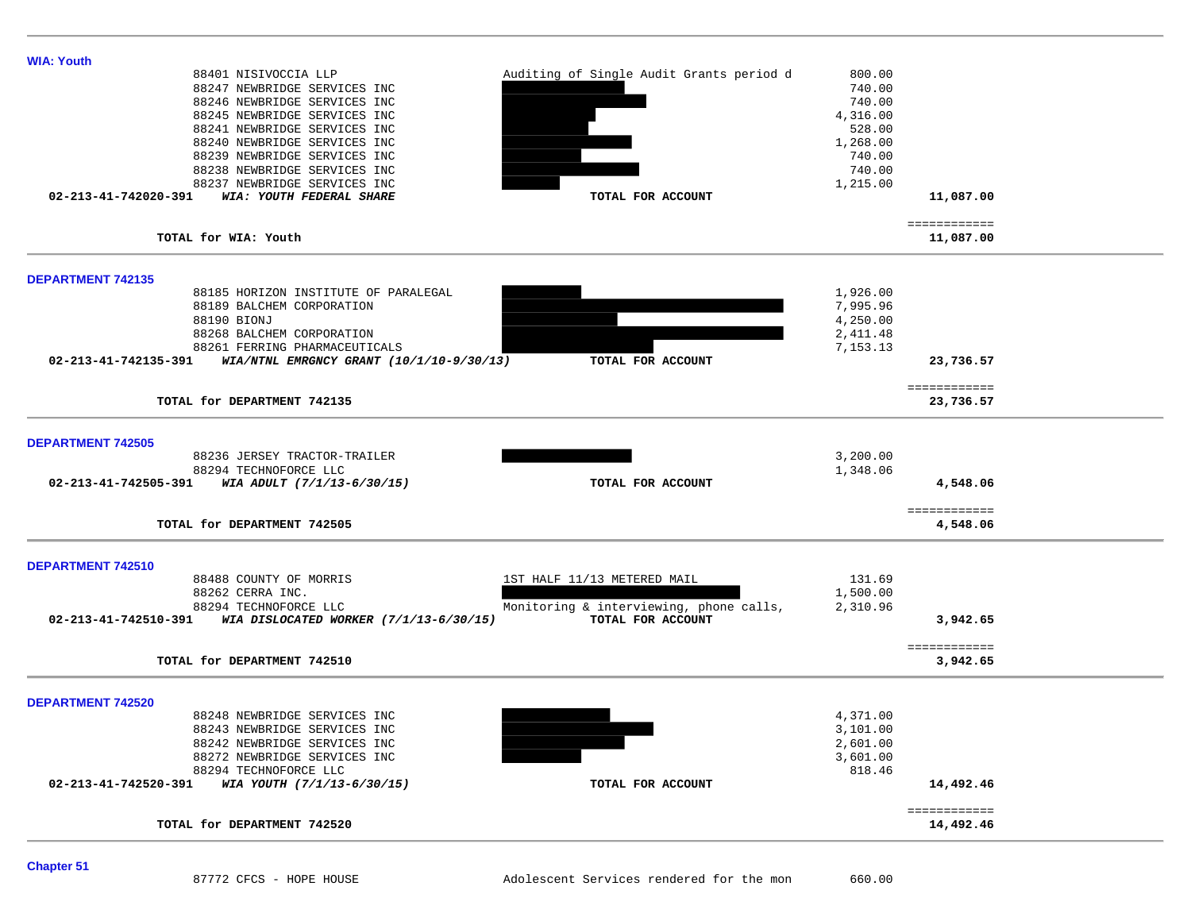### WIA: Youth

| Account | Vendor | Description | Amount | Total |
|---|---|---|---|---|
| | 88401 NISIVOCCIA LLP | Auditing of Single Audit Grants period d | 800.00 | |
| | 88247 NEWBRIDGE SERVICES INC | | 740.00 | |
| | 88246 NEWBRIDGE SERVICES INC | | 740.00 | |
| | 88245 NEWBRIDGE SERVICES INC | | 4,316.00 | |
| | 88241 NEWBRIDGE SERVICES INC | | 528.00 | |
| | 88240 NEWBRIDGE SERVICES INC | | 1,268.00 | |
| | 88239 NEWBRIDGE SERVICES INC | | 740.00 | |
| | 88238 NEWBRIDGE SERVICES INC | | 740.00 | |
| | 88237 NEWBRIDGE SERVICES INC | | 1,215.00 | |
| **02-213-41-742020-391** | ***WIA: YOUTH FEDERAL SHARE*** | **TOTAL FOR ACCOUNT** | | **11,087.00** |

**TOTAL for WIA: Youth** ============ **11,087.00**

### DEPARTMENT 742135

| Account | Vendor | Description | Amount | Total |
|---|---|---|---|---|
| | 88185 HORIZON INSTITUTE OF PARALEGAL | | 1,926.00 | |
| | 88189 BALCHEM CORPORATION | | 7,995.96 | |
| | 88190 BIONJ | | 4,250.00 | |
| | 88268 BALCHEM CORPORATION | | 2,411.48 | |
| | 88261 FERRING PHARMACEUTICALS | | 7,153.13 | |
| **02-213-41-742135-391** | ***WIA/NTNL EMRGNCY GRANT (10/1/10-9/30/13)*** | **TOTAL FOR ACCOUNT** | | **23,736.57** |

**TOTAL for DEPARTMENT 742135** ============ **23,736.57**

### DEPARTMENT 742505

| Account | Vendor | Description | Amount | Total |
|---|---|---|---|---|
| | 88236 JERSEY TRACTOR-TRAILER | | 3,200.00 | |
| | 88294 TECHNOFORCE LLC | | 1,348.06 | |
| **02-213-41-742505-391** | ***WIA ADULT (7/1/13-6/30/15)*** | **TOTAL FOR ACCOUNT** | | **4,548.06** |

**TOTAL for DEPARTMENT 742505** ============ **4,548.06**

### DEPARTMENT 742510

| Account | Vendor | Description | Amount | Total |
|---|---|---|---|---|
| | 88488 COUNTY OF MORRIS | 1ST HALF 11/13 METERED MAIL | 131.69 | |
| | 88262 CERRA INC. | | 1,500.00 | |
| | 88294 TECHNOFORCE LLC | Monitoring & interviewing, phone calls, | 2,310.96 | |
| **02-213-41-742510-391** | ***WIA DISLOCATED WORKER (7/1/13-6/30/15)*** | **TOTAL FOR ACCOUNT** | | **3,942.65** |

**TOTAL for DEPARTMENT 742510** ============ **3,942.65**

### DEPARTMENT 742520

| Account | Vendor | Description | Amount | Total |
|---|---|---|---|---|
| | 88248 NEWBRIDGE SERVICES INC | | 4,371.00 | |
| | 88243 NEWBRIDGE SERVICES INC | | 3,101.00 | |
| | 88242 NEWBRIDGE SERVICES INC | | 2,601.00 | |
| | 88272 NEWBRIDGE SERVICES INC | | 3,601.00 | |
| | 88294 TECHNOFORCE LLC | | 818.46 | |
| **02-213-41-742520-391** | ***WIA YOUTH (7/1/13-6/30/15)*** | **TOTAL FOR ACCOUNT** | | **14,492.46** |

**TOTAL for DEPARTMENT 742520** ============ **14,492.46**

### Chapter 51

| Account | Vendor | Description | Amount | Total |
|---|---|---|---|---|
| | 87772 CFCS - HOPE HOUSE | Adolescent Services rendered for the mon | 660.00 | |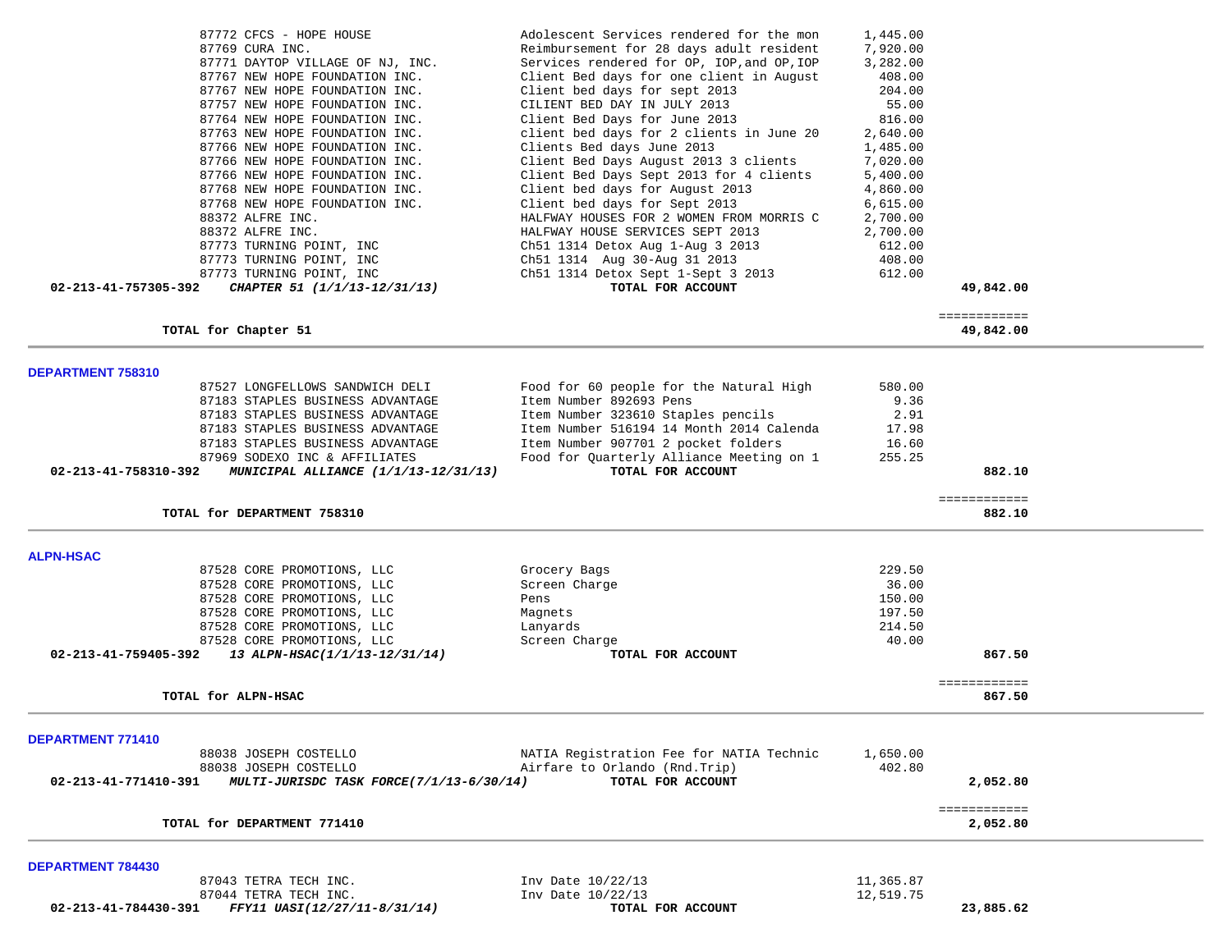| Vendor | Description | Amount | Total |
|---|---|---|---|
| 87772 CFCS - HOPE HOUSE | Adolescent Services rendered for the mon | 1,445.00 | |
| 87769 CURA INC. | Reimbursement for 28 days adult resident | 7,920.00 | |
| 87771 DAYTOP VILLAGE OF NJ, INC. | Services rendered for OP, IOP,and OP,IOP | 3,282.00 | |
| 87767 NEW HOPE FOUNDATION INC. | Client Bed days for one client in August | 408.00 | |
| 87767 NEW HOPE FOUNDATION INC. | Client bed days for sept 2013 | 204.00 | |
| 87757 NEW HOPE FOUNDATION INC. | CILIENT BED DAY IN JULY 2013 | 55.00 | |
| 87764 NEW HOPE FOUNDATION INC. | Client Bed Days for June 2013 | 816.00 | |
| 87763 NEW HOPE FOUNDATION INC. | client bed days for 2 clients in June 20 | 2,640.00 | |
| 87766 NEW HOPE FOUNDATION INC. | Clients Bed days June 2013 | 1,485.00 | |
| 87766 NEW HOPE FOUNDATION INC. | Client Bed Days August 2013 3 clients | 7,020.00 | |
| 87766 NEW HOPE FOUNDATION INC. | Client Bed Days Sept 2013 for 4 clients | 5,400.00 | |
| 87768 NEW HOPE FOUNDATION INC. | Client bed days for August 2013 | 4,860.00 | |
| 87768 NEW HOPE FOUNDATION INC. | Client bed days for Sept 2013 | 6,615.00 | |
| 88372 ALFRE INC. | HALFWAY HOUSES FOR 2 WOMEN FROM MORRIS C | 2,700.00 | |
| 88372 ALFRE INC. | HALFWAY HOUSE SERVICES SEPT 2013 | 2,700.00 | |
| 87773 TURNING POINT, INC | Ch51 1314 Detox Aug 1-Aug 3 2013 | 612.00 | |
| 87773 TURNING POINT, INC | Ch51 1314 Aug 30-Aug 31 2013 | 408.00 | |
| 87773 TURNING POINT, INC | Ch51 1314 Detox Sept 1-Sept 3 2013 | 612.00 | |
| **02-213-41-757305-392** ***CHAPTER 51 (1/1/13-12/31/13)*** | **TOTAL FOR ACCOUNT** | | **49,842.00** |
| **TOTAL for Chapter 51** | | | **49,842.00** |

## DEPARTMENT 758310

| Vendor | Description | Amount | Total |
|---|---|---|---|
| 87527 LONGFELLOWS SANDWICH DELI | Food for 60 people for the Natural High | 580.00 | |
| 87183 STAPLES BUSINESS ADVANTAGE | Item Number 892693 Pens | 9.36 | |
| 87183 STAPLES BUSINESS ADVANTAGE | Item Number 323610 Staples pencils | 2.91 | |
| 87183 STAPLES BUSINESS ADVANTAGE | Item Number 516194 14 Month 2014 Calenda | 17.98 | |
| 87183 STAPLES BUSINESS ADVANTAGE | Item Number 907701 2 pocket folders | 16.60 | |
| 87969 SODEXO INC & AFFILIATES | Food for Quarterly Alliance Meeting on 1 | 255.25 | |
| **02-213-41-758310-392** ***MUNICIPAL ALLIANCE (1/1/13-12/31/13)*** | **TOTAL FOR ACCOUNT** | | **882.10** |
| **TOTAL for DEPARTMENT 758310** | | | **882.10** |

## ALPN-HSAC

| Vendor | Description | Amount | Total |
|---|---|---|---|
| 87528 CORE PROMOTIONS, LLC | Grocery Bags | 229.50 | |
| 87528 CORE PROMOTIONS, LLC | Screen Charge | 36.00 | |
| 87528 CORE PROMOTIONS, LLC | Pens | 150.00 | |
| 87528 CORE PROMOTIONS, LLC | Magnets | 197.50 | |
| 87528 CORE PROMOTIONS, LLC | Lanyards | 214.50 | |
| 87528 CORE PROMOTIONS, LLC | Screen Charge | 40.00 | |
| **02-213-41-759405-392** ***13 ALPN-HSAC(1/1/13-12/31/14)*** | **TOTAL FOR ACCOUNT** | | **867.50** |
| **TOTAL for ALPN-HSAC** | | | **867.50** |

## DEPARTMENT 771410

| Vendor | Description | Amount | Total |
|---|---|---|---|
| 88038 JOSEPH COSTELLO | NATIA Registration Fee for NATIA Technic | 1,650.00 | |
| 88038 JOSEPH COSTELLO | Airfare to Orlando (Rnd.Trip) | 402.80 | |
| **02-213-41-771410-391** ***MULTI-JURISDC TASK FORCE(7/1/13-6/30/14)*** | **TOTAL FOR ACCOUNT** | | **2,052.80** |
| **TOTAL for DEPARTMENT 771410** | | | **2,052.80** |

## DEPARTMENT 784430

| Vendor | Description | Amount | Total |
|---|---|---|---|
| 87043 TETRA TECH INC. | Inv Date 10/22/13 | 11,365.87 | |
| 87044 TETRA TECH INC. | Inv Date 10/22/13 | 12,519.75 | |
| **02-213-41-784430-391** ***FFY11 UASI(12/27/11-8/31/14)*** | **TOTAL FOR ACCOUNT** | | **23,885.62** |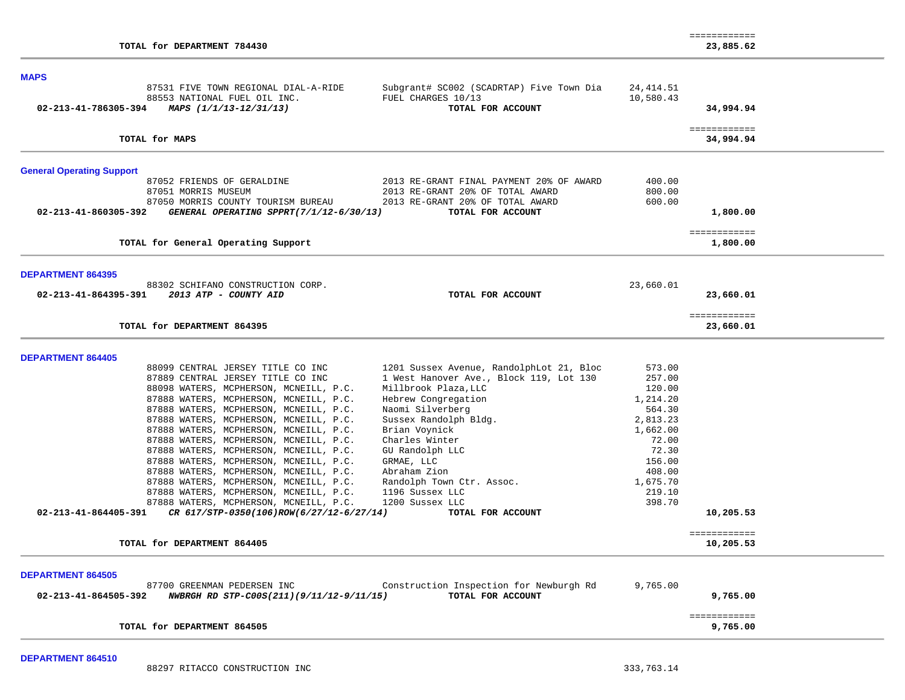| | | | | |
|---|---|---|---|---|
| | TOTAL for DEPARTMENT 784430 | | | ============ 23,885.62 |

## MAPS

| Account | Vendor | Description | Amount | Total |
|---|---|---|---|---|
| | 87531 FIVE TOWN REGIONAL DIAL-A-RIDE | Subgrant# SC002 (SCADRTAP) Five Town Dia | 24,414.51 | |
| | 88553 NATIONAL FUEL OIL INC. | FUEL CHARGES 10/13 | 10,580.43 | |
| 02-213-41-786305-394 | *MAPS (1/1/13-12/31/13)* | TOTAL FOR ACCOUNT | | 34,994.94 |
| | TOTAL for MAPS | | | ============ 34,994.94 |

## General Operating Support

| Account | Vendor | Description | Amount | Total |
|---|---|---|---|---|
| | 87052 FRIENDS OF GERALDINE | 2013 RE-GRANT FINAL PAYMENT 20% OF AWARD | 400.00 | |
| | 87051 MORRIS MUSEUM | 2013 RE-GRANT 20% OF TOTAL AWARD | 800.00 | |
| | 87050 MORRIS COUNTY TOURISM BUREAU | 2013 RE-GRANT 20% OF TOTAL AWARD | 600.00 | |
| 02-213-41-860305-392 | *GENERAL OPERATING SPPRT(7/1/12-6/30/13)* | TOTAL FOR ACCOUNT | | 1,800.00 |
| | TOTAL for General Operating Support | | | ============ 1,800.00 |

## DEPARTMENT 864395

| Account | Vendor | Description | Amount | Total |
|---|---|---|---|---|
| | 88302 SCHIFANO CONSTRUCTION CORP. | | 23,660.01 | |
| 02-213-41-864395-391 | *2013 ATP - COUNTY AID* | TOTAL FOR ACCOUNT | | 23,660.01 |
| | TOTAL for DEPARTMENT 864395 | | | ============ 23,660.01 |

## DEPARTMENT 864405

| Account | Vendor | Description | Amount | Total |
|---|---|---|---|---|
| | 88099 CENTRAL JERSEY TITLE CO INC | 1201 Sussex Avenue, RandolphLot 21, Bloc | 573.00 | |
| | 87889 CENTRAL JERSEY TITLE CO INC | 1 West Hanover Ave., Block 119, Lot 130 | 257.00 | |
| | 88098 WATERS, MCPHERSON, MCNEILL, P.C. | Millbrook Plaza,LLC | 120.00 | |
| | 87888 WATERS, MCPHERSON, MCNEILL, P.C. | Hebrew Congregation | 1,214.20 | |
| | 87888 WATERS, MCPHERSON, MCNEILL, P.C. | Naomi Silverberg | 564.30 | |
| | 87888 WATERS, MCPHERSON, MCNEILL, P.C. | Sussex Randolph Bldg. | 2,813.23 | |
| | 87888 WATERS, MCPHERSON, MCNEILL, P.C. | Brian Voynick | 1,662.00 | |
| | 87888 WATERS, MCPHERSON, MCNEILL, P.C. | Charles Winter | 72.00 | |
| | 87888 WATERS, MCPHERSON, MCNEILL, P.C. | GU Randolph LLC | 72.30 | |
| | 87888 WATERS, MCPHERSON, MCNEILL, P.C. | GRMAE, LLC | 156.00 | |
| | 87888 WATERS, MCPHERSON, MCNEILL, P.C. | Abraham Zion | 408.00 | |
| | 87888 WATERS, MCPHERSON, MCNEILL, P.C. | Randolph Town Ctr. Assoc. | 1,675.70 | |
| | 87888 WATERS, MCPHERSON, MCNEILL, P.C. | 1196 Sussex LLC | 219.10 | |
| | 87888 WATERS, MCPHERSON, MCNEILL, P.C. | 1200 Sussex LLC | 398.70 | |
| 02-213-41-864405-391 | *CR 617/STP-0350(106)ROW(6/27/12-6/27/14)* | TOTAL FOR ACCOUNT | | 10,205.53 |
| | TOTAL for DEPARTMENT 864405 | | | ============ 10,205.53 |

## DEPARTMENT 864505

| Account | Vendor | Description | Amount | Total |
|---|---|---|---|---|
| | 87700 GREENMAN PEDERSEN INC | Construction Inspection for Newburgh Rd | 9,765.00 | |
| 02-213-41-864505-392 | *NWBRGH RD STP-C00S(211)(9/11/12-9/11/15)* | TOTAL FOR ACCOUNT | | 9,765.00 |
| | TOTAL for DEPARTMENT 864505 | | | ============ 9,765.00 |

## DEPARTMENT 864510

| Account | Vendor | Description | Amount | Total |
|---|---|---|---|---|
| | 88297 RITACCO CONSTRUCTION INC | | 333,763.14 | |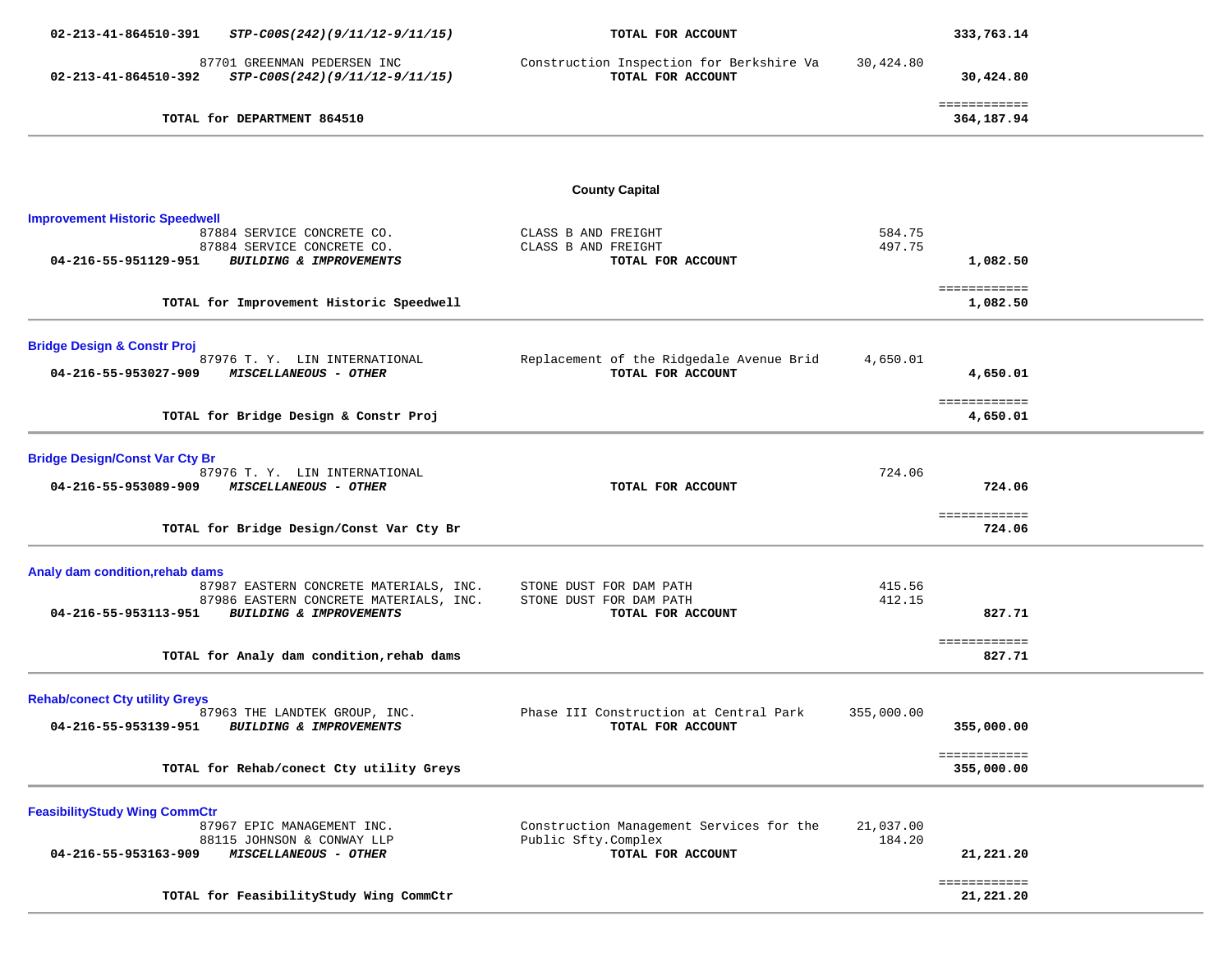| | | | | |
|---|---|---|---|---|
| **02-213-41-864510-391** | ***STP-C00S(242)(9/11/12-9/11/15)*** | **TOTAL FOR ACCOUNT** | | **333,763.14** |
| | 87701 GREENMAN PEDERSEN INC | Construction Inspection for Berkshire Va | 30,424.80 | |
| **02-213-41-864510-392** | ***STP-C00S(242)(9/11/12-9/11/15)*** | **TOTAL FOR ACCOUNT** | | **30,424.80** |
| | | | | ============ |
| | **TOTAL for DEPARTMENT 864510** | | | **364,187.94** |

**County Capital**

**Improvement Historic Speedwell**

| | | | | |
|---|---|---|---|---|
| | 87884 SERVICE CONCRETE CO. | CLASS B AND FREIGHT | 584.75 | |
| | 87884 SERVICE CONCRETE CO. | CLASS B AND FREIGHT | 497.75 | |
| **04-216-55-951129-951** | ***BUILDING & IMPROVEMENTS*** | **TOTAL FOR ACCOUNT** | | **1,082.50** |
| | | | | ============ |
| | **TOTAL for Improvement Historic Speedwell** | | | **1,082.50** |

**Bridge Design & Constr Proj**

| | | | | |
|---|---|---|---|---|
| | 87976 T. Y. LIN INTERNATIONAL | Replacement of the Ridgedale Avenue Brid | 4,650.01 | |
| **04-216-55-953027-909** | ***MISCELLANEOUS - OTHER*** | **TOTAL FOR ACCOUNT** | | **4,650.01** |
| | | | | ============ |
| | **TOTAL for Bridge Design & Constr Proj** | | | **4,650.01** |

**Bridge Design/Const Var Cty Br**

| | | | | |
|---|---|---|---|---|
| | 87976 T. Y. LIN INTERNATIONAL | | 724.06 | |
| **04-216-55-953089-909** | ***MISCELLANEOUS - OTHER*** | **TOTAL FOR ACCOUNT** | | **724.06** |
| | | | | ============ |
| | **TOTAL for Bridge Design/Const Var Cty Br** | | | **724.06** |

**Analy dam condition,rehab dams**

| | | | | |
|---|---|---|---|---|
| | 87987 EASTERN CONCRETE MATERIALS, INC. | STONE DUST FOR DAM PATH | 415.56 | |
| | 87986 EASTERN CONCRETE MATERIALS, INC. | STONE DUST FOR DAM PATH | 412.15 | |
| **04-216-55-953113-951** | ***BUILDING & IMPROVEMENTS*** | **TOTAL FOR ACCOUNT** | | **827.71** |
| | | | | ============ |
| | **TOTAL for Analy dam condition,rehab dams** | | | **827.71** |

**Rehab/conect Cty utility Greys**

| | | | | |
|---|---|---|---|---|
| | 87963 THE LANDTEK GROUP, INC. | Phase III Construction at Central Park | 355,000.00 | |
| **04-216-55-953139-951** | ***BUILDING & IMPROVEMENTS*** | **TOTAL FOR ACCOUNT** | | **355,000.00** |
| | | | | ============ |
| | **TOTAL for Rehab/conect Cty utility Greys** | | | **355,000.00** |

**FeasibilityStudy Wing CommCtr**

| | | | | |
|---|---|---|---|---|
| | 87967 EPIC MANAGEMENT INC. | Construction Management Services for the | 21,037.00 | |
| | 88115 JOHNSON & CONWAY LLP | Public Sfty.Complex | 184.20 | |
| **04-216-55-953163-909** | ***MISCELLANEOUS - OTHER*** | **TOTAL FOR ACCOUNT** | | **21,221.20** |
| | | | | ============ |
| | **TOTAL for FeasibilityStudy Wing CommCtr** | | | **21,221.20** |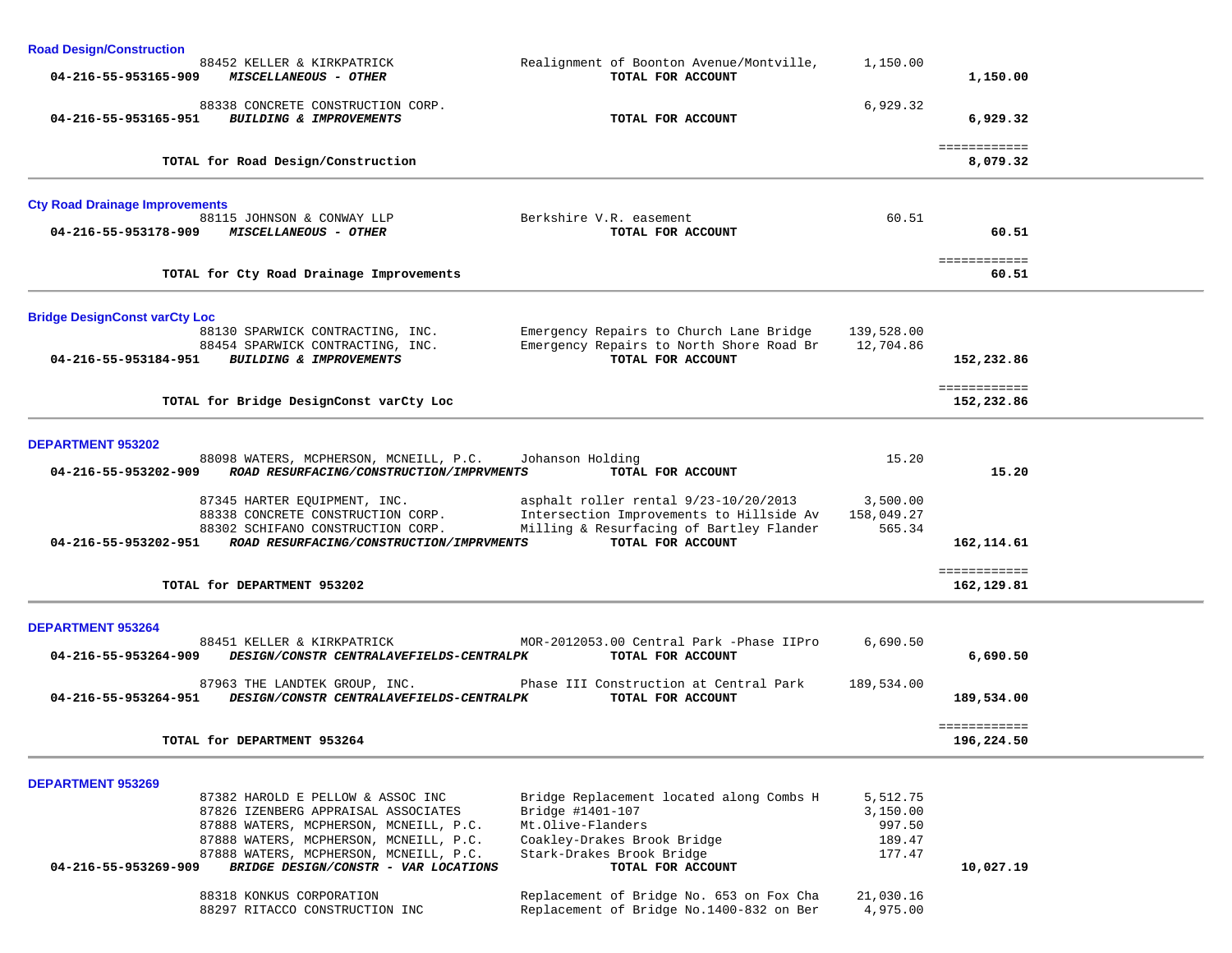**Road Design/Construction**

| Account | Vendor / Description | Detail | Amount | Total |
|---|---|---|---|---|
| | 88452 KELLER & KIRKPATRICK | Realignment of Boonton Avenue/Montville, | 1,150.00 | |
| 04-216-55-953165-909 | *MISCELLANEOUS - OTHER* | TOTAL FOR ACCOUNT | | 1,150.00 |
| | 88338 CONCRETE CONSTRUCTION CORP. | | 6,929.32 | |
| 04-216-55-953165-951 | *BUILDING & IMPROVEMENTS* | TOTAL FOR ACCOUNT | | 6,929.32 |
| | | | | ============ |
| | TOTAL for Road Design/Construction | | | 8,079.32 |

**Cty Road Drainage Improvements**

| Account | Vendor / Description | Detail | Amount | Total |
|---|---|---|---|---|
| | 88115 JOHNSON & CONWAY LLP | Berkshire V.R. easement | 60.51 | |
| 04-216-55-953178-909 | *MISCELLANEOUS - OTHER* | TOTAL FOR ACCOUNT | | 60.51 |
| | | | | ============ |
| | TOTAL for Cty Road Drainage Improvements | | | 60.51 |

**Bridge DesignConst varCty Loc**

| Account | Vendor / Description | Detail | Amount | Total |
|---|---|---|---|---|
| | 88130 SPARWICK CONTRACTING, INC. | Emergency Repairs to Church Lane Bridge | 139,528.00 | |
| | 88454 SPARWICK CONTRACTING, INC. | Emergency Repairs to North Shore Road Br | 12,704.86 | |
| 04-216-55-953184-951 | *BUILDING & IMPROVEMENTS* | TOTAL FOR ACCOUNT | | 152,232.86 |
| | | | | ============ |
| | TOTAL for Bridge DesignConst varCty Loc | | | 152,232.86 |

**DEPARTMENT 953202**

| Account | Vendor / Description | Detail | Amount | Total |
|---|---|---|---|---|
| | 88098 WATERS, MCPHERSON, MCNEILL, P.C. | Johanson Holding | 15.20 | |
| 04-216-55-953202-909 | *ROAD RESURFACING/CONSTRUCTION/IMPRVMENTS* | TOTAL FOR ACCOUNT | | 15.20 |
| | 87345 HARTER EQUIPMENT, INC. | asphalt roller rental 9/23-10/20/2013 | 3,500.00 | |
| | 88338 CONCRETE CONSTRUCTION CORP. | Intersection Improvements to Hillside Av | 158,049.27 | |
| | 88302 SCHIFANO CONSTRUCTION CORP. | Milling & Resurfacing of Bartley Flander | 565.34 | |
| 04-216-55-953202-951 | *ROAD RESURFACING/CONSTRUCTION/IMPRVMENTS* | TOTAL FOR ACCOUNT | | 162,114.61 |
| | | | | ============ |
| | TOTAL for DEPARTMENT 953202 | | | 162,129.81 |

**DEPARTMENT 953264**

| Account | Vendor / Description | Detail | Amount | Total |
|---|---|---|---|---|
| | 88451 KELLER & KIRKPATRICK | MOR-2012053.00 Central Park -Phase IIPro | 6,690.50 | |
| 04-216-55-953264-909 | *DESIGN/CONSTR CENTRALAVEFIELDS-CENTRALPK* | TOTAL FOR ACCOUNT | | 6,690.50 |
| | 87963 THE LANDTEK GROUP, INC. | Phase III Construction at Central Park | 189,534.00 | |
| 04-216-55-953264-951 | *DESIGN/CONSTR CENTRALAVEFIELDS-CENTRALPK* | TOTAL FOR ACCOUNT | | 189,534.00 |
| | | | | ============ |
| | TOTAL for DEPARTMENT 953264 | | | 196,224.50 |

**DEPARTMENT 953269**

| Account | Vendor / Description | Detail | Amount | Total |
|---|---|---|---|---|
| | 87382 HAROLD E PELLOW & ASSOC INC | Bridge Replacement located along Combs H | 5,512.75 | |
| | 87826 IZENBERG APPRAISAL ASSOCIATES | Bridge #1401-107 | 3,150.00 | |
| | 87888 WATERS, MCPHERSON, MCNEILL, P.C. | Mt.Olive-Flanders | 997.50 | |
| | 87888 WATERS, MCPHERSON, MCNEILL, P.C. | Coakley-Drakes Brook Bridge | 189.47 | |
| | 87888 WATERS, MCPHERSON, MCNEILL, P.C. | Stark-Drakes Brook Bridge | 177.47 | |
| 04-216-55-953269-909 | *BRIDGE DESIGN/CONSTR - VAR LOCATIONS* | TOTAL FOR ACCOUNT | | 10,027.19 |
| | 88318 KONKUS CORPORATION | Replacement of Bridge No. 653 on Fox Cha | 21,030.16 | |
| | 88297 RITACCO CONSTRUCTION INC | Replacement of Bridge No.1400-832 on Ber | 4,975.00 | |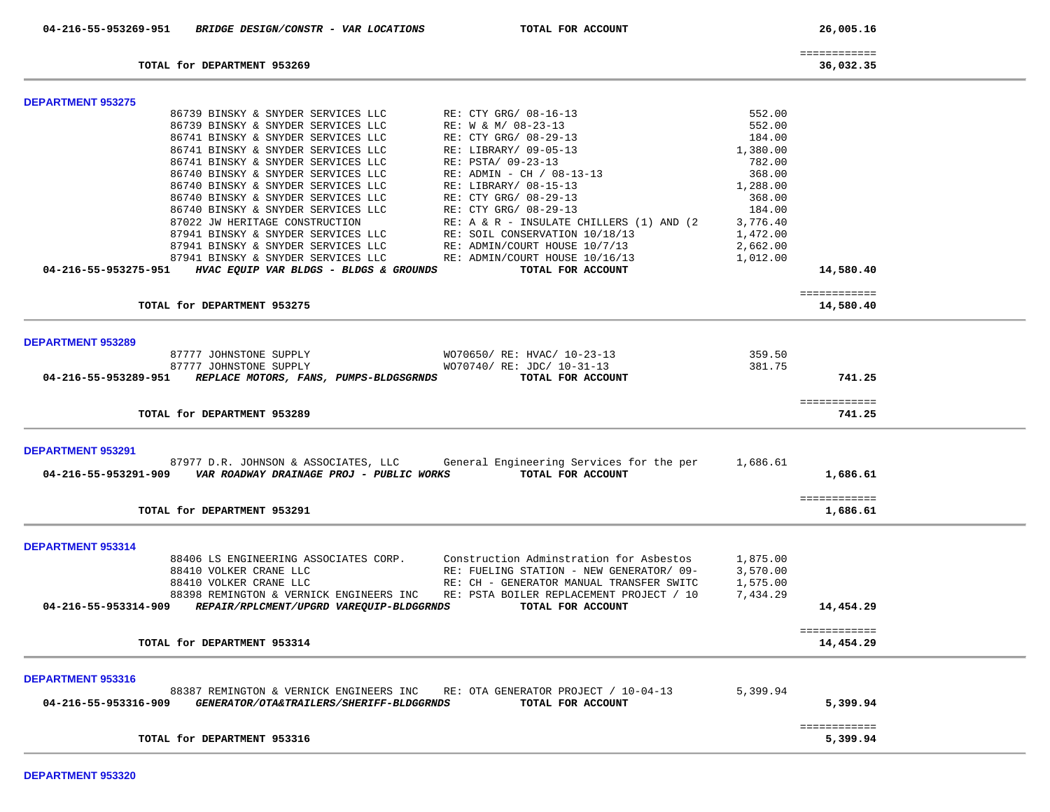**04-216-55-953269-951** ***BRIDGE DESIGN/CONSTR - VAR LOCATIONS*** **TOTAL FOR ACCOUNT** **26,005.16**

**TOTAL for DEPARTMENT 953269** **36,032.35**

---

### DEPARTMENT 953275

| No. | Vendor | Description | Amount | Total |
|---|---|---|---|---|
| 86739 | BINSKY & SNYDER SERVICES LLC | RE: CTY GRG/ 08-16-13 | 552.00 | |
| 86739 | BINSKY & SNYDER SERVICES LLC | RE: W & M/ 08-23-13 | 552.00 | |
| 86741 | BINSKY & SNYDER SERVICES LLC | RE: CTY GRG/ 08-29-13 | 184.00 | |
| 86741 | BINSKY & SNYDER SERVICES LLC | RE: LIBRARY/ 09-05-13 | 1,380.00 | |
| 86741 | BINSKY & SNYDER SERVICES LLC | RE: PSTA/ 09-23-13 | 782.00 | |
| 86740 | BINSKY & SNYDER SERVICES LLC | RE: ADMIN - CH / 08-13-13 | 368.00 | |
| 86740 | BINSKY & SNYDER SERVICES LLC | RE: LIBRARY/ 08-15-13 | 1,288.00 | |
| 86740 | BINSKY & SNYDER SERVICES LLC | RE: CTY GRG/ 08-29-13 | 368.00 | |
| 86740 | BINSKY & SNYDER SERVICES LLC | RE: CTY GRG/ 08-29-13 | 184.00 | |
| 87022 | JW HERITAGE CONSTRUCTION | RE: A & R - INSULATE CHILLERS (1) AND (2 | 3,776.40 | |
| 87941 | BINSKY & SNYDER SERVICES LLC | RE: SOIL CONSERVATION 10/18/13 | 1,472.00 | |
| 87941 | BINSKY & SNYDER SERVICES LLC | RE: ADMIN/COURT HOUSE 10/7/13 | 2,662.00 | |
| 87941 | BINSKY & SNYDER SERVICES LLC | RE: ADMIN/COURT HOUSE 10/16/13 | 1,012.00 | |
| **04-216-55-953275-951** | ***HVAC EQUIP VAR BLDGS - BLDGS & GROUNDS*** | **TOTAL FOR ACCOUNT** | | **14,580.40** |

**TOTAL for DEPARTMENT 953275** **14,580.40**

---

### DEPARTMENT 953289

| No. | Vendor | Description | Amount | Total |
|---|---|---|---|---|
| 87777 | JOHNSTONE SUPPLY | WO70650/ RE: HVAC/ 10-23-13 | 359.50 | |
| 87777 | JOHNSTONE SUPPLY | WO70740/ RE: JDC/ 10-31-13 | 381.75 | |
| **04-216-55-953289-951** | ***REPLACE MOTORS, FANS, PUMPS-BLDGSGRNDS*** | **TOTAL FOR ACCOUNT** | | **741.25** |

**TOTAL for DEPARTMENT 953289** **741.25**

---

### DEPARTMENT 953291

| No. | Vendor | Description | Amount | Total |
|---|---|---|---|---|
| 87977 | D.R. JOHNSON & ASSOCIATES, LLC | General Engineering Services for the per | 1,686.61 | |
| **04-216-55-953291-909** | ***VAR ROADWAY DRAINAGE PROJ - PUBLIC WORKS*** | **TOTAL FOR ACCOUNT** | | **1,686.61** |

**TOTAL for DEPARTMENT 953291** **1,686.61**

---

### DEPARTMENT 953314

| No. | Vendor | Description | Amount | Total |
|---|---|---|---|---|
| 88406 | LS ENGINEERING ASSOCIATES CORP. | Construction Adminstration for Asbestos | 1,875.00 | |
| 88410 | VOLKER CRANE LLC | RE: FUELING STATION - NEW GENERATOR/ 09- | 3,570.00 | |
| 88410 | VOLKER CRANE LLC | RE: CH - GENERATOR MANUAL TRANSFER SWITC | 1,575.00 | |
| 88398 | REMINGTON & VERNICK ENGINEERS INC | RE: PSTA BOILER REPLACEMENT PROJECT / 10 | 7,434.29 | |
| **04-216-55-953314-909** | ***REPAIR/RPLCMENT/UPGRD VAREQUIP-BLDGGRNDS*** | **TOTAL FOR ACCOUNT** | | **14,454.29** |

**TOTAL for DEPARTMENT 953314** **14,454.29**

---

### DEPARTMENT 953316

| No. | Vendor | Description | Amount | Total |
|---|---|---|---|---|
| 88387 | REMINGTON & VERNICK ENGINEERS INC | RE: OTA GENERATOR PROJECT / 10-04-13 | 5,399.94 | |
| **04-216-55-953316-909** | ***GENERATOR/OTA&TRAILERS/SHERIFF-BLDGGRNDS*** | **TOTAL FOR ACCOUNT** | | **5,399.94** |

**TOTAL for DEPARTMENT 953316** **5,399.94**

---

### DEPARTMENT 953320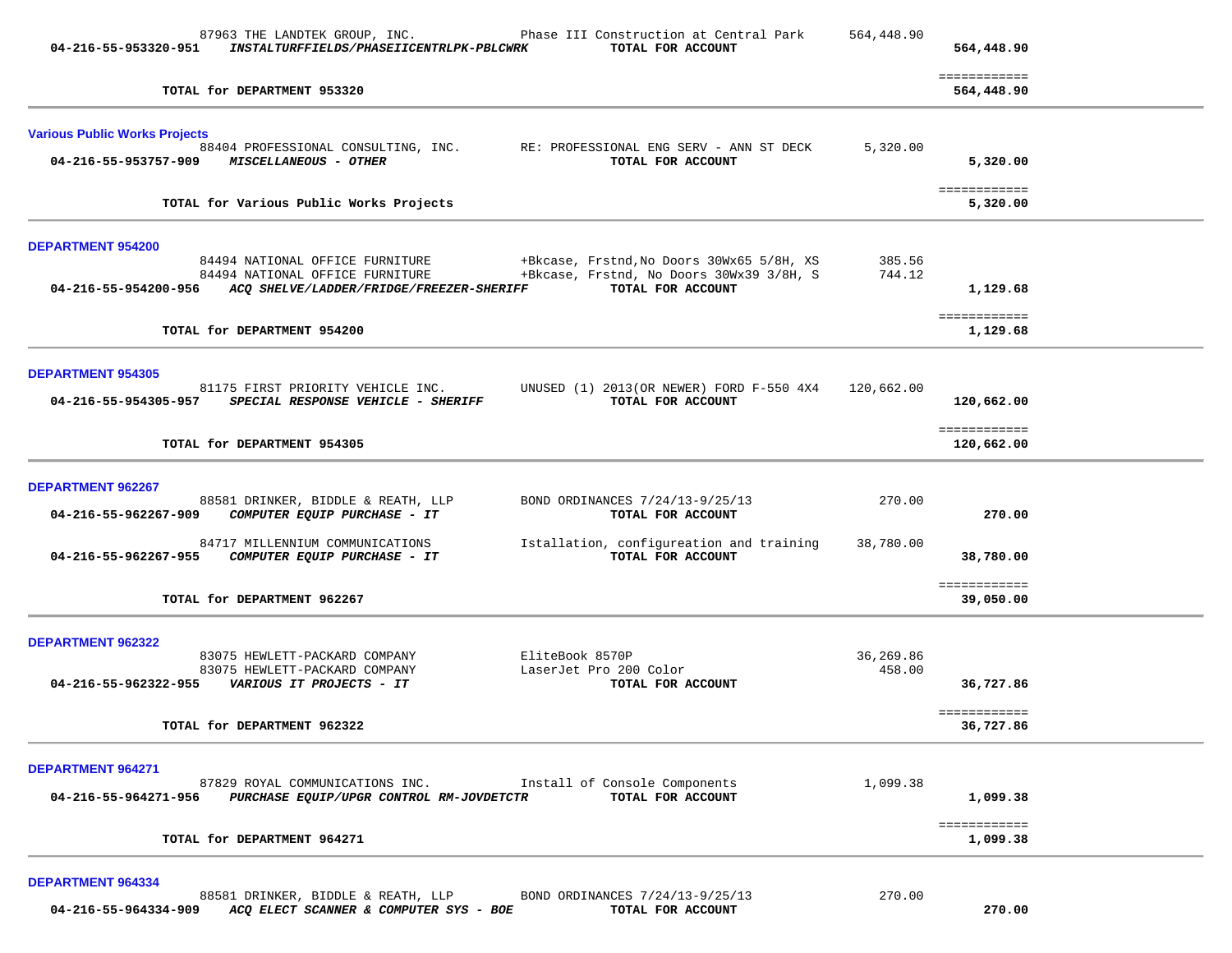87963 THE LANDTEK GROUP, INC. | Phase III Construction at Central Park | 564,448.90

**04-216-55-953320-951** ***INSTALTURFFIELDS/PHASEIICENTRLPK-PBLCWRK*** **TOTAL FOR ACCOUNT** **564,448.90**

============
**TOTAL for DEPARTMENT 953320** **564,448.90**

---

## Various Public Works Projects

88404 PROFESSIONAL CONSULTING, INC. | RE: PROFESSIONAL ENG SERV - ANN ST DECK | 5,320.00

**04-216-55-953757-909** ***MISCELLANEOUS - OTHER*** **TOTAL FOR ACCOUNT** **5,320.00**

============
**TOTAL for Various Public Works Projects** **5,320.00**

---

## DEPARTMENT 954200

84494 NATIONAL OFFICE FURNITURE | +Bkcase, Frstnd,No Doors 30Wx65 5/8H, XS | 385.56
84494 NATIONAL OFFICE FURNITURE | +Bkcase, Frstnd, No Doors 30Wx39 3/8H, S | 744.12

**04-216-55-954200-956** ***ACQ SHELVE/LADDER/FRIDGE/FREEZER-SHERIFF*** **TOTAL FOR ACCOUNT** **1,129.68**

============
**TOTAL for DEPARTMENT 954200** **1,129.68**

---

## DEPARTMENT 954305

81175 FIRST PRIORITY VEHICLE INC. | UNUSED (1) 2013(OR NEWER) FORD F-550 4X4 | 120,662.00

**04-216-55-954305-957** ***SPECIAL RESPONSE VEHICLE - SHERIFF*** **TOTAL FOR ACCOUNT** **120,662.00**

============
**TOTAL for DEPARTMENT 954305** **120,662.00**

---

## DEPARTMENT 962267

88581 DRINKER, BIDDLE & REATH, LLP | BOND ORDINANCES 7/24/13-9/25/13 | 270.00

**04-216-55-962267-909** ***COMPUTER EQUIP PURCHASE - IT*** **TOTAL FOR ACCOUNT** **270.00**

84717 MILLENNIUM COMMUNICATIONS | Istallation, configureation and training | 38,780.00

**04-216-55-962267-955** ***COMPUTER EQUIP PURCHASE - IT*** **TOTAL FOR ACCOUNT** **38,780.00**

============
**TOTAL for DEPARTMENT 962267** **39,050.00**

---

## DEPARTMENT 962322

83075 HEWLETT-PACKARD COMPANY | EliteBook 8570P | 36,269.86
83075 HEWLETT-PACKARD COMPANY | LaserJet Pro 200 Color | 458.00

**04-216-55-962322-955** ***VARIOUS IT PROJECTS - IT*** **TOTAL FOR ACCOUNT** **36,727.86**

============
**TOTAL for DEPARTMENT 962322** **36,727.86**

---

## DEPARTMENT 964271

87829 ROYAL COMMUNICATIONS INC. | Install of Console Components | 1,099.38

**04-216-55-964271-956** ***PURCHASE EQUIP/UPGR CONTROL RM-JOVDETCTR*** **TOTAL FOR ACCOUNT** **1,099.38**

============
**TOTAL for DEPARTMENT 964271** **1,099.38**

---

## DEPARTMENT 964334

88581 DRINKER, BIDDLE & REATH, LLP | BOND ORDINANCES 7/24/13-9/25/13 | 270.00

**04-216-55-964334-909** ***ACQ ELECT SCANNER & COMPUTER SYS - BOE*** **TOTAL FOR ACCOUNT** **270.00**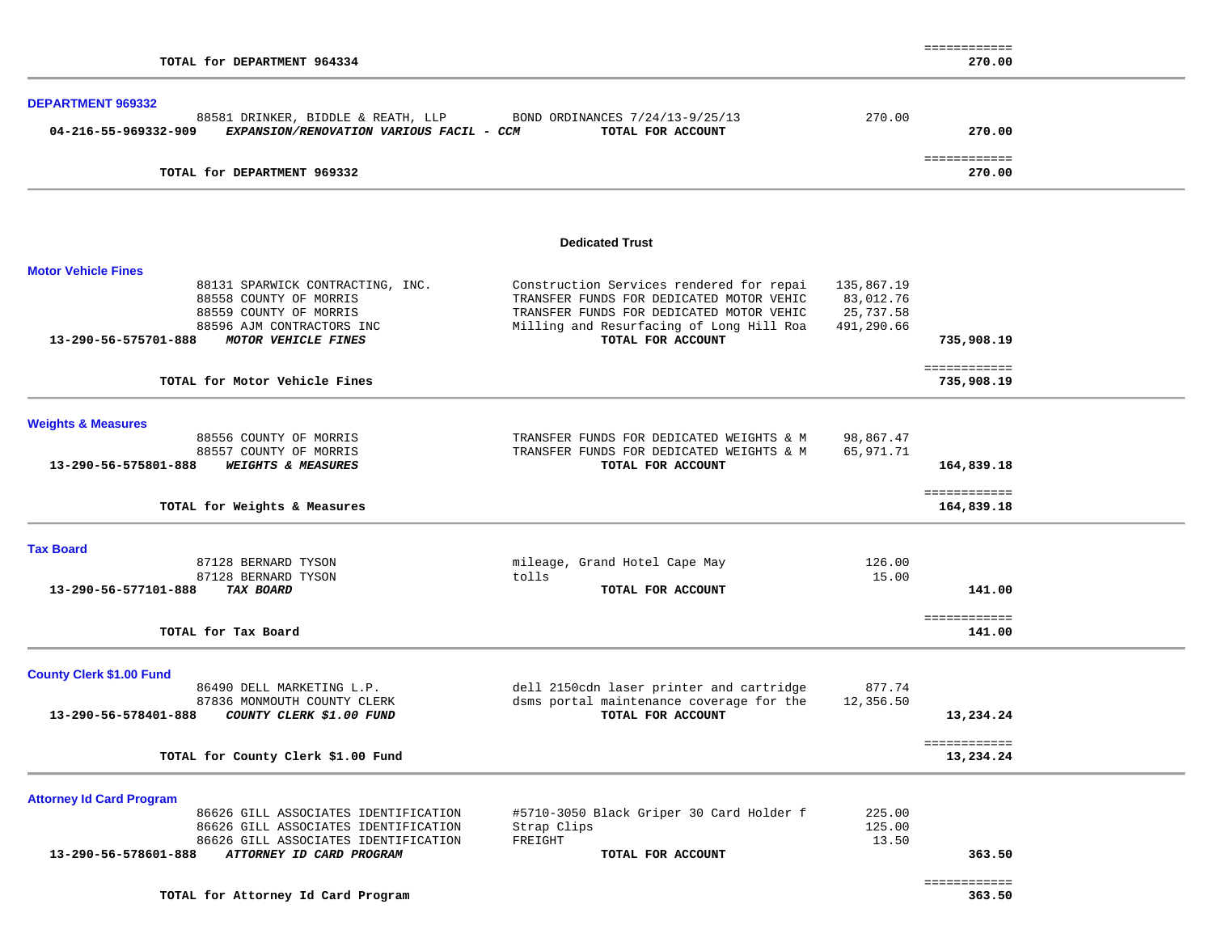| | | | | |
|---|---|---|---|---|
| | **TOTAL for DEPARTMENT 964334** | | | ============ **270.00** |

## DEPARTMENT 969332

| | | | | |
|---|---|---|---|---|
| | 88581 DRINKER, BIDDLE & REATH, LLP | BOND ORDINANCES 7/24/13-9/25/13 | 270.00 | |
| **04-216-55-969332-909** | ***EXPANSION/RENOVATION VARIOUS FACIL - CCM*** | **TOTAL FOR ACCOUNT** | | **270.00** |
| | **TOTAL for DEPARTMENT 969332** | | | ============ **270.00** |

# Dedicated Trust

## Motor Vehicle Fines

| | | | | |
|---|---|---|---|---|
| | 88131 SPARWICK CONTRACTING, INC. | Construction Services rendered for repai | 135,867.19 | |
| | 88558 COUNTY OF MORRIS | TRANSFER FUNDS FOR DEDICATED MOTOR VEHIC | 83,012.76 | |
| | 88559 COUNTY OF MORRIS | TRANSFER FUNDS FOR DEDICATED MOTOR VEHIC | 25,737.58 | |
| | 88596 AJM CONTRACTORS INC | Milling and Resurfacing of Long Hill Roa | 491,290.66 | |
| **13-290-56-575701-888** | ***MOTOR VEHICLE FINES*** | **TOTAL FOR ACCOUNT** | | **735,908.19** |
| | **TOTAL for Motor Vehicle Fines** | | | ============ **735,908.19** |

## Weights & Measures

| | | | | |
|---|---|---|---|---|
| | 88556 COUNTY OF MORRIS | TRANSFER FUNDS FOR DEDICATED WEIGHTS & M | 98,867.47 | |
| | 88557 COUNTY OF MORRIS | TRANSFER FUNDS FOR DEDICATED WEIGHTS & M | 65,971.71 | |
| **13-290-56-575801-888** | ***WEIGHTS & MEASURES*** | **TOTAL FOR ACCOUNT** | | **164,839.18** |
| | **TOTAL for Weights & Measures** | | | ============ **164,839.18** |

## Tax Board

| | | | | |
|---|---|---|---|---|
| | 87128 BERNARD TYSON | mileage, Grand Hotel Cape May | 126.00 | |
| | 87128 BERNARD TYSON | tolls | 15.00 | |
| **13-290-56-577101-888** | ***TAX BOARD*** | **TOTAL FOR ACCOUNT** | | **141.00** |
| | **TOTAL for Tax Board** | | | ============ **141.00** |

## County Clerk $1.00 Fund

| | | | | |
|---|---|---|---|---|
| | 86490 DELL MARKETING L.P. | dell 2150cdn laser printer and cartridge | 877.74 | |
| | 87836 MONMOUTH COUNTY CLERK | dsms portal maintenance coverage for the | 12,356.50 | |
| **13-290-56-578401-888** | ***COUNTY CLERK $1.00 FUND*** | **TOTAL FOR ACCOUNT** | | **13,234.24** |
| | **TOTAL for County Clerk $1.00 Fund** | | | ============ **13,234.24** |

## Attorney Id Card Program

| | | | | |
|---|---|---|---|---|
| | 86626 GILL ASSOCIATES IDENTIFICATION | #5710-3050 Black Griper 30 Card Holder f | 225.00 | |
| | 86626 GILL ASSOCIATES IDENTIFICATION | Strap Clips | 125.00 | |
| | 86626 GILL ASSOCIATES IDENTIFICATION | FREIGHT | 13.50 | |
| **13-290-56-578601-888** | ***ATTORNEY ID CARD PROGRAM*** | **TOTAL FOR ACCOUNT** | | **363.50** |
| | **TOTAL for Attorney Id Card Program** | | | ============ **363.50** |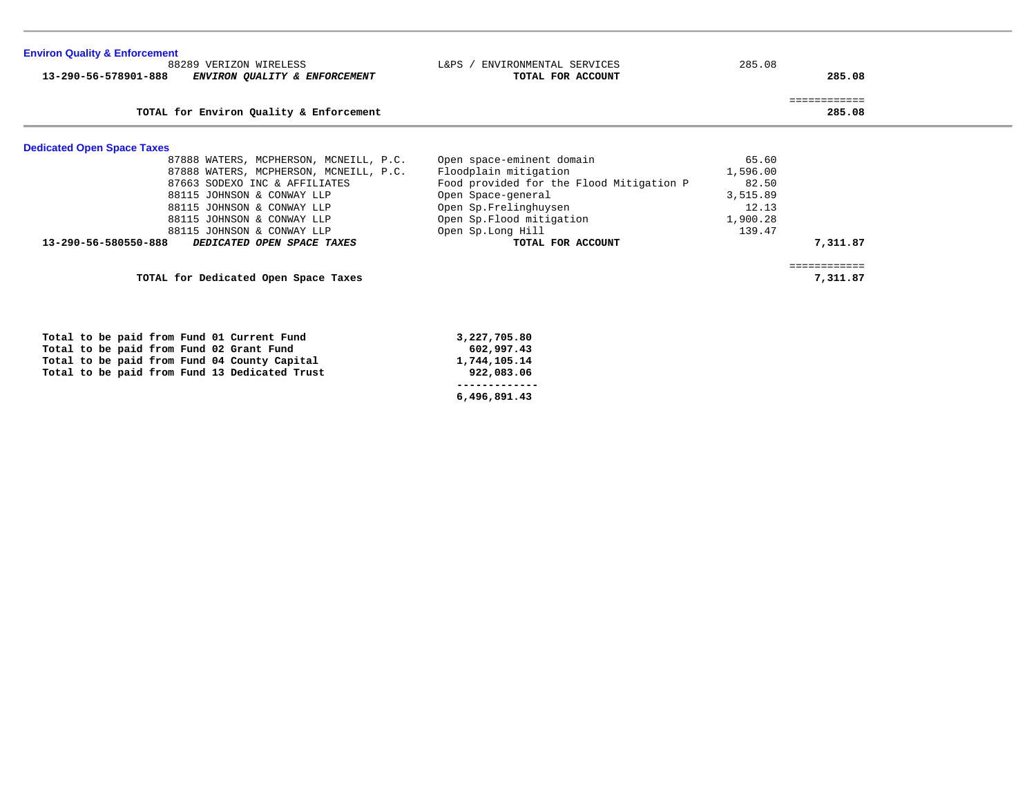### Environ Quality & Enforcement

| | | | | |
|---|---|---|---|---|
| | 88289 VERIZON WIRELESS | L&PS / ENVIRONMENTAL SERVICES | 285.08 | |
| **13-290-56-578901-888** | ***ENVIRON QUALITY & ENFORCEMENT*** | **TOTAL FOR ACCOUNT** | | **285.08** |
| | | | | ============ |
| | **TOTAL for Environ Quality & Enforcement** | | | **285.08** |

### Dedicated Open Space Taxes

| | | | | |
|---|---|---|---|---|
| | 87888 WATERS, MCPHERSON, MCNEILL, P.C. | Open space-eminent domain | 65.60 | |
| | 87888 WATERS, MCPHERSON, MCNEILL, P.C. | Floodplain mitigation | 1,596.00 | |
| | 87663 SODEXO INC & AFFILIATES | Food provided for the Flood Mitigation P | 82.50 | |
| | 88115 JOHNSON & CONWAY LLP | Open Space-general | 3,515.89 | |
| | 88115 JOHNSON & CONWAY LLP | Open Sp.Frelinghuysen | 12.13 | |
| | 88115 JOHNSON & CONWAY LLP | Open Sp.Flood mitigation | 1,900.28 | |
| | 88115 JOHNSON & CONWAY LLP | Open Sp.Long Hill | 139.47 | |
| **13-290-56-580550-888** | ***DEDICATED OPEN SPACE TAXES*** | **TOTAL FOR ACCOUNT** | | **7,311.87** |
| | | | | ============ |
| | **TOTAL for Dedicated Open Space Taxes** | | | **7,311.87** |

| | |
|---|---|
| **Total to be paid from Fund 01 Current Fund** | **3,227,705.80** |
| **Total to be paid from Fund 02 Grant Fund** | **602,997.43** |
| **Total to be paid from Fund 04 County Capital** | **1,744,105.14** |
| **Total to be paid from Fund 13 Dedicated Trust** | **922,083.06** |
| | ------------- |
| | **6,496,891.43** |